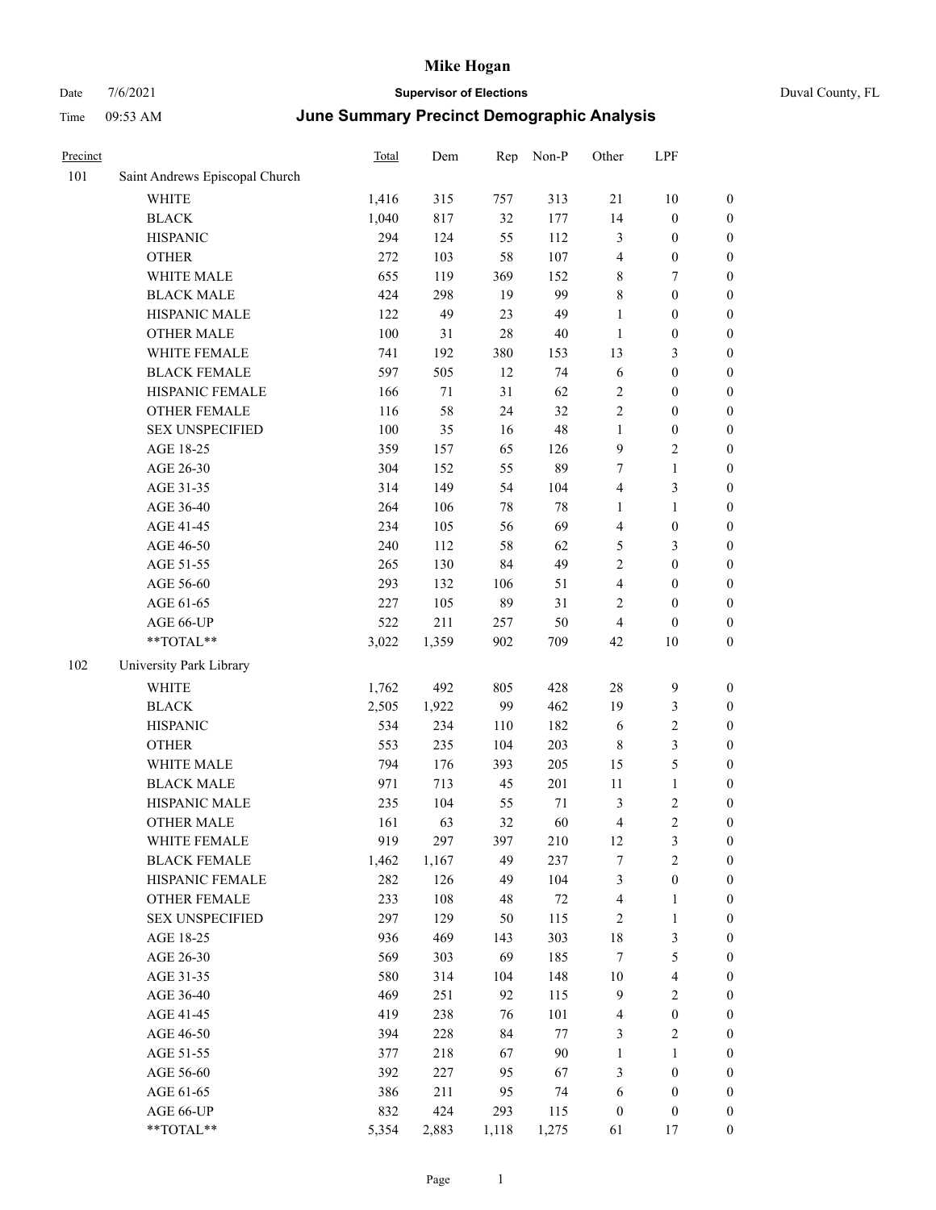# Mike Hogan

Date 7/6/2021 **Supervisor of Elections** Duval County, FL

Time 09:53 AM **June Summary Precinct Demographic Analysis**

| Precinct | | Total | Dem | Rep | Non-P | Other | LPF | |
|---|---|---|---|---|---|---|---|---|
| 101 | Saint Andrews Episcopal Church | | | | | | | |
| | WHITE | 1,416 | 315 | 757 | 313 | 21 | 10 | 0 |
| | BLACK | 1,040 | 817 | 32 | 177 | 14 | 0 | 0 |
| | HISPANIC | 294 | 124 | 55 | 112 | 3 | 0 | 0 |
| | OTHER | 272 | 103 | 58 | 107 | 4 | 0 | 0 |
| | WHITE MALE | 655 | 119 | 369 | 152 | 8 | 7 | 0 |
| | BLACK MALE | 424 | 298 | 19 | 99 | 8 | 0 | 0 |
| | HISPANIC MALE | 122 | 49 | 23 | 49 | 1 | 0 | 0 |
| | OTHER MALE | 100 | 31 | 28 | 40 | 1 | 0 | 0 |
| | WHITE FEMALE | 741 | 192 | 380 | 153 | 13 | 3 | 0 |
| | BLACK FEMALE | 597 | 505 | 12 | 74 | 6 | 0 | 0 |
| | HISPANIC FEMALE | 166 | 71 | 31 | 62 | 2 | 0 | 0 |
| | OTHER FEMALE | 116 | 58 | 24 | 32 | 2 | 0 | 0 |
| | SEX UNSPECIFIED | 100 | 35 | 16 | 48 | 1 | 0 | 0 |
| | AGE 18-25 | 359 | 157 | 65 | 126 | 9 | 2 | 0 |
| | AGE 26-30 | 304 | 152 | 55 | 89 | 7 | 1 | 0 |
| | AGE 31-35 | 314 | 149 | 54 | 104 | 4 | 3 | 0 |
| | AGE 36-40 | 264 | 106 | 78 | 78 | 1 | 1 | 0 |
| | AGE 41-45 | 234 | 105 | 56 | 69 | 4 | 0 | 0 |
| | AGE 46-50 | 240 | 112 | 58 | 62 | 5 | 3 | 0 |
| | AGE 51-55 | 265 | 130 | 84 | 49 | 2 | 0 | 0 |
| | AGE 56-60 | 293 | 132 | 106 | 51 | 4 | 0 | 0 |
| | AGE 61-65 | 227 | 105 | 89 | 31 | 2 | 0 | 0 |
| | AGE 66-UP | 522 | 211 | 257 | 50 | 4 | 0 | 0 |
| | **TOTAL** | 3,022 | 1,359 | 902 | 709 | 42 | 10 | 0 |
| 102 | University Park Library | | | | | | | |
| | WHITE | 1,762 | 492 | 805 | 428 | 28 | 9 | 0 |
| | BLACK | 2,505 | 1,922 | 99 | 462 | 19 | 3 | 0 |
| | HISPANIC | 534 | 234 | 110 | 182 | 6 | 2 | 0 |
| | OTHER | 553 | 235 | 104 | 203 | 8 | 3 | 0 |
| | WHITE MALE | 794 | 176 | 393 | 205 | 15 | 5 | 0 |
| | BLACK MALE | 971 | 713 | 45 | 201 | 11 | 1 | 0 |
| | HISPANIC MALE | 235 | 104 | 55 | 71 | 3 | 2 | 0 |
| | OTHER MALE | 161 | 63 | 32 | 60 | 4 | 2 | 0 |
| | WHITE FEMALE | 919 | 297 | 397 | 210 | 12 | 3 | 0 |
| | BLACK FEMALE | 1,462 | 1,167 | 49 | 237 | 7 | 2 | 0 |
| | HISPANIC FEMALE | 282 | 126 | 49 | 104 | 3 | 0 | 0 |
| | OTHER FEMALE | 233 | 108 | 48 | 72 | 4 | 1 | 0 |
| | SEX UNSPECIFIED | 297 | 129 | 50 | 115 | 2 | 1 | 0 |
| | AGE 18-25 | 936 | 469 | 143 | 303 | 18 | 3 | 0 |
| | AGE 26-30 | 569 | 303 | 69 | 185 | 7 | 5 | 0 |
| | AGE 31-35 | 580 | 314 | 104 | 148 | 10 | 4 | 0 |
| | AGE 36-40 | 469 | 251 | 92 | 115 | 9 | 2 | 0 |
| | AGE 41-45 | 419 | 238 | 76 | 101 | 4 | 0 | 0 |
| | AGE 46-50 | 394 | 228 | 84 | 77 | 3 | 2 | 0 |
| | AGE 51-55 | 377 | 218 | 67 | 90 | 1 | 1 | 0 |
| | AGE 56-60 | 392 | 227 | 95 | 67 | 3 | 0 | 0 |
| | AGE 61-65 | 386 | 211 | 95 | 74 | 6 | 0 | 0 |
| | AGE 66-UP | 832 | 424 | 293 | 115 | 0 | 0 | 0 |
| | **TOTAL** | 5,354 | 2,883 | 1,118 | 1,275 | 61 | 17 | 0 |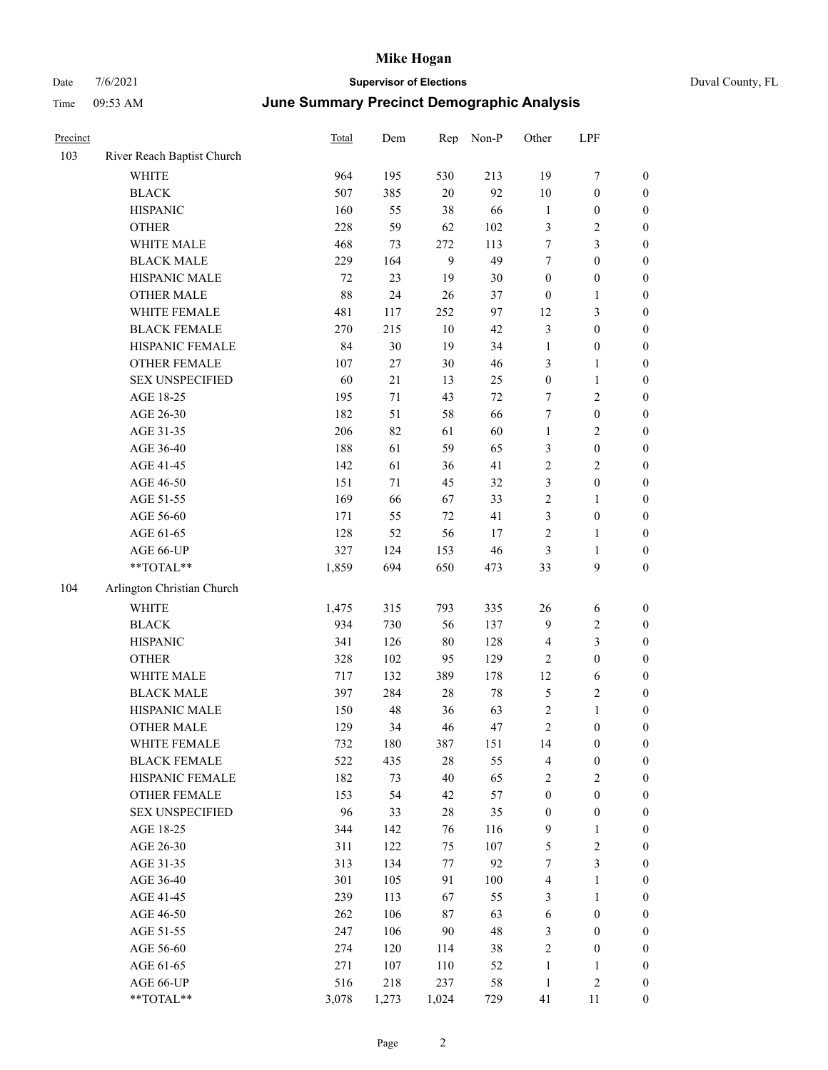# Mike Hogan

Date 7/6/2021 **Supervisor of Elections** Duval County, FL

Time 09:53 AM **June Summary Precinct Demographic Analysis**

| Precinct | | Total | Dem | Rep | Non-P | Other | LPF | |
|---|---|---|---|---|---|---|---|---|
| 103 | River Reach Baptist Church | | | | | | | |
| | WHITE | 964 | 195 | 530 | 213 | 19 | 7 | 0 |
| | BLACK | 507 | 385 | 20 | 92 | 10 | 0 | 0 |
| | HISPANIC | 160 | 55 | 38 | 66 | 1 | 0 | 0 |
| | OTHER | 228 | 59 | 62 | 102 | 3 | 2 | 0 |
| | WHITE MALE | 468 | 73 | 272 | 113 | 7 | 3 | 0 |
| | BLACK MALE | 229 | 164 | 9 | 49 | 7 | 0 | 0 |
| | HISPANIC MALE | 72 | 23 | 19 | 30 | 0 | 0 | 0 |
| | OTHER MALE | 88 | 24 | 26 | 37 | 0 | 1 | 0 |
| | WHITE FEMALE | 481 | 117 | 252 | 97 | 12 | 3 | 0 |
| | BLACK FEMALE | 270 | 215 | 10 | 42 | 3 | 0 | 0 |
| | HISPANIC FEMALE | 84 | 30 | 19 | 34 | 1 | 0 | 0 |
| | OTHER FEMALE | 107 | 27 | 30 | 46 | 3 | 1 | 0 |
| | SEX UNSPECIFIED | 60 | 21 | 13 | 25 | 0 | 1 | 0 |
| | AGE 18-25 | 195 | 71 | 43 | 72 | 7 | 2 | 0 |
| | AGE 26-30 | 182 | 51 | 58 | 66 | 7 | 0 | 0 |
| | AGE 31-35 | 206 | 82 | 61 | 60 | 1 | 2 | 0 |
| | AGE 36-40 | 188 | 61 | 59 | 65 | 3 | 0 | 0 |
| | AGE 41-45 | 142 | 61 | 36 | 41 | 2 | 2 | 0 |
| | AGE 46-50 | 151 | 71 | 45 | 32 | 3 | 0 | 0 |
| | AGE 51-55 | 169 | 66 | 67 | 33 | 2 | 1 | 0 |
| | AGE 56-60 | 171 | 55 | 72 | 41 | 3 | 0 | 0 |
| | AGE 61-65 | 128 | 52 | 56 | 17 | 2 | 1 | 0 |
| | AGE 66-UP | 327 | 124 | 153 | 46 | 3 | 1 | 0 |
| | **TOTAL** | 1,859 | 694 | 650 | 473 | 33 | 9 | 0 |
| 104 | Arlington Christian Church | | | | | | | |
| | WHITE | 1,475 | 315 | 793 | 335 | 26 | 6 | 0 |
| | BLACK | 934 | 730 | 56 | 137 | 9 | 2 | 0 |
| | HISPANIC | 341 | 126 | 80 | 128 | 4 | 3 | 0 |
| | OTHER | 328 | 102 | 95 | 129 | 2 | 0 | 0 |
| | WHITE MALE | 717 | 132 | 389 | 178 | 12 | 6 | 0 |
| | BLACK MALE | 397 | 284 | 28 | 78 | 5 | 2 | 0 |
| | HISPANIC MALE | 150 | 48 | 36 | 63 | 2 | 1 | 0 |
| | OTHER MALE | 129 | 34 | 46 | 47 | 2 | 0 | 0 |
| | WHITE FEMALE | 732 | 180 | 387 | 151 | 14 | 0 | 0 |
| | BLACK FEMALE | 522 | 435 | 28 | 55 | 4 | 0 | 0 |
| | HISPANIC FEMALE | 182 | 73 | 40 | 65 | 2 | 2 | 0 |
| | OTHER FEMALE | 153 | 54 | 42 | 57 | 0 | 0 | 0 |
| | SEX UNSPECIFIED | 96 | 33 | 28 | 35 | 0 | 0 | 0 |
| | AGE 18-25 | 344 | 142 | 76 | 116 | 9 | 1 | 0 |
| | AGE 26-30 | 311 | 122 | 75 | 107 | 5 | 2 | 0 |
| | AGE 31-35 | 313 | 134 | 77 | 92 | 7 | 3 | 0 |
| | AGE 36-40 | 301 | 105 | 91 | 100 | 4 | 1 | 0 |
| | AGE 41-45 | 239 | 113 | 67 | 55 | 3 | 1 | 0 |
| | AGE 46-50 | 262 | 106 | 87 | 63 | 6 | 0 | 0 |
| | AGE 51-55 | 247 | 106 | 90 | 48 | 3 | 0 | 0 |
| | AGE 56-60 | 274 | 120 | 114 | 38 | 2 | 0 | 0 |
| | AGE 61-65 | 271 | 107 | 110 | 52 | 1 | 1 | 0 |
| | AGE 66-UP | 516 | 218 | 237 | 58 | 1 | 2 | 0 |
| | **TOTAL** | 3,078 | 1,273 | 1,024 | 729 | 41 | 11 | 0 |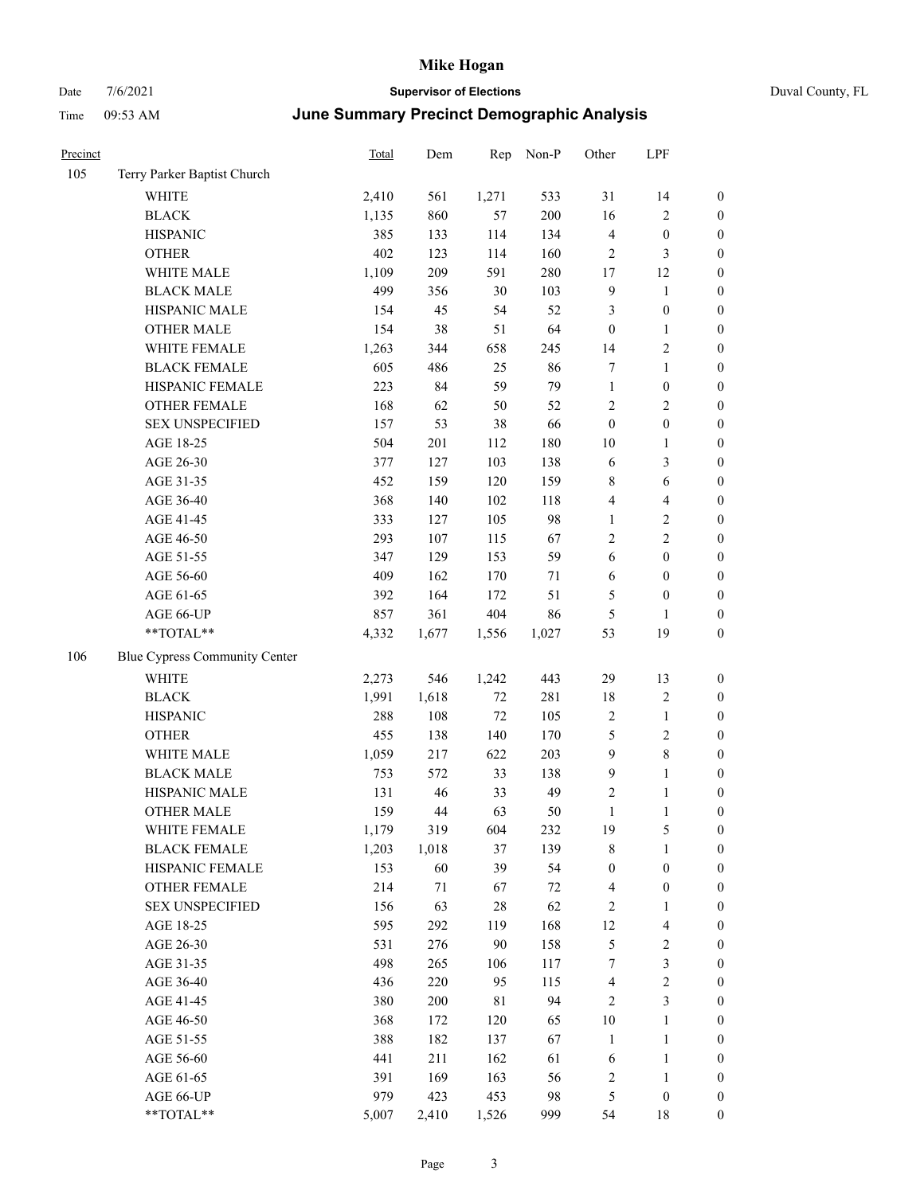# Mike Hogan

Date 7/6/2021 **Supervisor of Elections** Duval County, FL

Time 09:53 AM **June Summary Precinct Demographic Analysis**

| Precinct | | Total | Dem | Rep | Non-P | Other | LPF | |
|---|---|---|---|---|---|---|---|---|
| 105 | Terry Parker Baptist Church | | | | | | | |
| | WHITE | 2,410 | 561 | 1,271 | 533 | 31 | 14 | 0 |
| | BLACK | 1,135 | 860 | 57 | 200 | 16 | 2 | 0 |
| | HISPANIC | 385 | 133 | 114 | 134 | 4 | 0 | 0 |
| | OTHER | 402 | 123 | 114 | 160 | 2 | 3 | 0 |
| | WHITE MALE | 1,109 | 209 | 591 | 280 | 17 | 12 | 0 |
| | BLACK MALE | 499 | 356 | 30 | 103 | 9 | 1 | 0 |
| | HISPANIC MALE | 154 | 45 | 54 | 52 | 3 | 0 | 0 |
| | OTHER MALE | 154 | 38 | 51 | 64 | 0 | 1 | 0 |
| | WHITE FEMALE | 1,263 | 344 | 658 | 245 | 14 | 2 | 0 |
| | BLACK FEMALE | 605 | 486 | 25 | 86 | 7 | 1 | 0 |
| | HISPANIC FEMALE | 223 | 84 | 59 | 79 | 1 | 0 | 0 |
| | OTHER FEMALE | 168 | 62 | 50 | 52 | 2 | 2 | 0 |
| | SEX UNSPECIFIED | 157 | 53 | 38 | 66 | 0 | 0 | 0 |
| | AGE 18-25 | 504 | 201 | 112 | 180 | 10 | 1 | 0 |
| | AGE 26-30 | 377 | 127 | 103 | 138 | 6 | 3 | 0 |
| | AGE 31-35 | 452 | 159 | 120 | 159 | 8 | 6 | 0 |
| | AGE 36-40 | 368 | 140 | 102 | 118 | 4 | 4 | 0 |
| | AGE 41-45 | 333 | 127 | 105 | 98 | 1 | 2 | 0 |
| | AGE 46-50 | 293 | 107 | 115 | 67 | 2 | 2 | 0 |
| | AGE 51-55 | 347 | 129 | 153 | 59 | 6 | 0 | 0 |
| | AGE 56-60 | 409 | 162 | 170 | 71 | 6 | 0 | 0 |
| | AGE 61-65 | 392 | 164 | 172 | 51 | 5 | 0 | 0 |
| | AGE 66-UP | 857 | 361 | 404 | 86 | 5 | 1 | 0 |
| | **TOTAL** | 4,332 | 1,677 | 1,556 | 1,027 | 53 | 19 | 0 |
| 106 | Blue Cypress Community Center | | | | | | | |
| | WHITE | 2,273 | 546 | 1,242 | 443 | 29 | 13 | 0 |
| | BLACK | 1,991 | 1,618 | 72 | 281 | 18 | 2 | 0 |
| | HISPANIC | 288 | 108 | 72 | 105 | 2 | 1 | 0 |
| | OTHER | 455 | 138 | 140 | 170 | 5 | 2 | 0 |
| | WHITE MALE | 1,059 | 217 | 622 | 203 | 9 | 8 | 0 |
| | BLACK MALE | 753 | 572 | 33 | 138 | 9 | 1 | 0 |
| | HISPANIC MALE | 131 | 46 | 33 | 49 | 2 | 1 | 0 |
| | OTHER MALE | 159 | 44 | 63 | 50 | 1 | 1 | 0 |
| | WHITE FEMALE | 1,179 | 319 | 604 | 232 | 19 | 5 | 0 |
| | BLACK FEMALE | 1,203 | 1,018 | 37 | 139 | 8 | 1 | 0 |
| | HISPANIC FEMALE | 153 | 60 | 39 | 54 | 0 | 0 | 0 |
| | OTHER FEMALE | 214 | 71 | 67 | 72 | 4 | 0 | 0 |
| | SEX UNSPECIFIED | 156 | 63 | 28 | 62 | 2 | 1 | 0 |
| | AGE 18-25 | 595 | 292 | 119 | 168 | 12 | 4 | 0 |
| | AGE 26-30 | 531 | 276 | 90 | 158 | 5 | 2 | 0 |
| | AGE 31-35 | 498 | 265 | 106 | 117 | 7 | 3 | 0 |
| | AGE 36-40 | 436 | 220 | 95 | 115 | 4 | 2 | 0 |
| | AGE 41-45 | 380 | 200 | 81 | 94 | 2 | 3 | 0 |
| | AGE 46-50 | 368 | 172 | 120 | 65 | 10 | 1 | 0 |
| | AGE 51-55 | 388 | 182 | 137 | 67 | 1 | 1 | 0 |
| | AGE 56-60 | 441 | 211 | 162 | 61 | 6 | 1 | 0 |
| | AGE 61-65 | 391 | 169 | 163 | 56 | 2 | 1 | 0 |
| | AGE 66-UP | 979 | 423 | 453 | 98 | 5 | 0 | 0 |
| | **TOTAL** | 5,007 | 2,410 | 1,526 | 999 | 54 | 18 | 0 |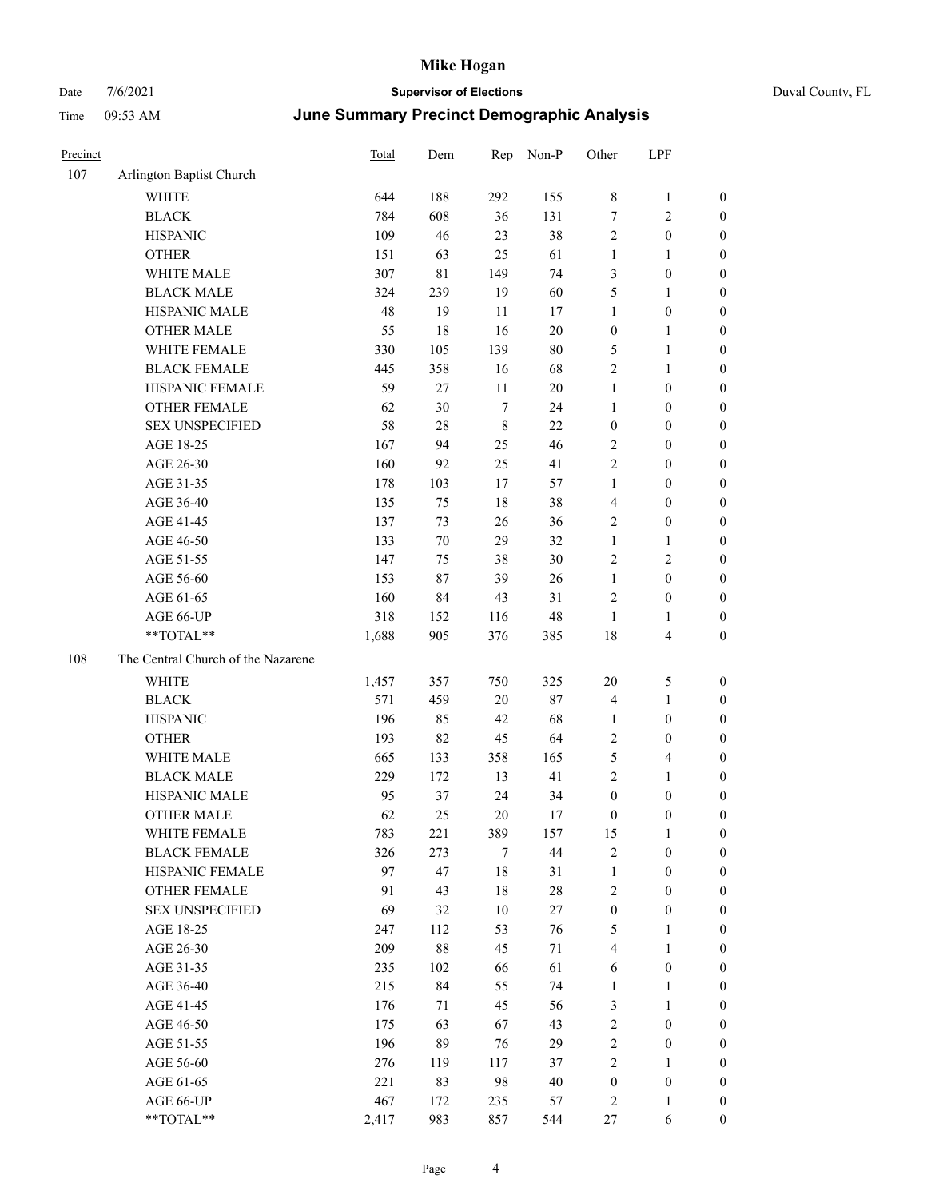# Mike Hogan

Date 7/6/2021 **Supervisor of Elections** Duval County, FL

Time 09:53 AM **June Summary Precinct Demographic Analysis**

| Precinct | | Total | Dem | Rep | Non-P | Other | LPF | |
|---|---|---|---|---|---|---|---|---|
| 107 | Arlington Baptist Church | | | | | | | |
| | WHITE | 644 | 188 | 292 | 155 | 8 | 1 | 0 |
| | BLACK | 784 | 608 | 36 | 131 | 7 | 2 | 0 |
| | HISPANIC | 109 | 46 | 23 | 38 | 2 | 0 | 0 |
| | OTHER | 151 | 63 | 25 | 61 | 1 | 1 | 0 |
| | WHITE MALE | 307 | 81 | 149 | 74 | 3 | 0 | 0 |
| | BLACK MALE | 324 | 239 | 19 | 60 | 5 | 1 | 0 |
| | HISPANIC MALE | 48 | 19 | 11 | 17 | 1 | 0 | 0 |
| | OTHER MALE | 55 | 18 | 16 | 20 | 0 | 1 | 0 |
| | WHITE FEMALE | 330 | 105 | 139 | 80 | 5 | 1 | 0 |
| | BLACK FEMALE | 445 | 358 | 16 | 68 | 2 | 1 | 0 |
| | HISPANIC FEMALE | 59 | 27 | 11 | 20 | 1 | 0 | 0 |
| | OTHER FEMALE | 62 | 30 | 7 | 24 | 1 | 0 | 0 |
| | SEX UNSPECIFIED | 58 | 28 | 8 | 22 | 0 | 0 | 0 |
| | AGE 18-25 | 167 | 94 | 25 | 46 | 2 | 0 | 0 |
| | AGE 26-30 | 160 | 92 | 25 | 41 | 2 | 0 | 0 |
| | AGE 31-35 | 178 | 103 | 17 | 57 | 1 | 0 | 0 |
| | AGE 36-40 | 135 | 75 | 18 | 38 | 4 | 0 | 0 |
| | AGE 41-45 | 137 | 73 | 26 | 36 | 2 | 0 | 0 |
| | AGE 46-50 | 133 | 70 | 29 | 32 | 1 | 1 | 0 |
| | AGE 51-55 | 147 | 75 | 38 | 30 | 2 | 2 | 0 |
| | AGE 56-60 | 153 | 87 | 39 | 26 | 1 | 0 | 0 |
| | AGE 61-65 | 160 | 84 | 43 | 31 | 2 | 0 | 0 |
| | AGE 66-UP | 318 | 152 | 116 | 48 | 1 | 1 | 0 |
| | **TOTAL** | 1,688 | 905 | 376 | 385 | 18 | 4 | 0 |
| 108 | The Central Church of the Nazarene | | | | | | | |
| | WHITE | 1,457 | 357 | 750 | 325 | 20 | 5 | 0 |
| | BLACK | 571 | 459 | 20 | 87 | 4 | 1 | 0 |
| | HISPANIC | 196 | 85 | 42 | 68 | 1 | 0 | 0 |
| | OTHER | 193 | 82 | 45 | 64 | 2 | 0 | 0 |
| | WHITE MALE | 665 | 133 | 358 | 165 | 5 | 4 | 0 |
| | BLACK MALE | 229 | 172 | 13 | 41 | 2 | 1 | 0 |
| | HISPANIC MALE | 95 | 37 | 24 | 34 | 0 | 0 | 0 |
| | OTHER MALE | 62 | 25 | 20 | 17 | 0 | 0 | 0 |
| | WHITE FEMALE | 783 | 221 | 389 | 157 | 15 | 1 | 0 |
| | BLACK FEMALE | 326 | 273 | 7 | 44 | 2 | 0 | 0 |
| | HISPANIC FEMALE | 97 | 47 | 18 | 31 | 1 | 0 | 0 |
| | OTHER FEMALE | 91 | 43 | 18 | 28 | 2 | 0 | 0 |
| | SEX UNSPECIFIED | 69 | 32 | 10 | 27 | 0 | 0 | 0 |
| | AGE 18-25 | 247 | 112 | 53 | 76 | 5 | 1 | 0 |
| | AGE 26-30 | 209 | 88 | 45 | 71 | 4 | 1 | 0 |
| | AGE 31-35 | 235 | 102 | 66 | 61 | 6 | 0 | 0 |
| | AGE 36-40 | 215 | 84 | 55 | 74 | 1 | 1 | 0 |
| | AGE 41-45 | 176 | 71 | 45 | 56 | 3 | 1 | 0 |
| | AGE 46-50 | 175 | 63 | 67 | 43 | 2 | 0 | 0 |
| | AGE 51-55 | 196 | 89 | 76 | 29 | 2 | 0 | 0 |
| | AGE 56-60 | 276 | 119 | 117 | 37 | 2 | 1 | 0 |
| | AGE 61-65 | 221 | 83 | 98 | 40 | 0 | 0 | 0 |
| | AGE 66-UP | 467 | 172 | 235 | 57 | 2 | 1 | 0 |
| | **TOTAL** | 2,417 | 983 | 857 | 544 | 27 | 6 | 0 |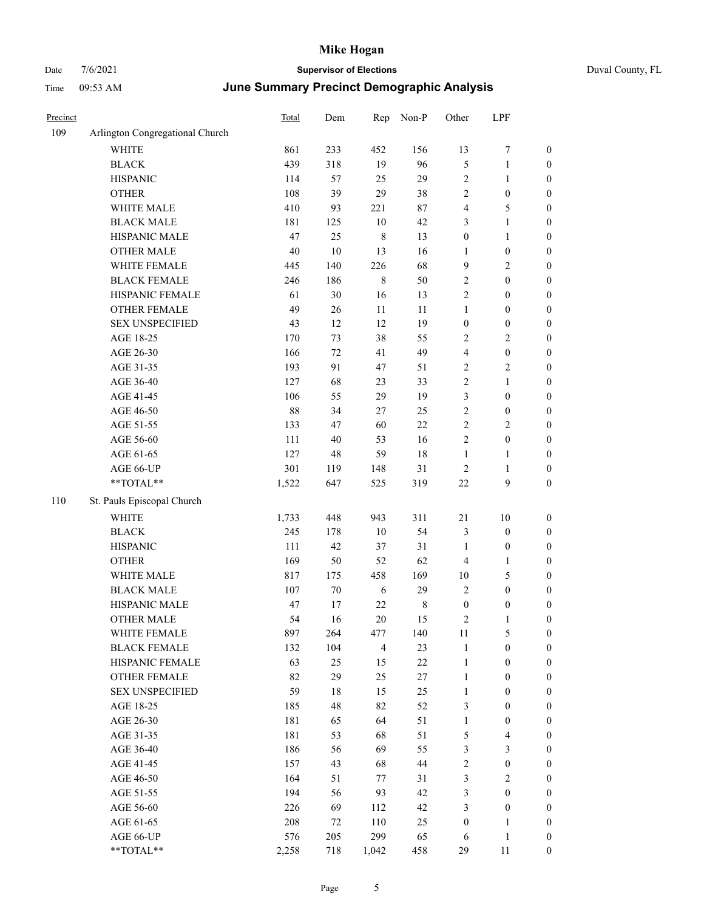# Mike Hogan

Date 7/6/2021 **Supervisor of Elections** Duval County, FL

Time 09:53 AM **June Summary Precinct Demographic Analysis**

| Precinct | | Total | Dem | Rep | Non-P | Other | LPF | |
|---|---|---|---|---|---|---|---|---|
| 109 | Arlington Congregational Church | | | | | | | |
| | WHITE | 861 | 233 | 452 | 156 | 13 | 7 | 0 |
| | BLACK | 439 | 318 | 19 | 96 | 5 | 1 | 0 |
| | HISPANIC | 114 | 57 | 25 | 29 | 2 | 1 | 0 |
| | OTHER | 108 | 39 | 29 | 38 | 2 | 0 | 0 |
| | WHITE MALE | 410 | 93 | 221 | 87 | 4 | 5 | 0 |
| | BLACK MALE | 181 | 125 | 10 | 42 | 3 | 1 | 0 |
| | HISPANIC MALE | 47 | 25 | 8 | 13 | 0 | 1 | 0 |
| | OTHER MALE | 40 | 10 | 13 | 16 | 1 | 0 | 0 |
| | WHITE FEMALE | 445 | 140 | 226 | 68 | 9 | 2 | 0 |
| | BLACK FEMALE | 246 | 186 | 8 | 50 | 2 | 0 | 0 |
| | HISPANIC FEMALE | 61 | 30 | 16 | 13 | 2 | 0 | 0 |
| | OTHER FEMALE | 49 | 26 | 11 | 11 | 1 | 0 | 0 |
| | SEX UNSPECIFIED | 43 | 12 | 12 | 19 | 0 | 0 | 0 |
| | AGE 18-25 | 170 | 73 | 38 | 55 | 2 | 2 | 0 |
| | AGE 26-30 | 166 | 72 | 41 | 49 | 4 | 0 | 0 |
| | AGE 31-35 | 193 | 91 | 47 | 51 | 2 | 2 | 0 |
| | AGE 36-40 | 127 | 68 | 23 | 33 | 2 | 1 | 0 |
| | AGE 41-45 | 106 | 55 | 29 | 19 | 3 | 0 | 0 |
| | AGE 46-50 | 88 | 34 | 27 | 25 | 2 | 0 | 0 |
| | AGE 51-55 | 133 | 47 | 60 | 22 | 2 | 2 | 0 |
| | AGE 56-60 | 111 | 40 | 53 | 16 | 2 | 0 | 0 |
| | AGE 61-65 | 127 | 48 | 59 | 18 | 1 | 1 | 0 |
| | AGE 66-UP | 301 | 119 | 148 | 31 | 2 | 1 | 0 |
| | **TOTAL** | 1,522 | 647 | 525 | 319 | 22 | 9 | 0 |
| 110 | St. Pauls Episcopal Church | | | | | | | |
| | WHITE | 1,733 | 448 | 943 | 311 | 21 | 10 | 0 |
| | BLACK | 245 | 178 | 10 | 54 | 3 | 0 | 0 |
| | HISPANIC | 111 | 42 | 37 | 31 | 1 | 0 | 0 |
| | OTHER | 169 | 50 | 52 | 62 | 4 | 1 | 0 |
| | WHITE MALE | 817 | 175 | 458 | 169 | 10 | 5 | 0 |
| | BLACK MALE | 107 | 70 | 6 | 29 | 2 | 0 | 0 |
| | HISPANIC MALE | 47 | 17 | 22 | 8 | 0 | 0 | 0 |
| | OTHER MALE | 54 | 16 | 20 | 15 | 2 | 1 | 0 |
| | WHITE FEMALE | 897 | 264 | 477 | 140 | 11 | 5 | 0 |
| | BLACK FEMALE | 132 | 104 | 4 | 23 | 1 | 0 | 0 |
| | HISPANIC FEMALE | 63 | 25 | 15 | 22 | 1 | 0 | 0 |
| | OTHER FEMALE | 82 | 29 | 25 | 27 | 1 | 0 | 0 |
| | SEX UNSPECIFIED | 59 | 18 | 15 | 25 | 1 | 0 | 0 |
| | AGE 18-25 | 185 | 48 | 82 | 52 | 3 | 0 | 0 |
| | AGE 26-30 | 181 | 65 | 64 | 51 | 1 | 0 | 0 |
| | AGE 31-35 | 181 | 53 | 68 | 51 | 5 | 4 | 0 |
| | AGE 36-40 | 186 | 56 | 69 | 55 | 3 | 3 | 0 |
| | AGE 41-45 | 157 | 43 | 68 | 44 | 2 | 0 | 0 |
| | AGE 46-50 | 164 | 51 | 77 | 31 | 3 | 2 | 0 |
| | AGE 51-55 | 194 | 56 | 93 | 42 | 3 | 0 | 0 |
| | AGE 56-60 | 226 | 69 | 112 | 42 | 3 | 0 | 0 |
| | AGE 61-65 | 208 | 72 | 110 | 25 | 0 | 1 | 0 |
| | AGE 66-UP | 576 | 205 | 299 | 65 | 6 | 1 | 0 |
| | **TOTAL** | 2,258 | 718 | 1,042 | 458 | 29 | 11 | 0 |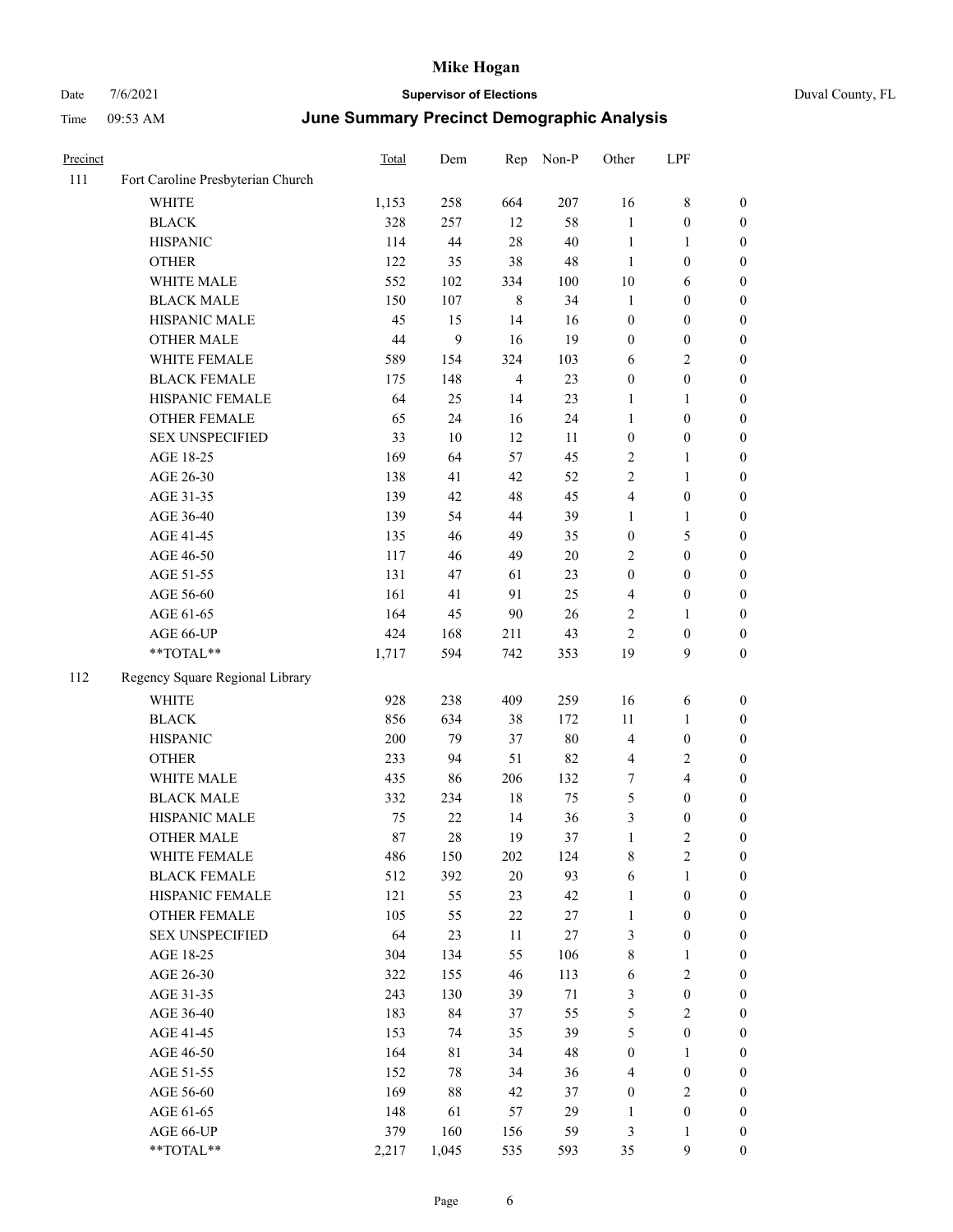# Mike Hogan

Date 7/6/2021 **Supervisor of Elections** Duval County, FL

Time 09:53 AM **June Summary Precinct Demographic Analysis**

| Precinct | | Total | Dem | Rep | Non-P | Other | LPF | |
|---|---|---|---|---|---|---|---|---|
| 111 | Fort Caroline Presbyterian Church | | | | | | | |
| | WHITE | 1,153 | 258 | 664 | 207 | 16 | 8 | 0 |
| | BLACK | 328 | 257 | 12 | 58 | 1 | 0 | 0 |
| | HISPANIC | 114 | 44 | 28 | 40 | 1 | 1 | 0 |
| | OTHER | 122 | 35 | 38 | 48 | 1 | 0 | 0 |
| | WHITE MALE | 552 | 102 | 334 | 100 | 10 | 6 | 0 |
| | BLACK MALE | 150 | 107 | 8 | 34 | 1 | 0 | 0 |
| | HISPANIC MALE | 45 | 15 | 14 | 16 | 0 | 0 | 0 |
| | OTHER MALE | 44 | 9 | 16 | 19 | 0 | 0 | 0 |
| | WHITE FEMALE | 589 | 154 | 324 | 103 | 6 | 2 | 0 |
| | BLACK FEMALE | 175 | 148 | 4 | 23 | 0 | 0 | 0 |
| | HISPANIC FEMALE | 64 | 25 | 14 | 23 | 1 | 1 | 0 |
| | OTHER FEMALE | 65 | 24 | 16 | 24 | 1 | 0 | 0 |
| | SEX UNSPECIFIED | 33 | 10 | 12 | 11 | 0 | 0 | 0 |
| | AGE 18-25 | 169 | 64 | 57 | 45 | 2 | 1 | 0 |
| | AGE 26-30 | 138 | 41 | 42 | 52 | 2 | 1 | 0 |
| | AGE 31-35 | 139 | 42 | 48 | 45 | 4 | 0 | 0 |
| | AGE 36-40 | 139 | 54 | 44 | 39 | 1 | 1 | 0 |
| | AGE 41-45 | 135 | 46 | 49 | 35 | 0 | 5 | 0 |
| | AGE 46-50 | 117 | 46 | 49 | 20 | 2 | 0 | 0 |
| | AGE 51-55 | 131 | 47 | 61 | 23 | 0 | 0 | 0 |
| | AGE 56-60 | 161 | 41 | 91 | 25 | 4 | 0 | 0 |
| | AGE 61-65 | 164 | 45 | 90 | 26 | 2 | 1 | 0 |
| | AGE 66-UP | 424 | 168 | 211 | 43 | 2 | 0 | 0 |
| | **TOTAL** | 1,717 | 594 | 742 | 353 | 19 | 9 | 0 |
| 112 | Regency Square Regional Library | | | | | | | |
| | WHITE | 928 | 238 | 409 | 259 | 16 | 6 | 0 |
| | BLACK | 856 | 634 | 38 | 172 | 11 | 1 | 0 |
| | HISPANIC | 200 | 79 | 37 | 80 | 4 | 0 | 0 |
| | OTHER | 233 | 94 | 51 | 82 | 4 | 2 | 0 |
| | WHITE MALE | 435 | 86 | 206 | 132 | 7 | 4 | 0 |
| | BLACK MALE | 332 | 234 | 18 | 75 | 5 | 0 | 0 |
| | HISPANIC MALE | 75 | 22 | 14 | 36 | 3 | 0 | 0 |
| | OTHER MALE | 87 | 28 | 19 | 37 | 1 | 2 | 0 |
| | WHITE FEMALE | 486 | 150 | 202 | 124 | 8 | 2 | 0 |
| | BLACK FEMALE | 512 | 392 | 20 | 93 | 6 | 1 | 0 |
| | HISPANIC FEMALE | 121 | 55 | 23 | 42 | 1 | 0 | 0 |
| | OTHER FEMALE | 105 | 55 | 22 | 27 | 1 | 0 | 0 |
| | SEX UNSPECIFIED | 64 | 23 | 11 | 27 | 3 | 0 | 0 |
| | AGE 18-25 | 304 | 134 | 55 | 106 | 8 | 1 | 0 |
| | AGE 26-30 | 322 | 155 | 46 | 113 | 6 | 2 | 0 |
| | AGE 31-35 | 243 | 130 | 39 | 71 | 3 | 0 | 0 |
| | AGE 36-40 | 183 | 84 | 37 | 55 | 5 | 2 | 0 |
| | AGE 41-45 | 153 | 74 | 35 | 39 | 5 | 0 | 0 |
| | AGE 46-50 | 164 | 81 | 34 | 48 | 0 | 1 | 0 |
| | AGE 51-55 | 152 | 78 | 34 | 36 | 4 | 0 | 0 |
| | AGE 56-60 | 169 | 88 | 42 | 37 | 0 | 2 | 0 |
| | AGE 61-65 | 148 | 61 | 57 | 29 | 1 | 0 | 0 |
| | AGE 66-UP | 379 | 160 | 156 | 59 | 3 | 1 | 0 |
| | **TOTAL** | 2,217 | 1,045 | 535 | 593 | 35 | 9 | 0 |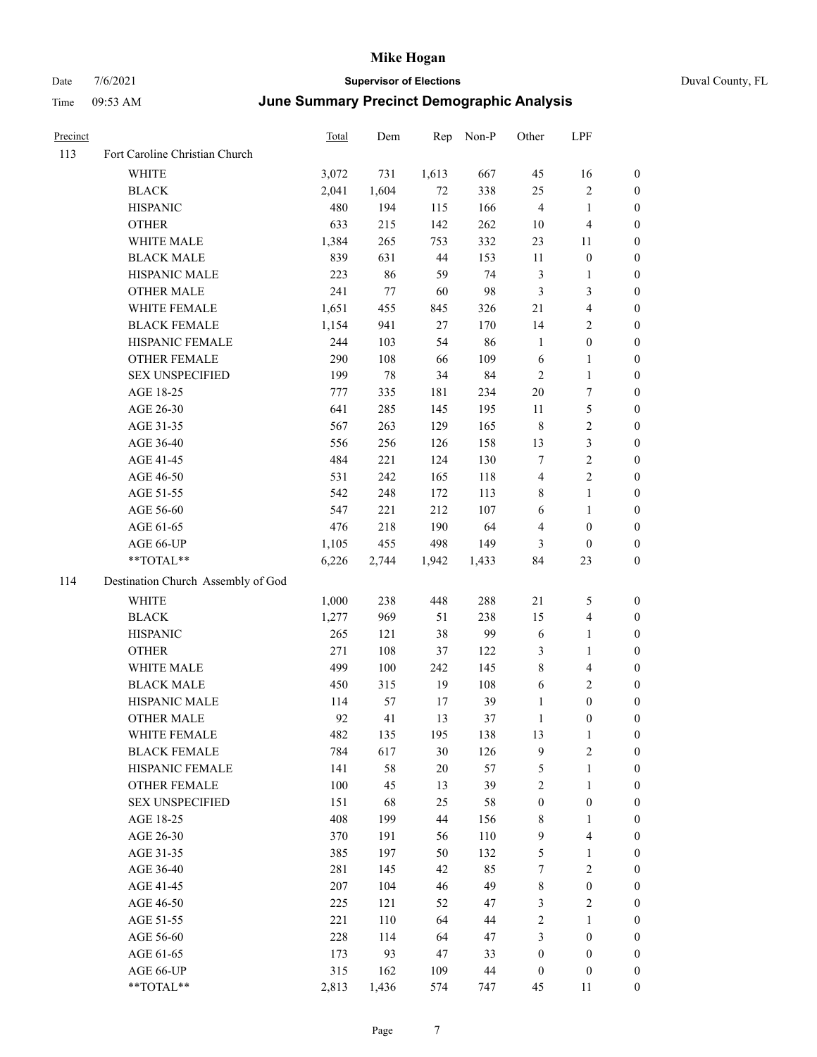# Mike Hogan

Date 7/6/2021 **Supervisor of Elections** Duval County, FL

Time 09:53 AM ***June Summary Precinct Demographic Analysis***

| Precinct | | Total | Dem | Rep | Non-P | Other | LPF | |
|---|---|---|---|---|---|---|---|---|
| 113 | Fort Caroline Christian Church | | | | | | | |
| | WHITE | 3,072 | 731 | 1,613 | 667 | 45 | 16 | 0 |
| | BLACK | 2,041 | 1,604 | 72 | 338 | 25 | 2 | 0 |
| | HISPANIC | 480 | 194 | 115 | 166 | 4 | 1 | 0 |
| | OTHER | 633 | 215 | 142 | 262 | 10 | 4 | 0 |
| | WHITE MALE | 1,384 | 265 | 753 | 332 | 23 | 11 | 0 |
| | BLACK MALE | 839 | 631 | 44 | 153 | 11 | 0 | 0 |
| | HISPANIC MALE | 223 | 86 | 59 | 74 | 3 | 1 | 0 |
| | OTHER MALE | 241 | 77 | 60 | 98 | 3 | 3 | 0 |
| | WHITE FEMALE | 1,651 | 455 | 845 | 326 | 21 | 4 | 0 |
| | BLACK FEMALE | 1,154 | 941 | 27 | 170 | 14 | 2 | 0 |
| | HISPANIC FEMALE | 244 | 103 | 54 | 86 | 1 | 0 | 0 |
| | OTHER FEMALE | 290 | 108 | 66 | 109 | 6 | 1 | 0 |
| | SEX UNSPECIFIED | 199 | 78 | 34 | 84 | 2 | 1 | 0 |
| | AGE 18-25 | 777 | 335 | 181 | 234 | 20 | 7 | 0 |
| | AGE 26-30 | 641 | 285 | 145 | 195 | 11 | 5 | 0 |
| | AGE 31-35 | 567 | 263 | 129 | 165 | 8 | 2 | 0 |
| | AGE 36-40 | 556 | 256 | 126 | 158 | 13 | 3 | 0 |
| | AGE 41-45 | 484 | 221 | 124 | 130 | 7 | 2 | 0 |
| | AGE 46-50 | 531 | 242 | 165 | 118 | 4 | 2 | 0 |
| | AGE 51-55 | 542 | 248 | 172 | 113 | 8 | 1 | 0 |
| | AGE 56-60 | 547 | 221 | 212 | 107 | 6 | 1 | 0 |
| | AGE 61-65 | 476 | 218 | 190 | 64 | 4 | 0 | 0 |
| | AGE 66-UP | 1,105 | 455 | 498 | 149 | 3 | 0 | 0 |
| | **TOTAL** | 6,226 | 2,744 | 1,942 | 1,433 | 84 | 23 | 0 |
| 114 | Destination Church Assembly of God | | | | | | | |
| | WHITE | 1,000 | 238 | 448 | 288 | 21 | 5 | 0 |
| | BLACK | 1,277 | 969 | 51 | 238 | 15 | 4 | 0 |
| | HISPANIC | 265 | 121 | 38 | 99 | 6 | 1 | 0 |
| | OTHER | 271 | 108 | 37 | 122 | 3 | 1 | 0 |
| | WHITE MALE | 499 | 100 | 242 | 145 | 8 | 4 | 0 |
| | BLACK MALE | 450 | 315 | 19 | 108 | 6 | 2 | 0 |
| | HISPANIC MALE | 114 | 57 | 17 | 39 | 1 | 0 | 0 |
| | OTHER MALE | 92 | 41 | 13 | 37 | 1 | 0 | 0 |
| | WHITE FEMALE | 482 | 135 | 195 | 138 | 13 | 1 | 0 |
| | BLACK FEMALE | 784 | 617 | 30 | 126 | 9 | 2 | 0 |
| | HISPANIC FEMALE | 141 | 58 | 20 | 57 | 5 | 1 | 0 |
| | OTHER FEMALE | 100 | 45 | 13 | 39 | 2 | 1 | 0 |
| | SEX UNSPECIFIED | 151 | 68 | 25 | 58 | 0 | 0 | 0 |
| | AGE 18-25 | 408 | 199 | 44 | 156 | 8 | 1 | 0 |
| | AGE 26-30 | 370 | 191 | 56 | 110 | 9 | 4 | 0 |
| | AGE 31-35 | 385 | 197 | 50 | 132 | 5 | 1 | 0 |
| | AGE 36-40 | 281 | 145 | 42 | 85 | 7 | 2 | 0 |
| | AGE 41-45 | 207 | 104 | 46 | 49 | 8 | 0 | 0 |
| | AGE 46-50 | 225 | 121 | 52 | 47 | 3 | 2 | 0 |
| | AGE 51-55 | 221 | 110 | 64 | 44 | 2 | 1 | 0 |
| | AGE 56-60 | 228 | 114 | 64 | 47 | 3 | 0 | 0 |
| | AGE 61-65 | 173 | 93 | 47 | 33 | 0 | 0 | 0 |
| | AGE 66-UP | 315 | 162 | 109 | 44 | 0 | 0 | 0 |
| | **TOTAL** | 2,813 | 1,436 | 574 | 747 | 45 | 11 | 0 |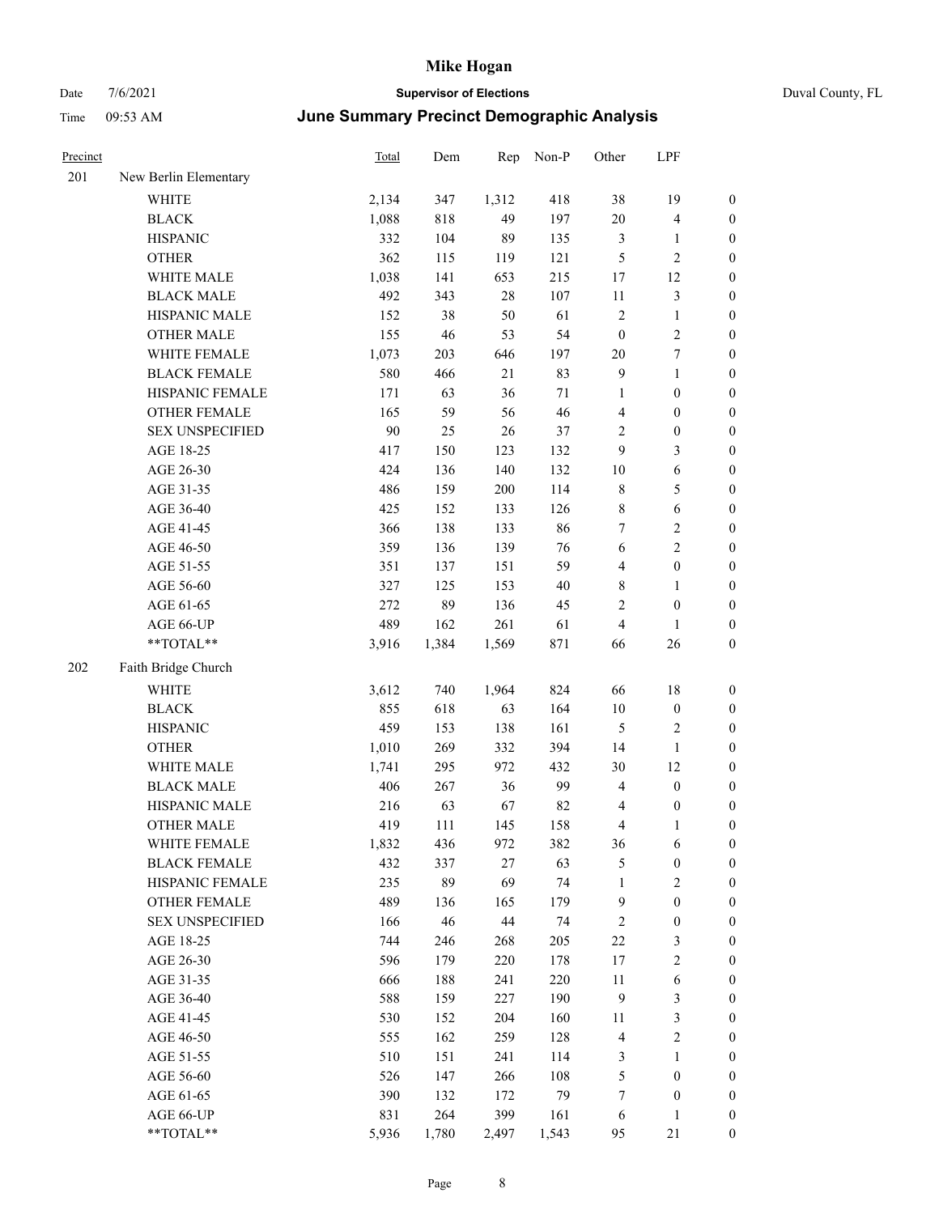# Mike Hogan

Date 7/6/2021 **Supervisor of Elections** Duval County, FL

Time 09:53 AM **June Summary Precinct Demographic Analysis**

| Precinct | | Total | Dem | Rep | Non-P | Other | LPF | |
|---|---|---|---|---|---|---|---|---|
| 201 | New Berlin Elementary | | | | | | | |
| | WHITE | 2,134 | 347 | 1,312 | 418 | 38 | 19 | 0 |
| | BLACK | 1,088 | 818 | 49 | 197 | 20 | 4 | 0 |
| | HISPANIC | 332 | 104 | 89 | 135 | 3 | 1 | 0 |
| | OTHER | 362 | 115 | 119 | 121 | 5 | 2 | 0 |
| | WHITE MALE | 1,038 | 141 | 653 | 215 | 17 | 12 | 0 |
| | BLACK MALE | 492 | 343 | 28 | 107 | 11 | 3 | 0 |
| | HISPANIC MALE | 152 | 38 | 50 | 61 | 2 | 1 | 0 |
| | OTHER MALE | 155 | 46 | 53 | 54 | 0 | 2 | 0 |
| | WHITE FEMALE | 1,073 | 203 | 646 | 197 | 20 | 7 | 0 |
| | BLACK FEMALE | 580 | 466 | 21 | 83 | 9 | 1 | 0 |
| | HISPANIC FEMALE | 171 | 63 | 36 | 71 | 1 | 0 | 0 |
| | OTHER FEMALE | 165 | 59 | 56 | 46 | 4 | 0 | 0 |
| | SEX UNSPECIFIED | 90 | 25 | 26 | 37 | 2 | 0 | 0 |
| | AGE 18-25 | 417 | 150 | 123 | 132 | 9 | 3 | 0 |
| | AGE 26-30 | 424 | 136 | 140 | 132 | 10 | 6 | 0 |
| | AGE 31-35 | 486 | 159 | 200 | 114 | 8 | 5 | 0 |
| | AGE 36-40 | 425 | 152 | 133 | 126 | 8 | 6 | 0 |
| | AGE 41-45 | 366 | 138 | 133 | 86 | 7 | 2 | 0 |
| | AGE 46-50 | 359 | 136 | 139 | 76 | 6 | 2 | 0 |
| | AGE 51-55 | 351 | 137 | 151 | 59 | 4 | 0 | 0 |
| | AGE 56-60 | 327 | 125 | 153 | 40 | 8 | 1 | 0 |
| | AGE 61-65 | 272 | 89 | 136 | 45 | 2 | 0 | 0 |
| | AGE 66-UP | 489 | 162 | 261 | 61 | 4 | 1 | 0 |
| | **TOTAL** | 3,916 | 1,384 | 1,569 | 871 | 66 | 26 | 0 |
| 202 | Faith Bridge Church | | | | | | | |
| | WHITE | 3,612 | 740 | 1,964 | 824 | 66 | 18 | 0 |
| | BLACK | 855 | 618 | 63 | 164 | 10 | 0 | 0 |
| | HISPANIC | 459 | 153 | 138 | 161 | 5 | 2 | 0 |
| | OTHER | 1,010 | 269 | 332 | 394 | 14 | 1 | 0 |
| | WHITE MALE | 1,741 | 295 | 972 | 432 | 30 | 12 | 0 |
| | BLACK MALE | 406 | 267 | 36 | 99 | 4 | 0 | 0 |
| | HISPANIC MALE | 216 | 63 | 67 | 82 | 4 | 0 | 0 |
| | OTHER MALE | 419 | 111 | 145 | 158 | 4 | 1 | 0 |
| | WHITE FEMALE | 1,832 | 436 | 972 | 382 | 36 | 6 | 0 |
| | BLACK FEMALE | 432 | 337 | 27 | 63 | 5 | 0 | 0 |
| | HISPANIC FEMALE | 235 | 89 | 69 | 74 | 1 | 2 | 0 |
| | OTHER FEMALE | 489 | 136 | 165 | 179 | 9 | 0 | 0 |
| | SEX UNSPECIFIED | 166 | 46 | 44 | 74 | 2 | 0 | 0 |
| | AGE 18-25 | 744 | 246 | 268 | 205 | 22 | 3 | 0 |
| | AGE 26-30 | 596 | 179 | 220 | 178 | 17 | 2 | 0 |
| | AGE 31-35 | 666 | 188 | 241 | 220 | 11 | 6 | 0 |
| | AGE 36-40 | 588 | 159 | 227 | 190 | 9 | 3 | 0 |
| | AGE 41-45 | 530 | 152 | 204 | 160 | 11 | 3 | 0 |
| | AGE 46-50 | 555 | 162 | 259 | 128 | 4 | 2 | 0 |
| | AGE 51-55 | 510 | 151 | 241 | 114 | 3 | 1 | 0 |
| | AGE 56-60 | 526 | 147 | 266 | 108 | 5 | 0 | 0 |
| | AGE 61-65 | 390 | 132 | 172 | 79 | 7 | 0 | 0 |
| | AGE 66-UP | 831 | 264 | 399 | 161 | 6 | 1 | 0 |
| | **TOTAL** | 5,936 | 1,780 | 2,497 | 1,543 | 95 | 21 | 0 |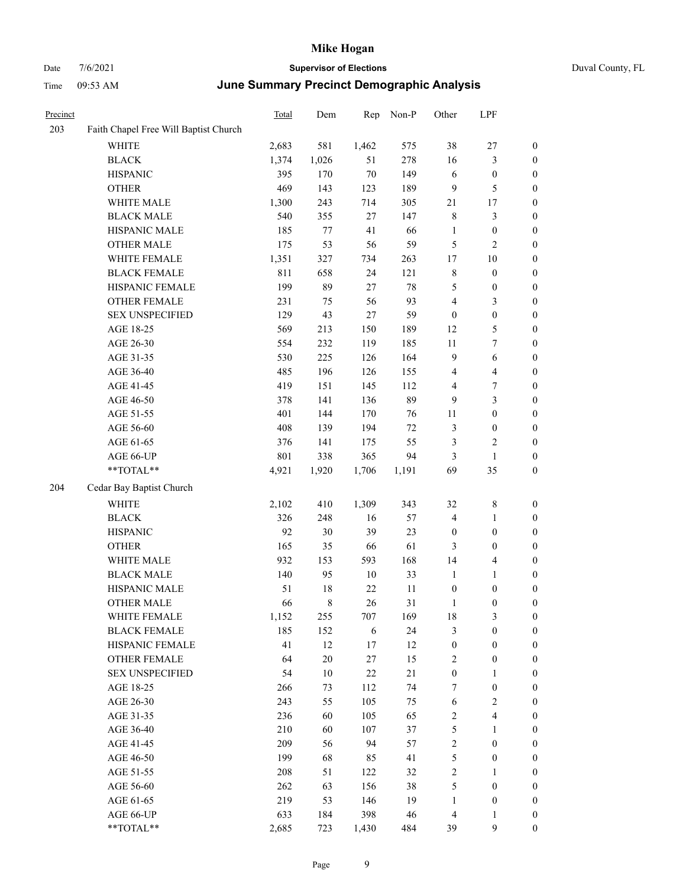| Precinct | | Total | Dem | Rep | Non-P | Other | LPF | |
|---|---|---|---|---|---|---|---|---|
| 203 | Faith Chapel Free Will Baptist Church | | | | | | | |
| | WHITE | 2,683 | 581 | 1,462 | 575 | 38 | 27 | 0 |
| | BLACK | 1,374 | 1,026 | 51 | 278 | 16 | 3 | 0 |
| | HISPANIC | 395 | 170 | 70 | 149 | 6 | 0 | 0 |
| | OTHER | 469 | 143 | 123 | 189 | 9 | 5 | 0 |
| | WHITE MALE | 1,300 | 243 | 714 | 305 | 21 | 17 | 0 |
| | BLACK MALE | 540 | 355 | 27 | 147 | 8 | 3 | 0 |
| | HISPANIC MALE | 185 | 77 | 41 | 66 | 1 | 0 | 0 |
| | OTHER MALE | 175 | 53 | 56 | 59 | 5 | 2 | 0 |
| | WHITE FEMALE | 1,351 | 327 | 734 | 263 | 17 | 10 | 0 |
| | BLACK FEMALE | 811 | 658 | 24 | 121 | 8 | 0 | 0 |
| | HISPANIC FEMALE | 199 | 89 | 27 | 78 | 5 | 0 | 0 |
| | OTHER FEMALE | 231 | 75 | 56 | 93 | 4 | 3 | 0 |
| | SEX UNSPECIFIED | 129 | 43 | 27 | 59 | 0 | 0 | 0 |
| | AGE 18-25 | 569 | 213 | 150 | 189 | 12 | 5 | 0 |
| | AGE 26-30 | 554 | 232 | 119 | 185 | 11 | 7 | 0 |
| | AGE 31-35 | 530 | 225 | 126 | 164 | 9 | 6 | 0 |
| | AGE 36-40 | 485 | 196 | 126 | 155 | 4 | 4 | 0 |
| | AGE 41-45 | 419 | 151 | 145 | 112 | 4 | 7 | 0 |
| | AGE 46-50 | 378 | 141 | 136 | 89 | 9 | 3 | 0 |
| | AGE 51-55 | 401 | 144 | 170 | 76 | 11 | 0 | 0 |
| | AGE 56-60 | 408 | 139 | 194 | 72 | 3 | 0 | 0 |
| | AGE 61-65 | 376 | 141 | 175 | 55 | 3 | 2 | 0 |
| | AGE 66-UP | 801 | 338 | 365 | 94 | 3 | 1 | 0 |
| | **TOTAL** | 4,921 | 1,920 | 1,706 | 1,191 | 69 | 35 | 0 |
| 204 | Cedar Bay Baptist Church | | | | | | | |
| | WHITE | 2,102 | 410 | 1,309 | 343 | 32 | 8 | 0 |
| | BLACK | 326 | 248 | 16 | 57 | 4 | 1 | 0 |
| | HISPANIC | 92 | 30 | 39 | 23 | 0 | 0 | 0 |
| | OTHER | 165 | 35 | 66 | 61 | 3 | 0 | 0 |
| | WHITE MALE | 932 | 153 | 593 | 168 | 14 | 4 | 0 |
| | BLACK MALE | 140 | 95 | 10 | 33 | 1 | 1 | 0 |
| | HISPANIC MALE | 51 | 18 | 22 | 11 | 0 | 0 | 0 |
| | OTHER MALE | 66 | 8 | 26 | 31 | 1 | 0 | 0 |
| | WHITE FEMALE | 1,152 | 255 | 707 | 169 | 18 | 3 | 0 |
| | BLACK FEMALE | 185 | 152 | 6 | 24 | 3 | 0 | 0 |
| | HISPANIC FEMALE | 41 | 12 | 17 | 12 | 0 | 0 | 0 |
| | OTHER FEMALE | 64 | 20 | 27 | 15 | 2 | 0 | 0 |
| | SEX UNSPECIFIED | 54 | 10 | 22 | 21 | 0 | 1 | 0 |
| | AGE 18-25 | 266 | 73 | 112 | 74 | 7 | 0 | 0 |
| | AGE 26-30 | 243 | 55 | 105 | 75 | 6 | 2 | 0 |
| | AGE 31-35 | 236 | 60 | 105 | 65 | 2 | 4 | 0 |
| | AGE 36-40 | 210 | 60 | 107 | 37 | 5 | 1 | 0 |
| | AGE 41-45 | 209 | 56 | 94 | 57 | 2 | 0 | 0 |
| | AGE 46-50 | 199 | 68 | 85 | 41 | 5 | 0 | 0 |
| | AGE 51-55 | 208 | 51 | 122 | 32 | 2 | 1 | 0 |
| | AGE 56-60 | 262 | 63 | 156 | 38 | 5 | 0 | 0 |
| | AGE 61-65 | 219 | 53 | 146 | 19 | 1 | 0 | 0 |
| | AGE 66-UP | 633 | 184 | 398 | 46 | 4 | 1 | 0 |
| | **TOTAL** | 2,685 | 723 | 1,430 | 484 | 39 | 9 | 0 |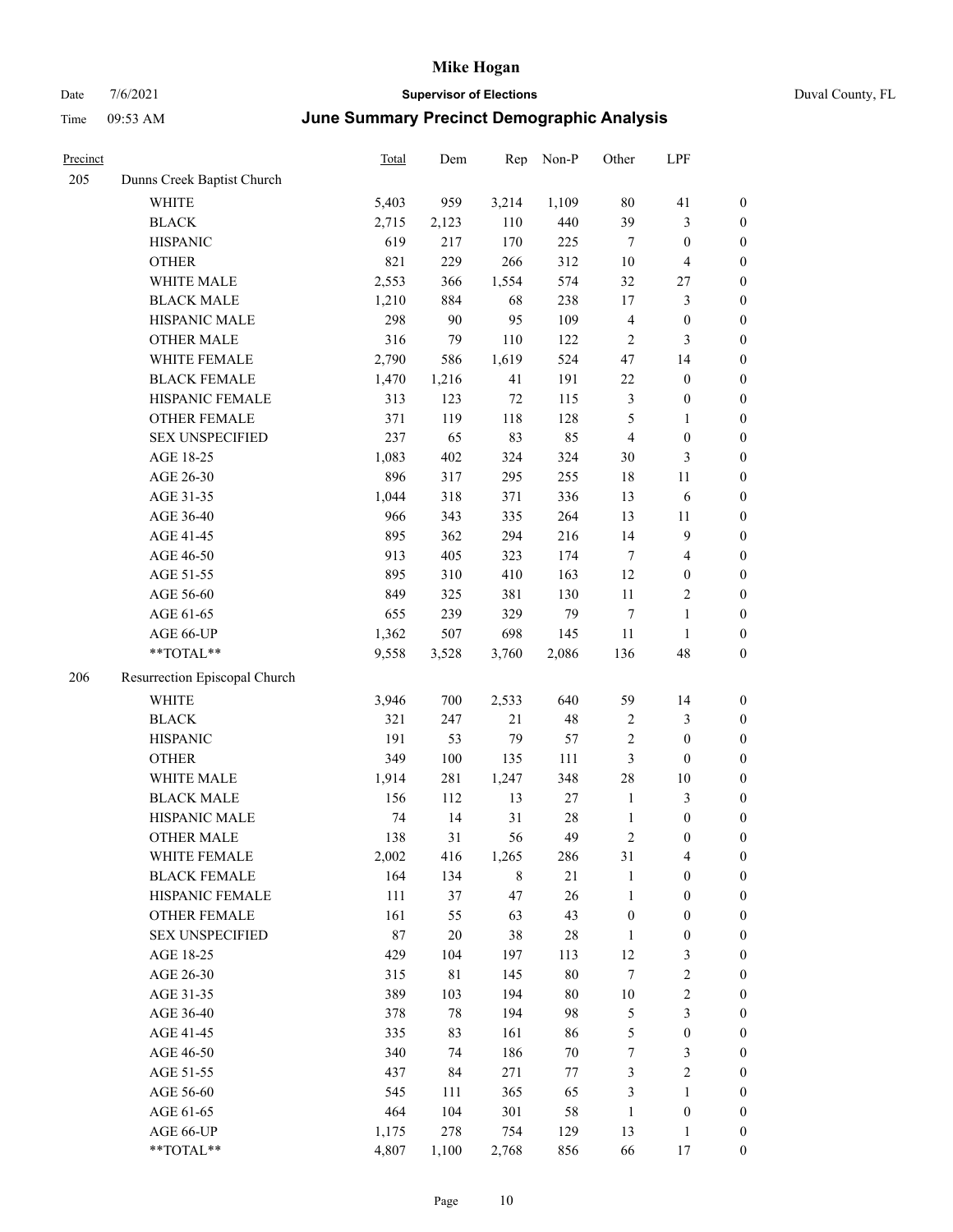# Mike Hogan

Date 7/6/2021 — **Supervisor of Elections** — Duval County, FL

Time 09:53 AM — ***June Summary Precinct Demographic Analysis***

| Precinct | | Total | Dem | Rep | Non-P | Other | LPF | |
|---|---|---|---|---|---|---|---|---|
| 205 | Dunns Creek Baptist Church | | | | | | | |
| | WHITE | 5,403 | 959 | 3,214 | 1,109 | 80 | 41 | 0 |
| | BLACK | 2,715 | 2,123 | 110 | 440 | 39 | 3 | 0 |
| | HISPANIC | 619 | 217 | 170 | 225 | 7 | 0 | 0 |
| | OTHER | 821 | 229 | 266 | 312 | 10 | 4 | 0 |
| | WHITE MALE | 2,553 | 366 | 1,554 | 574 | 32 | 27 | 0 |
| | BLACK MALE | 1,210 | 884 | 68 | 238 | 17 | 3 | 0 |
| | HISPANIC MALE | 298 | 90 | 95 | 109 | 4 | 0 | 0 |
| | OTHER MALE | 316 | 79 | 110 | 122 | 2 | 3 | 0 |
| | WHITE FEMALE | 2,790 | 586 | 1,619 | 524 | 47 | 14 | 0 |
| | BLACK FEMALE | 1,470 | 1,216 | 41 | 191 | 22 | 0 | 0 |
| | HISPANIC FEMALE | 313 | 123 | 72 | 115 | 3 | 0 | 0 |
| | OTHER FEMALE | 371 | 119 | 118 | 128 | 5 | 1 | 0 |
| | SEX UNSPECIFIED | 237 | 65 | 83 | 85 | 4 | 0 | 0 |
| | AGE 18-25 | 1,083 | 402 | 324 | 324 | 30 | 3 | 0 |
| | AGE 26-30 | 896 | 317 | 295 | 255 | 18 | 11 | 0 |
| | AGE 31-35 | 1,044 | 318 | 371 | 336 | 13 | 6 | 0 |
| | AGE 36-40 | 966 | 343 | 335 | 264 | 13 | 11 | 0 |
| | AGE 41-45 | 895 | 362 | 294 | 216 | 14 | 9 | 0 |
| | AGE 46-50 | 913 | 405 | 323 | 174 | 7 | 4 | 0 |
| | AGE 51-55 | 895 | 310 | 410 | 163 | 12 | 0 | 0 |
| | AGE 56-60 | 849 | 325 | 381 | 130 | 11 | 2 | 0 |
| | AGE 61-65 | 655 | 239 | 329 | 79 | 7 | 1 | 0 |
| | AGE 66-UP | 1,362 | 507 | 698 | 145 | 11 | 1 | 0 |
| | **TOTAL** | 9,558 | 3,528 | 3,760 | 2,086 | 136 | 48 | 0 |
| 206 | Resurrection Episcopal Church | | | | | | | |
| | WHITE | 3,946 | 700 | 2,533 | 640 | 59 | 14 | 0 |
| | BLACK | 321 | 247 | 21 | 48 | 2 | 3 | 0 |
| | HISPANIC | 191 | 53 | 79 | 57 | 2 | 0 | 0 |
| | OTHER | 349 | 100 | 135 | 111 | 3 | 0 | 0 |
| | WHITE MALE | 1,914 | 281 | 1,247 | 348 | 28 | 10 | 0 |
| | BLACK MALE | 156 | 112 | 13 | 27 | 1 | 3 | 0 |
| | HISPANIC MALE | 74 | 14 | 31 | 28 | 1 | 0 | 0 |
| | OTHER MALE | 138 | 31 | 56 | 49 | 2 | 0 | 0 |
| | WHITE FEMALE | 2,002 | 416 | 1,265 | 286 | 31 | 4 | 0 |
| | BLACK FEMALE | 164 | 134 | 8 | 21 | 1 | 0 | 0 |
| | HISPANIC FEMALE | 111 | 37 | 47 | 26 | 1 | 0 | 0 |
| | OTHER FEMALE | 161 | 55 | 63 | 43 | 0 | 0 | 0 |
| | SEX UNSPECIFIED | 87 | 20 | 38 | 28 | 1 | 0 | 0 |
| | AGE 18-25 | 429 | 104 | 197 | 113 | 12 | 3 | 0 |
| | AGE 26-30 | 315 | 81 | 145 | 80 | 7 | 2 | 0 |
| | AGE 31-35 | 389 | 103 | 194 | 80 | 10 | 2 | 0 |
| | AGE 36-40 | 378 | 78 | 194 | 98 | 5 | 3 | 0 |
| | AGE 41-45 | 335 | 83 | 161 | 86 | 5 | 0 | 0 |
| | AGE 46-50 | 340 | 74 | 186 | 70 | 7 | 3 | 0 |
| | AGE 51-55 | 437 | 84 | 271 | 77 | 3 | 2 | 0 |
| | AGE 56-60 | 545 | 111 | 365 | 65 | 3 | 1 | 0 |
| | AGE 61-65 | 464 | 104 | 301 | 58 | 1 | 0 | 0 |
| | AGE 66-UP | 1,175 | 278 | 754 | 129 | 13 | 1 | 0 |
| | **TOTAL** | 4,807 | 1,100 | 2,768 | 856 | 66 | 17 | 0 |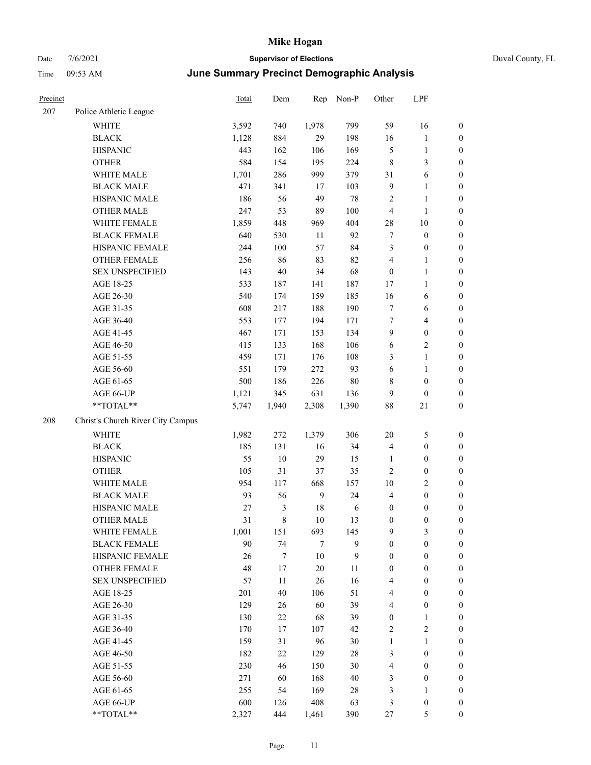# Mike Hogan

Date 7/6/2021 **Supervisor of Elections** Duval County, FL

Time 09:53 AM **June Summary Precinct Demographic Analysis**

| Precinct | | Total | Dem | Rep | Non-P | Other | LPF | |
|---|---|---|---|---|---|---|---|---|
| 207 | Police Athletic League | | | | | | | |
| | WHITE | 3,592 | 740 | 1,978 | 799 | 59 | 16 | 0 |
| | BLACK | 1,128 | 884 | 29 | 198 | 16 | 1 | 0 |
| | HISPANIC | 443 | 162 | 106 | 169 | 5 | 1 | 0 |
| | OTHER | 584 | 154 | 195 | 224 | 8 | 3 | 0 |
| | WHITE MALE | 1,701 | 286 | 999 | 379 | 31 | 6 | 0 |
| | BLACK MALE | 471 | 341 | 17 | 103 | 9 | 1 | 0 |
| | HISPANIC MALE | 186 | 56 | 49 | 78 | 2 | 1 | 0 |
| | OTHER MALE | 247 | 53 | 89 | 100 | 4 | 1 | 0 |
| | WHITE FEMALE | 1,859 | 448 | 969 | 404 | 28 | 10 | 0 |
| | BLACK FEMALE | 640 | 530 | 11 | 92 | 7 | 0 | 0 |
| | HISPANIC FEMALE | 244 | 100 | 57 | 84 | 3 | 0 | 0 |
| | OTHER FEMALE | 256 | 86 | 83 | 82 | 4 | 1 | 0 |
| | SEX UNSPECIFIED | 143 | 40 | 34 | 68 | 0 | 1 | 0 |
| | AGE 18-25 | 533 | 187 | 141 | 187 | 17 | 1 | 0 |
| | AGE 26-30 | 540 | 174 | 159 | 185 | 16 | 6 | 0 |
| | AGE 31-35 | 608 | 217 | 188 | 190 | 7 | 6 | 0 |
| | AGE 36-40 | 553 | 177 | 194 | 171 | 7 | 4 | 0 |
| | AGE 41-45 | 467 | 171 | 153 | 134 | 9 | 0 | 0 |
| | AGE 46-50 | 415 | 133 | 168 | 106 | 6 | 2 | 0 |
| | AGE 51-55 | 459 | 171 | 176 | 108 | 3 | 1 | 0 |
| | AGE 56-60 | 551 | 179 | 272 | 93 | 6 | 1 | 0 |
| | AGE 61-65 | 500 | 186 | 226 | 80 | 8 | 0 | 0 |
| | AGE 66-UP | 1,121 | 345 | 631 | 136 | 9 | 0 | 0 |
| | **TOTAL** | 5,747 | 1,940 | 2,308 | 1,390 | 88 | 21 | 0 |
| 208 | Christ's Church River City Campus | | | | | | | |
| | WHITE | 1,982 | 272 | 1,379 | 306 | 20 | 5 | 0 |
| | BLACK | 185 | 131 | 16 | 34 | 4 | 0 | 0 |
| | HISPANIC | 55 | 10 | 29 | 15 | 1 | 0 | 0 |
| | OTHER | 105 | 31 | 37 | 35 | 2 | 0 | 0 |
| | WHITE MALE | 954 | 117 | 668 | 157 | 10 | 2 | 0 |
| | BLACK MALE | 93 | 56 | 9 | 24 | 4 | 0 | 0 |
| | HISPANIC MALE | 27 | 3 | 18 | 6 | 0 | 0 | 0 |
| | OTHER MALE | 31 | 8 | 10 | 13 | 0 | 0 | 0 |
| | WHITE FEMALE | 1,001 | 151 | 693 | 145 | 9 | 3 | 0 |
| | BLACK FEMALE | 90 | 74 | 7 | 9 | 0 | 0 | 0 |
| | HISPANIC FEMALE | 26 | 7 | 10 | 9 | 0 | 0 | 0 |
| | OTHER FEMALE | 48 | 17 | 20 | 11 | 0 | 0 | 0 |
| | SEX UNSPECIFIED | 57 | 11 | 26 | 16 | 4 | 0 | 0 |
| | AGE 18-25 | 201 | 40 | 106 | 51 | 4 | 0 | 0 |
| | AGE 26-30 | 129 | 26 | 60 | 39 | 4 | 0 | 0 |
| | AGE 31-35 | 130 | 22 | 68 | 39 | 0 | 1 | 0 |
| | AGE 36-40 | 170 | 17 | 107 | 42 | 2 | 2 | 0 |
| | AGE 41-45 | 159 | 31 | 96 | 30 | 1 | 1 | 0 |
| | AGE 46-50 | 182 | 22 | 129 | 28 | 3 | 0 | 0 |
| | AGE 51-55 | 230 | 46 | 150 | 30 | 4 | 0 | 0 |
| | AGE 56-60 | 271 | 60 | 168 | 40 | 3 | 0 | 0 |
| | AGE 61-65 | 255 | 54 | 169 | 28 | 3 | 1 | 0 |
| | AGE 66-UP | 600 | 126 | 408 | 63 | 3 | 0 | 0 |
| | **TOTAL** | 2,327 | 444 | 1,461 | 390 | 27 | 5 | 0 |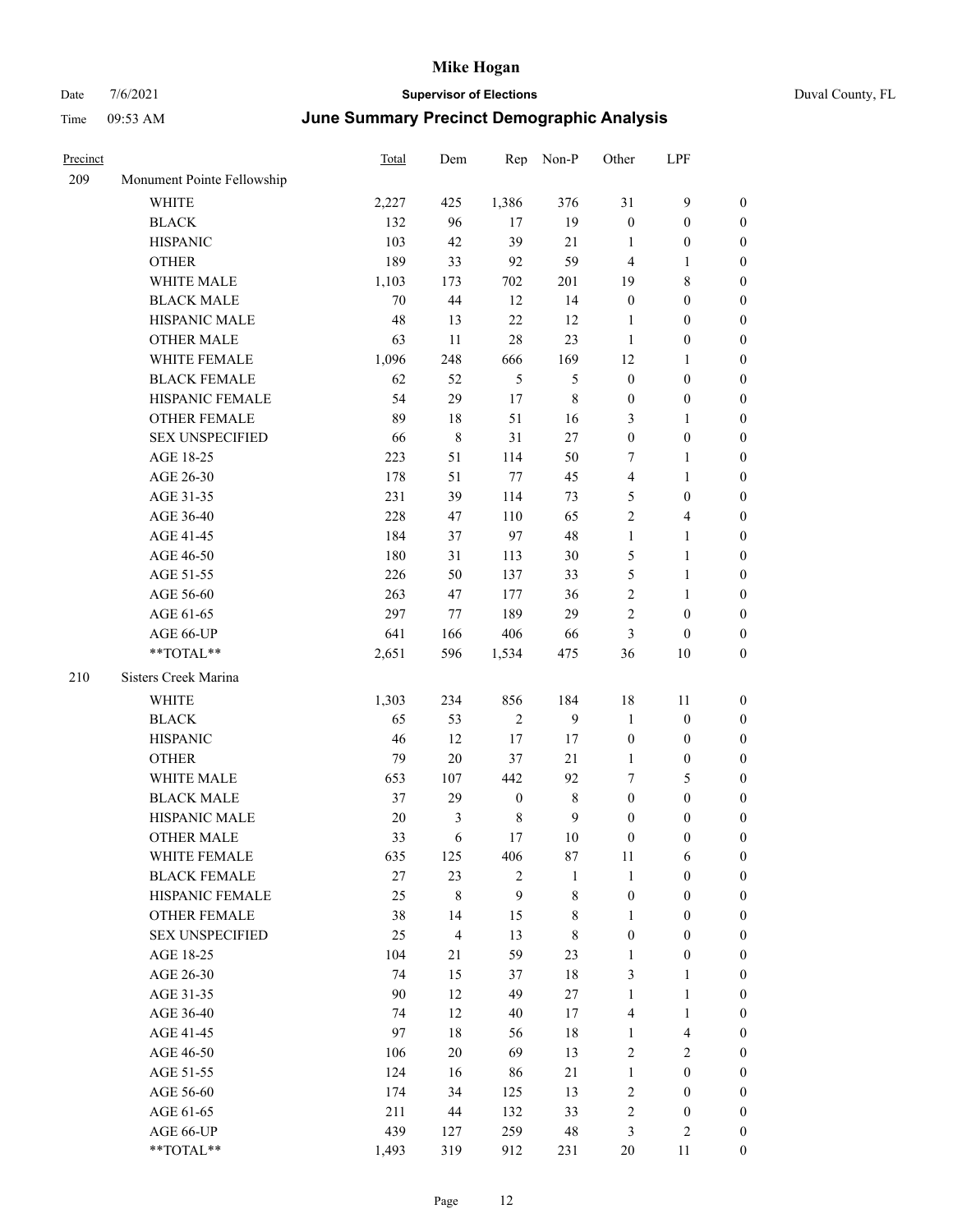# Mike Hogan

Date 7/6/2021 **Supervisor of Elections** Duval County, FL

Time 09:53 AM **June Summary Precinct Demographic Analysis**

| Precinct | | Total | Dem | Rep | Non-P | Other | LPF | |
|---|---|---|---|---|---|---|---|---|
| 209 | Monument Pointe Fellowship | | | | | | | |
| | WHITE | 2,227 | 425 | 1,386 | 376 | 31 | 9 | 0 |
| | BLACK | 132 | 96 | 17 | 19 | 0 | 0 | 0 |
| | HISPANIC | 103 | 42 | 39 | 21 | 1 | 0 | 0 |
| | OTHER | 189 | 33 | 92 | 59 | 4 | 1 | 0 |
| | WHITE MALE | 1,103 | 173 | 702 | 201 | 19 | 8 | 0 |
| | BLACK MALE | 70 | 44 | 12 | 14 | 0 | 0 | 0 |
| | HISPANIC MALE | 48 | 13 | 22 | 12 | 1 | 0 | 0 |
| | OTHER MALE | 63 | 11 | 28 | 23 | 1 | 0 | 0 |
| | WHITE FEMALE | 1,096 | 248 | 666 | 169 | 12 | 1 | 0 |
| | BLACK FEMALE | 62 | 52 | 5 | 5 | 0 | 0 | 0 |
| | HISPANIC FEMALE | 54 | 29 | 17 | 8 | 0 | 0 | 0 |
| | OTHER FEMALE | 89 | 18 | 51 | 16 | 3 | 1 | 0 |
| | SEX UNSPECIFIED | 66 | 8 | 31 | 27 | 0 | 0 | 0 |
| | AGE 18-25 | 223 | 51 | 114 | 50 | 7 | 1 | 0 |
| | AGE 26-30 | 178 | 51 | 77 | 45 | 4 | 1 | 0 |
| | AGE 31-35 | 231 | 39 | 114 | 73 | 5 | 0 | 0 |
| | AGE 36-40 | 228 | 47 | 110 | 65 | 2 | 4 | 0 |
| | AGE 41-45 | 184 | 37 | 97 | 48 | 1 | 1 | 0 |
| | AGE 46-50 | 180 | 31 | 113 | 30 | 5 | 1 | 0 |
| | AGE 51-55 | 226 | 50 | 137 | 33 | 5 | 1 | 0 |
| | AGE 56-60 | 263 | 47 | 177 | 36 | 2 | 1 | 0 |
| | AGE 61-65 | 297 | 77 | 189 | 29 | 2 | 0 | 0 |
| | AGE 66-UP | 641 | 166 | 406 | 66 | 3 | 0 | 0 |
| | **TOTAL** | 2,651 | 596 | 1,534 | 475 | 36 | 10 | 0 |
| 210 | Sisters Creek Marina | | | | | | | |
| | WHITE | 1,303 | 234 | 856 | 184 | 18 | 11 | 0 |
| | BLACK | 65 | 53 | 2 | 9 | 1 | 0 | 0 |
| | HISPANIC | 46 | 12 | 17 | 17 | 0 | 0 | 0 |
| | OTHER | 79 | 20 | 37 | 21 | 1 | 0 | 0 |
| | WHITE MALE | 653 | 107 | 442 | 92 | 7 | 5 | 0 |
| | BLACK MALE | 37 | 29 | 0 | 8 | 0 | 0 | 0 |
| | HISPANIC MALE | 20 | 3 | 8 | 9 | 0 | 0 | 0 |
| | OTHER MALE | 33 | 6 | 17 | 10 | 0 | 0 | 0 |
| | WHITE FEMALE | 635 | 125 | 406 | 87 | 11 | 6 | 0 |
| | BLACK FEMALE | 27 | 23 | 2 | 1 | 1 | 0 | 0 |
| | HISPANIC FEMALE | 25 | 8 | 9 | 8 | 0 | 0 | 0 |
| | OTHER FEMALE | 38 | 14 | 15 | 8 | 1 | 0 | 0 |
| | SEX UNSPECIFIED | 25 | 4 | 13 | 8 | 0 | 0 | 0 |
| | AGE 18-25 | 104 | 21 | 59 | 23 | 1 | 0 | 0 |
| | AGE 26-30 | 74 | 15 | 37 | 18 | 3 | 1 | 0 |
| | AGE 31-35 | 90 | 12 | 49 | 27 | 1 | 1 | 0 |
| | AGE 36-40 | 74 | 12 | 40 | 17 | 4 | 1 | 0 |
| | AGE 41-45 | 97 | 18 | 56 | 18 | 1 | 4 | 0 |
| | AGE 46-50 | 106 | 20 | 69 | 13 | 2 | 2 | 0 |
| | AGE 51-55 | 124 | 16 | 86 | 21 | 1 | 0 | 0 |
| | AGE 56-60 | 174 | 34 | 125 | 13 | 2 | 0 | 0 |
| | AGE 61-65 | 211 | 44 | 132 | 33 | 2 | 0 | 0 |
| | AGE 66-UP | 439 | 127 | 259 | 48 | 3 | 2 | 0 |
| | **TOTAL** | 1,493 | 319 | 912 | 231 | 20 | 11 | 0 |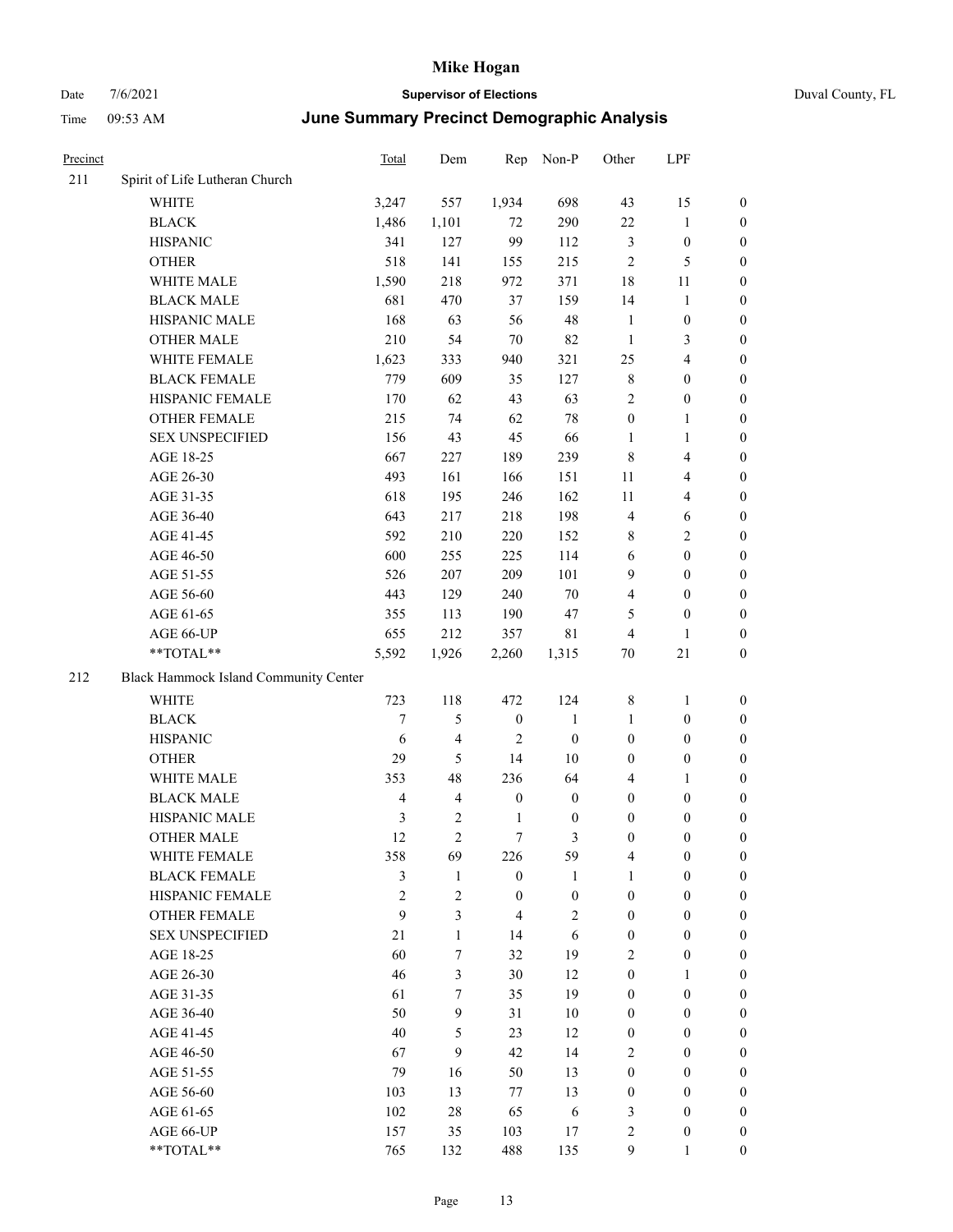# Mike Hogan

Date 7/6/2021 **Supervisor of Elections** Duval County, FL

Time 09:53 AM **June Summary Precinct Demographic Analysis**

| Precinct | | Total | Dem | Rep | Non-P | Other | LPF | |
|---|---|---|---|---|---|---|---|---|
| 211 | Spirit of Life Lutheran Church | | | | | | | |
| | WHITE | 3,247 | 557 | 1,934 | 698 | 43 | 15 | 0 |
| | BLACK | 1,486 | 1,101 | 72 | 290 | 22 | 1 | 0 |
| | HISPANIC | 341 | 127 | 99 | 112 | 3 | 0 | 0 |
| | OTHER | 518 | 141 | 155 | 215 | 2 | 5 | 0 |
| | WHITE MALE | 1,590 | 218 | 972 | 371 | 18 | 11 | 0 |
| | BLACK MALE | 681 | 470 | 37 | 159 | 14 | 1 | 0 |
| | HISPANIC MALE | 168 | 63 | 56 | 48 | 1 | 0 | 0 |
| | OTHER MALE | 210 | 54 | 70 | 82 | 1 | 3 | 0 |
| | WHITE FEMALE | 1,623 | 333 | 940 | 321 | 25 | 4 | 0 |
| | BLACK FEMALE | 779 | 609 | 35 | 127 | 8 | 0 | 0 |
| | HISPANIC FEMALE | 170 | 62 | 43 | 63 | 2 | 0 | 0 |
| | OTHER FEMALE | 215 | 74 | 62 | 78 | 0 | 1 | 0 |
| | SEX UNSPECIFIED | 156 | 43 | 45 | 66 | 1 | 1 | 0 |
| | AGE 18-25 | 667 | 227 | 189 | 239 | 8 | 4 | 0 |
| | AGE 26-30 | 493 | 161 | 166 | 151 | 11 | 4 | 0 |
| | AGE 31-35 | 618 | 195 | 246 | 162 | 11 | 4 | 0 |
| | AGE 36-40 | 643 | 217 | 218 | 198 | 4 | 6 | 0 |
| | AGE 41-45 | 592 | 210 | 220 | 152 | 8 | 2 | 0 |
| | AGE 46-50 | 600 | 255 | 225 | 114 | 6 | 0 | 0 |
| | AGE 51-55 | 526 | 207 | 209 | 101 | 9 | 0 | 0 |
| | AGE 56-60 | 443 | 129 | 240 | 70 | 4 | 0 | 0 |
| | AGE 61-65 | 355 | 113 | 190 | 47 | 5 | 0 | 0 |
| | AGE 66-UP | 655 | 212 | 357 | 81 | 4 | 1 | 0 |
| | **TOTAL** | 5,592 | 1,926 | 2,260 | 1,315 | 70 | 21 | 0 |
| 212 | Black Hammock Island Community Center | | | | | | | |
| | WHITE | 723 | 118 | 472 | 124 | 8 | 1 | 0 |
| | BLACK | 7 | 5 | 0 | 1 | 1 | 0 | 0 |
| | HISPANIC | 6 | 4 | 2 | 0 | 0 | 0 | 0 |
| | OTHER | 29 | 5 | 14 | 10 | 0 | 0 | 0 |
| | WHITE MALE | 353 | 48 | 236 | 64 | 4 | 1 | 0 |
| | BLACK MALE | 4 | 4 | 0 | 0 | 0 | 0 | 0 |
| | HISPANIC MALE | 3 | 2 | 1 | 0 | 0 | 0 | 0 |
| | OTHER MALE | 12 | 2 | 7 | 3 | 0 | 0 | 0 |
| | WHITE FEMALE | 358 | 69 | 226 | 59 | 4 | 0 | 0 |
| | BLACK FEMALE | 3 | 1 | 0 | 1 | 1 | 0 | 0 |
| | HISPANIC FEMALE | 2 | 2 | 0 | 0 | 0 | 0 | 0 |
| | OTHER FEMALE | 9 | 3 | 4 | 2 | 0 | 0 | 0 |
| | SEX UNSPECIFIED | 21 | 1 | 14 | 6 | 0 | 0 | 0 |
| | AGE 18-25 | 60 | 7 | 32 | 19 | 2 | 0 | 0 |
| | AGE 26-30 | 46 | 3 | 30 | 12 | 0 | 1 | 0 |
| | AGE 31-35 | 61 | 7 | 35 | 19 | 0 | 0 | 0 |
| | AGE 36-40 | 50 | 9 | 31 | 10 | 0 | 0 | 0 |
| | AGE 41-45 | 40 | 5 | 23 | 12 | 0 | 0 | 0 |
| | AGE 46-50 | 67 | 9 | 42 | 14 | 2 | 0 | 0 |
| | AGE 51-55 | 79 | 16 | 50 | 13 | 0 | 0 | 0 |
| | AGE 56-60 | 103 | 13 | 77 | 13 | 0 | 0 | 0 |
| | AGE 61-65 | 102 | 28 | 65 | 6 | 3 | 0 | 0 |
| | AGE 66-UP | 157 | 35 | 103 | 17 | 2 | 0 | 0 |
| | **TOTAL** | 765 | 132 | 488 | 135 | 9 | 1 | 0 |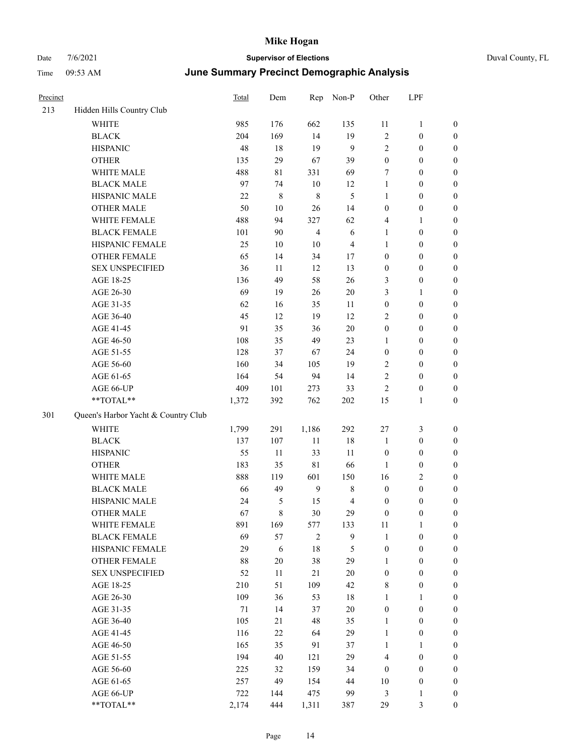# Mike Hogan

Date 7/6/2021 **Supervisor of Elections** Duval County, FL

Time 09:53 AM **June Summary Precinct Demographic Analysis**

| Precinct | | Total | Dem | Rep | Non-P | Other | LPF | |
|---|---|---|---|---|---|---|---|---|
| 213 | Hidden Hills Country Club | | | | | | | |
| | WHITE | 985 | 176 | 662 | 135 | 11 | 1 | 0 |
| | BLACK | 204 | 169 | 14 | 19 | 2 | 0 | 0 |
| | HISPANIC | 48 | 18 | 19 | 9 | 2 | 0 | 0 |
| | OTHER | 135 | 29 | 67 | 39 | 0 | 0 | 0 |
| | WHITE MALE | 488 | 81 | 331 | 69 | 7 | 0 | 0 |
| | BLACK MALE | 97 | 74 | 10 | 12 | 1 | 0 | 0 |
| | HISPANIC MALE | 22 | 8 | 8 | 5 | 1 | 0 | 0 |
| | OTHER MALE | 50 | 10 | 26 | 14 | 0 | 0 | 0 |
| | WHITE FEMALE | 488 | 94 | 327 | 62 | 4 | 1 | 0 |
| | BLACK FEMALE | 101 | 90 | 4 | 6 | 1 | 0 | 0 |
| | HISPANIC FEMALE | 25 | 10 | 10 | 4 | 1 | 0 | 0 |
| | OTHER FEMALE | 65 | 14 | 34 | 17 | 0 | 0 | 0 |
| | SEX UNSPECIFIED | 36 | 11 | 12 | 13 | 0 | 0 | 0 |
| | AGE 18-25 | 136 | 49 | 58 | 26 | 3 | 0 | 0 |
| | AGE 26-30 | 69 | 19 | 26 | 20 | 3 | 1 | 0 |
| | AGE 31-35 | 62 | 16 | 35 | 11 | 0 | 0 | 0 |
| | AGE 36-40 | 45 | 12 | 19 | 12 | 2 | 0 | 0 |
| | AGE 41-45 | 91 | 35 | 36 | 20 | 0 | 0 | 0 |
| | AGE 46-50 | 108 | 35 | 49 | 23 | 1 | 0 | 0 |
| | AGE 51-55 | 128 | 37 | 67 | 24 | 0 | 0 | 0 |
| | AGE 56-60 | 160 | 34 | 105 | 19 | 2 | 0 | 0 |
| | AGE 61-65 | 164 | 54 | 94 | 14 | 2 | 0 | 0 |
| | AGE 66-UP | 409 | 101 | 273 | 33 | 2 | 0 | 0 |
| | **TOTAL** | 1,372 | 392 | 762 | 202 | 15 | 1 | 0 |
| 301 | Queen's Harbor Yacht & Country Club | | | | | | | |
| | WHITE | 1,799 | 291 | 1,186 | 292 | 27 | 3 | 0 |
| | BLACK | 137 | 107 | 11 | 18 | 1 | 0 | 0 |
| | HISPANIC | 55 | 11 | 33 | 11 | 0 | 0 | 0 |
| | OTHER | 183 | 35 | 81 | 66 | 1 | 0 | 0 |
| | WHITE MALE | 888 | 119 | 601 | 150 | 16 | 2 | 0 |
| | BLACK MALE | 66 | 49 | 9 | 8 | 0 | 0 | 0 |
| | HISPANIC MALE | 24 | 5 | 15 | 4 | 0 | 0 | 0 |
| | OTHER MALE | 67 | 8 | 30 | 29 | 0 | 0 | 0 |
| | WHITE FEMALE | 891 | 169 | 577 | 133 | 11 | 1 | 0 |
| | BLACK FEMALE | 69 | 57 | 2 | 9 | 1 | 0 | 0 |
| | HISPANIC FEMALE | 29 | 6 | 18 | 5 | 0 | 0 | 0 |
| | OTHER FEMALE | 88 | 20 | 38 | 29 | 1 | 0 | 0 |
| | SEX UNSPECIFIED | 52 | 11 | 21 | 20 | 0 | 0 | 0 |
| | AGE 18-25 | 210 | 51 | 109 | 42 | 8 | 0 | 0 |
| | AGE 26-30 | 109 | 36 | 53 | 18 | 1 | 1 | 0 |
| | AGE 31-35 | 71 | 14 | 37 | 20 | 0 | 0 | 0 |
| | AGE 36-40 | 105 | 21 | 48 | 35 | 1 | 0 | 0 |
| | AGE 41-45 | 116 | 22 | 64 | 29 | 1 | 0 | 0 |
| | AGE 46-50 | 165 | 35 | 91 | 37 | 1 | 1 | 0 |
| | AGE 51-55 | 194 | 40 | 121 | 29 | 4 | 0 | 0 |
| | AGE 56-60 | 225 | 32 | 159 | 34 | 0 | 0 | 0 |
| | AGE 61-65 | 257 | 49 | 154 | 44 | 10 | 0 | 0 |
| | AGE 66-UP | 722 | 144 | 475 | 99 | 3 | 1 | 0 |
| | **TOTAL** | 2,174 | 444 | 1,311 | 387 | 29 | 3 | 0 |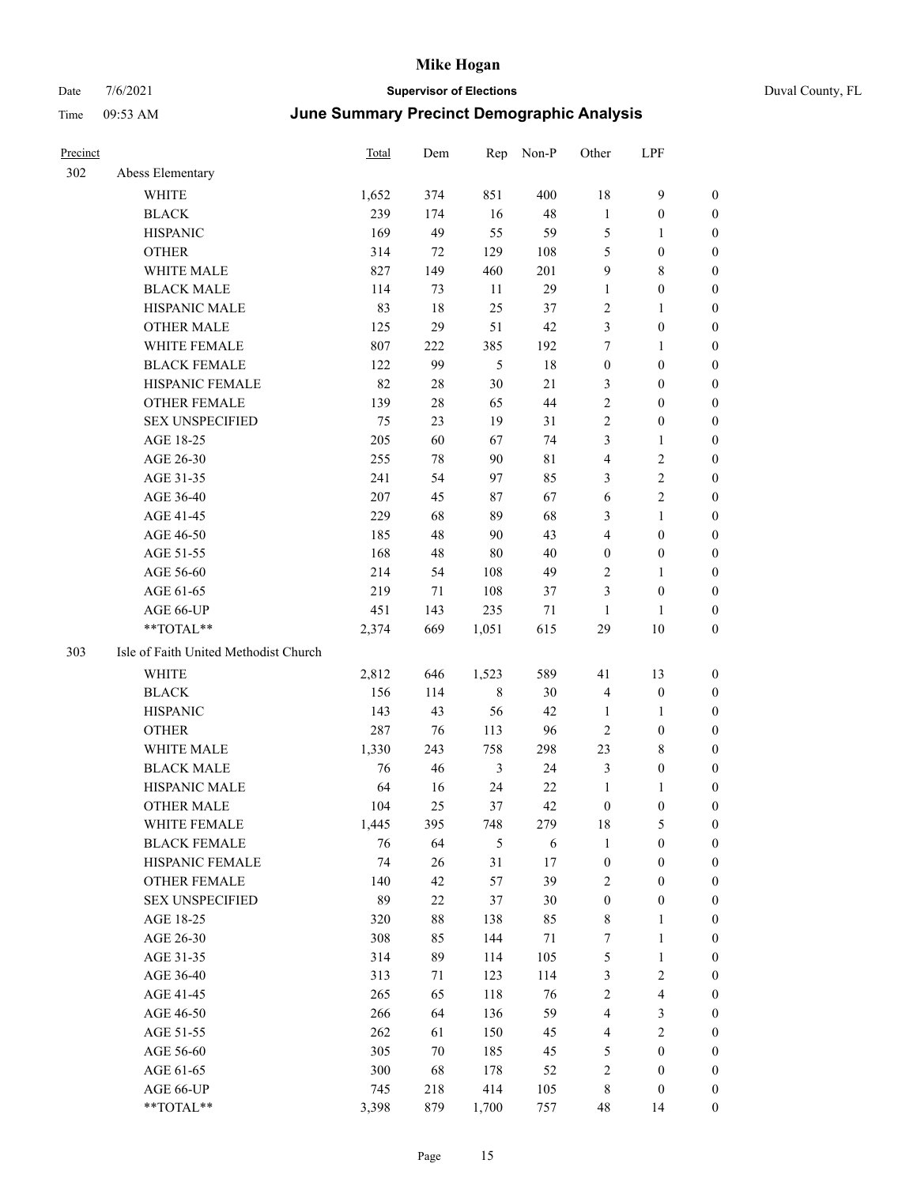# Mike Hogan

Date 7/6/2021 **Supervisor of Elections** Duval County, FL

Time 09:53 AM **June Summary Precinct Demographic Analysis**

| Precinct | | Total | Dem | Rep | Non-P | Other | LPF | |
|---|---|---|---|---|---|---|---|---|
| 302 | Abess Elementary | | | | | | | |
| | WHITE | 1,652 | 374 | 851 | 400 | 18 | 9 | 0 |
| | BLACK | 239 | 174 | 16 | 48 | 1 | 0 | 0 |
| | HISPANIC | 169 | 49 | 55 | 59 | 5 | 1 | 0 |
| | OTHER | 314 | 72 | 129 | 108 | 5 | 0 | 0 |
| | WHITE MALE | 827 | 149 | 460 | 201 | 9 | 8 | 0 |
| | BLACK MALE | 114 | 73 | 11 | 29 | 1 | 0 | 0 |
| | HISPANIC MALE | 83 | 18 | 25 | 37 | 2 | 1 | 0 |
| | OTHER MALE | 125 | 29 | 51 | 42 | 3 | 0 | 0 |
| | WHITE FEMALE | 807 | 222 | 385 | 192 | 7 | 1 | 0 |
| | BLACK FEMALE | 122 | 99 | 5 | 18 | 0 | 0 | 0 |
| | HISPANIC FEMALE | 82 | 28 | 30 | 21 | 3 | 0 | 0 |
| | OTHER FEMALE | 139 | 28 | 65 | 44 | 2 | 0 | 0 |
| | SEX UNSPECIFIED | 75 | 23 | 19 | 31 | 2 | 0 | 0 |
| | AGE 18-25 | 205 | 60 | 67 | 74 | 3 | 1 | 0 |
| | AGE 26-30 | 255 | 78 | 90 | 81 | 4 | 2 | 0 |
| | AGE 31-35 | 241 | 54 | 97 | 85 | 3 | 2 | 0 |
| | AGE 36-40 | 207 | 45 | 87 | 67 | 6 | 2 | 0 |
| | AGE 41-45 | 229 | 68 | 89 | 68 | 3 | 1 | 0 |
| | AGE 46-50 | 185 | 48 | 90 | 43 | 4 | 0 | 0 |
| | AGE 51-55 | 168 | 48 | 80 | 40 | 0 | 0 | 0 |
| | AGE 56-60 | 214 | 54 | 108 | 49 | 2 | 1 | 0 |
| | AGE 61-65 | 219 | 71 | 108 | 37 | 3 | 0 | 0 |
| | AGE 66-UP | 451 | 143 | 235 | 71 | 1 | 1 | 0 |
| | **TOTAL** | 2,374 | 669 | 1,051 | 615 | 29 | 10 | 0 |
| 303 | Isle of Faith United Methodist Church | | | | | | | |
| | WHITE | 2,812 | 646 | 1,523 | 589 | 41 | 13 | 0 |
| | BLACK | 156 | 114 | 8 | 30 | 4 | 0 | 0 |
| | HISPANIC | 143 | 43 | 56 | 42 | 1 | 1 | 0 |
| | OTHER | 287 | 76 | 113 | 96 | 2 | 0 | 0 |
| | WHITE MALE | 1,330 | 243 | 758 | 298 | 23 | 8 | 0 |
| | BLACK MALE | 76 | 46 | 3 | 24 | 3 | 0 | 0 |
| | HISPANIC MALE | 64 | 16 | 24 | 22 | 1 | 1 | 0 |
| | OTHER MALE | 104 | 25 | 37 | 42 | 0 | 0 | 0 |
| | WHITE FEMALE | 1,445 | 395 | 748 | 279 | 18 | 5 | 0 |
| | BLACK FEMALE | 76 | 64 | 5 | 6 | 1 | 0 | 0 |
| | HISPANIC FEMALE | 74 | 26 | 31 | 17 | 0 | 0 | 0 |
| | OTHER FEMALE | 140 | 42 | 57 | 39 | 2 | 0 | 0 |
| | SEX UNSPECIFIED | 89 | 22 | 37 | 30 | 0 | 0 | 0 |
| | AGE 18-25 | 320 | 88 | 138 | 85 | 8 | 1 | 0 |
| | AGE 26-30 | 308 | 85 | 144 | 71 | 7 | 1 | 0 |
| | AGE 31-35 | 314 | 89 | 114 | 105 | 5 | 1 | 0 |
| | AGE 36-40 | 313 | 71 | 123 | 114 | 3 | 2 | 0 |
| | AGE 41-45 | 265 | 65 | 118 | 76 | 2 | 4 | 0 |
| | AGE 46-50 | 266 | 64 | 136 | 59 | 4 | 3 | 0 |
| | AGE 51-55 | 262 | 61 | 150 | 45 | 4 | 2 | 0 |
| | AGE 56-60 | 305 | 70 | 185 | 45 | 5 | 0 | 0 |
| | AGE 61-65 | 300 | 68 | 178 | 52 | 2 | 0 | 0 |
| | AGE 66-UP | 745 | 218 | 414 | 105 | 8 | 0 | 0 |
| | **TOTAL** | 3,398 | 879 | 1,700 | 757 | 48 | 14 | 0 |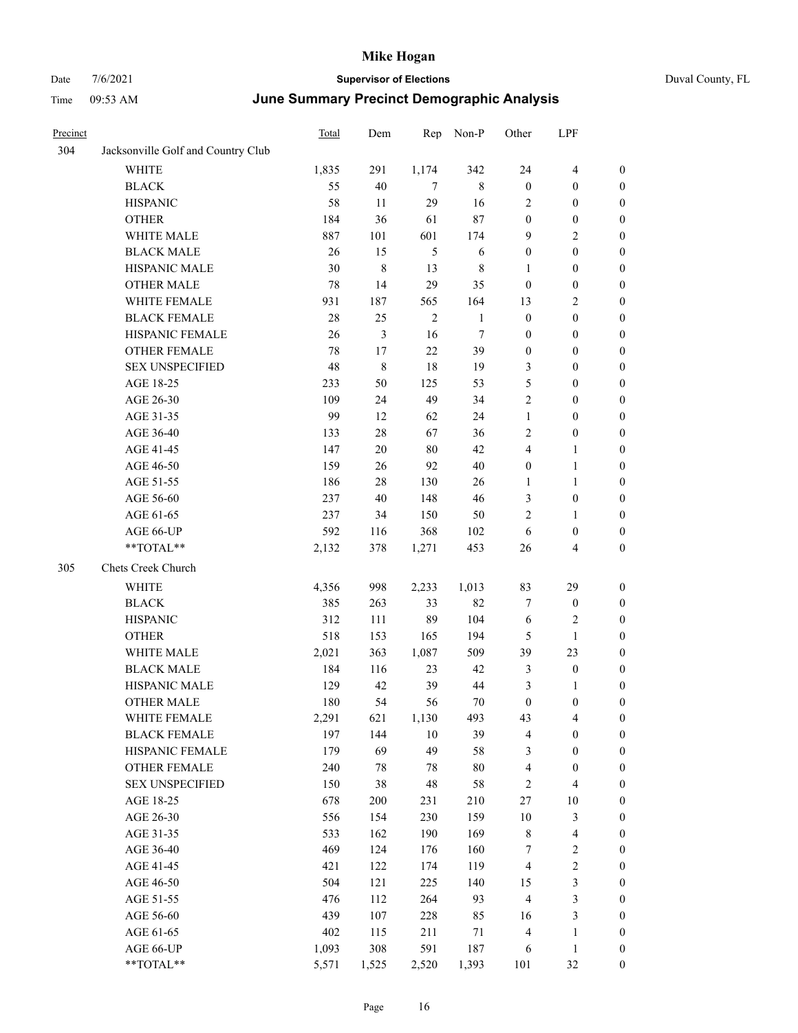| Precinct | | Total | Dem | Rep | Non-P | Other | LPF | |
|---|---|---|---|---|---|---|---|---|
| 304 | Jacksonville Golf and Country Club | | | | | | | |
| | WHITE | 1,835 | 291 | 1,174 | 342 | 24 | 4 | 0 |
| | BLACK | 55 | 40 | 7 | 8 | 0 | 0 | 0 |
| | HISPANIC | 58 | 11 | 29 | 16 | 2 | 0 | 0 |
| | OTHER | 184 | 36 | 61 | 87 | 0 | 0 | 0 |
| | WHITE MALE | 887 | 101 | 601 | 174 | 9 | 2 | 0 |
| | BLACK MALE | 26 | 15 | 5 | 6 | 0 | 0 | 0 |
| | HISPANIC MALE | 30 | 8 | 13 | 8 | 1 | 0 | 0 |
| | OTHER MALE | 78 | 14 | 29 | 35 | 0 | 0 | 0 |
| | WHITE FEMALE | 931 | 187 | 565 | 164 | 13 | 2 | 0 |
| | BLACK FEMALE | 28 | 25 | 2 | 1 | 0 | 0 | 0 |
| | HISPANIC FEMALE | 26 | 3 | 16 | 7 | 0 | 0 | 0 |
| | OTHER FEMALE | 78 | 17 | 22 | 39 | 0 | 0 | 0 |
| | SEX UNSPECIFIED | 48 | 8 | 18 | 19 | 3 | 0 | 0 |
| | AGE 18-25 | 233 | 50 | 125 | 53 | 5 | 0 | 0 |
| | AGE 26-30 | 109 | 24 | 49 | 34 | 2 | 0 | 0 |
| | AGE 31-35 | 99 | 12 | 62 | 24 | 1 | 0 | 0 |
| | AGE 36-40 | 133 | 28 | 67 | 36 | 2 | 0 | 0 |
| | AGE 41-45 | 147 | 20 | 80 | 42 | 4 | 1 | 0 |
| | AGE 46-50 | 159 | 26 | 92 | 40 | 0 | 1 | 0 |
| | AGE 51-55 | 186 | 28 | 130 | 26 | 1 | 1 | 0 |
| | AGE 56-60 | 237 | 40 | 148 | 46 | 3 | 0 | 0 |
| | AGE 61-65 | 237 | 34 | 150 | 50 | 2 | 1 | 0 |
| | AGE 66-UP | 592 | 116 | 368 | 102 | 6 | 0 | 0 |
| | **TOTAL** | 2,132 | 378 | 1,271 | 453 | 26 | 4 | 0 |
| 305 | Chets Creek Church | | | | | | | |
| | WHITE | 4,356 | 998 | 2,233 | 1,013 | 83 | 29 | 0 |
| | BLACK | 385 | 263 | 33 | 82 | 7 | 0 | 0 |
| | HISPANIC | 312 | 111 | 89 | 104 | 6 | 2 | 0 |
| | OTHER | 518 | 153 | 165 | 194 | 5 | 1 | 0 |
| | WHITE MALE | 2,021 | 363 | 1,087 | 509 | 39 | 23 | 0 |
| | BLACK MALE | 184 | 116 | 23 | 42 | 3 | 0 | 0 |
| | HISPANIC MALE | 129 | 42 | 39 | 44 | 3 | 1 | 0 |
| | OTHER MALE | 180 | 54 | 56 | 70 | 0 | 0 | 0 |
| | WHITE FEMALE | 2,291 | 621 | 1,130 | 493 | 43 | 4 | 0 |
| | BLACK FEMALE | 197 | 144 | 10 | 39 | 4 | 0 | 0 |
| | HISPANIC FEMALE | 179 | 69 | 49 | 58 | 3 | 0 | 0 |
| | OTHER FEMALE | 240 | 78 | 78 | 80 | 4 | 0 | 0 |
| | SEX UNSPECIFIED | 150 | 38 | 48 | 58 | 2 | 4 | 0 |
| | AGE 18-25 | 678 | 200 | 231 | 210 | 27 | 10 | 0 |
| | AGE 26-30 | 556 | 154 | 230 | 159 | 10 | 3 | 0 |
| | AGE 31-35 | 533 | 162 | 190 | 169 | 8 | 4 | 0 |
| | AGE 36-40 | 469 | 124 | 176 | 160 | 7 | 2 | 0 |
| | AGE 41-45 | 421 | 122 | 174 | 119 | 4 | 2 | 0 |
| | AGE 46-50 | 504 | 121 | 225 | 140 | 15 | 3 | 0 |
| | AGE 51-55 | 476 | 112 | 264 | 93 | 4 | 3 | 0 |
| | AGE 56-60 | 439 | 107 | 228 | 85 | 16 | 3 | 0 |
| | AGE 61-65 | 402 | 115 | 211 | 71 | 4 | 1 | 0 |
| | AGE 66-UP | 1,093 | 308 | 591 | 187 | 6 | 1 | 0 |
| | **TOTAL** | 5,571 | 1,525 | 2,520 | 1,393 | 101 | 32 | 0 |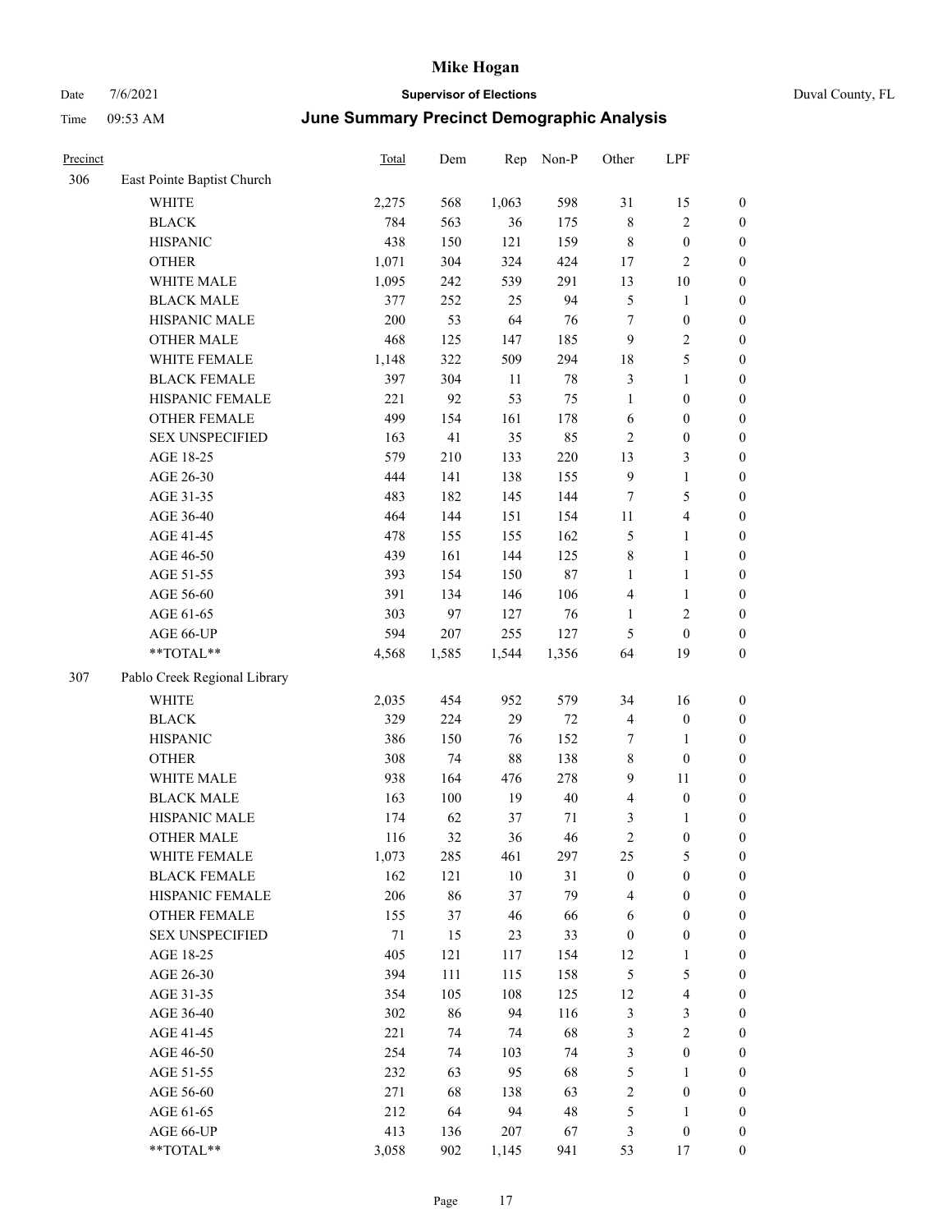# Mike Hogan

Date 7/6/2021 **Supervisor of Elections** Duval County, FL

Time 09:53 AM **June Summary Precinct Demographic Analysis**

| Precinct | | Total | Dem | Rep | Non-P | Other | LPF | |
|---|---|---|---|---|---|---|---|---|
| 306 | East Pointe Baptist Church | | | | | | | |
| | WHITE | 2,275 | 568 | 1,063 | 598 | 31 | 15 | 0 |
| | BLACK | 784 | 563 | 36 | 175 | 8 | 2 | 0 |
| | HISPANIC | 438 | 150 | 121 | 159 | 8 | 0 | 0 |
| | OTHER | 1,071 | 304 | 324 | 424 | 17 | 2 | 0 |
| | WHITE MALE | 1,095 | 242 | 539 | 291 | 13 | 10 | 0 |
| | BLACK MALE | 377 | 252 | 25 | 94 | 5 | 1 | 0 |
| | HISPANIC MALE | 200 | 53 | 64 | 76 | 7 | 0 | 0 |
| | OTHER MALE | 468 | 125 | 147 | 185 | 9 | 2 | 0 |
| | WHITE FEMALE | 1,148 | 322 | 509 | 294 | 18 | 5 | 0 |
| | BLACK FEMALE | 397 | 304 | 11 | 78 | 3 | 1 | 0 |
| | HISPANIC FEMALE | 221 | 92 | 53 | 75 | 1 | 0 | 0 |
| | OTHER FEMALE | 499 | 154 | 161 | 178 | 6 | 0 | 0 |
| | SEX UNSPECIFIED | 163 | 41 | 35 | 85 | 2 | 0 | 0 |
| | AGE 18-25 | 579 | 210 | 133 | 220 | 13 | 3 | 0 |
| | AGE 26-30 | 444 | 141 | 138 | 155 | 9 | 1 | 0 |
| | AGE 31-35 | 483 | 182 | 145 | 144 | 7 | 5 | 0 |
| | AGE 36-40 | 464 | 144 | 151 | 154 | 11 | 4 | 0 |
| | AGE 41-45 | 478 | 155 | 155 | 162 | 5 | 1 | 0 |
| | AGE 46-50 | 439 | 161 | 144 | 125 | 8 | 1 | 0 |
| | AGE 51-55 | 393 | 154 | 150 | 87 | 1 | 1 | 0 |
| | AGE 56-60 | 391 | 134 | 146 | 106 | 4 | 1 | 0 |
| | AGE 61-65 | 303 | 97 | 127 | 76 | 1 | 2 | 0 |
| | AGE 66-UP | 594 | 207 | 255 | 127 | 5 | 0 | 0 |
| | **TOTAL** | 4,568 | 1,585 | 1,544 | 1,356 | 64 | 19 | 0 |
| 307 | Pablo Creek Regional Library | | | | | | | |
| | WHITE | 2,035 | 454 | 952 | 579 | 34 | 16 | 0 |
| | BLACK | 329 | 224 | 29 | 72 | 4 | 0 | 0 |
| | HISPANIC | 386 | 150 | 76 | 152 | 7 | 1 | 0 |
| | OTHER | 308 | 74 | 88 | 138 | 8 | 0 | 0 |
| | WHITE MALE | 938 | 164 | 476 | 278 | 9 | 11 | 0 |
| | BLACK MALE | 163 | 100 | 19 | 40 | 4 | 0 | 0 |
| | HISPANIC MALE | 174 | 62 | 37 | 71 | 3 | 1 | 0 |
| | OTHER MALE | 116 | 32 | 36 | 46 | 2 | 0 | 0 |
| | WHITE FEMALE | 1,073 | 285 | 461 | 297 | 25 | 5 | 0 |
| | BLACK FEMALE | 162 | 121 | 10 | 31 | 0 | 0 | 0 |
| | HISPANIC FEMALE | 206 | 86 | 37 | 79 | 4 | 0 | 0 |
| | OTHER FEMALE | 155 | 37 | 46 | 66 | 6 | 0 | 0 |
| | SEX UNSPECIFIED | 71 | 15 | 23 | 33 | 0 | 0 | 0 |
| | AGE 18-25 | 405 | 121 | 117 | 154 | 12 | 1 | 0 |
| | AGE 26-30 | 394 | 111 | 115 | 158 | 5 | 5 | 0 |
| | AGE 31-35 | 354 | 105 | 108 | 125 | 12 | 4 | 0 |
| | AGE 36-40 | 302 | 86 | 94 | 116 | 3 | 3 | 0 |
| | AGE 41-45 | 221 | 74 | 74 | 68 | 3 | 2 | 0 |
| | AGE 46-50 | 254 | 74 | 103 | 74 | 3 | 0 | 0 |
| | AGE 51-55 | 232 | 63 | 95 | 68 | 5 | 1 | 0 |
| | AGE 56-60 | 271 | 68 | 138 | 63 | 2 | 0 | 0 |
| | AGE 61-65 | 212 | 64 | 94 | 48 | 5 | 1 | 0 |
| | AGE 66-UP | 413 | 136 | 207 | 67 | 3 | 0 | 0 |
| | **TOTAL** | 3,058 | 902 | 1,145 | 941 | 53 | 17 | 0 |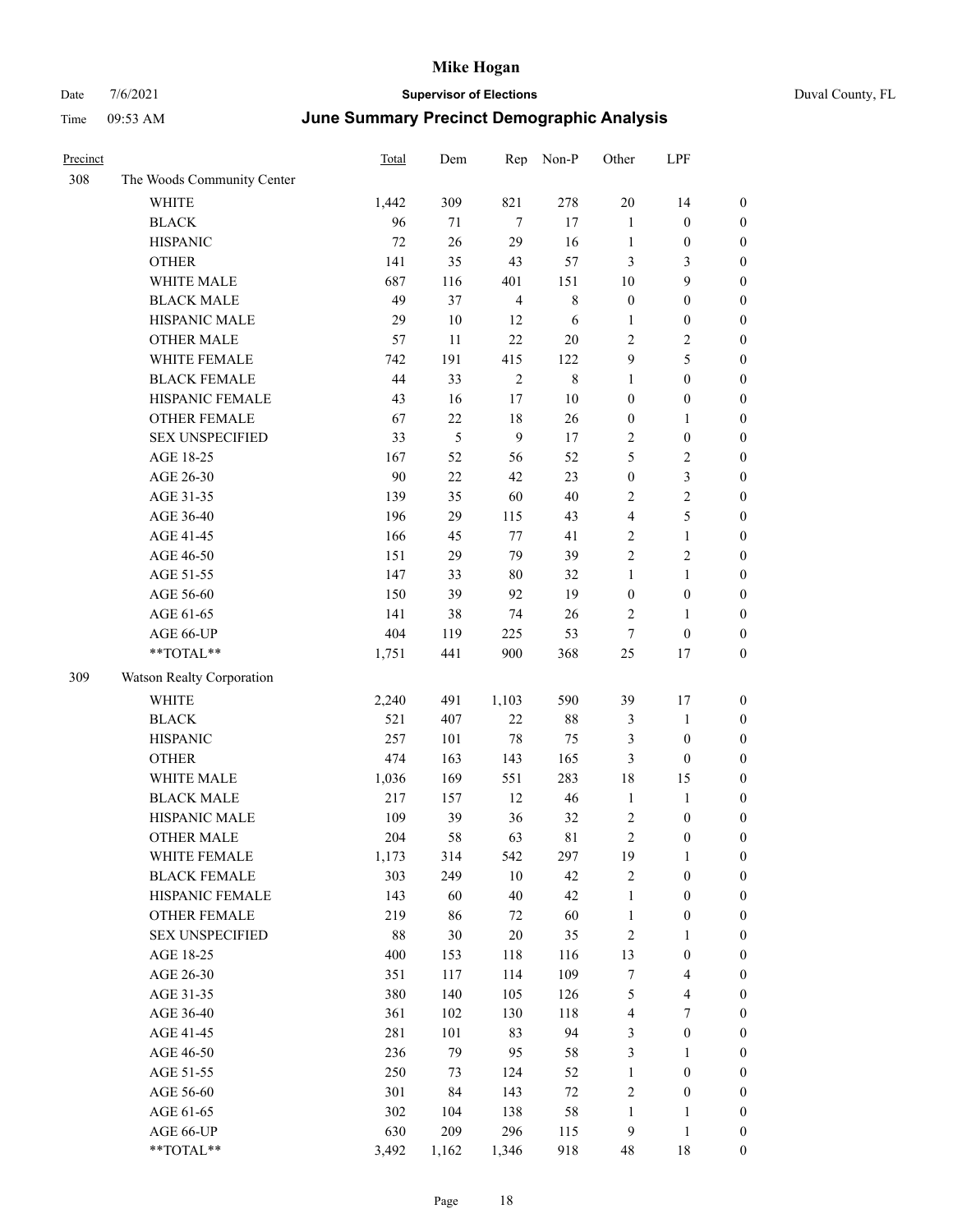# Mike Hogan

Date 7/6/2021 **Supervisor of Elections** Duval County, FL

Time 09:53 AM **June Summary Precinct Demographic Analysis**

| Precinct | | Total | Dem | Rep | Non-P | Other | LPF | |
|---|---|---|---|---|---|---|---|---|
| 308 | The Woods Community Center | | | | | | | |
| | WHITE | 1,442 | 309 | 821 | 278 | 20 | 14 | 0 |
| | BLACK | 96 | 71 | 7 | 17 | 1 | 0 | 0 |
| | HISPANIC | 72 | 26 | 29 | 16 | 1 | 0 | 0 |
| | OTHER | 141 | 35 | 43 | 57 | 3 | 3 | 0 |
| | WHITE MALE | 687 | 116 | 401 | 151 | 10 | 9 | 0 |
| | BLACK MALE | 49 | 37 | 4 | 8 | 0 | 0 | 0 |
| | HISPANIC MALE | 29 | 10 | 12 | 6 | 1 | 0 | 0 |
| | OTHER MALE | 57 | 11 | 22 | 20 | 2 | 2 | 0 |
| | WHITE FEMALE | 742 | 191 | 415 | 122 | 9 | 5 | 0 |
| | BLACK FEMALE | 44 | 33 | 2 | 8 | 1 | 0 | 0 |
| | HISPANIC FEMALE | 43 | 16 | 17 | 10 | 0 | 0 | 0 |
| | OTHER FEMALE | 67 | 22 | 18 | 26 | 0 | 1 | 0 |
| | SEX UNSPECIFIED | 33 | 5 | 9 | 17 | 2 | 0 | 0 |
| | AGE 18-25 | 167 | 52 | 56 | 52 | 5 | 2 | 0 |
| | AGE 26-30 | 90 | 22 | 42 | 23 | 0 | 3 | 0 |
| | AGE 31-35 | 139 | 35 | 60 | 40 | 2 | 2 | 0 |
| | AGE 36-40 | 196 | 29 | 115 | 43 | 4 | 5 | 0 |
| | AGE 41-45 | 166 | 45 | 77 | 41 | 2 | 1 | 0 |
| | AGE 46-50 | 151 | 29 | 79 | 39 | 2 | 2 | 0 |
| | AGE 51-55 | 147 | 33 | 80 | 32 | 1 | 1 | 0 |
| | AGE 56-60 | 150 | 39 | 92 | 19 | 0 | 0 | 0 |
| | AGE 61-65 | 141 | 38 | 74 | 26 | 2 | 1 | 0 |
| | AGE 66-UP | 404 | 119 | 225 | 53 | 7 | 0 | 0 |
| | **TOTAL** | 1,751 | 441 | 900 | 368 | 25 | 17 | 0 |
| 309 | Watson Realty Corporation | | | | | | | |
| | WHITE | 2,240 | 491 | 1,103 | 590 | 39 | 17 | 0 |
| | BLACK | 521 | 407 | 22 | 88 | 3 | 1 | 0 |
| | HISPANIC | 257 | 101 | 78 | 75 | 3 | 0 | 0 |
| | OTHER | 474 | 163 | 143 | 165 | 3 | 0 | 0 |
| | WHITE MALE | 1,036 | 169 | 551 | 283 | 18 | 15 | 0 |
| | BLACK MALE | 217 | 157 | 12 | 46 | 1 | 1 | 0 |
| | HISPANIC MALE | 109 | 39 | 36 | 32 | 2 | 0 | 0 |
| | OTHER MALE | 204 | 58 | 63 | 81 | 2 | 0 | 0 |
| | WHITE FEMALE | 1,173 | 314 | 542 | 297 | 19 | 1 | 0 |
| | BLACK FEMALE | 303 | 249 | 10 | 42 | 2 | 0 | 0 |
| | HISPANIC FEMALE | 143 | 60 | 40 | 42 | 1 | 0 | 0 |
| | OTHER FEMALE | 219 | 86 | 72 | 60 | 1 | 0 | 0 |
| | SEX UNSPECIFIED | 88 | 30 | 20 | 35 | 2 | 1 | 0 |
| | AGE 18-25 | 400 | 153 | 118 | 116 | 13 | 0 | 0 |
| | AGE 26-30 | 351 | 117 | 114 | 109 | 7 | 4 | 0 |
| | AGE 31-35 | 380 | 140 | 105 | 126 | 5 | 4 | 0 |
| | AGE 36-40 | 361 | 102 | 130 | 118 | 4 | 7 | 0 |
| | AGE 41-45 | 281 | 101 | 83 | 94 | 3 | 0 | 0 |
| | AGE 46-50 | 236 | 79 | 95 | 58 | 3 | 1 | 0 |
| | AGE 51-55 | 250 | 73 | 124 | 52 | 1 | 0 | 0 |
| | AGE 56-60 | 301 | 84 | 143 | 72 | 2 | 0 | 0 |
| | AGE 61-65 | 302 | 104 | 138 | 58 | 1 | 1 | 0 |
| | AGE 66-UP | 630 | 209 | 296 | 115 | 9 | 1 | 0 |
| | **TOTAL** | 3,492 | 1,162 | 1,346 | 918 | 48 | 18 | 0 |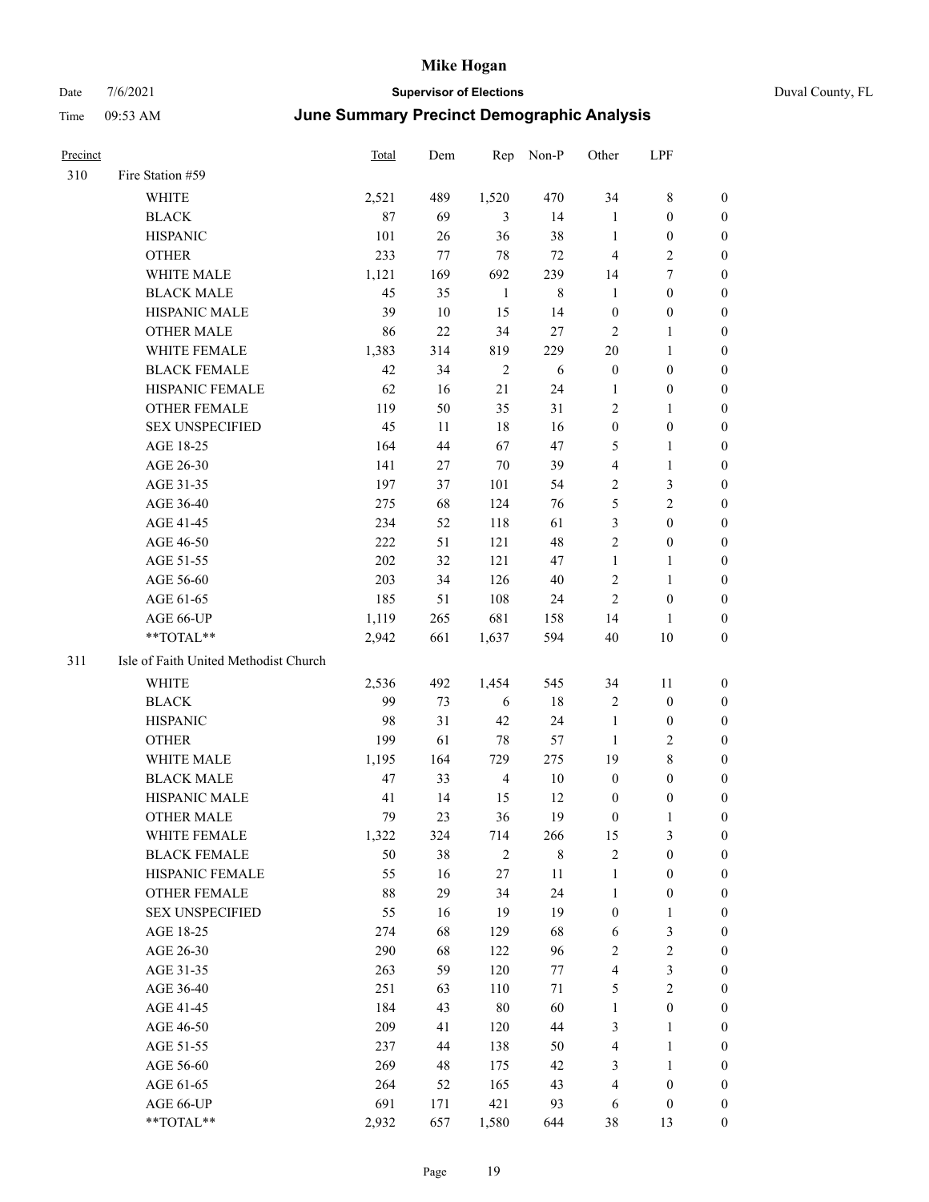# Mike Hogan

Date 7/6/2021 **Supervisor of Elections** Duval County, FL

Time 09:53 AM **June Summary Precinct Demographic Analysis**

| Precinct | | Total | Dem | Rep | Non-P | Other | LPF | |
|---|---|---|---|---|---|---|---|---|
| 310 | Fire Station #59 | | | | | | | |
| | WHITE | 2,521 | 489 | 1,520 | 470 | 34 | 8 | 0 |
| | BLACK | 87 | 69 | 3 | 14 | 1 | 0 | 0 |
| | HISPANIC | 101 | 26 | 36 | 38 | 1 | 0 | 0 |
| | OTHER | 233 | 77 | 78 | 72 | 4 | 2 | 0 |
| | WHITE MALE | 1,121 | 169 | 692 | 239 | 14 | 7 | 0 |
| | BLACK MALE | 45 | 35 | 1 | 8 | 1 | 0 | 0 |
| | HISPANIC MALE | 39 | 10 | 15 | 14 | 0 | 0 | 0 |
| | OTHER MALE | 86 | 22 | 34 | 27 | 2 | 1 | 0 |
| | WHITE FEMALE | 1,383 | 314 | 819 | 229 | 20 | 1 | 0 |
| | BLACK FEMALE | 42 | 34 | 2 | 6 | 0 | 0 | 0 |
| | HISPANIC FEMALE | 62 | 16 | 21 | 24 | 1 | 0 | 0 |
| | OTHER FEMALE | 119 | 50 | 35 | 31 | 2 | 1 | 0 |
| | SEX UNSPECIFIED | 45 | 11 | 18 | 16 | 0 | 0 | 0 |
| | AGE 18-25 | 164 | 44 | 67 | 47 | 5 | 1 | 0 |
| | AGE 26-30 | 141 | 27 | 70 | 39 | 4 | 1 | 0 |
| | AGE 31-35 | 197 | 37 | 101 | 54 | 2 | 3 | 0 |
| | AGE 36-40 | 275 | 68 | 124 | 76 | 5 | 2 | 0 |
| | AGE 41-45 | 234 | 52 | 118 | 61 | 3 | 0 | 0 |
| | AGE 46-50 | 222 | 51 | 121 | 48 | 2 | 0 | 0 |
| | AGE 51-55 | 202 | 32 | 121 | 47 | 1 | 1 | 0 |
| | AGE 56-60 | 203 | 34 | 126 | 40 | 2 | 1 | 0 |
| | AGE 61-65 | 185 | 51 | 108 | 24 | 2 | 0 | 0 |
| | AGE 66-UP | 1,119 | 265 | 681 | 158 | 14 | 1 | 0 |
| | **TOTAL** | 2,942 | 661 | 1,637 | 594 | 40 | 10 | 0 |
| 311 | Isle of Faith United Methodist Church | | | | | | | |
| | WHITE | 2,536 | 492 | 1,454 | 545 | 34 | 11 | 0 |
| | BLACK | 99 | 73 | 6 | 18 | 2 | 0 | 0 |
| | HISPANIC | 98 | 31 | 42 | 24 | 1 | 0 | 0 |
| | OTHER | 199 | 61 | 78 | 57 | 1 | 2 | 0 |
| | WHITE MALE | 1,195 | 164 | 729 | 275 | 19 | 8 | 0 |
| | BLACK MALE | 47 | 33 | 4 | 10 | 0 | 0 | 0 |
| | HISPANIC MALE | 41 | 14 | 15 | 12 | 0 | 0 | 0 |
| | OTHER MALE | 79 | 23 | 36 | 19 | 0 | 1 | 0 |
| | WHITE FEMALE | 1,322 | 324 | 714 | 266 | 15 | 3 | 0 |
| | BLACK FEMALE | 50 | 38 | 2 | 8 | 2 | 0 | 0 |
| | HISPANIC FEMALE | 55 | 16 | 27 | 11 | 1 | 0 | 0 |
| | OTHER FEMALE | 88 | 29 | 34 | 24 | 1 | 0 | 0 |
| | SEX UNSPECIFIED | 55 | 16 | 19 | 19 | 0 | 1 | 0 |
| | AGE 18-25 | 274 | 68 | 129 | 68 | 6 | 3 | 0 |
| | AGE 26-30 | 290 | 68 | 122 | 96 | 2 | 2 | 0 |
| | AGE 31-35 | 263 | 59 | 120 | 77 | 4 | 3 | 0 |
| | AGE 36-40 | 251 | 63 | 110 | 71 | 5 | 2 | 0 |
| | AGE 41-45 | 184 | 43 | 80 | 60 | 1 | 0 | 0 |
| | AGE 46-50 | 209 | 41 | 120 | 44 | 3 | 1 | 0 |
| | AGE 51-55 | 237 | 44 | 138 | 50 | 4 | 1 | 0 |
| | AGE 56-60 | 269 | 48 | 175 | 42 | 3 | 1 | 0 |
| | AGE 61-65 | 264 | 52 | 165 | 43 | 4 | 0 | 0 |
| | AGE 66-UP | 691 | 171 | 421 | 93 | 6 | 0 | 0 |
| | **TOTAL** | 2,932 | 657 | 1,580 | 644 | 38 | 13 | 0 |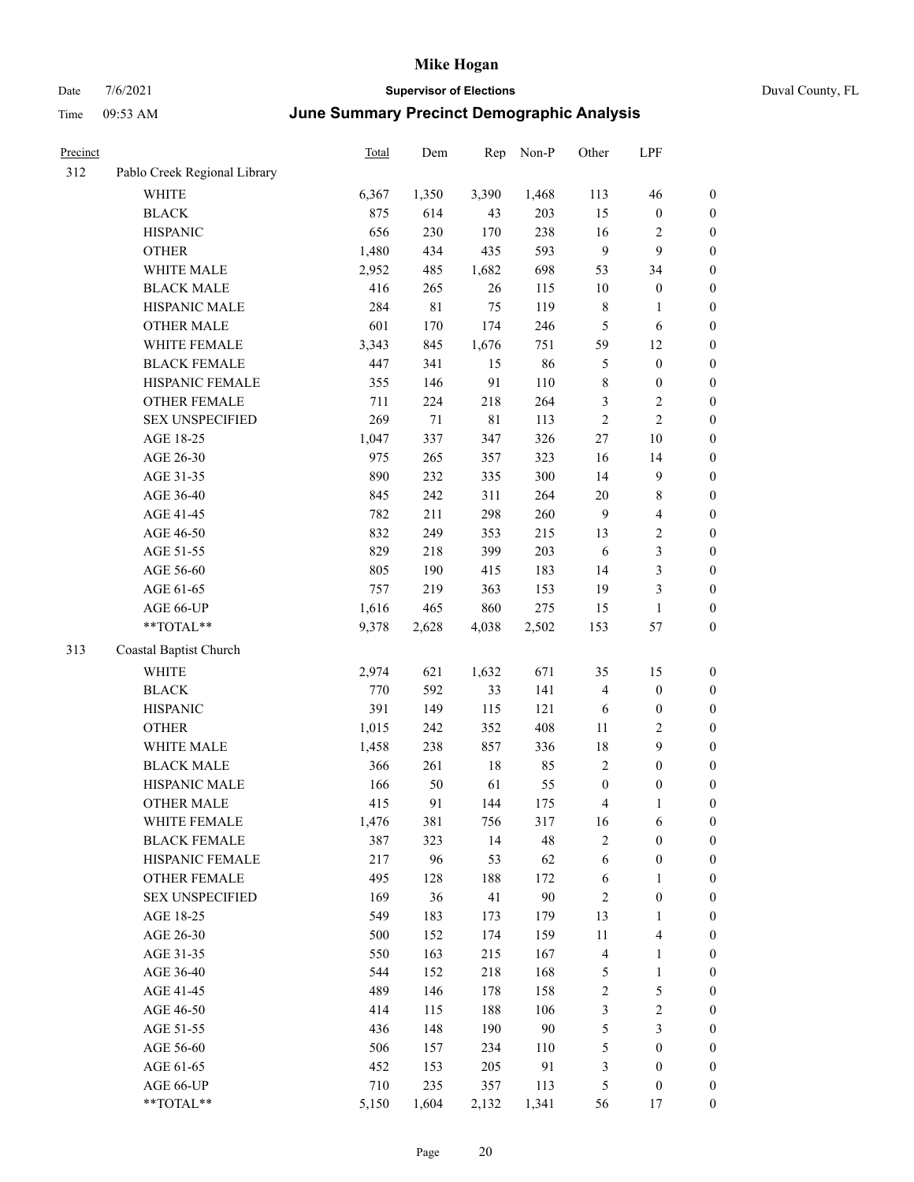# Mike Hogan

Date 7/6/2021 | **Supervisor of Elections** | Duval County, FL

Time 09:53 AM | **June Summary Precinct Demographic Analysis**

| Precinct | | Total | Dem | Rep | Non-P | Other | LPF | |
|---|---|---|---|---|---|---|---|---|
| 312 | Pablo Creek Regional Library | | | | | | | |
| | WHITE | 6,367 | 1,350 | 3,390 | 1,468 | 113 | 46 | 0 |
| | BLACK | 875 | 614 | 43 | 203 | 15 | 0 | 0 |
| | HISPANIC | 656 | 230 | 170 | 238 | 16 | 2 | 0 |
| | OTHER | 1,480 | 434 | 435 | 593 | 9 | 9 | 0 |
| | WHITE MALE | 2,952 | 485 | 1,682 | 698 | 53 | 34 | 0 |
| | BLACK MALE | 416 | 265 | 26 | 115 | 10 | 0 | 0 |
| | HISPANIC MALE | 284 | 81 | 75 | 119 | 8 | 1 | 0 |
| | OTHER MALE | 601 | 170 | 174 | 246 | 5 | 6 | 0 |
| | WHITE FEMALE | 3,343 | 845 | 1,676 | 751 | 59 | 12 | 0 |
| | BLACK FEMALE | 447 | 341 | 15 | 86 | 5 | 0 | 0 |
| | HISPANIC FEMALE | 355 | 146 | 91 | 110 | 8 | 0 | 0 |
| | OTHER FEMALE | 711 | 224 | 218 | 264 | 3 | 2 | 0 |
| | SEX UNSPECIFIED | 269 | 71 | 81 | 113 | 2 | 2 | 0 |
| | AGE 18-25 | 1,047 | 337 | 347 | 326 | 27 | 10 | 0 |
| | AGE 26-30 | 975 | 265 | 357 | 323 | 16 | 14 | 0 |
| | AGE 31-35 | 890 | 232 | 335 | 300 | 14 | 9 | 0 |
| | AGE 36-40 | 845 | 242 | 311 | 264 | 20 | 8 | 0 |
| | AGE 41-45 | 782 | 211 | 298 | 260 | 9 | 4 | 0 |
| | AGE 46-50 | 832 | 249 | 353 | 215 | 13 | 2 | 0 |
| | AGE 51-55 | 829 | 218 | 399 | 203 | 6 | 3 | 0 |
| | AGE 56-60 | 805 | 190 | 415 | 183 | 14 | 3 | 0 |
| | AGE 61-65 | 757 | 219 | 363 | 153 | 19 | 3 | 0 |
| | AGE 66-UP | 1,616 | 465 | 860 | 275 | 15 | 1 | 0 |
| | **TOTAL** | 9,378 | 2,628 | 4,038 | 2,502 | 153 | 57 | 0 |
| 313 | Coastal Baptist Church | | | | | | | |
| | WHITE | 2,974 | 621 | 1,632 | 671 | 35 | 15 | 0 |
| | BLACK | 770 | 592 | 33 | 141 | 4 | 0 | 0 |
| | HISPANIC | 391 | 149 | 115 | 121 | 6 | 0 | 0 |
| | OTHER | 1,015 | 242 | 352 | 408 | 11 | 2 | 0 |
| | WHITE MALE | 1,458 | 238 | 857 | 336 | 18 | 9 | 0 |
| | BLACK MALE | 366 | 261 | 18 | 85 | 2 | 0 | 0 |
| | HISPANIC MALE | 166 | 50 | 61 | 55 | 0 | 0 | 0 |
| | OTHER MALE | 415 | 91 | 144 | 175 | 4 | 1 | 0 |
| | WHITE FEMALE | 1,476 | 381 | 756 | 317 | 16 | 6 | 0 |
| | BLACK FEMALE | 387 | 323 | 14 | 48 | 2 | 0 | 0 |
| | HISPANIC FEMALE | 217 | 96 | 53 | 62 | 6 | 0 | 0 |
| | OTHER FEMALE | 495 | 128 | 188 | 172 | 6 | 1 | 0 |
| | SEX UNSPECIFIED | 169 | 36 | 41 | 90 | 2 | 0 | 0 |
| | AGE 18-25 | 549 | 183 | 173 | 179 | 13 | 1 | 0 |
| | AGE 26-30 | 500 | 152 | 174 | 159 | 11 | 4 | 0 |
| | AGE 31-35 | 550 | 163 | 215 | 167 | 4 | 1 | 0 |
| | AGE 36-40 | 544 | 152 | 218 | 168 | 5 | 1 | 0 |
| | AGE 41-45 | 489 | 146 | 178 | 158 | 2 | 5 | 0 |
| | AGE 46-50 | 414 | 115 | 188 | 106 | 3 | 2 | 0 |
| | AGE 51-55 | 436 | 148 | 190 | 90 | 5 | 3 | 0 |
| | AGE 56-60 | 506 | 157 | 234 | 110 | 5 | 0 | 0 |
| | AGE 61-65 | 452 | 153 | 205 | 91 | 3 | 0 | 0 |
| | AGE 66-UP | 710 | 235 | 357 | 113 | 5 | 0 | 0 |
| | **TOTAL** | 5,150 | 1,604 | 2,132 | 1,341 | 56 | 17 | 0 |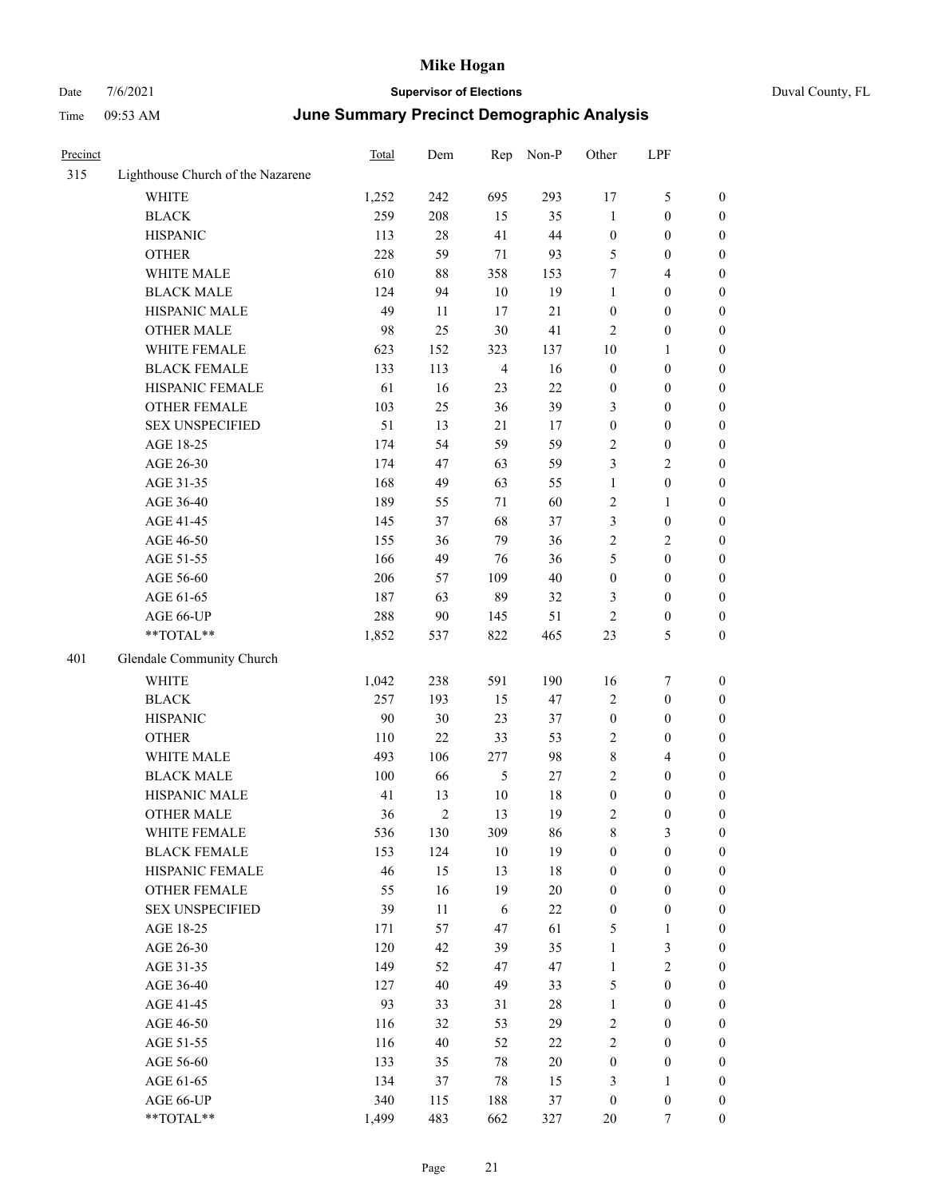| Precinct | | Total | Dem | Rep | Non-P | Other | LPF | |
|---|---|---|---|---|---|---|---|---|
| 315 | Lighthouse Church of the Nazarene | | | | | | | |
| | WHITE | 1,252 | 242 | 695 | 293 | 17 | 5 | 0 |
| | BLACK | 259 | 208 | 15 | 35 | 1 | 0 | 0 |
| | HISPANIC | 113 | 28 | 41 | 44 | 0 | 0 | 0 |
| | OTHER | 228 | 59 | 71 | 93 | 5 | 0 | 0 |
| | WHITE MALE | 610 | 88 | 358 | 153 | 7 | 4 | 0 |
| | BLACK MALE | 124 | 94 | 10 | 19 | 1 | 0 | 0 |
| | HISPANIC MALE | 49 | 11 | 17 | 21 | 0 | 0 | 0 |
| | OTHER MALE | 98 | 25 | 30 | 41 | 2 | 0 | 0 |
| | WHITE FEMALE | 623 | 152 | 323 | 137 | 10 | 1 | 0 |
| | BLACK FEMALE | 133 | 113 | 4 | 16 | 0 | 0 | 0 |
| | HISPANIC FEMALE | 61 | 16 | 23 | 22 | 0 | 0 | 0 |
| | OTHER FEMALE | 103 | 25 | 36 | 39 | 3 | 0 | 0 |
| | SEX UNSPECIFIED | 51 | 13 | 21 | 17 | 0 | 0 | 0 |
| | AGE 18-25 | 174 | 54 | 59 | 59 | 2 | 0 | 0 |
| | AGE 26-30 | 174 | 47 | 63 | 59 | 3 | 2 | 0 |
| | AGE 31-35 | 168 | 49 | 63 | 55 | 1 | 0 | 0 |
| | AGE 36-40 | 189 | 55 | 71 | 60 | 2 | 1 | 0 |
| | AGE 41-45 | 145 | 37 | 68 | 37 | 3 | 0 | 0 |
| | AGE 46-50 | 155 | 36 | 79 | 36 | 2 | 2 | 0 |
| | AGE 51-55 | 166 | 49 | 76 | 36 | 5 | 0 | 0 |
| | AGE 56-60 | 206 | 57 | 109 | 40 | 0 | 0 | 0 |
| | AGE 61-65 | 187 | 63 | 89 | 32 | 3 | 0 | 0 |
| | AGE 66-UP | 288 | 90 | 145 | 51 | 2 | 0 | 0 |
| | **TOTAL** | 1,852 | 537 | 822 | 465 | 23 | 5 | 0 |
| 401 | Glendale Community Church | | | | | | | |
| | WHITE | 1,042 | 238 | 591 | 190 | 16 | 7 | 0 |
| | BLACK | 257 | 193 | 15 | 47 | 2 | 0 | 0 |
| | HISPANIC | 90 | 30 | 23 | 37 | 0 | 0 | 0 |
| | OTHER | 110 | 22 | 33 | 53 | 2 | 0 | 0 |
| | WHITE MALE | 493 | 106 | 277 | 98 | 8 | 4 | 0 |
| | BLACK MALE | 100 | 66 | 5 | 27 | 2 | 0 | 0 |
| | HISPANIC MALE | 41 | 13 | 10 | 18 | 0 | 0 | 0 |
| | OTHER MALE | 36 | 2 | 13 | 19 | 2 | 0 | 0 |
| | WHITE FEMALE | 536 | 130 | 309 | 86 | 8 | 3 | 0 |
| | BLACK FEMALE | 153 | 124 | 10 | 19 | 0 | 0 | 0 |
| | HISPANIC FEMALE | 46 | 15 | 13 | 18 | 0 | 0 | 0 |
| | OTHER FEMALE | 55 | 16 | 19 | 20 | 0 | 0 | 0 |
| | SEX UNSPECIFIED | 39 | 11 | 6 | 22 | 0 | 0 | 0 |
| | AGE 18-25 | 171 | 57 | 47 | 61 | 5 | 1 | 0 |
| | AGE 26-30 | 120 | 42 | 39 | 35 | 1 | 3 | 0 |
| | AGE 31-35 | 149 | 52 | 47 | 47 | 1 | 2 | 0 |
| | AGE 36-40 | 127 | 40 | 49 | 33 | 5 | 0 | 0 |
| | AGE 41-45 | 93 | 33 | 31 | 28 | 1 | 0 | 0 |
| | AGE 46-50 | 116 | 32 | 53 | 29 | 2 | 0 | 0 |
| | AGE 51-55 | 116 | 40 | 52 | 22 | 2 | 0 | 0 |
| | AGE 56-60 | 133 | 35 | 78 | 20 | 0 | 0 | 0 |
| | AGE 61-65 | 134 | 37 | 78 | 15 | 3 | 1 | 0 |
| | AGE 66-UP | 340 | 115 | 188 | 37 | 0 | 0 | 0 |
| | **TOTAL** | 1,499 | 483 | 662 | 327 | 20 | 7 | 0 |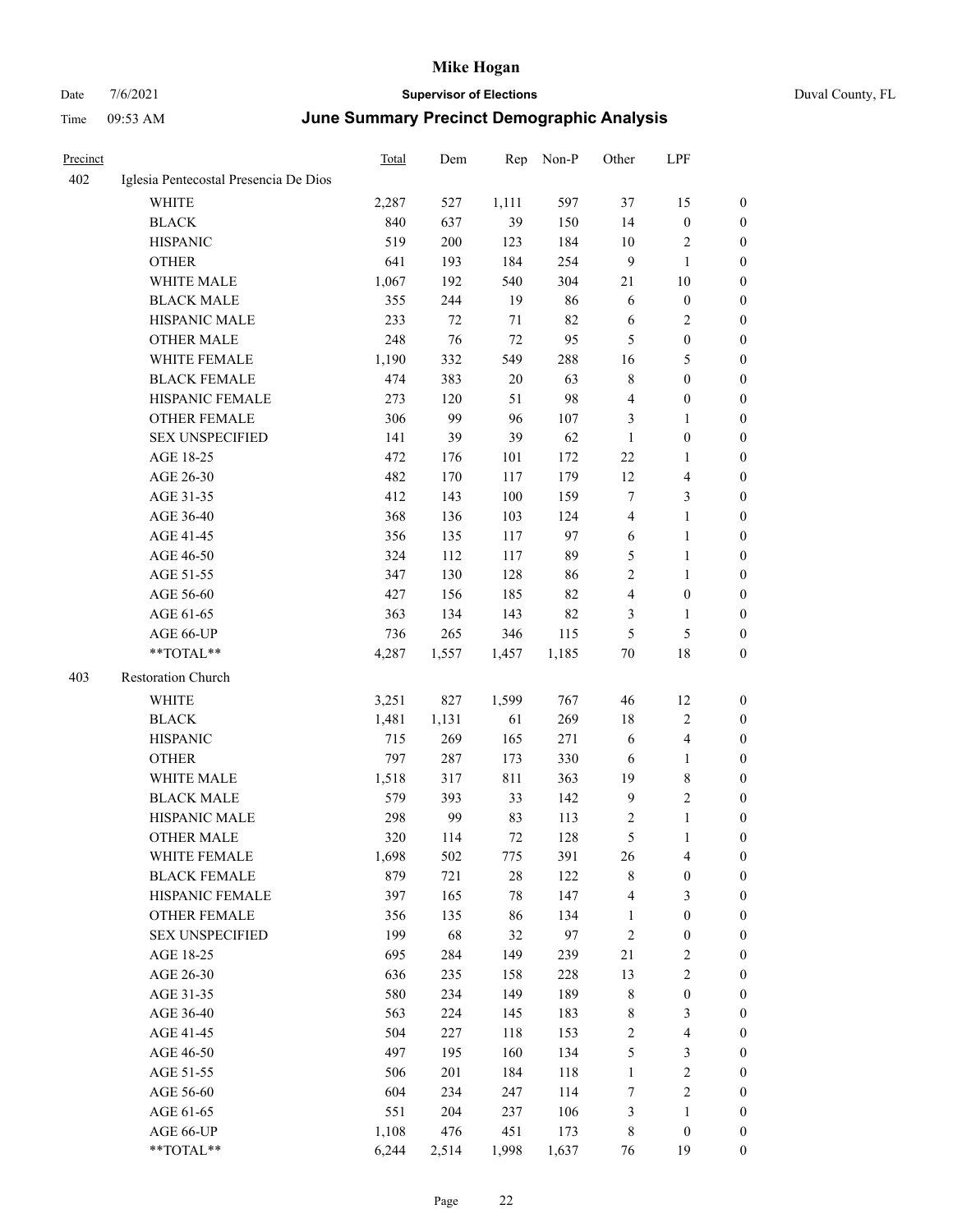# Mike Hogan

Date 7/6/2021 **Supervisor of Elections** Duval County, FL

Time 09:53 AM **June Summary Precinct Demographic Analysis**

| Precinct | | Total | Dem | Rep | Non-P | Other | LPF | |
|---|---|---|---|---|---|---|---|---|
| 402 | Iglesia Pentecostal Presencia De Dios | | | | | | | |
| | WHITE | 2,287 | 527 | 1,111 | 597 | 37 | 15 | 0 |
| | BLACK | 840 | 637 | 39 | 150 | 14 | 0 | 0 |
| | HISPANIC | 519 | 200 | 123 | 184 | 10 | 2 | 0 |
| | OTHER | 641 | 193 | 184 | 254 | 9 | 1 | 0 |
| | WHITE MALE | 1,067 | 192 | 540 | 304 | 21 | 10 | 0 |
| | BLACK MALE | 355 | 244 | 19 | 86 | 6 | 0 | 0 |
| | HISPANIC MALE | 233 | 72 | 71 | 82 | 6 | 2 | 0 |
| | OTHER MALE | 248 | 76 | 72 | 95 | 5 | 0 | 0 |
| | WHITE FEMALE | 1,190 | 332 | 549 | 288 | 16 | 5 | 0 |
| | BLACK FEMALE | 474 | 383 | 20 | 63 | 8 | 0 | 0 |
| | HISPANIC FEMALE | 273 | 120 | 51 | 98 | 4 | 0 | 0 |
| | OTHER FEMALE | 306 | 99 | 96 | 107 | 3 | 1 | 0 |
| | SEX UNSPECIFIED | 141 | 39 | 39 | 62 | 1 | 0 | 0 |
| | AGE 18-25 | 472 | 176 | 101 | 172 | 22 | 1 | 0 |
| | AGE 26-30 | 482 | 170 | 117 | 179 | 12 | 4 | 0 |
| | AGE 31-35 | 412 | 143 | 100 | 159 | 7 | 3 | 0 |
| | AGE 36-40 | 368 | 136 | 103 | 124 | 4 | 1 | 0 |
| | AGE 41-45 | 356 | 135 | 117 | 97 | 6 | 1 | 0 |
| | AGE 46-50 | 324 | 112 | 117 | 89 | 5 | 1 | 0 |
| | AGE 51-55 | 347 | 130 | 128 | 86 | 2 | 1 | 0 |
| | AGE 56-60 | 427 | 156 | 185 | 82 | 4 | 0 | 0 |
| | AGE 61-65 | 363 | 134 | 143 | 82 | 3 | 1 | 0 |
| | AGE 66-UP | 736 | 265 | 346 | 115 | 5 | 5 | 0 |
| | **TOTAL** | 4,287 | 1,557 | 1,457 | 1,185 | 70 | 18 | 0 |
| 403 | Restoration Church | | | | | | | |
| | WHITE | 3,251 | 827 | 1,599 | 767 | 46 | 12 | 0 |
| | BLACK | 1,481 | 1,131 | 61 | 269 | 18 | 2 | 0 |
| | HISPANIC | 715 | 269 | 165 | 271 | 6 | 4 | 0 |
| | OTHER | 797 | 287 | 173 | 330 | 6 | 1 | 0 |
| | WHITE MALE | 1,518 | 317 | 811 | 363 | 19 | 8 | 0 |
| | BLACK MALE | 579 | 393 | 33 | 142 | 9 | 2 | 0 |
| | HISPANIC MALE | 298 | 99 | 83 | 113 | 2 | 1 | 0 |
| | OTHER MALE | 320 | 114 | 72 | 128 | 5 | 1 | 0 |
| | WHITE FEMALE | 1,698 | 502 | 775 | 391 | 26 | 4 | 0 |
| | BLACK FEMALE | 879 | 721 | 28 | 122 | 8 | 0 | 0 |
| | HISPANIC FEMALE | 397 | 165 | 78 | 147 | 4 | 3 | 0 |
| | OTHER FEMALE | 356 | 135 | 86 | 134 | 1 | 0 | 0 |
| | SEX UNSPECIFIED | 199 | 68 | 32 | 97 | 2 | 0 | 0 |
| | AGE 18-25 | 695 | 284 | 149 | 239 | 21 | 2 | 0 |
| | AGE 26-30 | 636 | 235 | 158 | 228 | 13 | 2 | 0 |
| | AGE 31-35 | 580 | 234 | 149 | 189 | 8 | 0 | 0 |
| | AGE 36-40 | 563 | 224 | 145 | 183 | 8 | 3 | 0 |
| | AGE 41-45 | 504 | 227 | 118 | 153 | 2 | 4 | 0 |
| | AGE 46-50 | 497 | 195 | 160 | 134 | 5 | 3 | 0 |
| | AGE 51-55 | 506 | 201 | 184 | 118 | 1 | 2 | 0 |
| | AGE 56-60 | 604 | 234 | 247 | 114 | 7 | 2 | 0 |
| | AGE 61-65 | 551 | 204 | 237 | 106 | 3 | 1 | 0 |
| | AGE 66-UP | 1,108 | 476 | 451 | 173 | 8 | 0 | 0 |
| | **TOTAL** | 6,244 | 2,514 | 1,998 | 1,637 | 76 | 19 | 0 |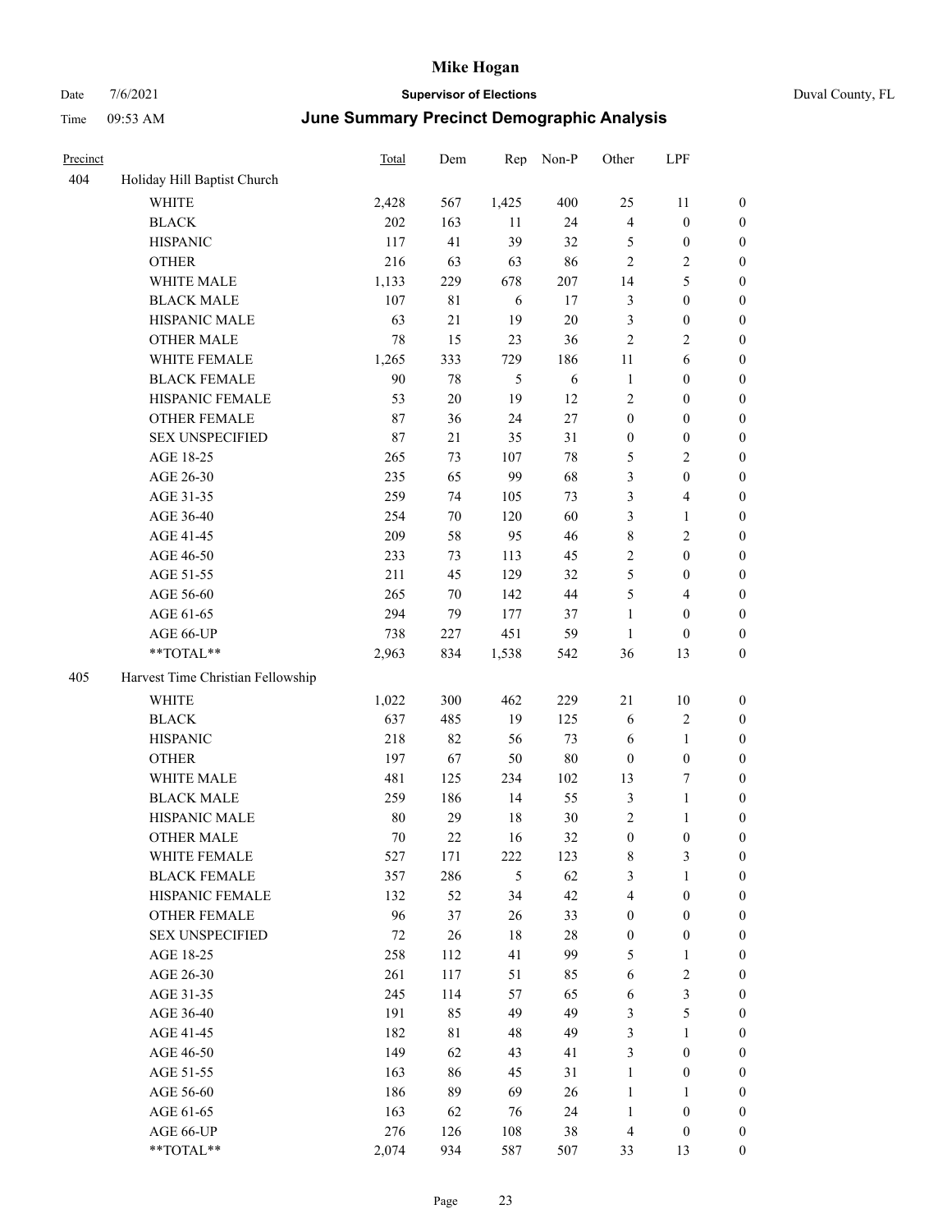# Mike Hogan

Date 7/6/2021 **Supervisor of Elections** Duval County, FL

Time 09:53 AM **June Summary Precinct Demographic Analysis**

| Precinct | | Total | Dem | Rep | Non-P | Other | LPF | |
|---|---|---|---|---|---|---|---|---|
| 404 | Holiday Hill Baptist Church | | | | | | | |
| | WHITE | 2,428 | 567 | 1,425 | 400 | 25 | 11 | 0 |
| | BLACK | 202 | 163 | 11 | 24 | 4 | 0 | 0 |
| | HISPANIC | 117 | 41 | 39 | 32 | 5 | 0 | 0 |
| | OTHER | 216 | 63 | 63 | 86 | 2 | 2 | 0 |
| | WHITE MALE | 1,133 | 229 | 678 | 207 | 14 | 5 | 0 |
| | BLACK MALE | 107 | 81 | 6 | 17 | 3 | 0 | 0 |
| | HISPANIC MALE | 63 | 21 | 19 | 20 | 3 | 0 | 0 |
| | OTHER MALE | 78 | 15 | 23 | 36 | 2 | 2 | 0 |
| | WHITE FEMALE | 1,265 | 333 | 729 | 186 | 11 | 6 | 0 |
| | BLACK FEMALE | 90 | 78 | 5 | 6 | 1 | 0 | 0 |
| | HISPANIC FEMALE | 53 | 20 | 19 | 12 | 2 | 0 | 0 |
| | OTHER FEMALE | 87 | 36 | 24 | 27 | 0 | 0 | 0 |
| | SEX UNSPECIFIED | 87 | 21 | 35 | 31 | 0 | 0 | 0 |
| | AGE 18-25 | 265 | 73 | 107 | 78 | 5 | 2 | 0 |
| | AGE 26-30 | 235 | 65 | 99 | 68 | 3 | 0 | 0 |
| | AGE 31-35 | 259 | 74 | 105 | 73 | 3 | 4 | 0 |
| | AGE 36-40 | 254 | 70 | 120 | 60 | 3 | 1 | 0 |
| | AGE 41-45 | 209 | 58 | 95 | 46 | 8 | 2 | 0 |
| | AGE 46-50 | 233 | 73 | 113 | 45 | 2 | 0 | 0 |
| | AGE 51-55 | 211 | 45 | 129 | 32 | 5 | 0 | 0 |
| | AGE 56-60 | 265 | 70 | 142 | 44 | 5 | 4 | 0 |
| | AGE 61-65 | 294 | 79 | 177 | 37 | 1 | 0 | 0 |
| | AGE 66-UP | 738 | 227 | 451 | 59 | 1 | 0 | 0 |
| | **TOTAL** | 2,963 | 834 | 1,538 | 542 | 36 | 13 | 0 |
| 405 | Harvest Time Christian Fellowship | | | | | | | |
| | WHITE | 1,022 | 300 | 462 | 229 | 21 | 10 | 0 |
| | BLACK | 637 | 485 | 19 | 125 | 6 | 2 | 0 |
| | HISPANIC | 218 | 82 | 56 | 73 | 6 | 1 | 0 |
| | OTHER | 197 | 67 | 50 | 80 | 0 | 0 | 0 |
| | WHITE MALE | 481 | 125 | 234 | 102 | 13 | 7 | 0 |
| | BLACK MALE | 259 | 186 | 14 | 55 | 3 | 1 | 0 |
| | HISPANIC MALE | 80 | 29 | 18 | 30 | 2 | 1 | 0 |
| | OTHER MALE | 70 | 22 | 16 | 32 | 0 | 0 | 0 |
| | WHITE FEMALE | 527 | 171 | 222 | 123 | 8 | 3 | 0 |
| | BLACK FEMALE | 357 | 286 | 5 | 62 | 3 | 1 | 0 |
| | HISPANIC FEMALE | 132 | 52 | 34 | 42 | 4 | 0 | 0 |
| | OTHER FEMALE | 96 | 37 | 26 | 33 | 0 | 0 | 0 |
| | SEX UNSPECIFIED | 72 | 26 | 18 | 28 | 0 | 0 | 0 |
| | AGE 18-25 | 258 | 112 | 41 | 99 | 5 | 1 | 0 |
| | AGE 26-30 | 261 | 117 | 51 | 85 | 6 | 2 | 0 |
| | AGE 31-35 | 245 | 114 | 57 | 65 | 6 | 3 | 0 |
| | AGE 36-40 | 191 | 85 | 49 | 49 | 3 | 5 | 0 |
| | AGE 41-45 | 182 | 81 | 48 | 49 | 3 | 1 | 0 |
| | AGE 46-50 | 149 | 62 | 43 | 41 | 3 | 0 | 0 |
| | AGE 51-55 | 163 | 86 | 45 | 31 | 1 | 0 | 0 |
| | AGE 56-60 | 186 | 89 | 69 | 26 | 1 | 1 | 0 |
| | AGE 61-65 | 163 | 62 | 76 | 24 | 1 | 0 | 0 |
| | AGE 66-UP | 276 | 126 | 108 | 38 | 4 | 0 | 0 |
| | **TOTAL** | 2,074 | 934 | 587 | 507 | 33 | 13 | 0 |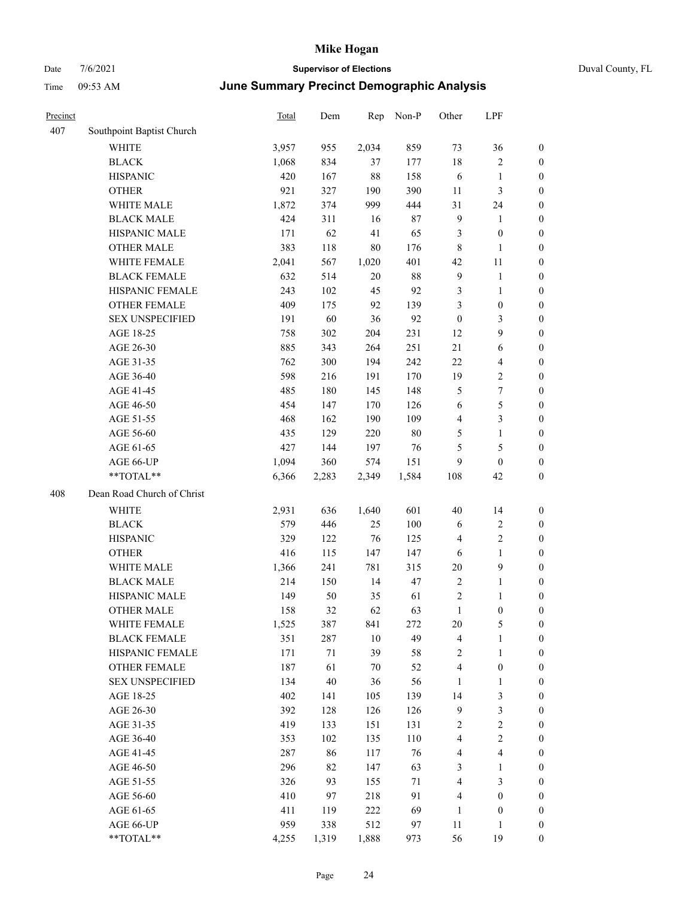# Mike Hogan

Date 7/6/2021 **Supervisor of Elections** Duval County, FL

Time 09:53 AM **June Summary Precinct Demographic Analysis**

| Precinct | | Total | Dem | Rep | Non-P | Other | LPF | |
|---|---|---|---|---|---|---|---|---|
| 407 | Southpoint Baptist Church | | | | | | | |
| | WHITE | 3,957 | 955 | 2,034 | 859 | 73 | 36 | 0 |
| | BLACK | 1,068 | 834 | 37 | 177 | 18 | 2 | 0 |
| | HISPANIC | 420 | 167 | 88 | 158 | 6 | 1 | 0 |
| | OTHER | 921 | 327 | 190 | 390 | 11 | 3 | 0 |
| | WHITE MALE | 1,872 | 374 | 999 | 444 | 31 | 24 | 0 |
| | BLACK MALE | 424 | 311 | 16 | 87 | 9 | 1 | 0 |
| | HISPANIC MALE | 171 | 62 | 41 | 65 | 3 | 0 | 0 |
| | OTHER MALE | 383 | 118 | 80 | 176 | 8 | 1 | 0 |
| | WHITE FEMALE | 2,041 | 567 | 1,020 | 401 | 42 | 11 | 0 |
| | BLACK FEMALE | 632 | 514 | 20 | 88 | 9 | 1 | 0 |
| | HISPANIC FEMALE | 243 | 102 | 45 | 92 | 3 | 1 | 0 |
| | OTHER FEMALE | 409 | 175 | 92 | 139 | 3 | 0 | 0 |
| | SEX UNSPECIFIED | 191 | 60 | 36 | 92 | 0 | 3 | 0 |
| | AGE 18-25 | 758 | 302 | 204 | 231 | 12 | 9 | 0 |
| | AGE 26-30 | 885 | 343 | 264 | 251 | 21 | 6 | 0 |
| | AGE 31-35 | 762 | 300 | 194 | 242 | 22 | 4 | 0 |
| | AGE 36-40 | 598 | 216 | 191 | 170 | 19 | 2 | 0 |
| | AGE 41-45 | 485 | 180 | 145 | 148 | 5 | 7 | 0 |
| | AGE 46-50 | 454 | 147 | 170 | 126 | 6 | 5 | 0 |
| | AGE 51-55 | 468 | 162 | 190 | 109 | 4 | 3 | 0 |
| | AGE 56-60 | 435 | 129 | 220 | 80 | 5 | 1 | 0 |
| | AGE 61-65 | 427 | 144 | 197 | 76 | 5 | 5 | 0 |
| | AGE 66-UP | 1,094 | 360 | 574 | 151 | 9 | 0 | 0 |
| | **TOTAL** | 6,366 | 2,283 | 2,349 | 1,584 | 108 | 42 | 0 |
| 408 | Dean Road Church of Christ | | | | | | | |
| | WHITE | 2,931 | 636 | 1,640 | 601 | 40 | 14 | 0 |
| | BLACK | 579 | 446 | 25 | 100 | 6 | 2 | 0 |
| | HISPANIC | 329 | 122 | 76 | 125 | 4 | 2 | 0 |
| | OTHER | 416 | 115 | 147 | 147 | 6 | 1 | 0 |
| | WHITE MALE | 1,366 | 241 | 781 | 315 | 20 | 9 | 0 |
| | BLACK MALE | 214 | 150 | 14 | 47 | 2 | 1 | 0 |
| | HISPANIC MALE | 149 | 50 | 35 | 61 | 2 | 1 | 0 |
| | OTHER MALE | 158 | 32 | 62 | 63 | 1 | 0 | 0 |
| | WHITE FEMALE | 1,525 | 387 | 841 | 272 | 20 | 5 | 0 |
| | BLACK FEMALE | 351 | 287 | 10 | 49 | 4 | 1 | 0 |
| | HISPANIC FEMALE | 171 | 71 | 39 | 58 | 2 | 1 | 0 |
| | OTHER FEMALE | 187 | 61 | 70 | 52 | 4 | 0 | 0 |
| | SEX UNSPECIFIED | 134 | 40 | 36 | 56 | 1 | 1 | 0 |
| | AGE 18-25 | 402 | 141 | 105 | 139 | 14 | 3 | 0 |
| | AGE 26-30 | 392 | 128 | 126 | 126 | 9 | 3 | 0 |
| | AGE 31-35 | 419 | 133 | 151 | 131 | 2 | 2 | 0 |
| | AGE 36-40 | 353 | 102 | 135 | 110 | 4 | 2 | 0 |
| | AGE 41-45 | 287 | 86 | 117 | 76 | 4 | 4 | 0 |
| | AGE 46-50 | 296 | 82 | 147 | 63 | 3 | 1 | 0 |
| | AGE 51-55 | 326 | 93 | 155 | 71 | 4 | 3 | 0 |
| | AGE 56-60 | 410 | 97 | 218 | 91 | 4 | 0 | 0 |
| | AGE 61-65 | 411 | 119 | 222 | 69 | 1 | 0 | 0 |
| | AGE 66-UP | 959 | 338 | 512 | 97 | 11 | 1 | 0 |
| | **TOTAL** | 4,255 | 1,319 | 1,888 | 973 | 56 | 19 | 0 |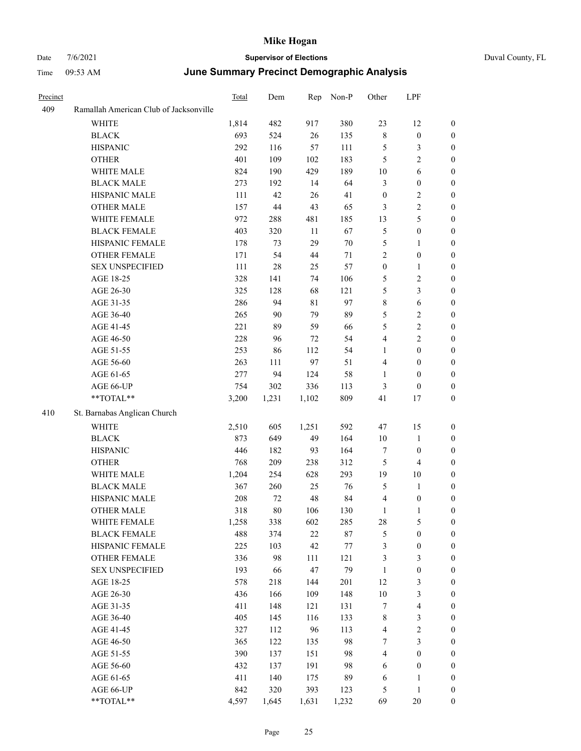# Mike Hogan

Date 7/6/2021 **Supervisor of Elections** Duval County, FL

Time 09:53 AM **June Summary Precinct Demographic Analysis**

| Precinct | | Total | Dem | Rep | Non-P | Other | LPF | |
|---|---|---|---|---|---|---|---|---|
| 409 | Ramallah American Club of Jacksonville | | | | | | | |
| | WHITE | 1,814 | 482 | 917 | 380 | 23 | 12 | 0 |
| | BLACK | 693 | 524 | 26 | 135 | 8 | 0 | 0 |
| | HISPANIC | 292 | 116 | 57 | 111 | 5 | 3 | 0 |
| | OTHER | 401 | 109 | 102 | 183 | 5 | 2 | 0 |
| | WHITE MALE | 824 | 190 | 429 | 189 | 10 | 6 | 0 |
| | BLACK MALE | 273 | 192 | 14 | 64 | 3 | 0 | 0 |
| | HISPANIC MALE | 111 | 42 | 26 | 41 | 0 | 2 | 0 |
| | OTHER MALE | 157 | 44 | 43 | 65 | 3 | 2 | 0 |
| | WHITE FEMALE | 972 | 288 | 481 | 185 | 13 | 5 | 0 |
| | BLACK FEMALE | 403 | 320 | 11 | 67 | 5 | 0 | 0 |
| | HISPANIC FEMALE | 178 | 73 | 29 | 70 | 5 | 1 | 0 |
| | OTHER FEMALE | 171 | 54 | 44 | 71 | 2 | 0 | 0 |
| | SEX UNSPECIFIED | 111 | 28 | 25 | 57 | 0 | 1 | 0 |
| | AGE 18-25 | 328 | 141 | 74 | 106 | 5 | 2 | 0 |
| | AGE 26-30 | 325 | 128 | 68 | 121 | 5 | 3 | 0 |
| | AGE 31-35 | 286 | 94 | 81 | 97 | 8 | 6 | 0 |
| | AGE 36-40 | 265 | 90 | 79 | 89 | 5 | 2 | 0 |
| | AGE 41-45 | 221 | 89 | 59 | 66 | 5 | 2 | 0 |
| | AGE 46-50 | 228 | 96 | 72 | 54 | 4 | 2 | 0 |
| | AGE 51-55 | 253 | 86 | 112 | 54 | 1 | 0 | 0 |
| | AGE 56-60 | 263 | 111 | 97 | 51 | 4 | 0 | 0 |
| | AGE 61-65 | 277 | 94 | 124 | 58 | 1 | 0 | 0 |
| | AGE 66-UP | 754 | 302 | 336 | 113 | 3 | 0 | 0 |
| | **TOTAL** | 3,200 | 1,231 | 1,102 | 809 | 41 | 17 | 0 |
| 410 | St. Barnabas Anglican Church | | | | | | | |
| | WHITE | 2,510 | 605 | 1,251 | 592 | 47 | 15 | 0 |
| | BLACK | 873 | 649 | 49 | 164 | 10 | 1 | 0 |
| | HISPANIC | 446 | 182 | 93 | 164 | 7 | 0 | 0 |
| | OTHER | 768 | 209 | 238 | 312 | 5 | 4 | 0 |
| | WHITE MALE | 1,204 | 254 | 628 | 293 | 19 | 10 | 0 |
| | BLACK MALE | 367 | 260 | 25 | 76 | 5 | 1 | 0 |
| | HISPANIC MALE | 208 | 72 | 48 | 84 | 4 | 0 | 0 |
| | OTHER MALE | 318 | 80 | 106 | 130 | 1 | 1 | 0 |
| | WHITE FEMALE | 1,258 | 338 | 602 | 285 | 28 | 5 | 0 |
| | BLACK FEMALE | 488 | 374 | 22 | 87 | 5 | 0 | 0 |
| | HISPANIC FEMALE | 225 | 103 | 42 | 77 | 3 | 0 | 0 |
| | OTHER FEMALE | 336 | 98 | 111 | 121 | 3 | 3 | 0 |
| | SEX UNSPECIFIED | 193 | 66 | 47 | 79 | 1 | 0 | 0 |
| | AGE 18-25 | 578 | 218 | 144 | 201 | 12 | 3 | 0 |
| | AGE 26-30 | 436 | 166 | 109 | 148 | 10 | 3 | 0 |
| | AGE 31-35 | 411 | 148 | 121 | 131 | 7 | 4 | 0 |
| | AGE 36-40 | 405 | 145 | 116 | 133 | 8 | 3 | 0 |
| | AGE 41-45 | 327 | 112 | 96 | 113 | 4 | 2 | 0 |
| | AGE 46-50 | 365 | 122 | 135 | 98 | 7 | 3 | 0 |
| | AGE 51-55 | 390 | 137 | 151 | 98 | 4 | 0 | 0 |
| | AGE 56-60 | 432 | 137 | 191 | 98 | 6 | 0 | 0 |
| | AGE 61-65 | 411 | 140 | 175 | 89 | 6 | 1 | 0 |
| | AGE 66-UP | 842 | 320 | 393 | 123 | 5 | 1 | 0 |
| | **TOTAL** | 4,597 | 1,645 | 1,631 | 1,232 | 69 | 20 | 0 |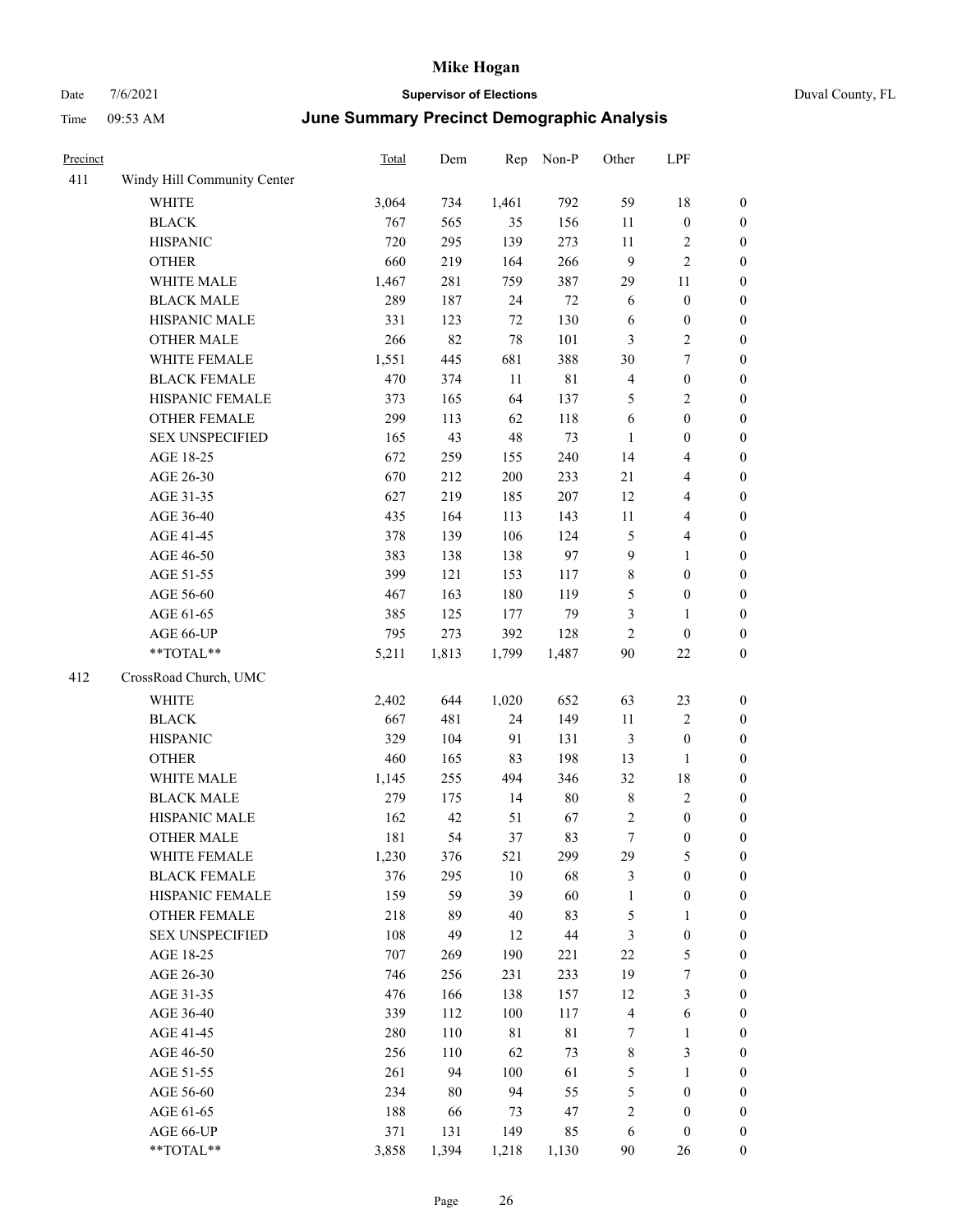# Mike Hogan

Date 7/6/2021 | **Supervisor of Elections** | Duval County, FL

Time 09:53 AM | **June Summary Precinct Demographic Analysis**

| Precinct | | Total | Dem | Rep | Non-P | Other | LPF | |
|---|---|---|---|---|---|---|---|---|
| 411 | Windy Hill Community Center | | | | | | | |
| | WHITE | 3,064 | 734 | 1,461 | 792 | 59 | 18 | 0 |
| | BLACK | 767 | 565 | 35 | 156 | 11 | 0 | 0 |
| | HISPANIC | 720 | 295 | 139 | 273 | 11 | 2 | 0 |
| | OTHER | 660 | 219 | 164 | 266 | 9 | 2 | 0 |
| | WHITE MALE | 1,467 | 281 | 759 | 387 | 29 | 11 | 0 |
| | BLACK MALE | 289 | 187 | 24 | 72 | 6 | 0 | 0 |
| | HISPANIC MALE | 331 | 123 | 72 | 130 | 6 | 0 | 0 |
| | OTHER MALE | 266 | 82 | 78 | 101 | 3 | 2 | 0 |
| | WHITE FEMALE | 1,551 | 445 | 681 | 388 | 30 | 7 | 0 |
| | BLACK FEMALE | 470 | 374 | 11 | 81 | 4 | 0 | 0 |
| | HISPANIC FEMALE | 373 | 165 | 64 | 137 | 5 | 2 | 0 |
| | OTHER FEMALE | 299 | 113 | 62 | 118 | 6 | 0 | 0 |
| | SEX UNSPECIFIED | 165 | 43 | 48 | 73 | 1 | 0 | 0 |
| | AGE 18-25 | 672 | 259 | 155 | 240 | 14 | 4 | 0 |
| | AGE 26-30 | 670 | 212 | 200 | 233 | 21 | 4 | 0 |
| | AGE 31-35 | 627 | 219 | 185 | 207 | 12 | 4 | 0 |
| | AGE 36-40 | 435 | 164 | 113 | 143 | 11 | 4 | 0 |
| | AGE 41-45 | 378 | 139 | 106 | 124 | 5 | 4 | 0 |
| | AGE 46-50 | 383 | 138 | 138 | 97 | 9 | 1 | 0 |
| | AGE 51-55 | 399 | 121 | 153 | 117 | 8 | 0 | 0 |
| | AGE 56-60 | 467 | 163 | 180 | 119 | 5 | 0 | 0 |
| | AGE 61-65 | 385 | 125 | 177 | 79 | 3 | 1 | 0 |
| | AGE 66-UP | 795 | 273 | 392 | 128 | 2 | 0 | 0 |
| | **TOTAL** | 5,211 | 1,813 | 1,799 | 1,487 | 90 | 22 | 0 |
| 412 | CrossRoad Church, UMC | | | | | | | |
| | WHITE | 2,402 | 644 | 1,020 | 652 | 63 | 23 | 0 |
| | BLACK | 667 | 481 | 24 | 149 | 11 | 2 | 0 |
| | HISPANIC | 329 | 104 | 91 | 131 | 3 | 0 | 0 |
| | OTHER | 460 | 165 | 83 | 198 | 13 | 1 | 0 |
| | WHITE MALE | 1,145 | 255 | 494 | 346 | 32 | 18 | 0 |
| | BLACK MALE | 279 | 175 | 14 | 80 | 8 | 2 | 0 |
| | HISPANIC MALE | 162 | 42 | 51 | 67 | 2 | 0 | 0 |
| | OTHER MALE | 181 | 54 | 37 | 83 | 7 | 0 | 0 |
| | WHITE FEMALE | 1,230 | 376 | 521 | 299 | 29 | 5 | 0 |
| | BLACK FEMALE | 376 | 295 | 10 | 68 | 3 | 0 | 0 |
| | HISPANIC FEMALE | 159 | 59 | 39 | 60 | 1 | 0 | 0 |
| | OTHER FEMALE | 218 | 89 | 40 | 83 | 5 | 1 | 0 |
| | SEX UNSPECIFIED | 108 | 49 | 12 | 44 | 3 | 0 | 0 |
| | AGE 18-25 | 707 | 269 | 190 | 221 | 22 | 5 | 0 |
| | AGE 26-30 | 746 | 256 | 231 | 233 | 19 | 7 | 0 |
| | AGE 31-35 | 476 | 166 | 138 | 157 | 12 | 3 | 0 |
| | AGE 36-40 | 339 | 112 | 100 | 117 | 4 | 6 | 0 |
| | AGE 41-45 | 280 | 110 | 81 | 81 | 7 | 1 | 0 |
| | AGE 46-50 | 256 | 110 | 62 | 73 | 8 | 3 | 0 |
| | AGE 51-55 | 261 | 94 | 100 | 61 | 5 | 1 | 0 |
| | AGE 56-60 | 234 | 80 | 94 | 55 | 5 | 0 | 0 |
| | AGE 61-65 | 188 | 66 | 73 | 47 | 2 | 0 | 0 |
| | AGE 66-UP | 371 | 131 | 149 | 85 | 6 | 0 | 0 |
| | **TOTAL** | 3,858 | 1,394 | 1,218 | 1,130 | 90 | 26 | 0 |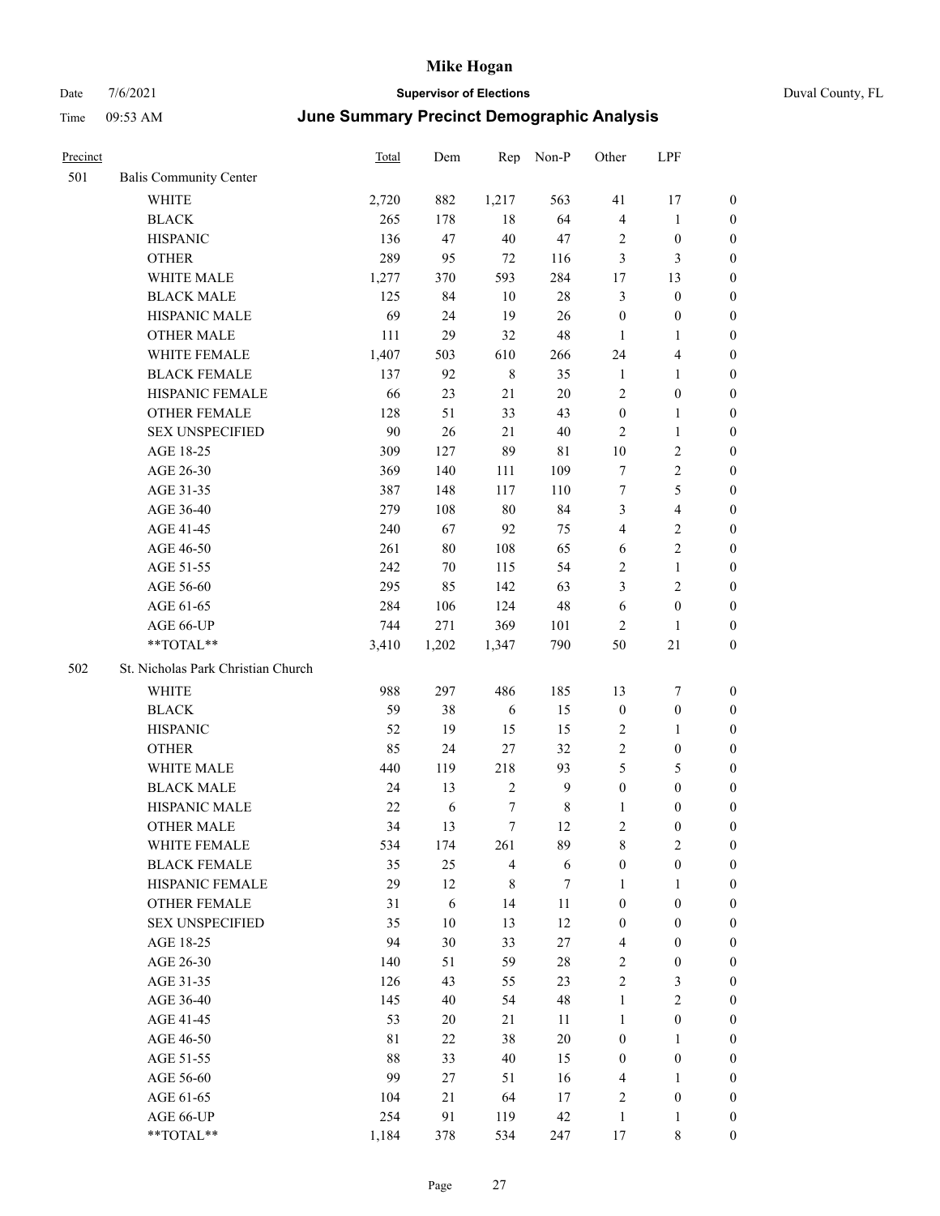# Mike Hogan

Date 7/6/2021 **Supervisor of Elections** Duval County, FL

Time 09:53 AM **June Summary Precinct Demographic Analysis**

| Precinct | | Total | Dem | Rep | Non-P | Other | LPF | |
|---|---|---|---|---|---|---|---|---|
| 501 | Balis Community Center | | | | | | | |
| | WHITE | 2,720 | 882 | 1,217 | 563 | 41 | 17 | 0 |
| | BLACK | 265 | 178 | 18 | 64 | 4 | 1 | 0 |
| | HISPANIC | 136 | 47 | 40 | 47 | 2 | 0 | 0 |
| | OTHER | 289 | 95 | 72 | 116 | 3 | 3 | 0 |
| | WHITE MALE | 1,277 | 370 | 593 | 284 | 17 | 13 | 0 |
| | BLACK MALE | 125 | 84 | 10 | 28 | 3 | 0 | 0 |
| | HISPANIC MALE | 69 | 24 | 19 | 26 | 0 | 0 | 0 |
| | OTHER MALE | 111 | 29 | 32 | 48 | 1 | 1 | 0 |
| | WHITE FEMALE | 1,407 | 503 | 610 | 266 | 24 | 4 | 0 |
| | BLACK FEMALE | 137 | 92 | 8 | 35 | 1 | 1 | 0 |
| | HISPANIC FEMALE | 66 | 23 | 21 | 20 | 2 | 0 | 0 |
| | OTHER FEMALE | 128 | 51 | 33 | 43 | 0 | 1 | 0 |
| | SEX UNSPECIFIED | 90 | 26 | 21 | 40 | 2 | 1 | 0 |
| | AGE 18-25 | 309 | 127 | 89 | 81 | 10 | 2 | 0 |
| | AGE 26-30 | 369 | 140 | 111 | 109 | 7 | 2 | 0 |
| | AGE 31-35 | 387 | 148 | 117 | 110 | 7 | 5 | 0 |
| | AGE 36-40 | 279 | 108 | 80 | 84 | 3 | 4 | 0 |
| | AGE 41-45 | 240 | 67 | 92 | 75 | 4 | 2 | 0 |
| | AGE 46-50 | 261 | 80 | 108 | 65 | 6 | 2 | 0 |
| | AGE 51-55 | 242 | 70 | 115 | 54 | 2 | 1 | 0 |
| | AGE 56-60 | 295 | 85 | 142 | 63 | 3 | 2 | 0 |
| | AGE 61-65 | 284 | 106 | 124 | 48 | 6 | 0 | 0 |
| | AGE 66-UP | 744 | 271 | 369 | 101 | 2 | 1 | 0 |
| | **TOTAL** | 3,410 | 1,202 | 1,347 | 790 | 50 | 21 | 0 |
| 502 | St. Nicholas Park Christian Church | | | | | | | |
| | WHITE | 988 | 297 | 486 | 185 | 13 | 7 | 0 |
| | BLACK | 59 | 38 | 6 | 15 | 0 | 0 | 0 |
| | HISPANIC | 52 | 19 | 15 | 15 | 2 | 1 | 0 |
| | OTHER | 85 | 24 | 27 | 32 | 2 | 0 | 0 |
| | WHITE MALE | 440 | 119 | 218 | 93 | 5 | 5 | 0 |
| | BLACK MALE | 24 | 13 | 2 | 9 | 0 | 0 | 0 |
| | HISPANIC MALE | 22 | 6 | 7 | 8 | 1 | 0 | 0 |
| | OTHER MALE | 34 | 13 | 7 | 12 | 2 | 0 | 0 |
| | WHITE FEMALE | 534 | 174 | 261 | 89 | 8 | 2 | 0 |
| | BLACK FEMALE | 35 | 25 | 4 | 6 | 0 | 0 | 0 |
| | HISPANIC FEMALE | 29 | 12 | 8 | 7 | 1 | 1 | 0 |
| | OTHER FEMALE | 31 | 6 | 14 | 11 | 0 | 0 | 0 |
| | SEX UNSPECIFIED | 35 | 10 | 13 | 12 | 0 | 0 | 0 |
| | AGE 18-25 | 94 | 30 | 33 | 27 | 4 | 0 | 0 |
| | AGE 26-30 | 140 | 51 | 59 | 28 | 2 | 0 | 0 |
| | AGE 31-35 | 126 | 43 | 55 | 23 | 2 | 3 | 0 |
| | AGE 36-40 | 145 | 40 | 54 | 48 | 1 | 2 | 0 |
| | AGE 41-45 | 53 | 20 | 21 | 11 | 1 | 0 | 0 |
| | AGE 46-50 | 81 | 22 | 38 | 20 | 0 | 1 | 0 |
| | AGE 51-55 | 88 | 33 | 40 | 15 | 0 | 0 | 0 |
| | AGE 56-60 | 99 | 27 | 51 | 16 | 4 | 1 | 0 |
| | AGE 61-65 | 104 | 21 | 64 | 17 | 2 | 0 | 0 |
| | AGE 66-UP | 254 | 91 | 119 | 42 | 1 | 1 | 0 |
| | **TOTAL** | 1,184 | 378 | 534 | 247 | 17 | 8 | 0 |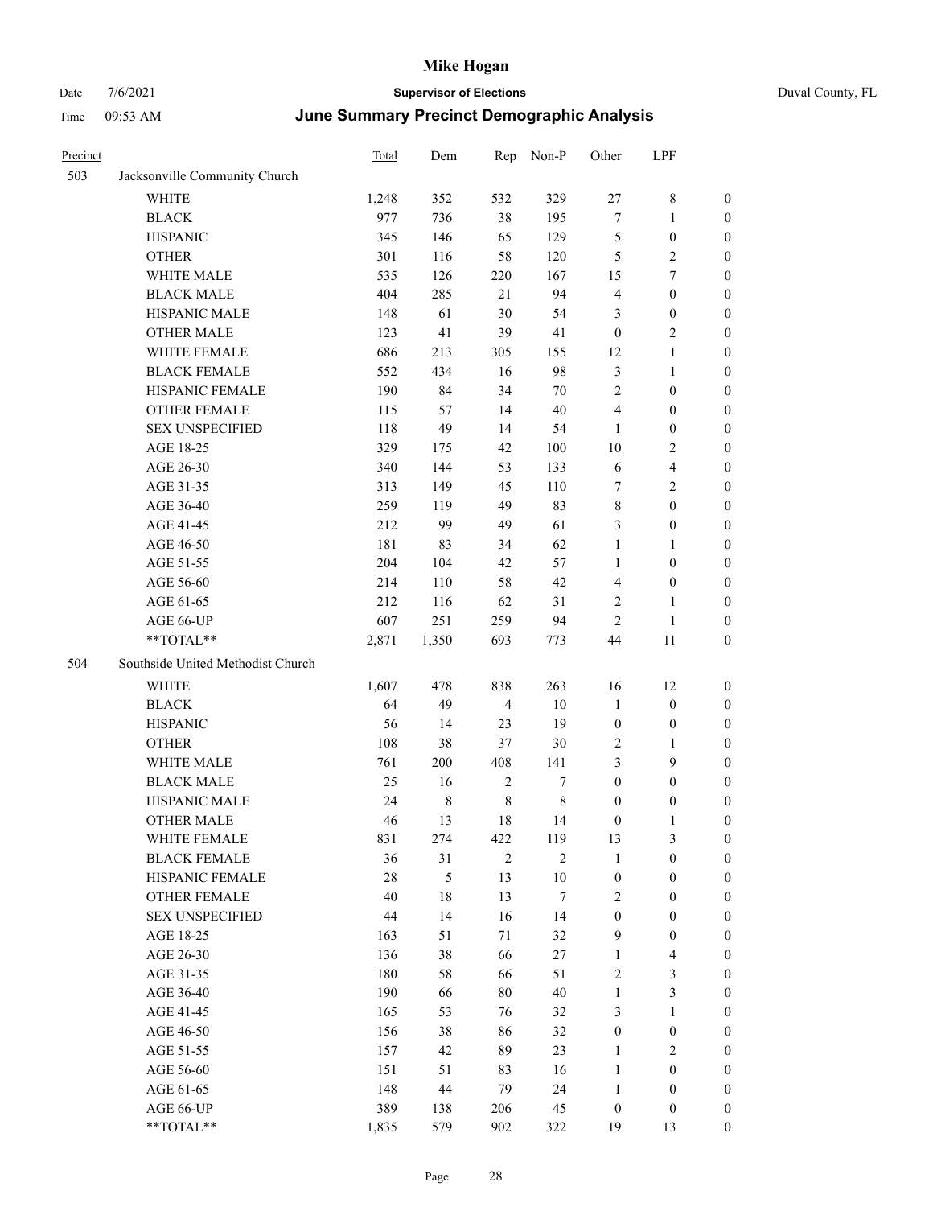# Mike Hogan

Date 7/6/2021 | **Supervisor of Elections** | Duval County, FL

Time 09:53 AM | **June Summary Precinct Demographic Analysis**

| Precinct | | Total | Dem | Rep | Non-P | Other | LPF | |
|---|---|---|---|---|---|---|---|---|
| 503 | Jacksonville Community Church | | | | | | | |
| | WHITE | 1,248 | 352 | 532 | 329 | 27 | 8 | 0 |
| | BLACK | 977 | 736 | 38 | 195 | 7 | 1 | 0 |
| | HISPANIC | 345 | 146 | 65 | 129 | 5 | 0 | 0 |
| | OTHER | 301 | 116 | 58 | 120 | 5 | 2 | 0 |
| | WHITE MALE | 535 | 126 | 220 | 167 | 15 | 7 | 0 |
| | BLACK MALE | 404 | 285 | 21 | 94 | 4 | 0 | 0 |
| | HISPANIC MALE | 148 | 61 | 30 | 54 | 3 | 0 | 0 |
| | OTHER MALE | 123 | 41 | 39 | 41 | 0 | 2 | 0 |
| | WHITE FEMALE | 686 | 213 | 305 | 155 | 12 | 1 | 0 |
| | BLACK FEMALE | 552 | 434 | 16 | 98 | 3 | 1 | 0 |
| | HISPANIC FEMALE | 190 | 84 | 34 | 70 | 2 | 0 | 0 |
| | OTHER FEMALE | 115 | 57 | 14 | 40 | 4 | 0 | 0 |
| | SEX UNSPECIFIED | 118 | 49 | 14 | 54 | 1 | 0 | 0 |
| | AGE 18-25 | 329 | 175 | 42 | 100 | 10 | 2 | 0 |
| | AGE 26-30 | 340 | 144 | 53 | 133 | 6 | 4 | 0 |
| | AGE 31-35 | 313 | 149 | 45 | 110 | 7 | 2 | 0 |
| | AGE 36-40 | 259 | 119 | 49 | 83 | 8 | 0 | 0 |
| | AGE 41-45 | 212 | 99 | 49 | 61 | 3 | 0 | 0 |
| | AGE 46-50 | 181 | 83 | 34 | 62 | 1 | 1 | 0 |
| | AGE 51-55 | 204 | 104 | 42 | 57 | 1 | 0 | 0 |
| | AGE 56-60 | 214 | 110 | 58 | 42 | 4 | 0 | 0 |
| | AGE 61-65 | 212 | 116 | 62 | 31 | 2 | 1 | 0 |
| | AGE 66-UP | 607 | 251 | 259 | 94 | 2 | 1 | 0 |
| | **TOTAL** | 2,871 | 1,350 | 693 | 773 | 44 | 11 | 0 |
| 504 | Southside United Methodist Church | | | | | | | |
| | WHITE | 1,607 | 478 | 838 | 263 | 16 | 12 | 0 |
| | BLACK | 64 | 49 | 4 | 10 | 1 | 0 | 0 |
| | HISPANIC | 56 | 14 | 23 | 19 | 0 | 0 | 0 |
| | OTHER | 108 | 38 | 37 | 30 | 2 | 1 | 0 |
| | WHITE MALE | 761 | 200 | 408 | 141 | 3 | 9 | 0 |
| | BLACK MALE | 25 | 16 | 2 | 7 | 0 | 0 | 0 |
| | HISPANIC MALE | 24 | 8 | 8 | 8 | 0 | 0 | 0 |
| | OTHER MALE | 46 | 13 | 18 | 14 | 0 | 1 | 0 |
| | WHITE FEMALE | 831 | 274 | 422 | 119 | 13 | 3 | 0 |
| | BLACK FEMALE | 36 | 31 | 2 | 2 | 1 | 0 | 0 |
| | HISPANIC FEMALE | 28 | 5 | 13 | 10 | 0 | 0 | 0 |
| | OTHER FEMALE | 40 | 18 | 13 | 7 | 2 | 0 | 0 |
| | SEX UNSPECIFIED | 44 | 14 | 16 | 14 | 0 | 0 | 0 |
| | AGE 18-25 | 163 | 51 | 71 | 32 | 9 | 0 | 0 |
| | AGE 26-30 | 136 | 38 | 66 | 27 | 1 | 4 | 0 |
| | AGE 31-35 | 180 | 58 | 66 | 51 | 2 | 3 | 0 |
| | AGE 36-40 | 190 | 66 | 80 | 40 | 1 | 3 | 0 |
| | AGE 41-45 | 165 | 53 | 76 | 32 | 3 | 1 | 0 |
| | AGE 46-50 | 156 | 38 | 86 | 32 | 0 | 0 | 0 |
| | AGE 51-55 | 157 | 42 | 89 | 23 | 1 | 2 | 0 |
| | AGE 56-60 | 151 | 51 | 83 | 16 | 1 | 0 | 0 |
| | AGE 61-65 | 148 | 44 | 79 | 24 | 1 | 0 | 0 |
| | AGE 66-UP | 389 | 138 | 206 | 45 | 0 | 0 | 0 |
| | **TOTAL** | 1,835 | 579 | 902 | 322 | 19 | 13 | 0 |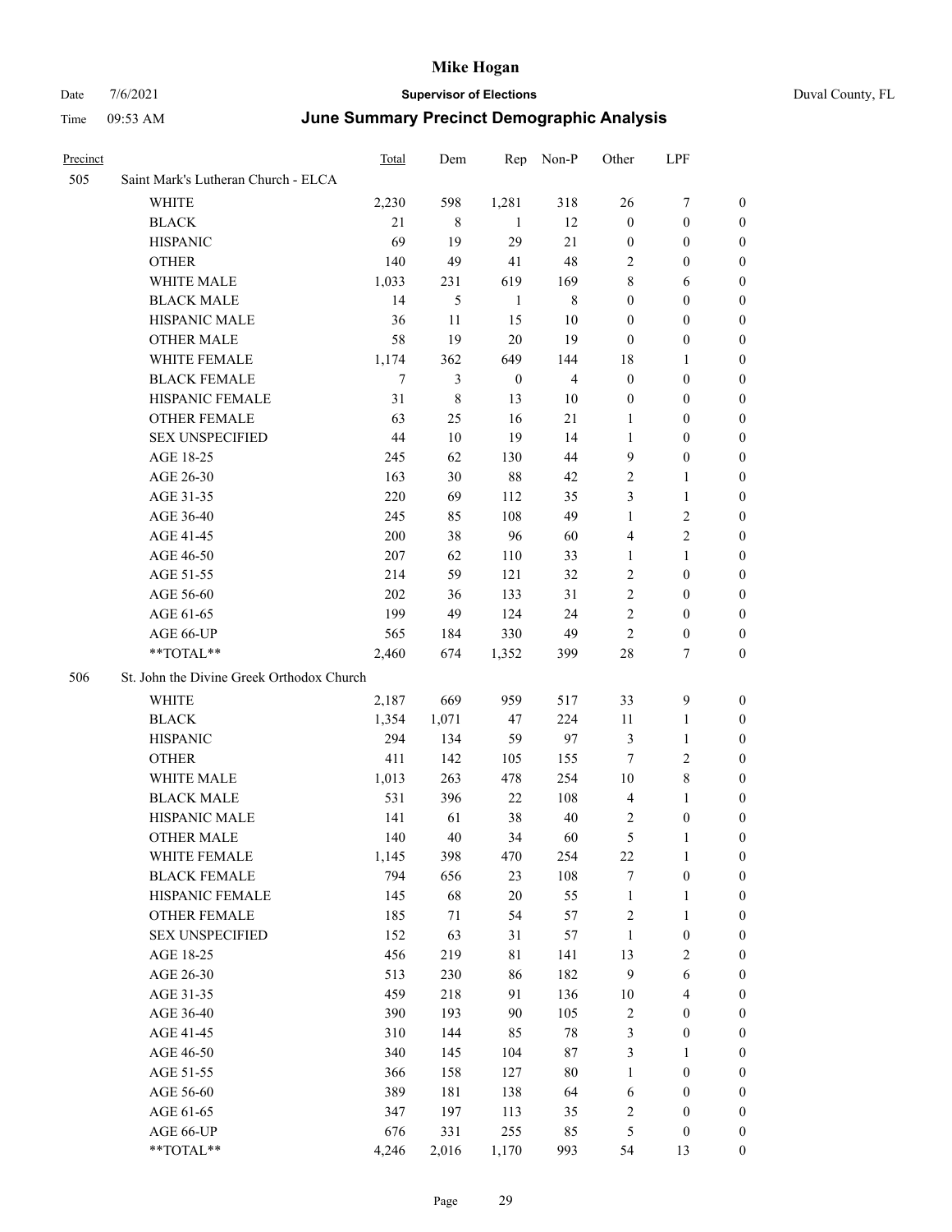# Mike Hogan

Date 7/6/2021 **Supervisor of Elections** Duval County, FL

Time 09:53 AM **June Summary Precinct Demographic Analysis**

| Precinct | | Total | Dem | Rep | Non-P | Other | LPF | |
|---|---|---|---|---|---|---|---|---|
| 505 | Saint Mark's Lutheran Church - ELCA | | | | | | | |
| | WHITE | 2,230 | 598 | 1,281 | 318 | 26 | 7 | 0 |
| | BLACK | 21 | 8 | 1 | 12 | 0 | 0 | 0 |
| | HISPANIC | 69 | 19 | 29 | 21 | 0 | 0 | 0 |
| | OTHER | 140 | 49 | 41 | 48 | 2 | 0 | 0 |
| | WHITE MALE | 1,033 | 231 | 619 | 169 | 8 | 6 | 0 |
| | BLACK MALE | 14 | 5 | 1 | 8 | 0 | 0 | 0 |
| | HISPANIC MALE | 36 | 11 | 15 | 10 | 0 | 0 | 0 |
| | OTHER MALE | 58 | 19 | 20 | 19 | 0 | 0 | 0 |
| | WHITE FEMALE | 1,174 | 362 | 649 | 144 | 18 | 1 | 0 |
| | BLACK FEMALE | 7 | 3 | 0 | 4 | 0 | 0 | 0 |
| | HISPANIC FEMALE | 31 | 8 | 13 | 10 | 0 | 0 | 0 |
| | OTHER FEMALE | 63 | 25 | 16 | 21 | 1 | 0 | 0 |
| | SEX UNSPECIFIED | 44 | 10 | 19 | 14 | 1 | 0 | 0 |
| | AGE 18-25 | 245 | 62 | 130 | 44 | 9 | 0 | 0 |
| | AGE 26-30 | 163 | 30 | 88 | 42 | 2 | 1 | 0 |
| | AGE 31-35 | 220 | 69 | 112 | 35 | 3 | 1 | 0 |
| | AGE 36-40 | 245 | 85 | 108 | 49 | 1 | 2 | 0 |
| | AGE 41-45 | 200 | 38 | 96 | 60 | 4 | 2 | 0 |
| | AGE 46-50 | 207 | 62 | 110 | 33 | 1 | 1 | 0 |
| | AGE 51-55 | 214 | 59 | 121 | 32 | 2 | 0 | 0 |
| | AGE 56-60 | 202 | 36 | 133 | 31 | 2 | 0 | 0 |
| | AGE 61-65 | 199 | 49 | 124 | 24 | 2 | 0 | 0 |
| | AGE 66-UP | 565 | 184 | 330 | 49 | 2 | 0 | 0 |
| | **TOTAL** | 2,460 | 674 | 1,352 | 399 | 28 | 7 | 0 |
| 506 | St. John the Divine Greek Orthodox Church | | | | | | | |
| | WHITE | 2,187 | 669 | 959 | 517 | 33 | 9 | 0 |
| | BLACK | 1,354 | 1,071 | 47 | 224 | 11 | 1 | 0 |
| | HISPANIC | 294 | 134 | 59 | 97 | 3 | 1 | 0 |
| | OTHER | 411 | 142 | 105 | 155 | 7 | 2 | 0 |
| | WHITE MALE | 1,013 | 263 | 478 | 254 | 10 | 8 | 0 |
| | BLACK MALE | 531 | 396 | 22 | 108 | 4 | 1 | 0 |
| | HISPANIC MALE | 141 | 61 | 38 | 40 | 2 | 0 | 0 |
| | OTHER MALE | 140 | 40 | 34 | 60 | 5 | 1 | 0 |
| | WHITE FEMALE | 1,145 | 398 | 470 | 254 | 22 | 1 | 0 |
| | BLACK FEMALE | 794 | 656 | 23 | 108 | 7 | 0 | 0 |
| | HISPANIC FEMALE | 145 | 68 | 20 | 55 | 1 | 1 | 0 |
| | OTHER FEMALE | 185 | 71 | 54 | 57 | 2 | 1 | 0 |
| | SEX UNSPECIFIED | 152 | 63 | 31 | 57 | 1 | 0 | 0 |
| | AGE 18-25 | 456 | 219 | 81 | 141 | 13 | 2 | 0 |
| | AGE 26-30 | 513 | 230 | 86 | 182 | 9 | 6 | 0 |
| | AGE 31-35 | 459 | 218 | 91 | 136 | 10 | 4 | 0 |
| | AGE 36-40 | 390 | 193 | 90 | 105 | 2 | 0 | 0 |
| | AGE 41-45 | 310 | 144 | 85 | 78 | 3 | 0 | 0 |
| | AGE 46-50 | 340 | 145 | 104 | 87 | 3 | 1 | 0 |
| | AGE 51-55 | 366 | 158 | 127 | 80 | 1 | 0 | 0 |
| | AGE 56-60 | 389 | 181 | 138 | 64 | 6 | 0 | 0 |
| | AGE 61-65 | 347 | 197 | 113 | 35 | 2 | 0 | 0 |
| | AGE 66-UP | 676 | 331 | 255 | 85 | 5 | 0 | 0 |
| | **TOTAL** | 4,246 | 2,016 | 1,170 | 993 | 54 | 13 | 0 |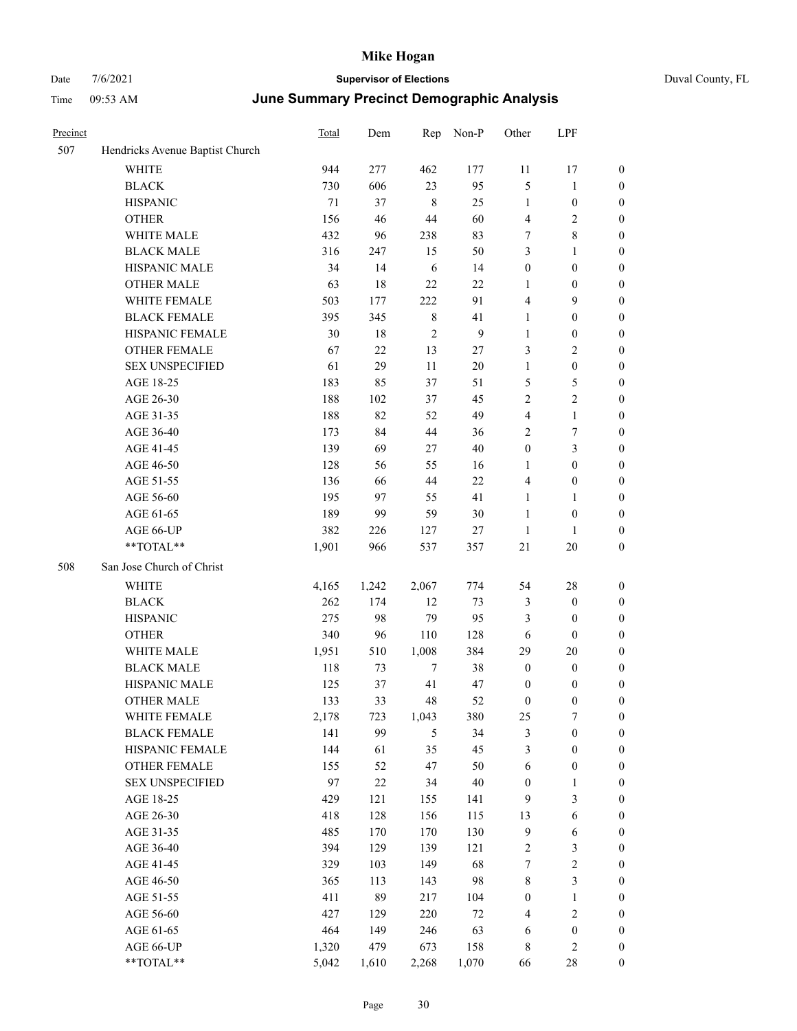# Mike Hogan

Date 7/6/2021 **Supervisor of Elections** Duval County, FL

Time 09:53 AM **June Summary Precinct Demographic Analysis**

| Precinct | | Total | Dem | Rep | Non-P | Other | LPF | |
|---|---|---|---|---|---|---|---|---|
| 507 | Hendricks Avenue Baptist Church | | | | | | | |
| | WHITE | 944 | 277 | 462 | 177 | 11 | 17 | 0 |
| | BLACK | 730 | 606 | 23 | 95 | 5 | 1 | 0 |
| | HISPANIC | 71 | 37 | 8 | 25 | 1 | 0 | 0 |
| | OTHER | 156 | 46 | 44 | 60 | 4 | 2 | 0 |
| | WHITE MALE | 432 | 96 | 238 | 83 | 7 | 8 | 0 |
| | BLACK MALE | 316 | 247 | 15 | 50 | 3 | 1 | 0 |
| | HISPANIC MALE | 34 | 14 | 6 | 14 | 0 | 0 | 0 |
| | OTHER MALE | 63 | 18 | 22 | 22 | 1 | 0 | 0 |
| | WHITE FEMALE | 503 | 177 | 222 | 91 | 4 | 9 | 0 |
| | BLACK FEMALE | 395 | 345 | 8 | 41 | 1 | 0 | 0 |
| | HISPANIC FEMALE | 30 | 18 | 2 | 9 | 1 | 0 | 0 |
| | OTHER FEMALE | 67 | 22 | 13 | 27 | 3 | 2 | 0 |
| | SEX UNSPECIFIED | 61 | 29 | 11 | 20 | 1 | 0 | 0 |
| | AGE 18-25 | 183 | 85 | 37 | 51 | 5 | 5 | 0 |
| | AGE 26-30 | 188 | 102 | 37 | 45 | 2 | 2 | 0 |
| | AGE 31-35 | 188 | 82 | 52 | 49 | 4 | 1 | 0 |
| | AGE 36-40 | 173 | 84 | 44 | 36 | 2 | 7 | 0 |
| | AGE 41-45 | 139 | 69 | 27 | 40 | 0 | 3 | 0 |
| | AGE 46-50 | 128 | 56 | 55 | 16 | 1 | 0 | 0 |
| | AGE 51-55 | 136 | 66 | 44 | 22 | 4 | 0 | 0 |
| | AGE 56-60 | 195 | 97 | 55 | 41 | 1 | 1 | 0 |
| | AGE 61-65 | 189 | 99 | 59 | 30 | 1 | 0 | 0 |
| | AGE 66-UP | 382 | 226 | 127 | 27 | 1 | 1 | 0 |
| | **TOTAL** | 1,901 | 966 | 537 | 357 | 21 | 20 | 0 |
| 508 | San Jose Church of Christ | | | | | | | |
| | WHITE | 4,165 | 1,242 | 2,067 | 774 | 54 | 28 | 0 |
| | BLACK | 262 | 174 | 12 | 73 | 3 | 0 | 0 |
| | HISPANIC | 275 | 98 | 79 | 95 | 3 | 0 | 0 |
| | OTHER | 340 | 96 | 110 | 128 | 6 | 0 | 0 |
| | WHITE MALE | 1,951 | 510 | 1,008 | 384 | 29 | 20 | 0 |
| | BLACK MALE | 118 | 73 | 7 | 38 | 0 | 0 | 0 |
| | HISPANIC MALE | 125 | 37 | 41 | 47 | 0 | 0 | 0 |
| | OTHER MALE | 133 | 33 | 48 | 52 | 0 | 0 | 0 |
| | WHITE FEMALE | 2,178 | 723 | 1,043 | 380 | 25 | 7 | 0 |
| | BLACK FEMALE | 141 | 99 | 5 | 34 | 3 | 0 | 0 |
| | HISPANIC FEMALE | 144 | 61 | 35 | 45 | 3 | 0 | 0 |
| | OTHER FEMALE | 155 | 52 | 47 | 50 | 6 | 0 | 0 |
| | SEX UNSPECIFIED | 97 | 22 | 34 | 40 | 0 | 1 | 0 |
| | AGE 18-25 | 429 | 121 | 155 | 141 | 9 | 3 | 0 |
| | AGE 26-30 | 418 | 128 | 156 | 115 | 13 | 6 | 0 |
| | AGE 31-35 | 485 | 170 | 170 | 130 | 9 | 6 | 0 |
| | AGE 36-40 | 394 | 129 | 139 | 121 | 2 | 3 | 0 |
| | AGE 41-45 | 329 | 103 | 149 | 68 | 7 | 2 | 0 |
| | AGE 46-50 | 365 | 113 | 143 | 98 | 8 | 3 | 0 |
| | AGE 51-55 | 411 | 89 | 217 | 104 | 0 | 1 | 0 |
| | AGE 56-60 | 427 | 129 | 220 | 72 | 4 | 2 | 0 |
| | AGE 61-65 | 464 | 149 | 246 | 63 | 6 | 0 | 0 |
| | AGE 66-UP | 1,320 | 479 | 673 | 158 | 8 | 2 | 0 |
| | **TOTAL** | 5,042 | 1,610 | 2,268 | 1,070 | 66 | 28 | 0 |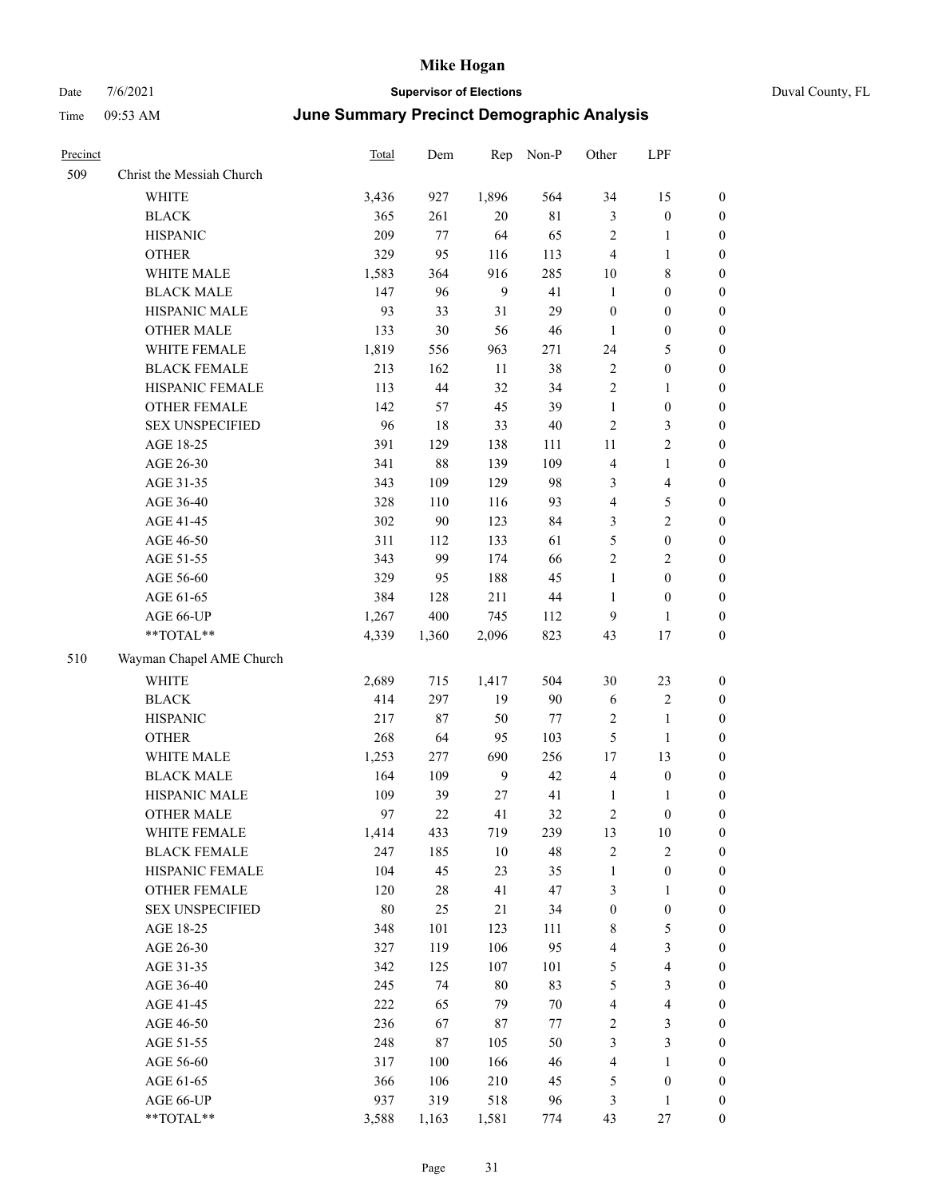# Mike Hogan

Date 7/6/2021 **Supervisor of Elections** Duval County, FL

Time 09:53 AM **June Summary Precinct Demographic Analysis**

| Precinct | | Total | Dem | Rep | Non-P | Other | LPF | |
|---|---|---|---|---|---|---|---|---|
| 509 | Christ the Messiah Church | | | | | | | |
| | WHITE | 3,436 | 927 | 1,896 | 564 | 34 | 15 | 0 |
| | BLACK | 365 | 261 | 20 | 81 | 3 | 0 | 0 |
| | HISPANIC | 209 | 77 | 64 | 65 | 2 | 1 | 0 |
| | OTHER | 329 | 95 | 116 | 113 | 4 | 1 | 0 |
| | WHITE MALE | 1,583 | 364 | 916 | 285 | 10 | 8 | 0 |
| | BLACK MALE | 147 | 96 | 9 | 41 | 1 | 0 | 0 |
| | HISPANIC MALE | 93 | 33 | 31 | 29 | 0 | 0 | 0 |
| | OTHER MALE | 133 | 30 | 56 | 46 | 1 | 0 | 0 |
| | WHITE FEMALE | 1,819 | 556 | 963 | 271 | 24 | 5 | 0 |
| | BLACK FEMALE | 213 | 162 | 11 | 38 | 2 | 0 | 0 |
| | HISPANIC FEMALE | 113 | 44 | 32 | 34 | 2 | 1 | 0 |
| | OTHER FEMALE | 142 | 57 | 45 | 39 | 1 | 0 | 0 |
| | SEX UNSPECIFIED | 96 | 18 | 33 | 40 | 2 | 3 | 0 |
| | AGE 18-25 | 391 | 129 | 138 | 111 | 11 | 2 | 0 |
| | AGE 26-30 | 341 | 88 | 139 | 109 | 4 | 1 | 0 |
| | AGE 31-35 | 343 | 109 | 129 | 98 | 3 | 4 | 0 |
| | AGE 36-40 | 328 | 110 | 116 | 93 | 4 | 5 | 0 |
| | AGE 41-45 | 302 | 90 | 123 | 84 | 3 | 2 | 0 |
| | AGE 46-50 | 311 | 112 | 133 | 61 | 5 | 0 | 0 |
| | AGE 51-55 | 343 | 99 | 174 | 66 | 2 | 2 | 0 |
| | AGE 56-60 | 329 | 95 | 188 | 45 | 1 | 0 | 0 |
| | AGE 61-65 | 384 | 128 | 211 | 44 | 1 | 0 | 0 |
| | AGE 66-UP | 1,267 | 400 | 745 | 112 | 9 | 1 | 0 |
| | **TOTAL** | 4,339 | 1,360 | 2,096 | 823 | 43 | 17 | 0 |
| 510 | Wayman Chapel AME Church | | | | | | | |
| | WHITE | 2,689 | 715 | 1,417 | 504 | 30 | 23 | 0 |
| | BLACK | 414 | 297 | 19 | 90 | 6 | 2 | 0 |
| | HISPANIC | 217 | 87 | 50 | 77 | 2 | 1 | 0 |
| | OTHER | 268 | 64 | 95 | 103 | 5 | 1 | 0 |
| | WHITE MALE | 1,253 | 277 | 690 | 256 | 17 | 13 | 0 |
| | BLACK MALE | 164 | 109 | 9 | 42 | 4 | 0 | 0 |
| | HISPANIC MALE | 109 | 39 | 27 | 41 | 1 | 1 | 0 |
| | OTHER MALE | 97 | 22 | 41 | 32 | 2 | 0 | 0 |
| | WHITE FEMALE | 1,414 | 433 | 719 | 239 | 13 | 10 | 0 |
| | BLACK FEMALE | 247 | 185 | 10 | 48 | 2 | 2 | 0 |
| | HISPANIC FEMALE | 104 | 45 | 23 | 35 | 1 | 0 | 0 |
| | OTHER FEMALE | 120 | 28 | 41 | 47 | 3 | 1 | 0 |
| | SEX UNSPECIFIED | 80 | 25 | 21 | 34 | 0 | 0 | 0 |
| | AGE 18-25 | 348 | 101 | 123 | 111 | 8 | 5 | 0 |
| | AGE 26-30 | 327 | 119 | 106 | 95 | 4 | 3 | 0 |
| | AGE 31-35 | 342 | 125 | 107 | 101 | 5 | 4 | 0 |
| | AGE 36-40 | 245 | 74 | 80 | 83 | 5 | 3 | 0 |
| | AGE 41-45 | 222 | 65 | 79 | 70 | 4 | 4 | 0 |
| | AGE 46-50 | 236 | 67 | 87 | 77 | 2 | 3 | 0 |
| | AGE 51-55 | 248 | 87 | 105 | 50 | 3 | 3 | 0 |
| | AGE 56-60 | 317 | 100 | 166 | 46 | 4 | 1 | 0 |
| | AGE 61-65 | 366 | 106 | 210 | 45 | 5 | 0 | 0 |
| | AGE 66-UP | 937 | 319 | 518 | 96 | 3 | 1 | 0 |
| | **TOTAL** | 3,588 | 1,163 | 1,581 | 774 | 43 | 27 | 0 |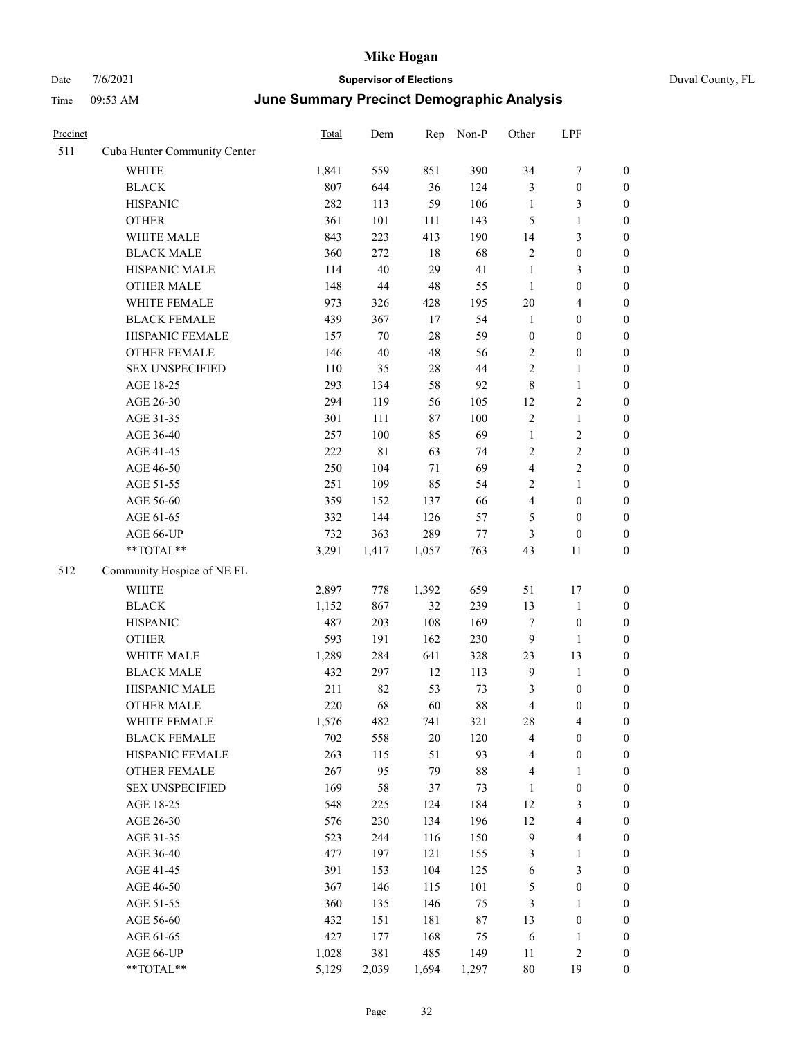| Precinct | | Total | Dem | Rep | Non-P | Other | LPF | |
|---|---|---|---|---|---|---|---|---|
| 511 | Cuba Hunter Community Center | | | | | | | |
| | WHITE | 1,841 | 559 | 851 | 390 | 34 | 7 | 0 |
| | BLACK | 807 | 644 | 36 | 124 | 3 | 0 | 0 |
| | HISPANIC | 282 | 113 | 59 | 106 | 1 | 3 | 0 |
| | OTHER | 361 | 101 | 111 | 143 | 5 | 1 | 0 |
| | WHITE MALE | 843 | 223 | 413 | 190 | 14 | 3 | 0 |
| | BLACK MALE | 360 | 272 | 18 | 68 | 2 | 0 | 0 |
| | HISPANIC MALE | 114 | 40 | 29 | 41 | 1 | 3 | 0 |
| | OTHER MALE | 148 | 44 | 48 | 55 | 1 | 0 | 0 |
| | WHITE FEMALE | 973 | 326 | 428 | 195 | 20 | 4 | 0 |
| | BLACK FEMALE | 439 | 367 | 17 | 54 | 1 | 0 | 0 |
| | HISPANIC FEMALE | 157 | 70 | 28 | 59 | 0 | 0 | 0 |
| | OTHER FEMALE | 146 | 40 | 48 | 56 | 2 | 0 | 0 |
| | SEX UNSPECIFIED | 110 | 35 | 28 | 44 | 2 | 1 | 0 |
| | AGE 18-25 | 293 | 134 | 58 | 92 | 8 | 1 | 0 |
| | AGE 26-30 | 294 | 119 | 56 | 105 | 12 | 2 | 0 |
| | AGE 31-35 | 301 | 111 | 87 | 100 | 2 | 1 | 0 |
| | AGE 36-40 | 257 | 100 | 85 | 69 | 1 | 2 | 0 |
| | AGE 41-45 | 222 | 81 | 63 | 74 | 2 | 2 | 0 |
| | AGE 46-50 | 250 | 104 | 71 | 69 | 4 | 2 | 0 |
| | AGE 51-55 | 251 | 109 | 85 | 54 | 2 | 1 | 0 |
| | AGE 56-60 | 359 | 152 | 137 | 66 | 4 | 0 | 0 |
| | AGE 61-65 | 332 | 144 | 126 | 57 | 5 | 0 | 0 |
| | AGE 66-UP | 732 | 363 | 289 | 77 | 3 | 0 | 0 |
| | **TOTAL** | 3,291 | 1,417 | 1,057 | 763 | 43 | 11 | 0 |
| 512 | Community Hospice of NE FL | | | | | | | |
| | WHITE | 2,897 | 778 | 1,392 | 659 | 51 | 17 | 0 |
| | BLACK | 1,152 | 867 | 32 | 239 | 13 | 1 | 0 |
| | HISPANIC | 487 | 203 | 108 | 169 | 7 | 0 | 0 |
| | OTHER | 593 | 191 | 162 | 230 | 9 | 1 | 0 |
| | WHITE MALE | 1,289 | 284 | 641 | 328 | 23 | 13 | 0 |
| | BLACK MALE | 432 | 297 | 12 | 113 | 9 | 1 | 0 |
| | HISPANIC MALE | 211 | 82 | 53 | 73 | 3 | 0 | 0 |
| | OTHER MALE | 220 | 68 | 60 | 88 | 4 | 0 | 0 |
| | WHITE FEMALE | 1,576 | 482 | 741 | 321 | 28 | 4 | 0 |
| | BLACK FEMALE | 702 | 558 | 20 | 120 | 4 | 0 | 0 |
| | HISPANIC FEMALE | 263 | 115 | 51 | 93 | 4 | 0 | 0 |
| | OTHER FEMALE | 267 | 95 | 79 | 88 | 4 | 1 | 0 |
| | SEX UNSPECIFIED | 169 | 58 | 37 | 73 | 1 | 0 | 0 |
| | AGE 18-25 | 548 | 225 | 124 | 184 | 12 | 3 | 0 |
| | AGE 26-30 | 576 | 230 | 134 | 196 | 12 | 4 | 0 |
| | AGE 31-35 | 523 | 244 | 116 | 150 | 9 | 4 | 0 |
| | AGE 36-40 | 477 | 197 | 121 | 155 | 3 | 1 | 0 |
| | AGE 41-45 | 391 | 153 | 104 | 125 | 6 | 3 | 0 |
| | AGE 46-50 | 367 | 146 | 115 | 101 | 5 | 0 | 0 |
| | AGE 51-55 | 360 | 135 | 146 | 75 | 3 | 1 | 0 |
| | AGE 56-60 | 432 | 151 | 181 | 87 | 13 | 0 | 0 |
| | AGE 61-65 | 427 | 177 | 168 | 75 | 6 | 1 | 0 |
| | AGE 66-UP | 1,028 | 381 | 485 | 149 | 11 | 2 | 0 |
| | **TOTAL** | 5,129 | 2,039 | 1,694 | 1,297 | 80 | 19 | 0 |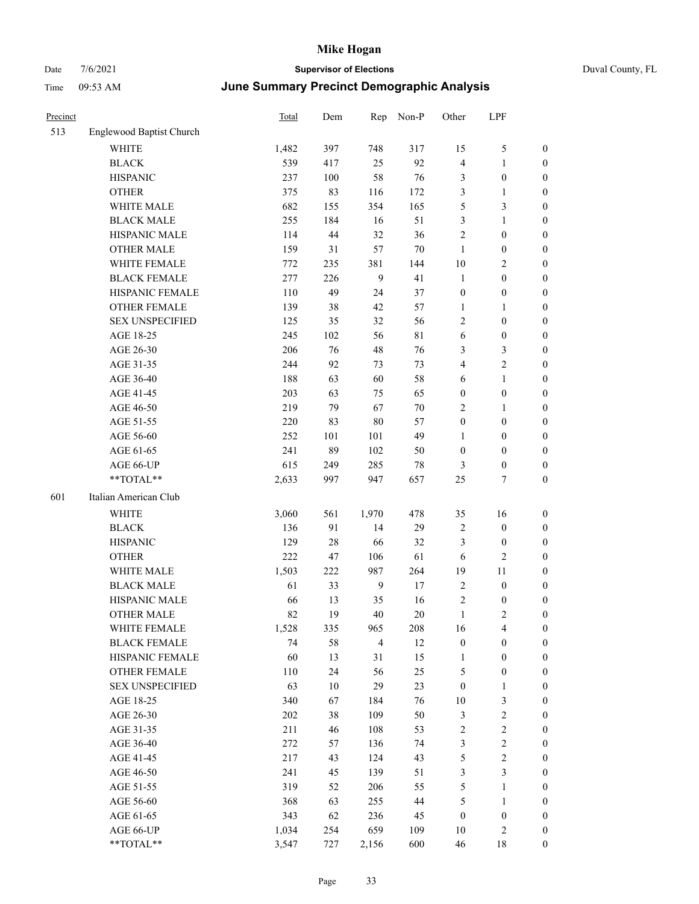# Mike Hogan

Date 7/6/2021 **Supervisor of Elections** Duval County, FL

Time 09:53 AM **June Summary Precinct Demographic Analysis**

| Precinct | | Total | Dem | Rep | Non-P | Other | LPF | |
|---|---|---|---|---|---|---|---|---|
| 513 | Englewood Baptist Church | | | | | | | |
| | WHITE | 1,482 | 397 | 748 | 317 | 15 | 5 | 0 |
| | BLACK | 539 | 417 | 25 | 92 | 4 | 1 | 0 |
| | HISPANIC | 237 | 100 | 58 | 76 | 3 | 0 | 0 |
| | OTHER | 375 | 83 | 116 | 172 | 3 | 1 | 0 |
| | WHITE MALE | 682 | 155 | 354 | 165 | 5 | 3 | 0 |
| | BLACK MALE | 255 | 184 | 16 | 51 | 3 | 1 | 0 |
| | HISPANIC MALE | 114 | 44 | 32 | 36 | 2 | 0 | 0 |
| | OTHER MALE | 159 | 31 | 57 | 70 | 1 | 0 | 0 |
| | WHITE FEMALE | 772 | 235 | 381 | 144 | 10 | 2 | 0 |
| | BLACK FEMALE | 277 | 226 | 9 | 41 | 1 | 0 | 0 |
| | HISPANIC FEMALE | 110 | 49 | 24 | 37 | 0 | 0 | 0 |
| | OTHER FEMALE | 139 | 38 | 42 | 57 | 1 | 1 | 0 |
| | SEX UNSPECIFIED | 125 | 35 | 32 | 56 | 2 | 0 | 0 |
| | AGE 18-25 | 245 | 102 | 56 | 81 | 6 | 0 | 0 |
| | AGE 26-30 | 206 | 76 | 48 | 76 | 3 | 3 | 0 |
| | AGE 31-35 | 244 | 92 | 73 | 73 | 4 | 2 | 0 |
| | AGE 36-40 | 188 | 63 | 60 | 58 | 6 | 1 | 0 |
| | AGE 41-45 | 203 | 63 | 75 | 65 | 0 | 0 | 0 |
| | AGE 46-50 | 219 | 79 | 67 | 70 | 2 | 1 | 0 |
| | AGE 51-55 | 220 | 83 | 80 | 57 | 0 | 0 | 0 |
| | AGE 56-60 | 252 | 101 | 101 | 49 | 1 | 0 | 0 |
| | AGE 61-65 | 241 | 89 | 102 | 50 | 0 | 0 | 0 |
| | AGE 66-UP | 615 | 249 | 285 | 78 | 3 | 0 | 0 |
| | **TOTAL** | 2,633 | 997 | 947 | 657 | 25 | 7 | 0 |
| 601 | Italian American Club | | | | | | | |
| | WHITE | 3,060 | 561 | 1,970 | 478 | 35 | 16 | 0 |
| | BLACK | 136 | 91 | 14 | 29 | 2 | 0 | 0 |
| | HISPANIC | 129 | 28 | 66 | 32 | 3 | 0 | 0 |
| | OTHER | 222 | 47 | 106 | 61 | 6 | 2 | 0 |
| | WHITE MALE | 1,503 | 222 | 987 | 264 | 19 | 11 | 0 |
| | BLACK MALE | 61 | 33 | 9 | 17 | 2 | 0 | 0 |
| | HISPANIC MALE | 66 | 13 | 35 | 16 | 2 | 0 | 0 |
| | OTHER MALE | 82 | 19 | 40 | 20 | 1 | 2 | 0 |
| | WHITE FEMALE | 1,528 | 335 | 965 | 208 | 16 | 4 | 0 |
| | BLACK FEMALE | 74 | 58 | 4 | 12 | 0 | 0 | 0 |
| | HISPANIC FEMALE | 60 | 13 | 31 | 15 | 1 | 0 | 0 |
| | OTHER FEMALE | 110 | 24 | 56 | 25 | 5 | 0 | 0 |
| | SEX UNSPECIFIED | 63 | 10 | 29 | 23 | 0 | 1 | 0 |
| | AGE 18-25 | 340 | 67 | 184 | 76 | 10 | 3 | 0 |
| | AGE 26-30 | 202 | 38 | 109 | 50 | 3 | 2 | 0 |
| | AGE 31-35 | 211 | 46 | 108 | 53 | 2 | 2 | 0 |
| | AGE 36-40 | 272 | 57 | 136 | 74 | 3 | 2 | 0 |
| | AGE 41-45 | 217 | 43 | 124 | 43 | 5 | 2 | 0 |
| | AGE 46-50 | 241 | 45 | 139 | 51 | 3 | 3 | 0 |
| | AGE 51-55 | 319 | 52 | 206 | 55 | 5 | 1 | 0 |
| | AGE 56-60 | 368 | 63 | 255 | 44 | 5 | 1 | 0 |
| | AGE 61-65 | 343 | 62 | 236 | 45 | 0 | 0 | 0 |
| | AGE 66-UP | 1,034 | 254 | 659 | 109 | 10 | 2 | 0 |
| | **TOTAL** | 3,547 | 727 | 2,156 | 600 | 46 | 18 | 0 |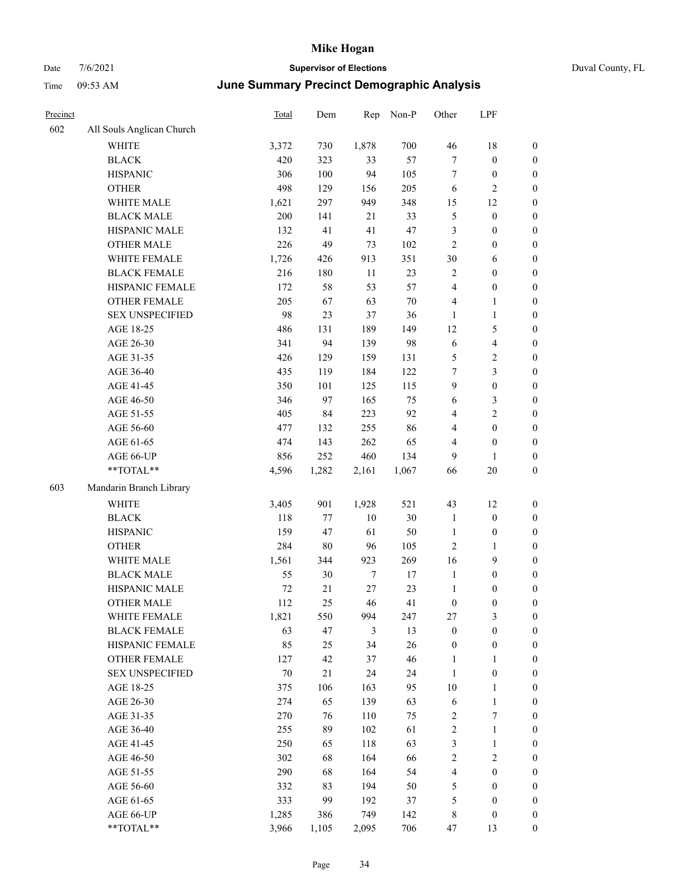# Mike Hogan

Date 7/6/2021 **Supervisor of Elections** Duval County, FL

Time 09:53 AM ***June Summary Precinct Demographic Analysis***

| Precinct | | Total | Dem | Rep | Non-P | Other | LPF | |
|---|---|---|---|---|---|---|---|---|
| 602 | All Souls Anglican Church | | | | | | | |
| | WHITE | 3,372 | 730 | 1,878 | 700 | 46 | 18 | 0 |
| | BLACK | 420 | 323 | 33 | 57 | 7 | 0 | 0 |
| | HISPANIC | 306 | 100 | 94 | 105 | 7 | 0 | 0 |
| | OTHER | 498 | 129 | 156 | 205 | 6 | 2 | 0 |
| | WHITE MALE | 1,621 | 297 | 949 | 348 | 15 | 12 | 0 |
| | BLACK MALE | 200 | 141 | 21 | 33 | 5 | 0 | 0 |
| | HISPANIC MALE | 132 | 41 | 41 | 47 | 3 | 0 | 0 |
| | OTHER MALE | 226 | 49 | 73 | 102 | 2 | 0 | 0 |
| | WHITE FEMALE | 1,726 | 426 | 913 | 351 | 30 | 6 | 0 |
| | BLACK FEMALE | 216 | 180 | 11 | 23 | 2 | 0 | 0 |
| | HISPANIC FEMALE | 172 | 58 | 53 | 57 | 4 | 0 | 0 |
| | OTHER FEMALE | 205 | 67 | 63 | 70 | 4 | 1 | 0 |
| | SEX UNSPECIFIED | 98 | 23 | 37 | 36 | 1 | 1 | 0 |
| | AGE 18-25 | 486 | 131 | 189 | 149 | 12 | 5 | 0 |
| | AGE 26-30 | 341 | 94 | 139 | 98 | 6 | 4 | 0 |
| | AGE 31-35 | 426 | 129 | 159 | 131 | 5 | 2 | 0 |
| | AGE 36-40 | 435 | 119 | 184 | 122 | 7 | 3 | 0 |
| | AGE 41-45 | 350 | 101 | 125 | 115 | 9 | 0 | 0 |
| | AGE 46-50 | 346 | 97 | 165 | 75 | 6 | 3 | 0 |
| | AGE 51-55 | 405 | 84 | 223 | 92 | 4 | 2 | 0 |
| | AGE 56-60 | 477 | 132 | 255 | 86 | 4 | 0 | 0 |
| | AGE 61-65 | 474 | 143 | 262 | 65 | 4 | 0 | 0 |
| | AGE 66-UP | 856 | 252 | 460 | 134 | 9 | 1 | 0 |
| | **TOTAL** | 4,596 | 1,282 | 2,161 | 1,067 | 66 | 20 | 0 |
| 603 | Mandarin Branch Library | | | | | | | |
| | WHITE | 3,405 | 901 | 1,928 | 521 | 43 | 12 | 0 |
| | BLACK | 118 | 77 | 10 | 30 | 1 | 0 | 0 |
| | HISPANIC | 159 | 47 | 61 | 50 | 1 | 0 | 0 |
| | OTHER | 284 | 80 | 96 | 105 | 2 | 1 | 0 |
| | WHITE MALE | 1,561 | 344 | 923 | 269 | 16 | 9 | 0 |
| | BLACK MALE | 55 | 30 | 7 | 17 | 1 | 0 | 0 |
| | HISPANIC MALE | 72 | 21 | 27 | 23 | 1 | 0 | 0 |
| | OTHER MALE | 112 | 25 | 46 | 41 | 0 | 0 | 0 |
| | WHITE FEMALE | 1,821 | 550 | 994 | 247 | 27 | 3 | 0 |
| | BLACK FEMALE | 63 | 47 | 3 | 13 | 0 | 0 | 0 |
| | HISPANIC FEMALE | 85 | 25 | 34 | 26 | 0 | 0 | 0 |
| | OTHER FEMALE | 127 | 42 | 37 | 46 | 1 | 1 | 0 |
| | SEX UNSPECIFIED | 70 | 21 | 24 | 24 | 1 | 0 | 0 |
| | AGE 18-25 | 375 | 106 | 163 | 95 | 10 | 1 | 0 |
| | AGE 26-30 | 274 | 65 | 139 | 63 | 6 | 1 | 0 |
| | AGE 31-35 | 270 | 76 | 110 | 75 | 2 | 7 | 0 |
| | AGE 36-40 | 255 | 89 | 102 | 61 | 2 | 1 | 0 |
| | AGE 41-45 | 250 | 65 | 118 | 63 | 3 | 1 | 0 |
| | AGE 46-50 | 302 | 68 | 164 | 66 | 2 | 2 | 0 |
| | AGE 51-55 | 290 | 68 | 164 | 54 | 4 | 0 | 0 |
| | AGE 56-60 | 332 | 83 | 194 | 50 | 5 | 0 | 0 |
| | AGE 61-65 | 333 | 99 | 192 | 37 | 5 | 0 | 0 |
| | AGE 66-UP | 1,285 | 386 | 749 | 142 | 8 | 0 | 0 |
| | **TOTAL** | 3,966 | 1,105 | 2,095 | 706 | 47 | 13 | 0 |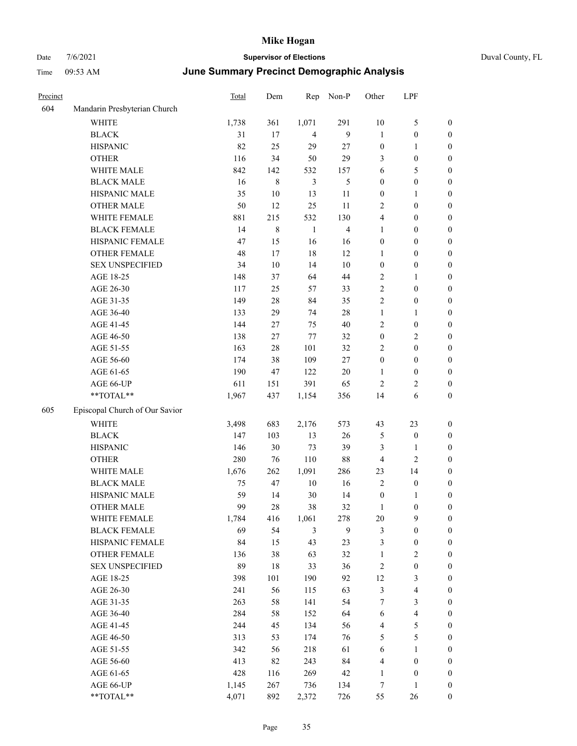# Mike Hogan

Date 7/6/2021 **Supervisor of Elections** Duval County, FL

Time 09:53 AM **June Summary Precinct Demographic Analysis**

| Precinct | | Total | Dem | Rep | Non-P | Other | LPF | |
|---|---|---|---|---|---|---|---|---|
| 604 | Mandarin Presbyterian Church | | | | | | | |
| | WHITE | 1,738 | 361 | 1,071 | 291 | 10 | 5 | 0 |
| | BLACK | 31 | 17 | 4 | 9 | 1 | 0 | 0 |
| | HISPANIC | 82 | 25 | 29 | 27 | 0 | 1 | 0 |
| | OTHER | 116 | 34 | 50 | 29 | 3 | 0 | 0 |
| | WHITE MALE | 842 | 142 | 532 | 157 | 6 | 5 | 0 |
| | BLACK MALE | 16 | 8 | 3 | 5 | 0 | 0 | 0 |
| | HISPANIC MALE | 35 | 10 | 13 | 11 | 0 | 1 | 0 |
| | OTHER MALE | 50 | 12 | 25 | 11 | 2 | 0 | 0 |
| | WHITE FEMALE | 881 | 215 | 532 | 130 | 4 | 0 | 0 |
| | BLACK FEMALE | 14 | 8 | 1 | 4 | 1 | 0 | 0 |
| | HISPANIC FEMALE | 47 | 15 | 16 | 16 | 0 | 0 | 0 |
| | OTHER FEMALE | 48 | 17 | 18 | 12 | 1 | 0 | 0 |
| | SEX UNSPECIFIED | 34 | 10 | 14 | 10 | 0 | 0 | 0 |
| | AGE 18-25 | 148 | 37 | 64 | 44 | 2 | 1 | 0 |
| | AGE 26-30 | 117 | 25 | 57 | 33 | 2 | 0 | 0 |
| | AGE 31-35 | 149 | 28 | 84 | 35 | 2 | 0 | 0 |
| | AGE 36-40 | 133 | 29 | 74 | 28 | 1 | 1 | 0 |
| | AGE 41-45 | 144 | 27 | 75 | 40 | 2 | 0 | 0 |
| | AGE 46-50 | 138 | 27 | 77 | 32 | 0 | 2 | 0 |
| | AGE 51-55 | 163 | 28 | 101 | 32 | 2 | 0 | 0 |
| | AGE 56-60 | 174 | 38 | 109 | 27 | 0 | 0 | 0 |
| | AGE 61-65 | 190 | 47 | 122 | 20 | 1 | 0 | 0 |
| | AGE 66-UP | 611 | 151 | 391 | 65 | 2 | 2 | 0 |
| | **TOTAL** | 1,967 | 437 | 1,154 | 356 | 14 | 6 | 0 |
| 605 | Episcopal Church of Our Savior | | | | | | | |
| | WHITE | 3,498 | 683 | 2,176 | 573 | 43 | 23 | 0 |
| | BLACK | 147 | 103 | 13 | 26 | 5 | 0 | 0 |
| | HISPANIC | 146 | 30 | 73 | 39 | 3 | 1 | 0 |
| | OTHER | 280 | 76 | 110 | 88 | 4 | 2 | 0 |
| | WHITE MALE | 1,676 | 262 | 1,091 | 286 | 23 | 14 | 0 |
| | BLACK MALE | 75 | 47 | 10 | 16 | 2 | 0 | 0 |
| | HISPANIC MALE | 59 | 14 | 30 | 14 | 0 | 1 | 0 |
| | OTHER MALE | 99 | 28 | 38 | 32 | 1 | 0 | 0 |
| | WHITE FEMALE | 1,784 | 416 | 1,061 | 278 | 20 | 9 | 0 |
| | BLACK FEMALE | 69 | 54 | 3 | 9 | 3 | 0 | 0 |
| | HISPANIC FEMALE | 84 | 15 | 43 | 23 | 3 | 0 | 0 |
| | OTHER FEMALE | 136 | 38 | 63 | 32 | 1 | 2 | 0 |
| | SEX UNSPECIFIED | 89 | 18 | 33 | 36 | 2 | 0 | 0 |
| | AGE 18-25 | 398 | 101 | 190 | 92 | 12 | 3 | 0 |
| | AGE 26-30 | 241 | 56 | 115 | 63 | 3 | 4 | 0 |
| | AGE 31-35 | 263 | 58 | 141 | 54 | 7 | 3 | 0 |
| | AGE 36-40 | 284 | 58 | 152 | 64 | 6 | 4 | 0 |
| | AGE 41-45 | 244 | 45 | 134 | 56 | 4 | 5 | 0 |
| | AGE 46-50 | 313 | 53 | 174 | 76 | 5 | 5 | 0 |
| | AGE 51-55 | 342 | 56 | 218 | 61 | 6 | 1 | 0 |
| | AGE 56-60 | 413 | 82 | 243 | 84 | 4 | 0 | 0 |
| | AGE 61-65 | 428 | 116 | 269 | 42 | 1 | 0 | 0 |
| | AGE 66-UP | 1,145 | 267 | 736 | 134 | 7 | 1 | 0 |
| | **TOTAL** | 4,071 | 892 | 2,372 | 726 | 55 | 26 | 0 |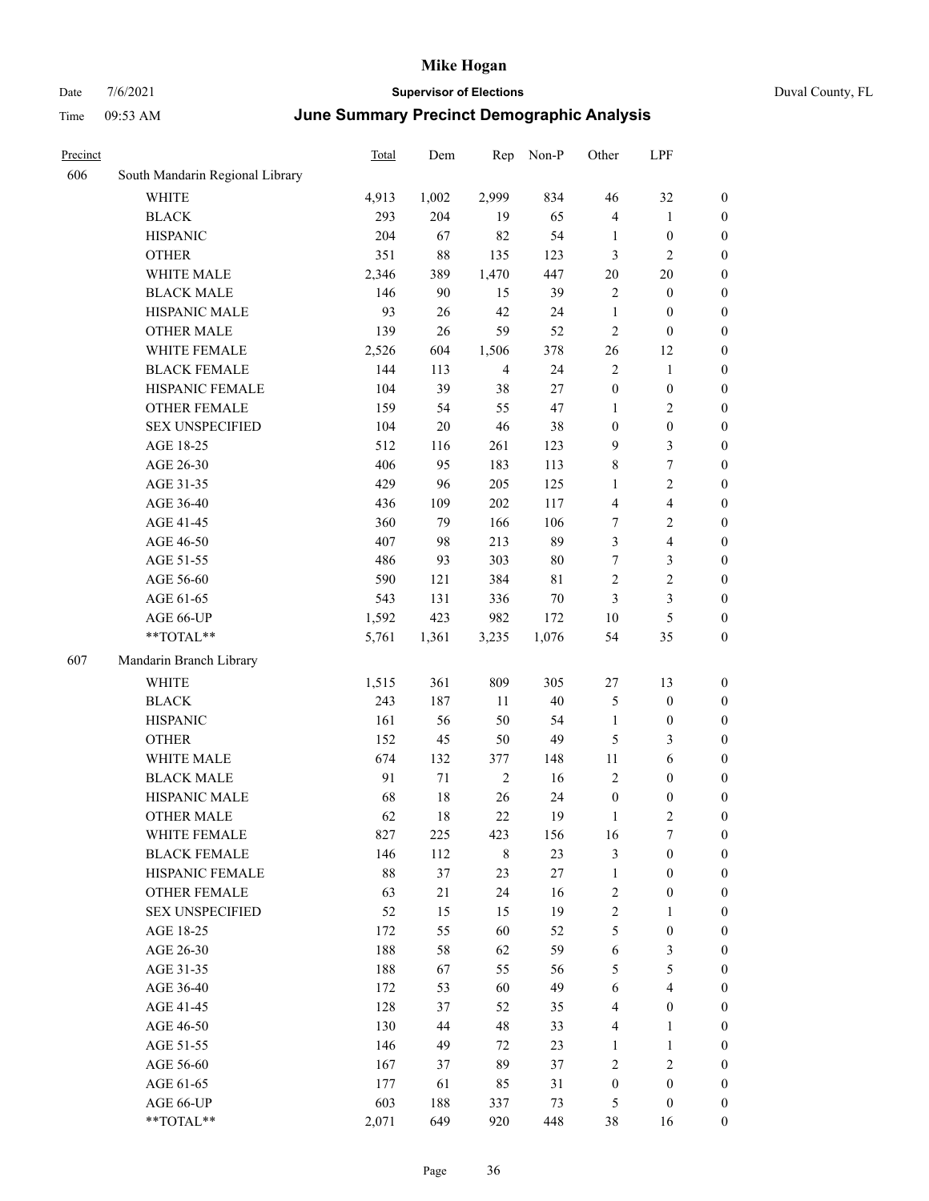# Mike Hogan

Date 7/6/2021 **Supervisor of Elections** Duval County, FL

Time 09:53 AM **June Summary Precinct Demographic Analysis**

| Precinct | | Total | Dem | Rep | Non-P | Other | LPF | |
|---|---|---|---|---|---|---|---|---|
| 606 | South Mandarin Regional Library | | | | | | | |
| | WHITE | 4,913 | 1,002 | 2,999 | 834 | 46 | 32 | 0 |
| | BLACK | 293 | 204 | 19 | 65 | 4 | 1 | 0 |
| | HISPANIC | 204 | 67 | 82 | 54 | 1 | 0 | 0 |
| | OTHER | 351 | 88 | 135 | 123 | 3 | 2 | 0 |
| | WHITE MALE | 2,346 | 389 | 1,470 | 447 | 20 | 20 | 0 |
| | BLACK MALE | 146 | 90 | 15 | 39 | 2 | 0 | 0 |
| | HISPANIC MALE | 93 | 26 | 42 | 24 | 1 | 0 | 0 |
| | OTHER MALE | 139 | 26 | 59 | 52 | 2 | 0 | 0 |
| | WHITE FEMALE | 2,526 | 604 | 1,506 | 378 | 26 | 12 | 0 |
| | BLACK FEMALE | 144 | 113 | 4 | 24 | 2 | 1 | 0 |
| | HISPANIC FEMALE | 104 | 39 | 38 | 27 | 0 | 0 | 0 |
| | OTHER FEMALE | 159 | 54 | 55 | 47 | 1 | 2 | 0 |
| | SEX UNSPECIFIED | 104 | 20 | 46 | 38 | 0 | 0 | 0 |
| | AGE 18-25 | 512 | 116 | 261 | 123 | 9 | 3 | 0 |
| | AGE 26-30 | 406 | 95 | 183 | 113 | 8 | 7 | 0 |
| | AGE 31-35 | 429 | 96 | 205 | 125 | 1 | 2 | 0 |
| | AGE 36-40 | 436 | 109 | 202 | 117 | 4 | 4 | 0 |
| | AGE 41-45 | 360 | 79 | 166 | 106 | 7 | 2 | 0 |
| | AGE 46-50 | 407 | 98 | 213 | 89 | 3 | 4 | 0 |
| | AGE 51-55 | 486 | 93 | 303 | 80 | 7 | 3 | 0 |
| | AGE 56-60 | 590 | 121 | 384 | 81 | 2 | 2 | 0 |
| | AGE 61-65 | 543 | 131 | 336 | 70 | 3 | 3 | 0 |
| | AGE 66-UP | 1,592 | 423 | 982 | 172 | 10 | 5 | 0 |
| | **TOTAL** | 5,761 | 1,361 | 3,235 | 1,076 | 54 | 35 | 0 |
| 607 | Mandarin Branch Library | | | | | | | |
| | WHITE | 1,515 | 361 | 809 | 305 | 27 | 13 | 0 |
| | BLACK | 243 | 187 | 11 | 40 | 5 | 0 | 0 |
| | HISPANIC | 161 | 56 | 50 | 54 | 1 | 0 | 0 |
| | OTHER | 152 | 45 | 50 | 49 | 5 | 3 | 0 |
| | WHITE MALE | 674 | 132 | 377 | 148 | 11 | 6 | 0 |
| | BLACK MALE | 91 | 71 | 2 | 16 | 2 | 0 | 0 |
| | HISPANIC MALE | 68 | 18 | 26 | 24 | 0 | 0 | 0 |
| | OTHER MALE | 62 | 18 | 22 | 19 | 1 | 2 | 0 |
| | WHITE FEMALE | 827 | 225 | 423 | 156 | 16 | 7 | 0 |
| | BLACK FEMALE | 146 | 112 | 8 | 23 | 3 | 0 | 0 |
| | HISPANIC FEMALE | 88 | 37 | 23 | 27 | 1 | 0 | 0 |
| | OTHER FEMALE | 63 | 21 | 24 | 16 | 2 | 0 | 0 |
| | SEX UNSPECIFIED | 52 | 15 | 15 | 19 | 2 | 1 | 0 |
| | AGE 18-25 | 172 | 55 | 60 | 52 | 5 | 0 | 0 |
| | AGE 26-30 | 188 | 58 | 62 | 59 | 6 | 3 | 0 |
| | AGE 31-35 | 188 | 67 | 55 | 56 | 5 | 5 | 0 |
| | AGE 36-40 | 172 | 53 | 60 | 49 | 6 | 4 | 0 |
| | AGE 41-45 | 128 | 37 | 52 | 35 | 4 | 0 | 0 |
| | AGE 46-50 | 130 | 44 | 48 | 33 | 4 | 1 | 0 |
| | AGE 51-55 | 146 | 49 | 72 | 23 | 1 | 1 | 0 |
| | AGE 56-60 | 167 | 37 | 89 | 37 | 2 | 2 | 0 |
| | AGE 61-65 | 177 | 61 | 85 | 31 | 0 | 0 | 0 |
| | AGE 66-UP | 603 | 188 | 337 | 73 | 5 | 0 | 0 |
| | **TOTAL** | 2,071 | 649 | 920 | 448 | 38 | 16 | 0 |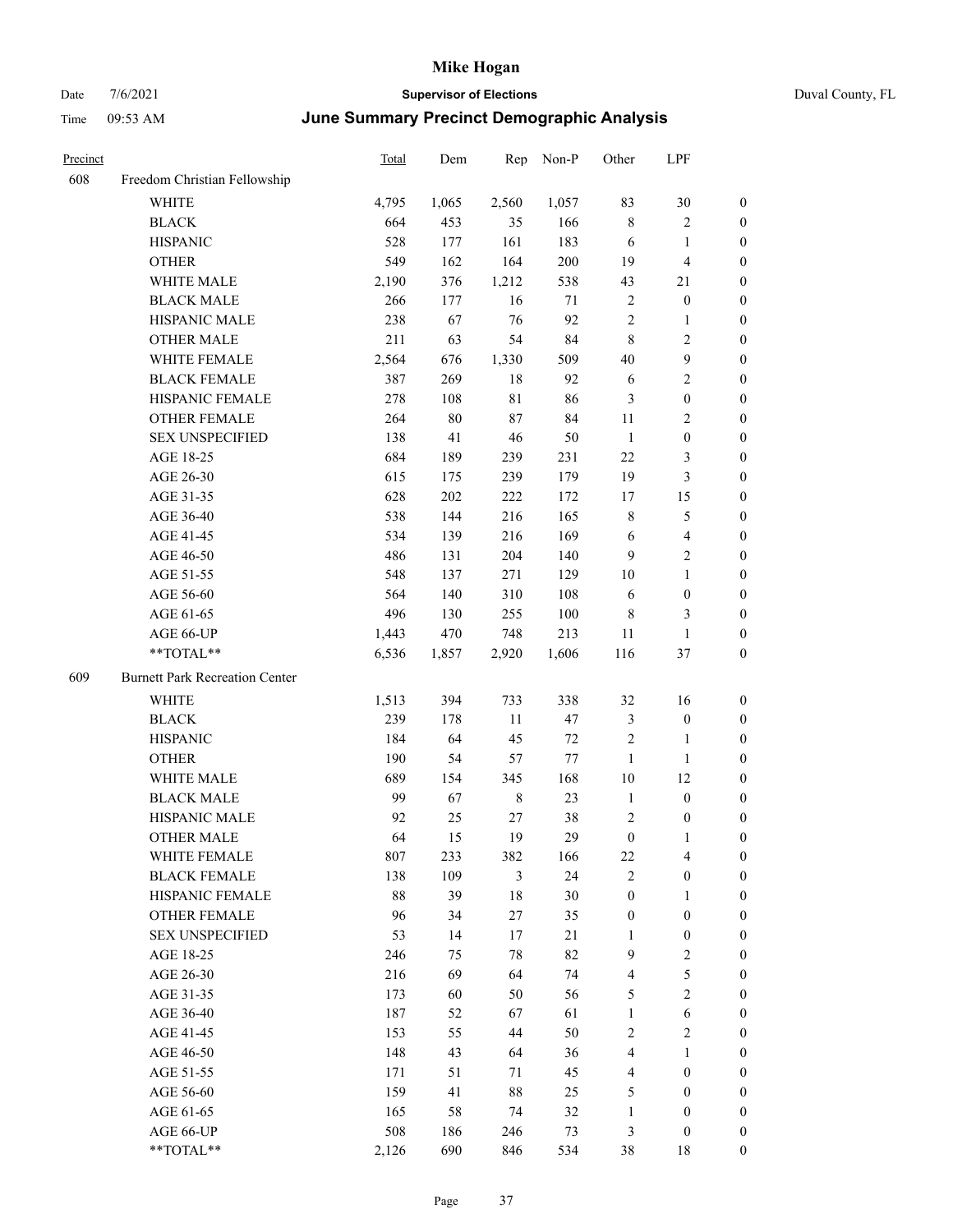# Mike Hogan

Date 7/6/2021 **Supervisor of Elections** Duval County, FL

Time 09:53 AM **June Summary Precinct Demographic Analysis**

| Precinct | | Total | Dem | Rep | Non-P | Other | LPF | |
|---|---|---|---|---|---|---|---|---|
| 608 | Freedom Christian Fellowship | | | | | | | |
| | WHITE | 4,795 | 1,065 | 2,560 | 1,057 | 83 | 30 | 0 |
| | BLACK | 664 | 453 | 35 | 166 | 8 | 2 | 0 |
| | HISPANIC | 528 | 177 | 161 | 183 | 6 | 1 | 0 |
| | OTHER | 549 | 162 | 164 | 200 | 19 | 4 | 0 |
| | WHITE MALE | 2,190 | 376 | 1,212 | 538 | 43 | 21 | 0 |
| | BLACK MALE | 266 | 177 | 16 | 71 | 2 | 0 | 0 |
| | HISPANIC MALE | 238 | 67 | 76 | 92 | 2 | 1 | 0 |
| | OTHER MALE | 211 | 63 | 54 | 84 | 8 | 2 | 0 |
| | WHITE FEMALE | 2,564 | 676 | 1,330 | 509 | 40 | 9 | 0 |
| | BLACK FEMALE | 387 | 269 | 18 | 92 | 6 | 2 | 0 |
| | HISPANIC FEMALE | 278 | 108 | 81 | 86 | 3 | 0 | 0 |
| | OTHER FEMALE | 264 | 80 | 87 | 84 | 11 | 2 | 0 |
| | SEX UNSPECIFIED | 138 | 41 | 46 | 50 | 1 | 0 | 0 |
| | AGE 18-25 | 684 | 189 | 239 | 231 | 22 | 3 | 0 |
| | AGE 26-30 | 615 | 175 | 239 | 179 | 19 | 3 | 0 |
| | AGE 31-35 | 628 | 202 | 222 | 172 | 17 | 15 | 0 |
| | AGE 36-40 | 538 | 144 | 216 | 165 | 8 | 5 | 0 |
| | AGE 41-45 | 534 | 139 | 216 | 169 | 6 | 4 | 0 |
| | AGE 46-50 | 486 | 131 | 204 | 140 | 9 | 2 | 0 |
| | AGE 51-55 | 548 | 137 | 271 | 129 | 10 | 1 | 0 |
| | AGE 56-60 | 564 | 140 | 310 | 108 | 6 | 0 | 0 |
| | AGE 61-65 | 496 | 130 | 255 | 100 | 8 | 3 | 0 |
| | AGE 66-UP | 1,443 | 470 | 748 | 213 | 11 | 1 | 0 |
| | **TOTAL** | 6,536 | 1,857 | 2,920 | 1,606 | 116 | 37 | 0 |
| 609 | Burnett Park Recreation Center | | | | | | | |
| | WHITE | 1,513 | 394 | 733 | 338 | 32 | 16 | 0 |
| | BLACK | 239 | 178 | 11 | 47 | 3 | 0 | 0 |
| | HISPANIC | 184 | 64 | 45 | 72 | 2 | 1 | 0 |
| | OTHER | 190 | 54 | 57 | 77 | 1 | 1 | 0 |
| | WHITE MALE | 689 | 154 | 345 | 168 | 10 | 12 | 0 |
| | BLACK MALE | 99 | 67 | 8 | 23 | 1 | 0 | 0 |
| | HISPANIC MALE | 92 | 25 | 27 | 38 | 2 | 0 | 0 |
| | OTHER MALE | 64 | 15 | 19 | 29 | 0 | 1 | 0 |
| | WHITE FEMALE | 807 | 233 | 382 | 166 | 22 | 4 | 0 |
| | BLACK FEMALE | 138 | 109 | 3 | 24 | 2 | 0 | 0 |
| | HISPANIC FEMALE | 88 | 39 | 18 | 30 | 0 | 1 | 0 |
| | OTHER FEMALE | 96 | 34 | 27 | 35 | 0 | 0 | 0 |
| | SEX UNSPECIFIED | 53 | 14 | 17 | 21 | 1 | 0 | 0 |
| | AGE 18-25 | 246 | 75 | 78 | 82 | 9 | 2 | 0 |
| | AGE 26-30 | 216 | 69 | 64 | 74 | 4 | 5 | 0 |
| | AGE 31-35 | 173 | 60 | 50 | 56 | 5 | 2 | 0 |
| | AGE 36-40 | 187 | 52 | 67 | 61 | 1 | 6 | 0 |
| | AGE 41-45 | 153 | 55 | 44 | 50 | 2 | 2 | 0 |
| | AGE 46-50 | 148 | 43 | 64 | 36 | 4 | 1 | 0 |
| | AGE 51-55 | 171 | 51 | 71 | 45 | 4 | 0 | 0 |
| | AGE 56-60 | 159 | 41 | 88 | 25 | 5 | 0 | 0 |
| | AGE 61-65 | 165 | 58 | 74 | 32 | 1 | 0 | 0 |
| | AGE 66-UP | 508 | 186 | 246 | 73 | 3 | 0 | 0 |
| | **TOTAL** | 2,126 | 690 | 846 | 534 | 38 | 18 | 0 |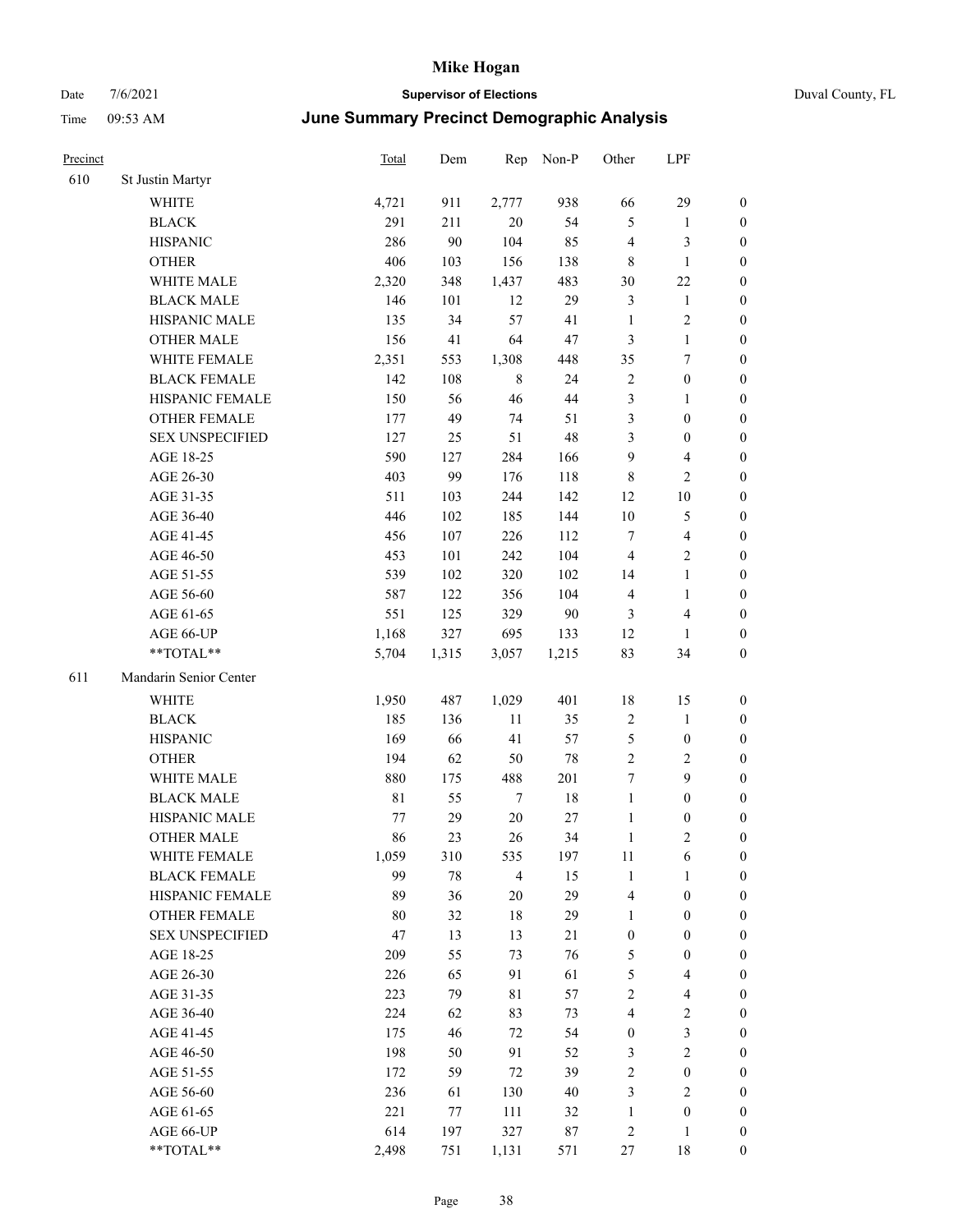# Mike Hogan

Date 7/6/2021 **Supervisor of Elections** Duval County, FL

Time 09:53 AM **June Summary Precinct Demographic Analysis**

| Precinct | | Total | Dem | Rep | Non-P | Other | LPF | |
|---|---|---|---|---|---|---|---|---|
| 610 | St Justin Martyr | | | | | | | |
| | WHITE | 4,721 | 911 | 2,777 | 938 | 66 | 29 | 0 |
| | BLACK | 291 | 211 | 20 | 54 | 5 | 1 | 0 |
| | HISPANIC | 286 | 90 | 104 | 85 | 4 | 3 | 0 |
| | OTHER | 406 | 103 | 156 | 138 | 8 | 1 | 0 |
| | WHITE MALE | 2,320 | 348 | 1,437 | 483 | 30 | 22 | 0 |
| | BLACK MALE | 146 | 101 | 12 | 29 | 3 | 1 | 0 |
| | HISPANIC MALE | 135 | 34 | 57 | 41 | 1 | 2 | 0 |
| | OTHER MALE | 156 | 41 | 64 | 47 | 3 | 1 | 0 |
| | WHITE FEMALE | 2,351 | 553 | 1,308 | 448 | 35 | 7 | 0 |
| | BLACK FEMALE | 142 | 108 | 8 | 24 | 2 | 0 | 0 |
| | HISPANIC FEMALE | 150 | 56 | 46 | 44 | 3 | 1 | 0 |
| | OTHER FEMALE | 177 | 49 | 74 | 51 | 3 | 0 | 0 |
| | SEX UNSPECIFIED | 127 | 25 | 51 | 48 | 3 | 0 | 0 |
| | AGE 18-25 | 590 | 127 | 284 | 166 | 9 | 4 | 0 |
| | AGE 26-30 | 403 | 99 | 176 | 118 | 8 | 2 | 0 |
| | AGE 31-35 | 511 | 103 | 244 | 142 | 12 | 10 | 0 |
| | AGE 36-40 | 446 | 102 | 185 | 144 | 10 | 5 | 0 |
| | AGE 41-45 | 456 | 107 | 226 | 112 | 7 | 4 | 0 |
| | AGE 46-50 | 453 | 101 | 242 | 104 | 4 | 2 | 0 |
| | AGE 51-55 | 539 | 102 | 320 | 102 | 14 | 1 | 0 |
| | AGE 56-60 | 587 | 122 | 356 | 104 | 4 | 1 | 0 |
| | AGE 61-65 | 551 | 125 | 329 | 90 | 3 | 4 | 0 |
| | AGE 66-UP | 1,168 | 327 | 695 | 133 | 12 | 1 | 0 |
| | **TOTAL** | 5,704 | 1,315 | 3,057 | 1,215 | 83 | 34 | 0 |
| 611 | Mandarin Senior Center | | | | | | | |
| | WHITE | 1,950 | 487 | 1,029 | 401 | 18 | 15 | 0 |
| | BLACK | 185 | 136 | 11 | 35 | 2 | 1 | 0 |
| | HISPANIC | 169 | 66 | 41 | 57 | 5 | 0 | 0 |
| | OTHER | 194 | 62 | 50 | 78 | 2 | 2 | 0 |
| | WHITE MALE | 880 | 175 | 488 | 201 | 7 | 9 | 0 |
| | BLACK MALE | 81 | 55 | 7 | 18 | 1 | 0 | 0 |
| | HISPANIC MALE | 77 | 29 | 20 | 27 | 1 | 0 | 0 |
| | OTHER MALE | 86 | 23 | 26 | 34 | 1 | 2 | 0 |
| | WHITE FEMALE | 1,059 | 310 | 535 | 197 | 11 | 6 | 0 |
| | BLACK FEMALE | 99 | 78 | 4 | 15 | 1 | 1 | 0 |
| | HISPANIC FEMALE | 89 | 36 | 20 | 29 | 4 | 0 | 0 |
| | OTHER FEMALE | 80 | 32 | 18 | 29 | 1 | 0 | 0 |
| | SEX UNSPECIFIED | 47 | 13 | 13 | 21 | 0 | 0 | 0 |
| | AGE 18-25 | 209 | 55 | 73 | 76 | 5 | 0 | 0 |
| | AGE 26-30 | 226 | 65 | 91 | 61 | 5 | 4 | 0 |
| | AGE 31-35 | 223 | 79 | 81 | 57 | 2 | 4 | 0 |
| | AGE 36-40 | 224 | 62 | 83 | 73 | 4 | 2 | 0 |
| | AGE 41-45 | 175 | 46 | 72 | 54 | 0 | 3 | 0 |
| | AGE 46-50 | 198 | 50 | 91 | 52 | 3 | 2 | 0 |
| | AGE 51-55 | 172 | 59 | 72 | 39 | 2 | 0 | 0 |
| | AGE 56-60 | 236 | 61 | 130 | 40 | 3 | 2 | 0 |
| | AGE 61-65 | 221 | 77 | 111 | 32 | 1 | 0 | 0 |
| | AGE 66-UP | 614 | 197 | 327 | 87 | 2 | 1 | 0 |
| | **TOTAL** | 2,498 | 751 | 1,131 | 571 | 27 | 18 | 0 |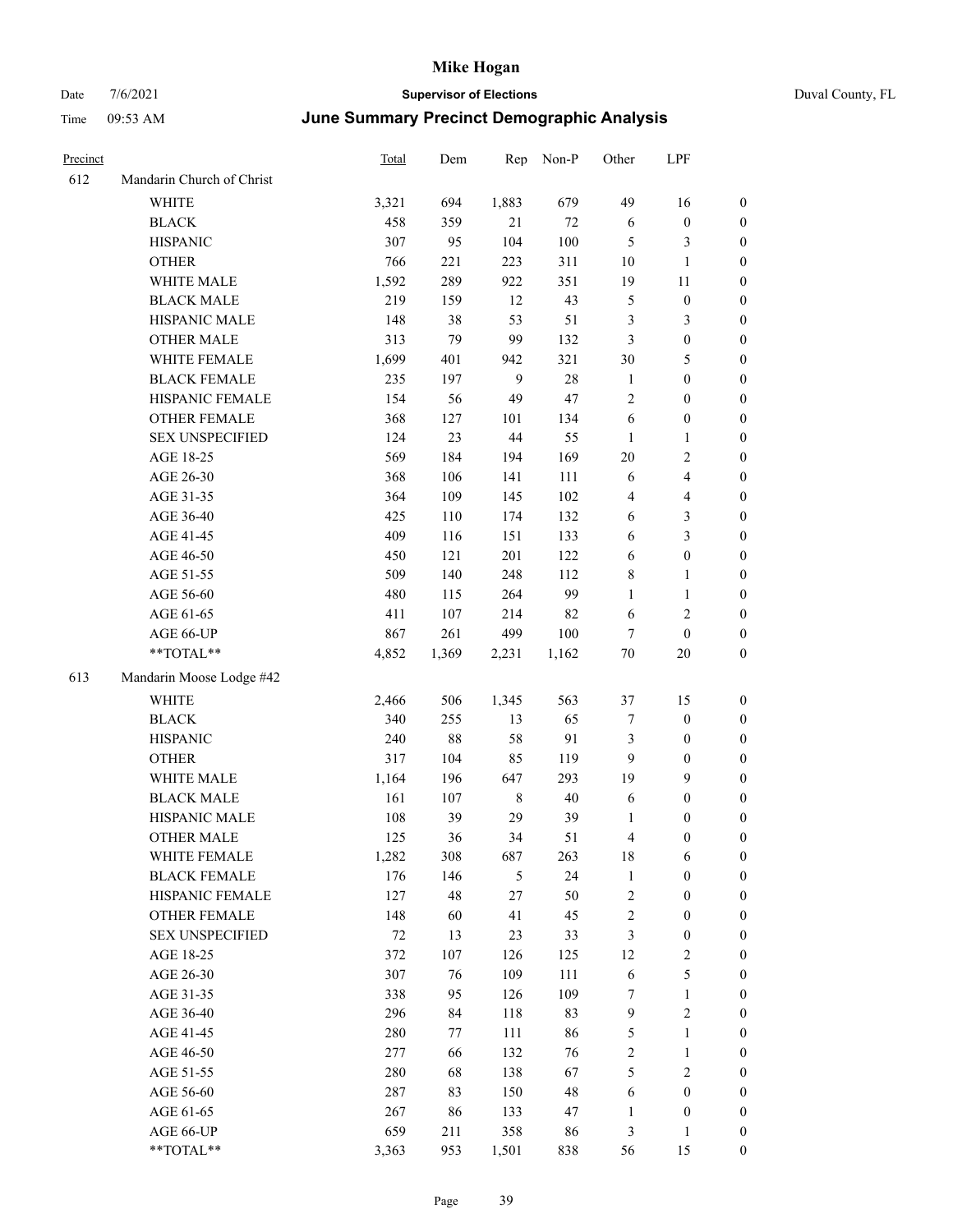| Precinct | | Total | Dem | Rep | Non-P | Other | LPF | |
|---|---|---|---|---|---|---|---|---|
| 612 | Mandarin Church of Christ | | | | | | | |
| | WHITE | 3,321 | 694 | 1,883 | 679 | 49 | 16 | 0 |
| | BLACK | 458 | 359 | 21 | 72 | 6 | 0 | 0 |
| | HISPANIC | 307 | 95 | 104 | 100 | 5 | 3 | 0 |
| | OTHER | 766 | 221 | 223 | 311 | 10 | 1 | 0 |
| | WHITE MALE | 1,592 | 289 | 922 | 351 | 19 | 11 | 0 |
| | BLACK MALE | 219 | 159 | 12 | 43 | 5 | 0 | 0 |
| | HISPANIC MALE | 148 | 38 | 53 | 51 | 3 | 3 | 0 |
| | OTHER MALE | 313 | 79 | 99 | 132 | 3 | 0 | 0 |
| | WHITE FEMALE | 1,699 | 401 | 942 | 321 | 30 | 5 | 0 |
| | BLACK FEMALE | 235 | 197 | 9 | 28 | 1 | 0 | 0 |
| | HISPANIC FEMALE | 154 | 56 | 49 | 47 | 2 | 0 | 0 |
| | OTHER FEMALE | 368 | 127 | 101 | 134 | 6 | 0 | 0 |
| | SEX UNSPECIFIED | 124 | 23 | 44 | 55 | 1 | 1 | 0 |
| | AGE 18-25 | 569 | 184 | 194 | 169 | 20 | 2 | 0 |
| | AGE 26-30 | 368 | 106 | 141 | 111 | 6 | 4 | 0 |
| | AGE 31-35 | 364 | 109 | 145 | 102 | 4 | 4 | 0 |
| | AGE 36-40 | 425 | 110 | 174 | 132 | 6 | 3 | 0 |
| | AGE 41-45 | 409 | 116 | 151 | 133 | 6 | 3 | 0 |
| | AGE 46-50 | 450 | 121 | 201 | 122 | 6 | 0 | 0 |
| | AGE 51-55 | 509 | 140 | 248 | 112 | 8 | 1 | 0 |
| | AGE 56-60 | 480 | 115 | 264 | 99 | 1 | 1 | 0 |
| | AGE 61-65 | 411 | 107 | 214 | 82 | 6 | 2 | 0 |
| | AGE 66-UP | 867 | 261 | 499 | 100 | 7 | 0 | 0 |
| | **TOTAL** | 4,852 | 1,369 | 2,231 | 1,162 | 70 | 20 | 0 |
| 613 | Mandarin Moose Lodge #42 | | | | | | | |
| | WHITE | 2,466 | 506 | 1,345 | 563 | 37 | 15 | 0 |
| | BLACK | 340 | 255 | 13 | 65 | 7 | 0 | 0 |
| | HISPANIC | 240 | 88 | 58 | 91 | 3 | 0 | 0 |
| | OTHER | 317 | 104 | 85 | 119 | 9 | 0 | 0 |
| | WHITE MALE | 1,164 | 196 | 647 | 293 | 19 | 9 | 0 |
| | BLACK MALE | 161 | 107 | 8 | 40 | 6 | 0 | 0 |
| | HISPANIC MALE | 108 | 39 | 29 | 39 | 1 | 0 | 0 |
| | OTHER MALE | 125 | 36 | 34 | 51 | 4 | 0 | 0 |
| | WHITE FEMALE | 1,282 | 308 | 687 | 263 | 18 | 6 | 0 |
| | BLACK FEMALE | 176 | 146 | 5 | 24 | 1 | 0 | 0 |
| | HISPANIC FEMALE | 127 | 48 | 27 | 50 | 2 | 0 | 0 |
| | OTHER FEMALE | 148 | 60 | 41 | 45 | 2 | 0 | 0 |
| | SEX UNSPECIFIED | 72 | 13 | 23 | 33 | 3 | 0 | 0 |
| | AGE 18-25 | 372 | 107 | 126 | 125 | 12 | 2 | 0 |
| | AGE 26-30 | 307 | 76 | 109 | 111 | 6 | 5 | 0 |
| | AGE 31-35 | 338 | 95 | 126 | 109 | 7 | 1 | 0 |
| | AGE 36-40 | 296 | 84 | 118 | 83 | 9 | 2 | 0 |
| | AGE 41-45 | 280 | 77 | 111 | 86 | 5 | 1 | 0 |
| | AGE 46-50 | 277 | 66 | 132 | 76 | 2 | 1 | 0 |
| | AGE 51-55 | 280 | 68 | 138 | 67 | 5 | 2 | 0 |
| | AGE 56-60 | 287 | 83 | 150 | 48 | 6 | 0 | 0 |
| | AGE 61-65 | 267 | 86 | 133 | 47 | 1 | 0 | 0 |
| | AGE 66-UP | 659 | 211 | 358 | 86 | 3 | 1 | 0 |
| | **TOTAL** | 3,363 | 953 | 1,501 | 838 | 56 | 15 | 0 |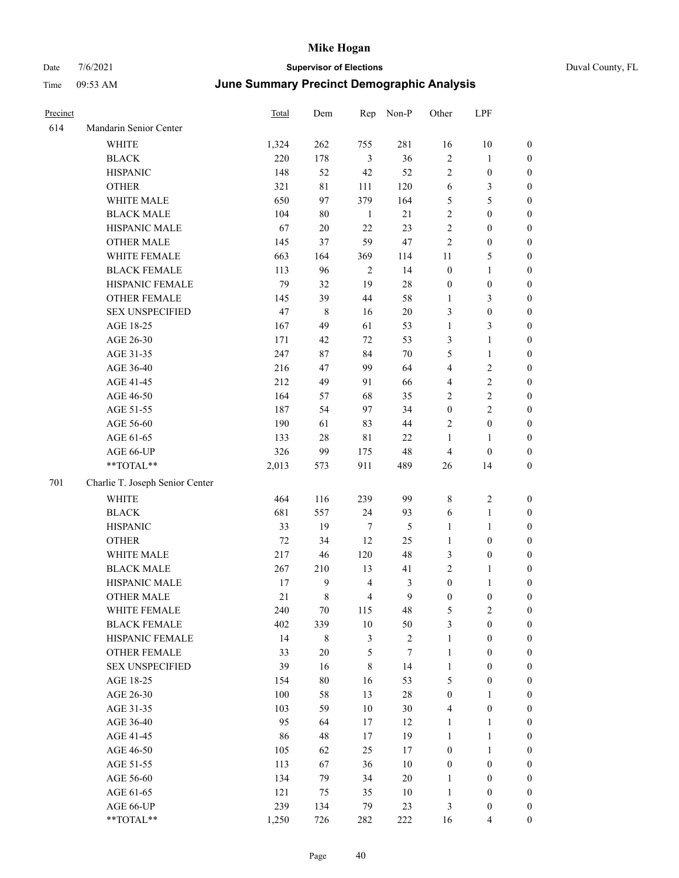# Mike Hogan

Date 7/6/2021 **Supervisor of Elections** Duval County, FL

Time 09:53 AM **June Summary Precinct Demographic Analysis**

| Precinct | | Total | Dem | Rep | Non-P | Other | LPF | |
|---|---|---|---|---|---|---|---|---|
| 614 | Mandarin Senior Center | | | | | | | |
| | WHITE | 1,324 | 262 | 755 | 281 | 16 | 10 | 0 |
| | BLACK | 220 | 178 | 3 | 36 | 2 | 1 | 0 |
| | HISPANIC | 148 | 52 | 42 | 52 | 2 | 0 | 0 |
| | OTHER | 321 | 81 | 111 | 120 | 6 | 3 | 0 |
| | WHITE MALE | 650 | 97 | 379 | 164 | 5 | 5 | 0 |
| | BLACK MALE | 104 | 80 | 1 | 21 | 2 | 0 | 0 |
| | HISPANIC MALE | 67 | 20 | 22 | 23 | 2 | 0 | 0 |
| | OTHER MALE | 145 | 37 | 59 | 47 | 2 | 0 | 0 |
| | WHITE FEMALE | 663 | 164 | 369 | 114 | 11 | 5 | 0 |
| | BLACK FEMALE | 113 | 96 | 2 | 14 | 0 | 1 | 0 |
| | HISPANIC FEMALE | 79 | 32 | 19 | 28 | 0 | 0 | 0 |
| | OTHER FEMALE | 145 | 39 | 44 | 58 | 1 | 3 | 0 |
| | SEX UNSPECIFIED | 47 | 8 | 16 | 20 | 3 | 0 | 0 |
| | AGE 18-25 | 167 | 49 | 61 | 53 | 1 | 3 | 0 |
| | AGE 26-30 | 171 | 42 | 72 | 53 | 3 | 1 | 0 |
| | AGE 31-35 | 247 | 87 | 84 | 70 | 5 | 1 | 0 |
| | AGE 36-40 | 216 | 47 | 99 | 64 | 4 | 2 | 0 |
| | AGE 41-45 | 212 | 49 | 91 | 66 | 4 | 2 | 0 |
| | AGE 46-50 | 164 | 57 | 68 | 35 | 2 | 2 | 0 |
| | AGE 51-55 | 187 | 54 | 97 | 34 | 0 | 2 | 0 |
| | AGE 56-60 | 190 | 61 | 83 | 44 | 2 | 0 | 0 |
| | AGE 61-65 | 133 | 28 | 81 | 22 | 1 | 1 | 0 |
| | AGE 66-UP | 326 | 99 | 175 | 48 | 4 | 0 | 0 |
| | **TOTAL** | 2,013 | 573 | 911 | 489 | 26 | 14 | 0 |
| 701 | Charlie T. Joseph Senior Center | | | | | | | |
| | WHITE | 464 | 116 | 239 | 99 | 8 | 2 | 0 |
| | BLACK | 681 | 557 | 24 | 93 | 6 | 1 | 0 |
| | HISPANIC | 33 | 19 | 7 | 5 | 1 | 1 | 0 |
| | OTHER | 72 | 34 | 12 | 25 | 1 | 0 | 0 |
| | WHITE MALE | 217 | 46 | 120 | 48 | 3 | 0 | 0 |
| | BLACK MALE | 267 | 210 | 13 | 41 | 2 | 1 | 0 |
| | HISPANIC MALE | 17 | 9 | 4 | 3 | 0 | 1 | 0 |
| | OTHER MALE | 21 | 8 | 4 | 9 | 0 | 0 | 0 |
| | WHITE FEMALE | 240 | 70 | 115 | 48 | 5 | 2 | 0 |
| | BLACK FEMALE | 402 | 339 | 10 | 50 | 3 | 0 | 0 |
| | HISPANIC FEMALE | 14 | 8 | 3 | 2 | 1 | 0 | 0 |
| | OTHER FEMALE | 33 | 20 | 5 | 7 | 1 | 0 | 0 |
| | SEX UNSPECIFIED | 39 | 16 | 8 | 14 | 1 | 0 | 0 |
| | AGE 18-25 | 154 | 80 | 16 | 53 | 5 | 0 | 0 |
| | AGE 26-30 | 100 | 58 | 13 | 28 | 0 | 1 | 0 |
| | AGE 31-35 | 103 | 59 | 10 | 30 | 4 | 0 | 0 |
| | AGE 36-40 | 95 | 64 | 17 | 12 | 1 | 1 | 0 |
| | AGE 41-45 | 86 | 48 | 17 | 19 | 1 | 1 | 0 |
| | AGE 46-50 | 105 | 62 | 25 | 17 | 0 | 1 | 0 |
| | AGE 51-55 | 113 | 67 | 36 | 10 | 0 | 0 | 0 |
| | AGE 56-60 | 134 | 79 | 34 | 20 | 1 | 0 | 0 |
| | AGE 61-65 | 121 | 75 | 35 | 10 | 1 | 0 | 0 |
| | AGE 66-UP | 239 | 134 | 79 | 23 | 3 | 0 | 0 |
| | **TOTAL** | 1,250 | 726 | 282 | 222 | 16 | 4 | 0 |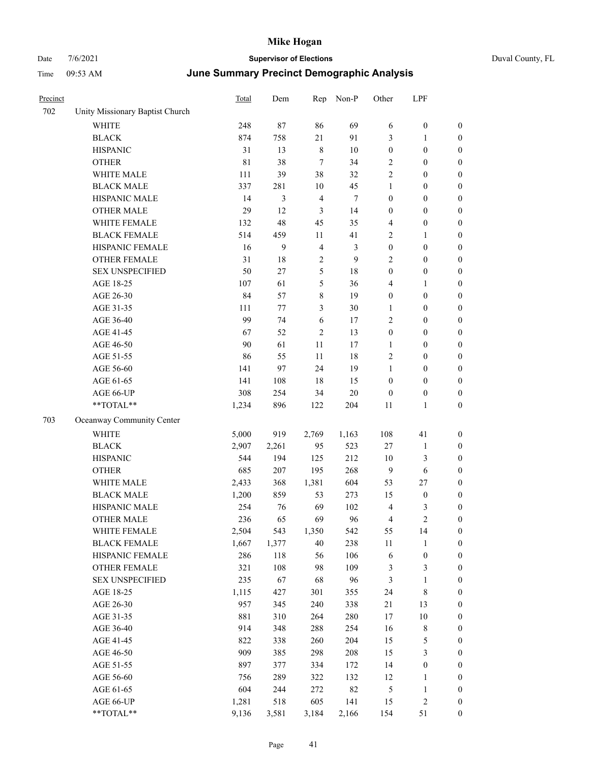# Mike Hogan

Date 7/6/2021 **Supervisor of Elections** Duval County, FL

Time 09:53 AM **June Summary Precinct Demographic Analysis**

| Precinct | | Total | Dem | Rep | Non-P | Other | LPF | |
|---|---|---|---|---|---|---|---|---|
| 702 | Unity Missionary Baptist Church | | | | | | | |
| | WHITE | 248 | 87 | 86 | 69 | 6 | 0 | 0 |
| | BLACK | 874 | 758 | 21 | 91 | 3 | 1 | 0 |
| | HISPANIC | 31 | 13 | 8 | 10 | 0 | 0 | 0 |
| | OTHER | 81 | 38 | 7 | 34 | 2 | 0 | 0 |
| | WHITE MALE | 111 | 39 | 38 | 32 | 2 | 0 | 0 |
| | BLACK MALE | 337 | 281 | 10 | 45 | 1 | 0 | 0 |
| | HISPANIC MALE | 14 | 3 | 4 | 7 | 0 | 0 | 0 |
| | OTHER MALE | 29 | 12 | 3 | 14 | 0 | 0 | 0 |
| | WHITE FEMALE | 132 | 48 | 45 | 35 | 4 | 0 | 0 |
| | BLACK FEMALE | 514 | 459 | 11 | 41 | 2 | 1 | 0 |
| | HISPANIC FEMALE | 16 | 9 | 4 | 3 | 0 | 0 | 0 |
| | OTHER FEMALE | 31 | 18 | 2 | 9 | 2 | 0 | 0 |
| | SEX UNSPECIFIED | 50 | 27 | 5 | 18 | 0 | 0 | 0 |
| | AGE 18-25 | 107 | 61 | 5 | 36 | 4 | 1 | 0 |
| | AGE 26-30 | 84 | 57 | 8 | 19 | 0 | 0 | 0 |
| | AGE 31-35 | 111 | 77 | 3 | 30 | 1 | 0 | 0 |
| | AGE 36-40 | 99 | 74 | 6 | 17 | 2 | 0 | 0 |
| | AGE 41-45 | 67 | 52 | 2 | 13 | 0 | 0 | 0 |
| | AGE 46-50 | 90 | 61 | 11 | 17 | 1 | 0 | 0 |
| | AGE 51-55 | 86 | 55 | 11 | 18 | 2 | 0 | 0 |
| | AGE 56-60 | 141 | 97 | 24 | 19 | 1 | 0 | 0 |
| | AGE 61-65 | 141 | 108 | 18 | 15 | 0 | 0 | 0 |
| | AGE 66-UP | 308 | 254 | 34 | 20 | 0 | 0 | 0 |
| | **TOTAL** | 1,234 | 896 | 122 | 204 | 11 | 1 | 0 |
| 703 | Oceanway Community Center | | | | | | | |
| | WHITE | 5,000 | 919 | 2,769 | 1,163 | 108 | 41 | 0 |
| | BLACK | 2,907 | 2,261 | 95 | 523 | 27 | 1 | 0 |
| | HISPANIC | 544 | 194 | 125 | 212 | 10 | 3 | 0 |
| | OTHER | 685 | 207 | 195 | 268 | 9 | 6 | 0 |
| | WHITE MALE | 2,433 | 368 | 1,381 | 604 | 53 | 27 | 0 |
| | BLACK MALE | 1,200 | 859 | 53 | 273 | 15 | 0 | 0 |
| | HISPANIC MALE | 254 | 76 | 69 | 102 | 4 | 3 | 0 |
| | OTHER MALE | 236 | 65 | 69 | 96 | 4 | 2 | 0 |
| | WHITE FEMALE | 2,504 | 543 | 1,350 | 542 | 55 | 14 | 0 |
| | BLACK FEMALE | 1,667 | 1,377 | 40 | 238 | 11 | 1 | 0 |
| | HISPANIC FEMALE | 286 | 118 | 56 | 106 | 6 | 0 | 0 |
| | OTHER FEMALE | 321 | 108 | 98 | 109 | 3 | 3 | 0 |
| | SEX UNSPECIFIED | 235 | 67 | 68 | 96 | 3 | 1 | 0 |
| | AGE 18-25 | 1,115 | 427 | 301 | 355 | 24 | 8 | 0 |
| | AGE 26-30 | 957 | 345 | 240 | 338 | 21 | 13 | 0 |
| | AGE 31-35 | 881 | 310 | 264 | 280 | 17 | 10 | 0 |
| | AGE 36-40 | 914 | 348 | 288 | 254 | 16 | 8 | 0 |
| | AGE 41-45 | 822 | 338 | 260 | 204 | 15 | 5 | 0 |
| | AGE 46-50 | 909 | 385 | 298 | 208 | 15 | 3 | 0 |
| | AGE 51-55 | 897 | 377 | 334 | 172 | 14 | 0 | 0 |
| | AGE 56-60 | 756 | 289 | 322 | 132 | 12 | 1 | 0 |
| | AGE 61-65 | 604 | 244 | 272 | 82 | 5 | 1 | 0 |
| | AGE 66-UP | 1,281 | 518 | 605 | 141 | 15 | 2 | 0 |
| | **TOTAL** | 9,136 | 3,581 | 3,184 | 2,166 | 154 | 51 | 0 |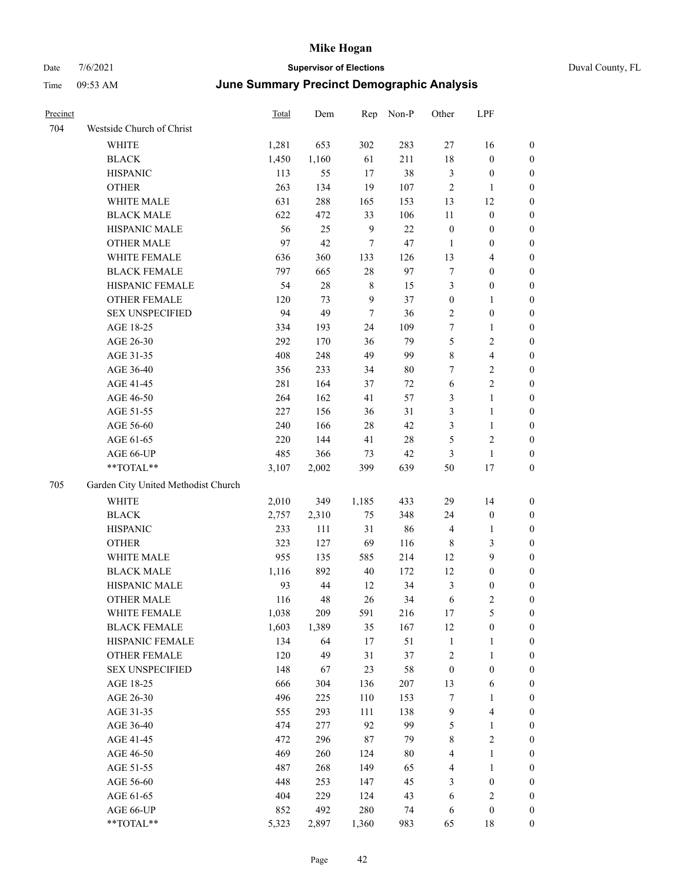# Mike Hogan

Date 7/6/2021 **Supervisor of Elections** Duval County, FL

Time 09:53 AM **June Summary Precinct Demographic Analysis**

| Precinct | | Total | Dem | Rep | Non-P | Other | LPF | |
|---|---|---|---|---|---|---|---|---|
| 704 | Westside Church of Christ | | | | | | | |
| | WHITE | 1,281 | 653 | 302 | 283 | 27 | 16 | 0 |
| | BLACK | 1,450 | 1,160 | 61 | 211 | 18 | 0 | 0 |
| | HISPANIC | 113 | 55 | 17 | 38 | 3 | 0 | 0 |
| | OTHER | 263 | 134 | 19 | 107 | 2 | 1 | 0 |
| | WHITE MALE | 631 | 288 | 165 | 153 | 13 | 12 | 0 |
| | BLACK MALE | 622 | 472 | 33 | 106 | 11 | 0 | 0 |
| | HISPANIC MALE | 56 | 25 | 9 | 22 | 0 | 0 | 0 |
| | OTHER MALE | 97 | 42 | 7 | 47 | 1 | 0 | 0 |
| | WHITE FEMALE | 636 | 360 | 133 | 126 | 13 | 4 | 0 |
| | BLACK FEMALE | 797 | 665 | 28 | 97 | 7 | 0 | 0 |
| | HISPANIC FEMALE | 54 | 28 | 8 | 15 | 3 | 0 | 0 |
| | OTHER FEMALE | 120 | 73 | 9 | 37 | 0 | 1 | 0 |
| | SEX UNSPECIFIED | 94 | 49 | 7 | 36 | 2 | 0 | 0 |
| | AGE 18-25 | 334 | 193 | 24 | 109 | 7 | 1 | 0 |
| | AGE 26-30 | 292 | 170 | 36 | 79 | 5 | 2 | 0 |
| | AGE 31-35 | 408 | 248 | 49 | 99 | 8 | 4 | 0 |
| | AGE 36-40 | 356 | 233 | 34 | 80 | 7 | 2 | 0 |
| | AGE 41-45 | 281 | 164 | 37 | 72 | 6 | 2 | 0 |
| | AGE 46-50 | 264 | 162 | 41 | 57 | 3 | 1 | 0 |
| | AGE 51-55 | 227 | 156 | 36 | 31 | 3 | 1 | 0 |
| | AGE 56-60 | 240 | 166 | 28 | 42 | 3 | 1 | 0 |
| | AGE 61-65 | 220 | 144 | 41 | 28 | 5 | 2 | 0 |
| | AGE 66-UP | 485 | 366 | 73 | 42 | 3 | 1 | 0 |
| | **TOTAL** | 3,107 | 2,002 | 399 | 639 | 50 | 17 | 0 |
| 705 | Garden City United Methodist Church | | | | | | | |
| | WHITE | 2,010 | 349 | 1,185 | 433 | 29 | 14 | 0 |
| | BLACK | 2,757 | 2,310 | 75 | 348 | 24 | 0 | 0 |
| | HISPANIC | 233 | 111 | 31 | 86 | 4 | 1 | 0 |
| | OTHER | 323 | 127 | 69 | 116 | 8 | 3 | 0 |
| | WHITE MALE | 955 | 135 | 585 | 214 | 12 | 9 | 0 |
| | BLACK MALE | 1,116 | 892 | 40 | 172 | 12 | 0 | 0 |
| | HISPANIC MALE | 93 | 44 | 12 | 34 | 3 | 0 | 0 |
| | OTHER MALE | 116 | 48 | 26 | 34 | 6 | 2 | 0 |
| | WHITE FEMALE | 1,038 | 209 | 591 | 216 | 17 | 5 | 0 |
| | BLACK FEMALE | 1,603 | 1,389 | 35 | 167 | 12 | 0 | 0 |
| | HISPANIC FEMALE | 134 | 64 | 17 | 51 | 1 | 1 | 0 |
| | OTHER FEMALE | 120 | 49 | 31 | 37 | 2 | 1 | 0 |
| | SEX UNSPECIFIED | 148 | 67 | 23 | 58 | 0 | 0 | 0 |
| | AGE 18-25 | 666 | 304 | 136 | 207 | 13 | 6 | 0 |
| | AGE 26-30 | 496 | 225 | 110 | 153 | 7 | 1 | 0 |
| | AGE 31-35 | 555 | 293 | 111 | 138 | 9 | 4 | 0 |
| | AGE 36-40 | 474 | 277 | 92 | 99 | 5 | 1 | 0 |
| | AGE 41-45 | 472 | 296 | 87 | 79 | 8 | 2 | 0 |
| | AGE 46-50 | 469 | 260 | 124 | 80 | 4 | 1 | 0 |
| | AGE 51-55 | 487 | 268 | 149 | 65 | 4 | 1 | 0 |
| | AGE 56-60 | 448 | 253 | 147 | 45 | 3 | 0 | 0 |
| | AGE 61-65 | 404 | 229 | 124 | 43 | 6 | 2 | 0 |
| | AGE 66-UP | 852 | 492 | 280 | 74 | 6 | 0 | 0 |
| | **TOTAL** | 5,323 | 2,897 | 1,360 | 983 | 65 | 18 | 0 |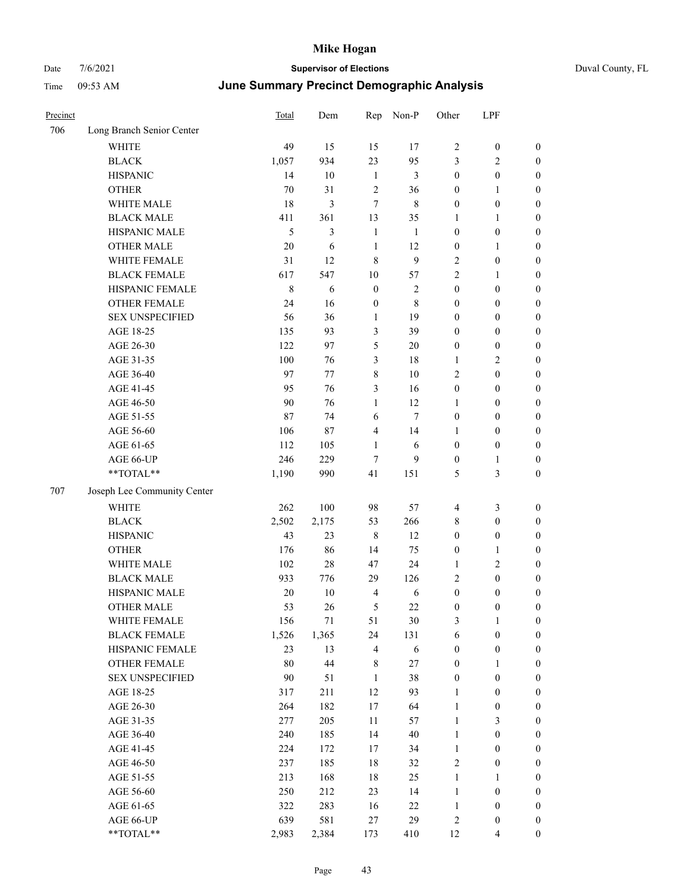# Mike Hogan

Date 7/6/2021 **Supervisor of Elections** Duval County, FL

Time 09:53 AM **June Summary Precinct Demographic Analysis**

| Precinct | | Total | Dem | Rep | Non-P | Other | LPF | |
|---|---|---|---|---|---|---|---|---|
| 706 | Long Branch Senior Center | | | | | | | |
| | WHITE | 49 | 15 | 15 | 17 | 2 | 0 | 0 |
| | BLACK | 1,057 | 934 | 23 | 95 | 3 | 2 | 0 |
| | HISPANIC | 14 | 10 | 1 | 3 | 0 | 0 | 0 |
| | OTHER | 70 | 31 | 2 | 36 | 0 | 1 | 0 |
| | WHITE MALE | 18 | 3 | 7 | 8 | 0 | 0 | 0 |
| | BLACK MALE | 411 | 361 | 13 | 35 | 1 | 1 | 0 |
| | HISPANIC MALE | 5 | 3 | 1 | 1 | 0 | 0 | 0 |
| | OTHER MALE | 20 | 6 | 1 | 12 | 0 | 1 | 0 |
| | WHITE FEMALE | 31 | 12 | 8 | 9 | 2 | 0 | 0 |
| | BLACK FEMALE | 617 | 547 | 10 | 57 | 2 | 1 | 0 |
| | HISPANIC FEMALE | 8 | 6 | 0 | 2 | 0 | 0 | 0 |
| | OTHER FEMALE | 24 | 16 | 0 | 8 | 0 | 0 | 0 |
| | SEX UNSPECIFIED | 56 | 36 | 1 | 19 | 0 | 0 | 0 |
| | AGE 18-25 | 135 | 93 | 3 | 39 | 0 | 0 | 0 |
| | AGE 26-30 | 122 | 97 | 5 | 20 | 0 | 0 | 0 |
| | AGE 31-35 | 100 | 76 | 3 | 18 | 1 | 2 | 0 |
| | AGE 36-40 | 97 | 77 | 8 | 10 | 2 | 0 | 0 |
| | AGE 41-45 | 95 | 76 | 3 | 16 | 0 | 0 | 0 |
| | AGE 46-50 | 90 | 76 | 1 | 12 | 1 | 0 | 0 |
| | AGE 51-55 | 87 | 74 | 6 | 7 | 0 | 0 | 0 |
| | AGE 56-60 | 106 | 87 | 4 | 14 | 1 | 0 | 0 |
| | AGE 61-65 | 112 | 105 | 1 | 6 | 0 | 0 | 0 |
| | AGE 66-UP | 246 | 229 | 7 | 9 | 0 | 1 | 0 |
| | **TOTAL** | 1,190 | 990 | 41 | 151 | 5 | 3 | 0 |
| 707 | Joseph Lee Community Center | | | | | | | |
| | WHITE | 262 | 100 | 98 | 57 | 4 | 3 | 0 |
| | BLACK | 2,502 | 2,175 | 53 | 266 | 8 | 0 | 0 |
| | HISPANIC | 43 | 23 | 8 | 12 | 0 | 0 | 0 |
| | OTHER | 176 | 86 | 14 | 75 | 0 | 1 | 0 |
| | WHITE MALE | 102 | 28 | 47 | 24 | 1 | 2 | 0 |
| | BLACK MALE | 933 | 776 | 29 | 126 | 2 | 0 | 0 |
| | HISPANIC MALE | 20 | 10 | 4 | 6 | 0 | 0 | 0 |
| | OTHER MALE | 53 | 26 | 5 | 22 | 0 | 0 | 0 |
| | WHITE FEMALE | 156 | 71 | 51 | 30 | 3 | 1 | 0 |
| | BLACK FEMALE | 1,526 | 1,365 | 24 | 131 | 6 | 0 | 0 |
| | HISPANIC FEMALE | 23 | 13 | 4 | 6 | 0 | 0 | 0 |
| | OTHER FEMALE | 80 | 44 | 8 | 27 | 0 | 1 | 0 |
| | SEX UNSPECIFIED | 90 | 51 | 1 | 38 | 0 | 0 | 0 |
| | AGE 18-25 | 317 | 211 | 12 | 93 | 1 | 0 | 0 |
| | AGE 26-30 | 264 | 182 | 17 | 64 | 1 | 0 | 0 |
| | AGE 31-35 | 277 | 205 | 11 | 57 | 1 | 3 | 0 |
| | AGE 36-40 | 240 | 185 | 14 | 40 | 1 | 0 | 0 |
| | AGE 41-45 | 224 | 172 | 17 | 34 | 1 | 0 | 0 |
| | AGE 46-50 | 237 | 185 | 18 | 32 | 2 | 0 | 0 |
| | AGE 51-55 | 213 | 168 | 18 | 25 | 1 | 1 | 0 |
| | AGE 56-60 | 250 | 212 | 23 | 14 | 1 | 0 | 0 |
| | AGE 61-65 | 322 | 283 | 16 | 22 | 1 | 0 | 0 |
| | AGE 66-UP | 639 | 581 | 27 | 29 | 2 | 0 | 0 |
| | **TOTAL** | 2,983 | 2,384 | 173 | 410 | 12 | 4 | 0 |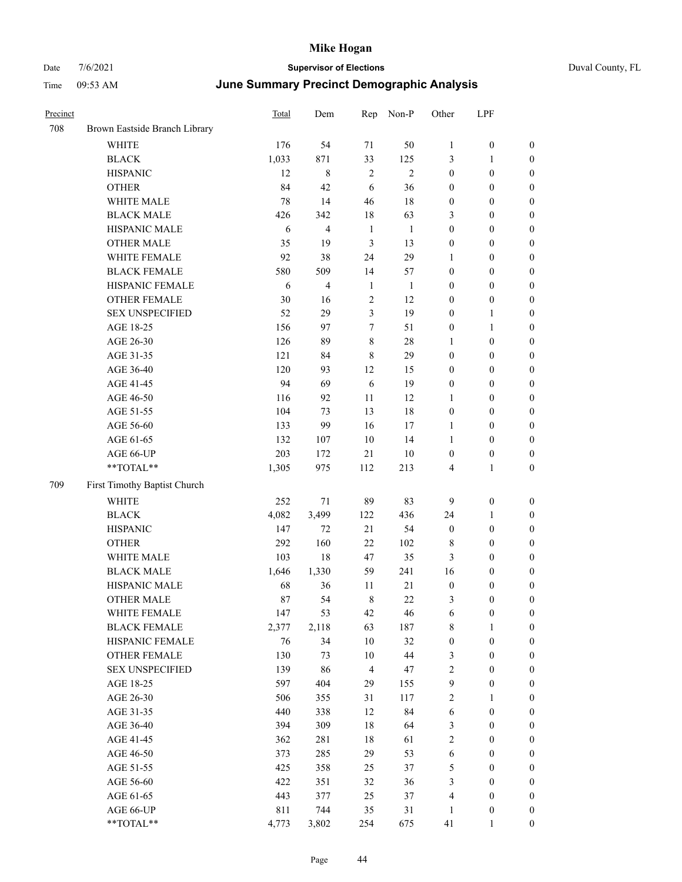# Mike Hogan

Date 7/6/2021 **Supervisor of Elections** Duval County, FL

Time 09:53 AM **June Summary Precinct Demographic Analysis**

| Precinct | | Total | Dem | Rep | Non-P | Other | LPF | |
|---|---|---|---|---|---|---|---|---|
| 708 | Brown Eastside Branch Library | | | | | | | |
| | WHITE | 176 | 54 | 71 | 50 | 1 | 0 | 0 |
| | BLACK | 1,033 | 871 | 33 | 125 | 3 | 1 | 0 |
| | HISPANIC | 12 | 8 | 2 | 2 | 0 | 0 | 0 |
| | OTHER | 84 | 42 | 6 | 36 | 0 | 0 | 0 |
| | WHITE MALE | 78 | 14 | 46 | 18 | 0 | 0 | 0 |
| | BLACK MALE | 426 | 342 | 18 | 63 | 3 | 0 | 0 |
| | HISPANIC MALE | 6 | 4 | 1 | 1 | 0 | 0 | 0 |
| | OTHER MALE | 35 | 19 | 3 | 13 | 0 | 0 | 0 |
| | WHITE FEMALE | 92 | 38 | 24 | 29 | 1 | 0 | 0 |
| | BLACK FEMALE | 580 | 509 | 14 | 57 | 0 | 0 | 0 |
| | HISPANIC FEMALE | 6 | 4 | 1 | 1 | 0 | 0 | 0 |
| | OTHER FEMALE | 30 | 16 | 2 | 12 | 0 | 0 | 0 |
| | SEX UNSPECIFIED | 52 | 29 | 3 | 19 | 0 | 1 | 0 |
| | AGE 18-25 | 156 | 97 | 7 | 51 | 0 | 1 | 0 |
| | AGE 26-30 | 126 | 89 | 8 | 28 | 1 | 0 | 0 |
| | AGE 31-35 | 121 | 84 | 8 | 29 | 0 | 0 | 0 |
| | AGE 36-40 | 120 | 93 | 12 | 15 | 0 | 0 | 0 |
| | AGE 41-45 | 94 | 69 | 6 | 19 | 0 | 0 | 0 |
| | AGE 46-50 | 116 | 92 | 11 | 12 | 1 | 0 | 0 |
| | AGE 51-55 | 104 | 73 | 13 | 18 | 0 | 0 | 0 |
| | AGE 56-60 | 133 | 99 | 16 | 17 | 1 | 0 | 0 |
| | AGE 61-65 | 132 | 107 | 10 | 14 | 1 | 0 | 0 |
| | AGE 66-UP | 203 | 172 | 21 | 10 | 0 | 0 | 0 |
| | **TOTAL** | 1,305 | 975 | 112 | 213 | 4 | 1 | 0 |
| 709 | First Timothy Baptist Church | | | | | | | |
| | WHITE | 252 | 71 | 89 | 83 | 9 | 0 | 0 |
| | BLACK | 4,082 | 3,499 | 122 | 436 | 24 | 1 | 0 |
| | HISPANIC | 147 | 72 | 21 | 54 | 0 | 0 | 0 |
| | OTHER | 292 | 160 | 22 | 102 | 8 | 0 | 0 |
| | WHITE MALE | 103 | 18 | 47 | 35 | 3 | 0 | 0 |
| | BLACK MALE | 1,646 | 1,330 | 59 | 241 | 16 | 0 | 0 |
| | HISPANIC MALE | 68 | 36 | 11 | 21 | 0 | 0 | 0 |
| | OTHER MALE | 87 | 54 | 8 | 22 | 3 | 0 | 0 |
| | WHITE FEMALE | 147 | 53 | 42 | 46 | 6 | 0 | 0 |
| | BLACK FEMALE | 2,377 | 2,118 | 63 | 187 | 8 | 1 | 0 |
| | HISPANIC FEMALE | 76 | 34 | 10 | 32 | 0 | 0 | 0 |
| | OTHER FEMALE | 130 | 73 | 10 | 44 | 3 | 0 | 0 |
| | SEX UNSPECIFIED | 139 | 86 | 4 | 47 | 2 | 0 | 0 |
| | AGE 18-25 | 597 | 404 | 29 | 155 | 9 | 0 | 0 |
| | AGE 26-30 | 506 | 355 | 31 | 117 | 2 | 1 | 0 |
| | AGE 31-35 | 440 | 338 | 12 | 84 | 6 | 0 | 0 |
| | AGE 36-40 | 394 | 309 | 18 | 64 | 3 | 0 | 0 |
| | AGE 41-45 | 362 | 281 | 18 | 61 | 2 | 0 | 0 |
| | AGE 46-50 | 373 | 285 | 29 | 53 | 6 | 0 | 0 |
| | AGE 51-55 | 425 | 358 | 25 | 37 | 5 | 0 | 0 |
| | AGE 56-60 | 422 | 351 | 32 | 36 | 3 | 0 | 0 |
| | AGE 61-65 | 443 | 377 | 25 | 37 | 4 | 0 | 0 |
| | AGE 66-UP | 811 | 744 | 35 | 31 | 1 | 0 | 0 |
| | **TOTAL** | 4,773 | 3,802 | 254 | 675 | 41 | 1 | 0 |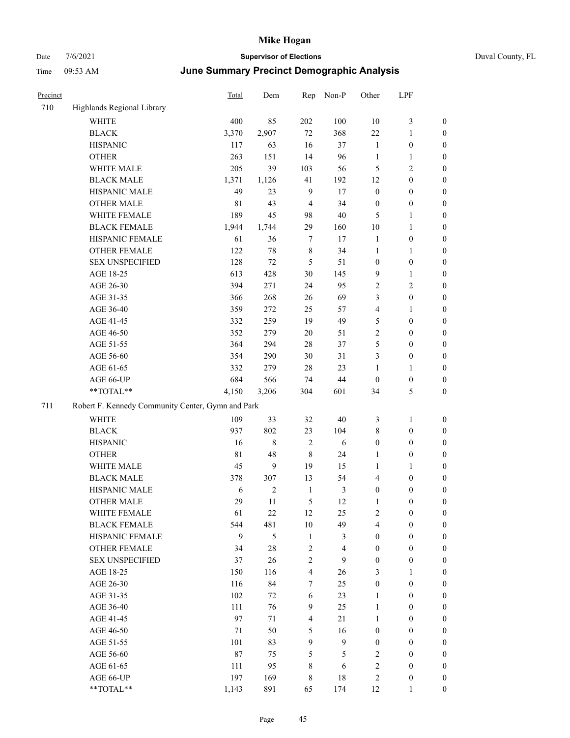# Mike Hogan

Date 7/6/2021 **Supervisor of Elections** Duval County, FL

Time 09:53 AM **June Summary Precinct Demographic Analysis**

| Precinct | | Total | Dem | Rep | Non-P | Other | LPF | |
|---|---|---|---|---|---|---|---|---|
| 710 | Highlands Regional Library | | | | | | | |
| | WHITE | 400 | 85 | 202 | 100 | 10 | 3 | 0 |
| | BLACK | 3,370 | 2,907 | 72 | 368 | 22 | 1 | 0 |
| | HISPANIC | 117 | 63 | 16 | 37 | 1 | 0 | 0 |
| | OTHER | 263 | 151 | 14 | 96 | 1 | 1 | 0 |
| | WHITE MALE | 205 | 39 | 103 | 56 | 5 | 2 | 0 |
| | BLACK MALE | 1,371 | 1,126 | 41 | 192 | 12 | 0 | 0 |
| | HISPANIC MALE | 49 | 23 | 9 | 17 | 0 | 0 | 0 |
| | OTHER MALE | 81 | 43 | 4 | 34 | 0 | 0 | 0 |
| | WHITE FEMALE | 189 | 45 | 98 | 40 | 5 | 1 | 0 |
| | BLACK FEMALE | 1,944 | 1,744 | 29 | 160 | 10 | 1 | 0 |
| | HISPANIC FEMALE | 61 | 36 | 7 | 17 | 1 | 0 | 0 |
| | OTHER FEMALE | 122 | 78 | 8 | 34 | 1 | 1 | 0 |
| | SEX UNSPECIFIED | 128 | 72 | 5 | 51 | 0 | 0 | 0 |
| | AGE 18-25 | 613 | 428 | 30 | 145 | 9 | 1 | 0 |
| | AGE 26-30 | 394 | 271 | 24 | 95 | 2 | 2 | 0 |
| | AGE 31-35 | 366 | 268 | 26 | 69 | 3 | 0 | 0 |
| | AGE 36-40 | 359 | 272 | 25 | 57 | 4 | 1 | 0 |
| | AGE 41-45 | 332 | 259 | 19 | 49 | 5 | 0 | 0 |
| | AGE 46-50 | 352 | 279 | 20 | 51 | 2 | 0 | 0 |
| | AGE 51-55 | 364 | 294 | 28 | 37 | 5 | 0 | 0 |
| | AGE 56-60 | 354 | 290 | 30 | 31 | 3 | 0 | 0 |
| | AGE 61-65 | 332 | 279 | 28 | 23 | 1 | 1 | 0 |
| | AGE 66-UP | 684 | 566 | 74 | 44 | 0 | 0 | 0 |
| | **TOTAL** | 4,150 | 3,206 | 304 | 601 | 34 | 5 | 0 |
| 711 | Robert F. Kennedy Community Center, Gymn and Park | | | | | | | |
| | WHITE | 109 | 33 | 32 | 40 | 3 | 1 | 0 |
| | BLACK | 937 | 802 | 23 | 104 | 8 | 0 | 0 |
| | HISPANIC | 16 | 8 | 2 | 6 | 0 | 0 | 0 |
| | OTHER | 81 | 48 | 8 | 24 | 1 | 0 | 0 |
| | WHITE MALE | 45 | 9 | 19 | 15 | 1 | 1 | 0 |
| | BLACK MALE | 378 | 307 | 13 | 54 | 4 | 0 | 0 |
| | HISPANIC MALE | 6 | 2 | 1 | 3 | 0 | 0 | 0 |
| | OTHER MALE | 29 | 11 | 5 | 12 | 1 | 0 | 0 |
| | WHITE FEMALE | 61 | 22 | 12 | 25 | 2 | 0 | 0 |
| | BLACK FEMALE | 544 | 481 | 10 | 49 | 4 | 0 | 0 |
| | HISPANIC FEMALE | 9 | 5 | 1 | 3 | 0 | 0 | 0 |
| | OTHER FEMALE | 34 | 28 | 2 | 4 | 0 | 0 | 0 |
| | SEX UNSPECIFIED | 37 | 26 | 2 | 9 | 0 | 0 | 0 |
| | AGE 18-25 | 150 | 116 | 4 | 26 | 3 | 1 | 0 |
| | AGE 26-30 | 116 | 84 | 7 | 25 | 0 | 0 | 0 |
| | AGE 31-35 | 102 | 72 | 6 | 23 | 1 | 0 | 0 |
| | AGE 36-40 | 111 | 76 | 9 | 25 | 1 | 0 | 0 |
| | AGE 41-45 | 97 | 71 | 4 | 21 | 1 | 0 | 0 |
| | AGE 46-50 | 71 | 50 | 5 | 16 | 0 | 0 | 0 |
| | AGE 51-55 | 101 | 83 | 9 | 9 | 0 | 0 | 0 |
| | AGE 56-60 | 87 | 75 | 5 | 5 | 2 | 0 | 0 |
| | AGE 61-65 | 111 | 95 | 8 | 6 | 2 | 0 | 0 |
| | AGE 66-UP | 197 | 169 | 8 | 18 | 2 | 0 | 0 |
| | **TOTAL** | 1,143 | 891 | 65 | 174 | 12 | 1 | 0 |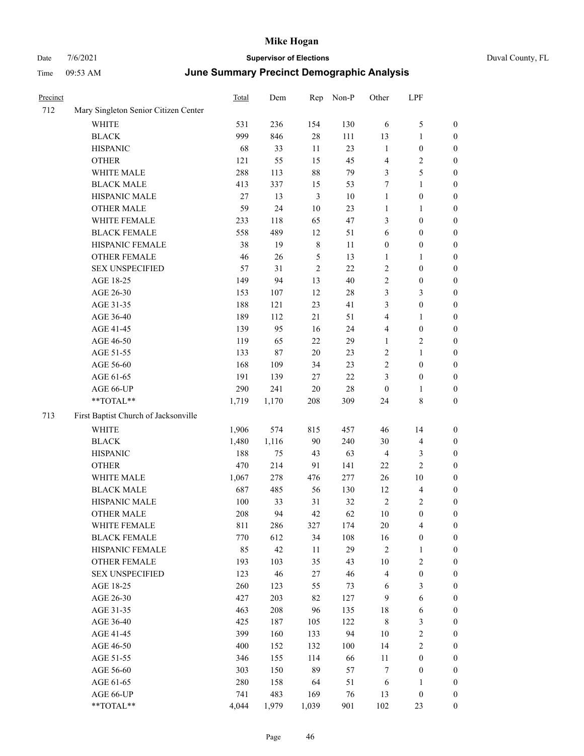# Mike Hogan

Date 7/6/2021 **Supervisor of Elections** Duval County, FL

Time 09:53 AM **June Summary Precinct Demographic Analysis**

| Precinct | | Total | Dem | Rep | Non-P | Other | LPF | |
|---|---|---|---|---|---|---|---|---|
| 712 | Mary Singleton Senior Citizen Center | | | | | | | |
| | WHITE | 531 | 236 | 154 | 130 | 6 | 5 | 0 |
| | BLACK | 999 | 846 | 28 | 111 | 13 | 1 | 0 |
| | HISPANIC | 68 | 33 | 11 | 23 | 1 | 0 | 0 |
| | OTHER | 121 | 55 | 15 | 45 | 4 | 2 | 0 |
| | WHITE MALE | 288 | 113 | 88 | 79 | 3 | 5 | 0 |
| | BLACK MALE | 413 | 337 | 15 | 53 | 7 | 1 | 0 |
| | HISPANIC MALE | 27 | 13 | 3 | 10 | 1 | 0 | 0 |
| | OTHER MALE | 59 | 24 | 10 | 23 | 1 | 1 | 0 |
| | WHITE FEMALE | 233 | 118 | 65 | 47 | 3 | 0 | 0 |
| | BLACK FEMALE | 558 | 489 | 12 | 51 | 6 | 0 | 0 |
| | HISPANIC FEMALE | 38 | 19 | 8 | 11 | 0 | 0 | 0 |
| | OTHER FEMALE | 46 | 26 | 5 | 13 | 1 | 1 | 0 |
| | SEX UNSPECIFIED | 57 | 31 | 2 | 22 | 2 | 0 | 0 |
| | AGE 18-25 | 149 | 94 | 13 | 40 | 2 | 0 | 0 |
| | AGE 26-30 | 153 | 107 | 12 | 28 | 3 | 3 | 0 |
| | AGE 31-35 | 188 | 121 | 23 | 41 | 3 | 0 | 0 |
| | AGE 36-40 | 189 | 112 | 21 | 51 | 4 | 1 | 0 |
| | AGE 41-45 | 139 | 95 | 16 | 24 | 4 | 0 | 0 |
| | AGE 46-50 | 119 | 65 | 22 | 29 | 1 | 2 | 0 |
| | AGE 51-55 | 133 | 87 | 20 | 23 | 2 | 1 | 0 |
| | AGE 56-60 | 168 | 109 | 34 | 23 | 2 | 0 | 0 |
| | AGE 61-65 | 191 | 139 | 27 | 22 | 3 | 0 | 0 |
| | AGE 66-UP | 290 | 241 | 20 | 28 | 0 | 1 | 0 |
| | **TOTAL** | 1,719 | 1,170 | 208 | 309 | 24 | 8 | 0 |
| 713 | First Baptist Church of Jacksonville | | | | | | | |
| | WHITE | 1,906 | 574 | 815 | 457 | 46 | 14 | 0 |
| | BLACK | 1,480 | 1,116 | 90 | 240 | 30 | 4 | 0 |
| | HISPANIC | 188 | 75 | 43 | 63 | 4 | 3 | 0 |
| | OTHER | 470 | 214 | 91 | 141 | 22 | 2 | 0 |
| | WHITE MALE | 1,067 | 278 | 476 | 277 | 26 | 10 | 0 |
| | BLACK MALE | 687 | 485 | 56 | 130 | 12 | 4 | 0 |
| | HISPANIC MALE | 100 | 33 | 31 | 32 | 2 | 2 | 0 |
| | OTHER MALE | 208 | 94 | 42 | 62 | 10 | 0 | 0 |
| | WHITE FEMALE | 811 | 286 | 327 | 174 | 20 | 4 | 0 |
| | BLACK FEMALE | 770 | 612 | 34 | 108 | 16 | 0 | 0 |
| | HISPANIC FEMALE | 85 | 42 | 11 | 29 | 2 | 1 | 0 |
| | OTHER FEMALE | 193 | 103 | 35 | 43 | 10 | 2 | 0 |
| | SEX UNSPECIFIED | 123 | 46 | 27 | 46 | 4 | 0 | 0 |
| | AGE 18-25 | 260 | 123 | 55 | 73 | 6 | 3 | 0 |
| | AGE 26-30 | 427 | 203 | 82 | 127 | 9 | 6 | 0 |
| | AGE 31-35 | 463 | 208 | 96 | 135 | 18 | 6 | 0 |
| | AGE 36-40 | 425 | 187 | 105 | 122 | 8 | 3 | 0 |
| | AGE 41-45 | 399 | 160 | 133 | 94 | 10 | 2 | 0 |
| | AGE 46-50 | 400 | 152 | 132 | 100 | 14 | 2 | 0 |
| | AGE 51-55 | 346 | 155 | 114 | 66 | 11 | 0 | 0 |
| | AGE 56-60 | 303 | 150 | 89 | 57 | 7 | 0 | 0 |
| | AGE 61-65 | 280 | 158 | 64 | 51 | 6 | 1 | 0 |
| | AGE 66-UP | 741 | 483 | 169 | 76 | 13 | 0 | 0 |
| | **TOTAL** | 4,044 | 1,979 | 1,039 | 901 | 102 | 23 | 0 |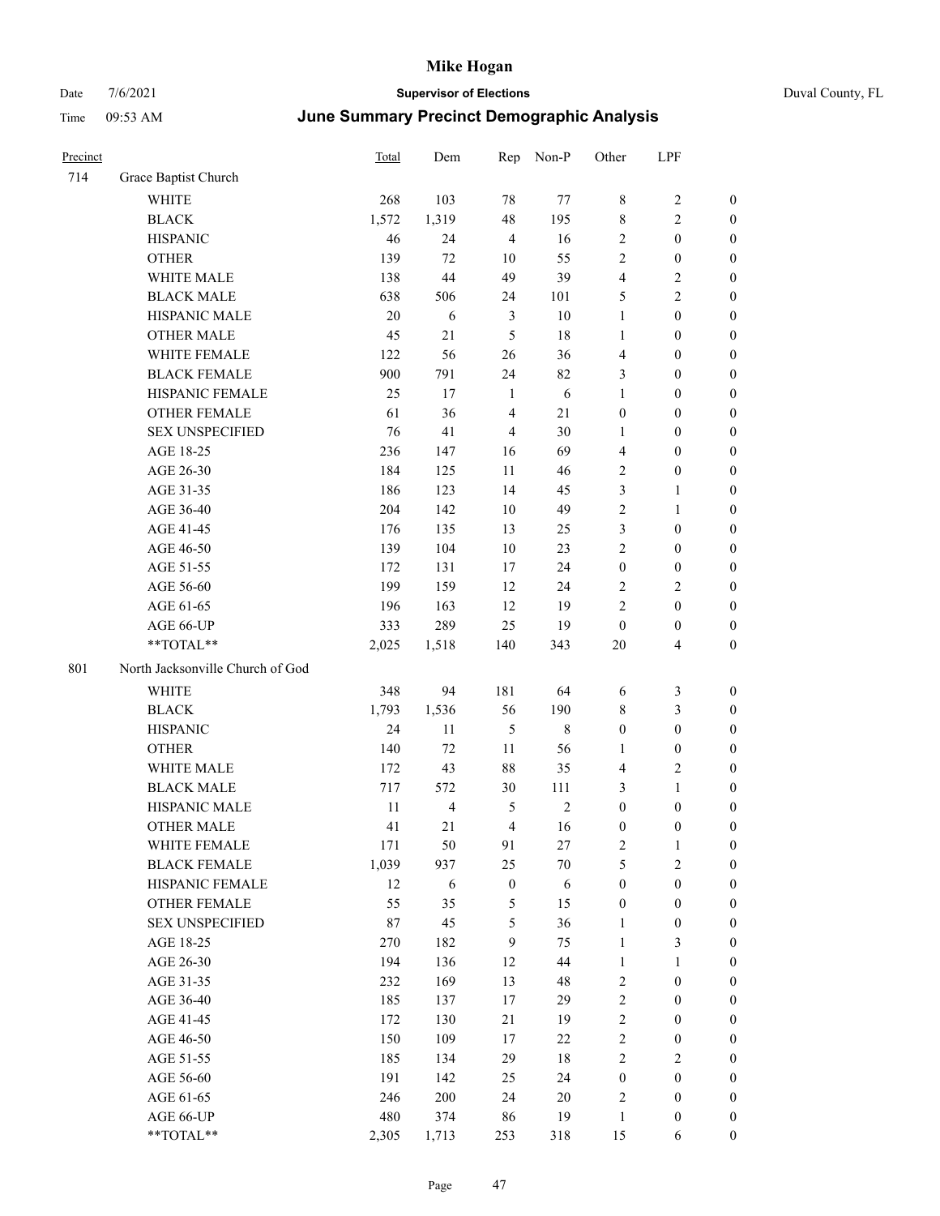| Precinct | | Total | Dem | Rep | Non-P | Other | LPF | |
|---|---|---|---|---|---|---|---|---|
| 714 | Grace Baptist Church | | | | | | | |
| | WHITE | 268 | 103 | 78 | 77 | 8 | 2 | 0 |
| | BLACK | 1,572 | 1,319 | 48 | 195 | 8 | 2 | 0 |
| | HISPANIC | 46 | 24 | 4 | 16 | 2 | 0 | 0 |
| | OTHER | 139 | 72 | 10 | 55 | 2 | 0 | 0 |
| | WHITE MALE | 138 | 44 | 49 | 39 | 4 | 2 | 0 |
| | BLACK MALE | 638 | 506 | 24 | 101 | 5 | 2 | 0 |
| | HISPANIC MALE | 20 | 6 | 3 | 10 | 1 | 0 | 0 |
| | OTHER MALE | 45 | 21 | 5 | 18 | 1 | 0 | 0 |
| | WHITE FEMALE | 122 | 56 | 26 | 36 | 4 | 0 | 0 |
| | BLACK FEMALE | 900 | 791 | 24 | 82 | 3 | 0 | 0 |
| | HISPANIC FEMALE | 25 | 17 | 1 | 6 | 1 | 0 | 0 |
| | OTHER FEMALE | 61 | 36 | 4 | 21 | 0 | 0 | 0 |
| | SEX UNSPECIFIED | 76 | 41 | 4 | 30 | 1 | 0 | 0 |
| | AGE 18-25 | 236 | 147 | 16 | 69 | 4 | 0 | 0 |
| | AGE 26-30 | 184 | 125 | 11 | 46 | 2 | 0 | 0 |
| | AGE 31-35 | 186 | 123 | 14 | 45 | 3 | 1 | 0 |
| | AGE 36-40 | 204 | 142 | 10 | 49 | 2 | 1 | 0 |
| | AGE 41-45 | 176 | 135 | 13 | 25 | 3 | 0 | 0 |
| | AGE 46-50 | 139 | 104 | 10 | 23 | 2 | 0 | 0 |
| | AGE 51-55 | 172 | 131 | 17 | 24 | 0 | 0 | 0 |
| | AGE 56-60 | 199 | 159 | 12 | 24 | 2 | 2 | 0 |
| | AGE 61-65 | 196 | 163 | 12 | 19 | 2 | 0 | 0 |
| | AGE 66-UP | 333 | 289 | 25 | 19 | 0 | 0 | 0 |
| | **TOTAL** | 2,025 | 1,518 | 140 | 343 | 20 | 4 | 0 |
| 801 | North Jacksonville Church of God | | | | | | | |
| | WHITE | 348 | 94 | 181 | 64 | 6 | 3 | 0 |
| | BLACK | 1,793 | 1,536 | 56 | 190 | 8 | 3 | 0 |
| | HISPANIC | 24 | 11 | 5 | 8 | 0 | 0 | 0 |
| | OTHER | 140 | 72 | 11 | 56 | 1 | 0 | 0 |
| | WHITE MALE | 172 | 43 | 88 | 35 | 4 | 2 | 0 |
| | BLACK MALE | 717 | 572 | 30 | 111 | 3 | 1 | 0 |
| | HISPANIC MALE | 11 | 4 | 5 | 2 | 0 | 0 | 0 |
| | OTHER MALE | 41 | 21 | 4 | 16 | 0 | 0 | 0 |
| | WHITE FEMALE | 171 | 50 | 91 | 27 | 2 | 1 | 0 |
| | BLACK FEMALE | 1,039 | 937 | 25 | 70 | 5 | 2 | 0 |
| | HISPANIC FEMALE | 12 | 6 | 0 | 6 | 0 | 0 | 0 |
| | OTHER FEMALE | 55 | 35 | 5 | 15 | 0 | 0 | 0 |
| | SEX UNSPECIFIED | 87 | 45 | 5 | 36 | 1 | 0 | 0 |
| | AGE 18-25 | 270 | 182 | 9 | 75 | 1 | 3 | 0 |
| | AGE 26-30 | 194 | 136 | 12 | 44 | 1 | 1 | 0 |
| | AGE 31-35 | 232 | 169 | 13 | 48 | 2 | 0 | 0 |
| | AGE 36-40 | 185 | 137 | 17 | 29 | 2 | 0 | 0 |
| | AGE 41-45 | 172 | 130 | 21 | 19 | 2 | 0 | 0 |
| | AGE 46-50 | 150 | 109 | 17 | 22 | 2 | 0 | 0 |
| | AGE 51-55 | 185 | 134 | 29 | 18 | 2 | 2 | 0 |
| | AGE 56-60 | 191 | 142 | 25 | 24 | 0 | 0 | 0 |
| | AGE 61-65 | 246 | 200 | 24 | 20 | 2 | 0 | 0 |
| | AGE 66-UP | 480 | 374 | 86 | 19 | 1 | 0 | 0 |
| | **TOTAL** | 2,305 | 1,713 | 253 | 318 | 15 | 6 | 0 |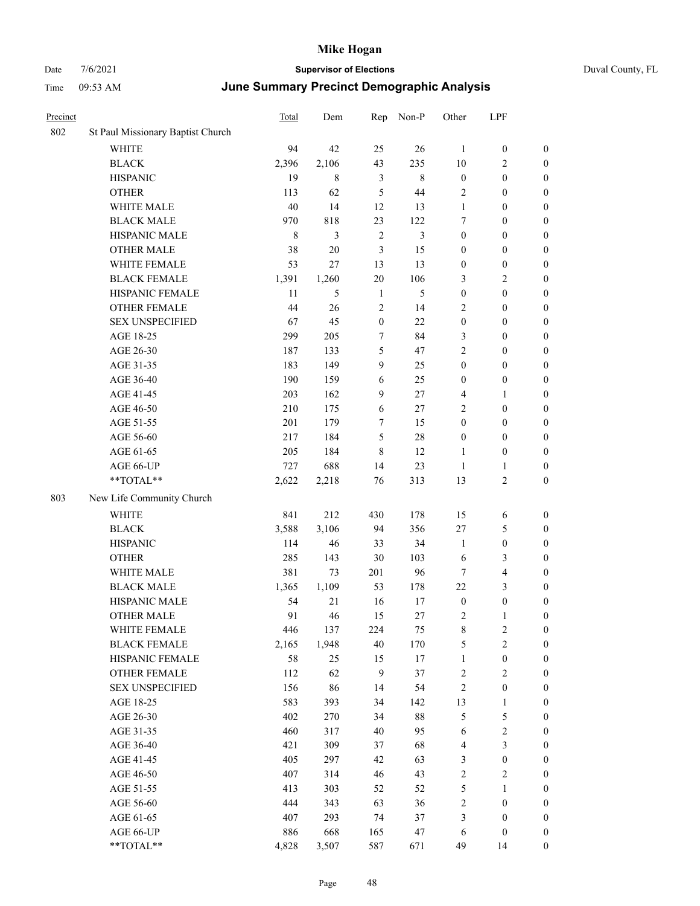# Mike Hogan

Date 7/6/2021 **Supervisor of Elections** Duval County, FL

Time 09:53 AM **June Summary Precinct Demographic Analysis**

| Precinct | | Total | Dem | Rep | Non-P | Other | LPF | |
|---|---|---|---|---|---|---|---|---|
| 802 | St Paul Missionary Baptist Church | | | | | | | |
| | WHITE | 94 | 42 | 25 | 26 | 1 | 0 | 0 |
| | BLACK | 2,396 | 2,106 | 43 | 235 | 10 | 2 | 0 |
| | HISPANIC | 19 | 8 | 3 | 8 | 0 | 0 | 0 |
| | OTHER | 113 | 62 | 5 | 44 | 2 | 0 | 0 |
| | WHITE MALE | 40 | 14 | 12 | 13 | 1 | 0 | 0 |
| | BLACK MALE | 970 | 818 | 23 | 122 | 7 | 0 | 0 |
| | HISPANIC MALE | 8 | 3 | 2 | 3 | 0 | 0 | 0 |
| | OTHER MALE | 38 | 20 | 3 | 15 | 0 | 0 | 0 |
| | WHITE FEMALE | 53 | 27 | 13 | 13 | 0 | 0 | 0 |
| | BLACK FEMALE | 1,391 | 1,260 | 20 | 106 | 3 | 2 | 0 |
| | HISPANIC FEMALE | 11 | 5 | 1 | 5 | 0 | 0 | 0 |
| | OTHER FEMALE | 44 | 26 | 2 | 14 | 2 | 0 | 0 |
| | SEX UNSPECIFIED | 67 | 45 | 0 | 22 | 0 | 0 | 0 |
| | AGE 18-25 | 299 | 205 | 7 | 84 | 3 | 0 | 0 |
| | AGE 26-30 | 187 | 133 | 5 | 47 | 2 | 0 | 0 |
| | AGE 31-35 | 183 | 149 | 9 | 25 | 0 | 0 | 0 |
| | AGE 36-40 | 190 | 159 | 6 | 25 | 0 | 0 | 0 |
| | AGE 41-45 | 203 | 162 | 9 | 27 | 4 | 1 | 0 |
| | AGE 46-50 | 210 | 175 | 6 | 27 | 2 | 0 | 0 |
| | AGE 51-55 | 201 | 179 | 7 | 15 | 0 | 0 | 0 |
| | AGE 56-60 | 217 | 184 | 5 | 28 | 0 | 0 | 0 |
| | AGE 61-65 | 205 | 184 | 8 | 12 | 1 | 0 | 0 |
| | AGE 66-UP | 727 | 688 | 14 | 23 | 1 | 1 | 0 |
| | **TOTAL** | 2,622 | 2,218 | 76 | 313 | 13 | 2 | 0 |
| 803 | New Life Community Church | | | | | | | |
| | WHITE | 841 | 212 | 430 | 178 | 15 | 6 | 0 |
| | BLACK | 3,588 | 3,106 | 94 | 356 | 27 | 5 | 0 |
| | HISPANIC | 114 | 46 | 33 | 34 | 1 | 0 | 0 |
| | OTHER | 285 | 143 | 30 | 103 | 6 | 3 | 0 |
| | WHITE MALE | 381 | 73 | 201 | 96 | 7 | 4 | 0 |
| | BLACK MALE | 1,365 | 1,109 | 53 | 178 | 22 | 3 | 0 |
| | HISPANIC MALE | 54 | 21 | 16 | 17 | 0 | 0 | 0 |
| | OTHER MALE | 91 | 46 | 15 | 27 | 2 | 1 | 0 |
| | WHITE FEMALE | 446 | 137 | 224 | 75 | 8 | 2 | 0 |
| | BLACK FEMALE | 2,165 | 1,948 | 40 | 170 | 5 | 2 | 0 |
| | HISPANIC FEMALE | 58 | 25 | 15 | 17 | 1 | 0 | 0 |
| | OTHER FEMALE | 112 | 62 | 9 | 37 | 2 | 2 | 0 |
| | SEX UNSPECIFIED | 156 | 86 | 14 | 54 | 2 | 0 | 0 |
| | AGE 18-25 | 583 | 393 | 34 | 142 | 13 | 1 | 0 |
| | AGE 26-30 | 402 | 270 | 34 | 88 | 5 | 5 | 0 |
| | AGE 31-35 | 460 | 317 | 40 | 95 | 6 | 2 | 0 |
| | AGE 36-40 | 421 | 309 | 37 | 68 | 4 | 3 | 0 |
| | AGE 41-45 | 405 | 297 | 42 | 63 | 3 | 0 | 0 |
| | AGE 46-50 | 407 | 314 | 46 | 43 | 2 | 2 | 0 |
| | AGE 51-55 | 413 | 303 | 52 | 52 | 5 | 1 | 0 |
| | AGE 56-60 | 444 | 343 | 63 | 36 | 2 | 0 | 0 |
| | AGE 61-65 | 407 | 293 | 74 | 37 | 3 | 0 | 0 |
| | AGE 66-UP | 886 | 668 | 165 | 47 | 6 | 0 | 0 |
| | **TOTAL** | 4,828 | 3,507 | 587 | 671 | 49 | 14 | 0 |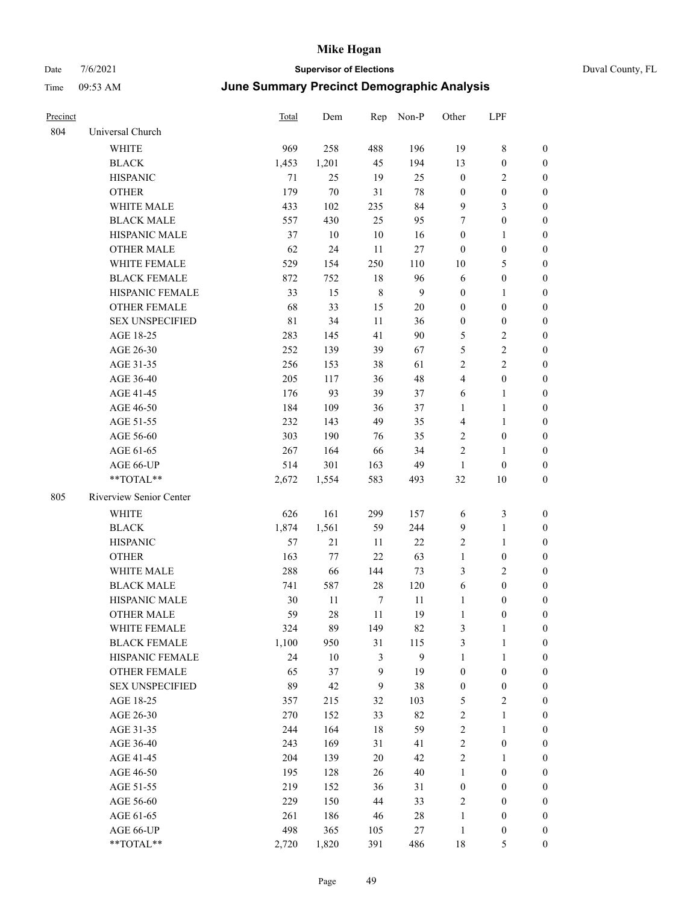# Mike Hogan

Date 7/6/2021 **Supervisor of Elections** Duval County, FL

Time 09:53 AM **June Summary Precinct Demographic Analysis**

| Precinct | | Total | Dem | Rep | Non-P | Other | LPF | |
|---|---|---|---|---|---|---|---|---|
| 804 | Universal Church | | | | | | | |
| | WHITE | 969 | 258 | 488 | 196 | 19 | 8 | 0 |
| | BLACK | 1,453 | 1,201 | 45 | 194 | 13 | 0 | 0 |
| | HISPANIC | 71 | 25 | 19 | 25 | 0 | 2 | 0 |
| | OTHER | 179 | 70 | 31 | 78 | 0 | 0 | 0 |
| | WHITE MALE | 433 | 102 | 235 | 84 | 9 | 3 | 0 |
| | BLACK MALE | 557 | 430 | 25 | 95 | 7 | 0 | 0 |
| | HISPANIC MALE | 37 | 10 | 10 | 16 | 0 | 1 | 0 |
| | OTHER MALE | 62 | 24 | 11 | 27 | 0 | 0 | 0 |
| | WHITE FEMALE | 529 | 154 | 250 | 110 | 10 | 5 | 0 |
| | BLACK FEMALE | 872 | 752 | 18 | 96 | 6 | 0 | 0 |
| | HISPANIC FEMALE | 33 | 15 | 8 | 9 | 0 | 1 | 0 |
| | OTHER FEMALE | 68 | 33 | 15 | 20 | 0 | 0 | 0 |
| | SEX UNSPECIFIED | 81 | 34 | 11 | 36 | 0 | 0 | 0 |
| | AGE 18-25 | 283 | 145 | 41 | 90 | 5 | 2 | 0 |
| | AGE 26-30 | 252 | 139 | 39 | 67 | 5 | 2 | 0 |
| | AGE 31-35 | 256 | 153 | 38 | 61 | 2 | 2 | 0 |
| | AGE 36-40 | 205 | 117 | 36 | 48 | 4 | 0 | 0 |
| | AGE 41-45 | 176 | 93 | 39 | 37 | 6 | 1 | 0 |
| | AGE 46-50 | 184 | 109 | 36 | 37 | 1 | 1 | 0 |
| | AGE 51-55 | 232 | 143 | 49 | 35 | 4 | 1 | 0 |
| | AGE 56-60 | 303 | 190 | 76 | 35 | 2 | 0 | 0 |
| | AGE 61-65 | 267 | 164 | 66 | 34 | 2 | 1 | 0 |
| | AGE 66-UP | 514 | 301 | 163 | 49 | 1 | 0 | 0 |
| | **TOTAL** | 2,672 | 1,554 | 583 | 493 | 32 | 10 | 0 |
| 805 | Riverview Senior Center | | | | | | | |
| | WHITE | 626 | 161 | 299 | 157 | 6 | 3 | 0 |
| | BLACK | 1,874 | 1,561 | 59 | 244 | 9 | 1 | 0 |
| | HISPANIC | 57 | 21 | 11 | 22 | 2 | 1 | 0 |
| | OTHER | 163 | 77 | 22 | 63 | 1 | 0 | 0 |
| | WHITE MALE | 288 | 66 | 144 | 73 | 3 | 2 | 0 |
| | BLACK MALE | 741 | 587 | 28 | 120 | 6 | 0 | 0 |
| | HISPANIC MALE | 30 | 11 | 7 | 11 | 1 | 0 | 0 |
| | OTHER MALE | 59 | 28 | 11 | 19 | 1 | 0 | 0 |
| | WHITE FEMALE | 324 | 89 | 149 | 82 | 3 | 1 | 0 |
| | BLACK FEMALE | 1,100 | 950 | 31 | 115 | 3 | 1 | 0 |
| | HISPANIC FEMALE | 24 | 10 | 3 | 9 | 1 | 1 | 0 |
| | OTHER FEMALE | 65 | 37 | 9 | 19 | 0 | 0 | 0 |
| | SEX UNSPECIFIED | 89 | 42 | 9 | 38 | 0 | 0 | 0 |
| | AGE 18-25 | 357 | 215 | 32 | 103 | 5 | 2 | 0 |
| | AGE 26-30 | 270 | 152 | 33 | 82 | 2 | 1 | 0 |
| | AGE 31-35 | 244 | 164 | 18 | 59 | 2 | 1 | 0 |
| | AGE 36-40 | 243 | 169 | 31 | 41 | 2 | 0 | 0 |
| | AGE 41-45 | 204 | 139 | 20 | 42 | 2 | 1 | 0 |
| | AGE 46-50 | 195 | 128 | 26 | 40 | 1 | 0 | 0 |
| | AGE 51-55 | 219 | 152 | 36 | 31 | 0 | 0 | 0 |
| | AGE 56-60 | 229 | 150 | 44 | 33 | 2 | 0 | 0 |
| | AGE 61-65 | 261 | 186 | 46 | 28 | 1 | 0 | 0 |
| | AGE 66-UP | 498 | 365 | 105 | 27 | 1 | 0 | 0 |
| | **TOTAL** | 2,720 | 1,820 | 391 | 486 | 18 | 5 | 0 |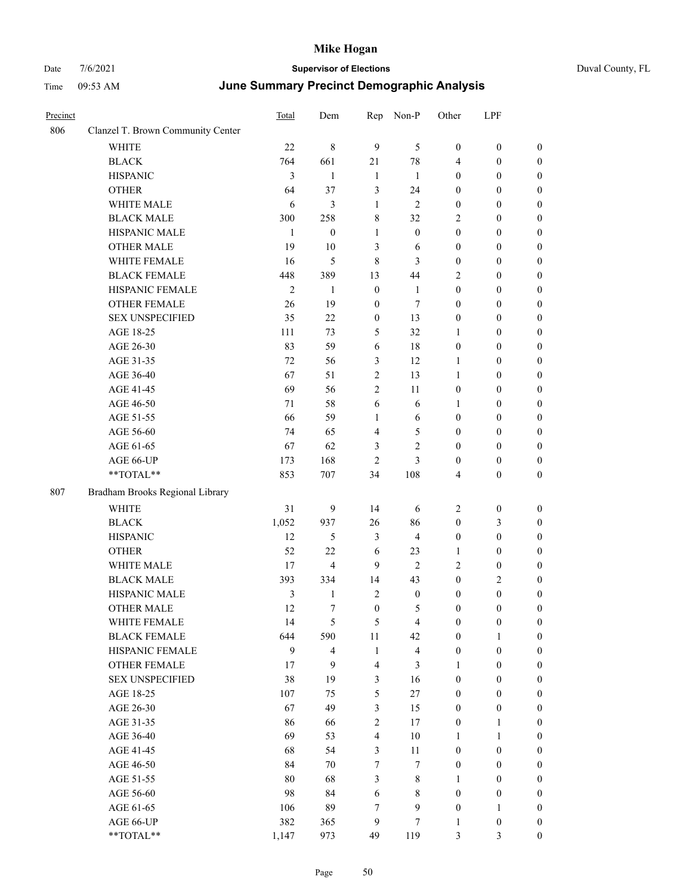# Mike Hogan

Date 7/6/2021 **Supervisor of Elections** Duval County, FL

Time 09:53 AM **June Summary Precinct Demographic Analysis**

| Precinct | | Total | Dem | Rep | Non-P | Other | LPF | |
|---|---|---|---|---|---|---|---|---|
| 806 | Clanzel T. Brown Community Center | | | | | | | |
| | WHITE | 22 | 8 | 9 | 5 | 0 | 0 | 0 |
| | BLACK | 764 | 661 | 21 | 78 | 4 | 0 | 0 |
| | HISPANIC | 3 | 1 | 1 | 1 | 0 | 0 | 0 |
| | OTHER | 64 | 37 | 3 | 24 | 0 | 0 | 0 |
| | WHITE MALE | 6 | 3 | 1 | 2 | 0 | 0 | 0 |
| | BLACK MALE | 300 | 258 | 8 | 32 | 2 | 0 | 0 |
| | HISPANIC MALE | 1 | 0 | 1 | 0 | 0 | 0 | 0 |
| | OTHER MALE | 19 | 10 | 3 | 6 | 0 | 0 | 0 |
| | WHITE FEMALE | 16 | 5 | 8 | 3 | 0 | 0 | 0 |
| | BLACK FEMALE | 448 | 389 | 13 | 44 | 2 | 0 | 0 |
| | HISPANIC FEMALE | 2 | 1 | 0 | 1 | 0 | 0 | 0 |
| | OTHER FEMALE | 26 | 19 | 0 | 7 | 0 | 0 | 0 |
| | SEX UNSPECIFIED | 35 | 22 | 0 | 13 | 0 | 0 | 0 |
| | AGE 18-25 | 111 | 73 | 5 | 32 | 1 | 0 | 0 |
| | AGE 26-30 | 83 | 59 | 6 | 18 | 0 | 0 | 0 |
| | AGE 31-35 | 72 | 56 | 3 | 12 | 1 | 0 | 0 |
| | AGE 36-40 | 67 | 51 | 2 | 13 | 1 | 0 | 0 |
| | AGE 41-45 | 69 | 56 | 2 | 11 | 0 | 0 | 0 |
| | AGE 46-50 | 71 | 58 | 6 | 6 | 1 | 0 | 0 |
| | AGE 51-55 | 66 | 59 | 1 | 6 | 0 | 0 | 0 |
| | AGE 56-60 | 74 | 65 | 4 | 5 | 0 | 0 | 0 |
| | AGE 61-65 | 67 | 62 | 3 | 2 | 0 | 0 | 0 |
| | AGE 66-UP | 173 | 168 | 2 | 3 | 0 | 0 | 0 |
| | **TOTAL** | 853 | 707 | 34 | 108 | 4 | 0 | 0 |
| 807 | Bradham Brooks Regional Library | | | | | | | |
| | WHITE | 31 | 9 | 14 | 6 | 2 | 0 | 0 |
| | BLACK | 1,052 | 937 | 26 | 86 | 0 | 3 | 0 |
| | HISPANIC | 12 | 5 | 3 | 4 | 0 | 0 | 0 |
| | OTHER | 52 | 22 | 6 | 23 | 1 | 0 | 0 |
| | WHITE MALE | 17 | 4 | 9 | 2 | 2 | 0 | 0 |
| | BLACK MALE | 393 | 334 | 14 | 43 | 0 | 2 | 0 |
| | HISPANIC MALE | 3 | 1 | 2 | 0 | 0 | 0 | 0 |
| | OTHER MALE | 12 | 7 | 0 | 5 | 0 | 0 | 0 |
| | WHITE FEMALE | 14 | 5 | 5 | 4 | 0 | 0 | 0 |
| | BLACK FEMALE | 644 | 590 | 11 | 42 | 0 | 1 | 0 |
| | HISPANIC FEMALE | 9 | 4 | 1 | 4 | 0 | 0 | 0 |
| | OTHER FEMALE | 17 | 9 | 4 | 3 | 1 | 0 | 0 |
| | SEX UNSPECIFIED | 38 | 19 | 3 | 16 | 0 | 0 | 0 |
| | AGE 18-25 | 107 | 75 | 5 | 27 | 0 | 0 | 0 |
| | AGE 26-30 | 67 | 49 | 3 | 15 | 0 | 0 | 0 |
| | AGE 31-35 | 86 | 66 | 2 | 17 | 0 | 1 | 0 |
| | AGE 36-40 | 69 | 53 | 4 | 10 | 1 | 1 | 0 |
| | AGE 41-45 | 68 | 54 | 3 | 11 | 0 | 0 | 0 |
| | AGE 46-50 | 84 | 70 | 7 | 7 | 0 | 0 | 0 |
| | AGE 51-55 | 80 | 68 | 3 | 8 | 1 | 0 | 0 |
| | AGE 56-60 | 98 | 84 | 6 | 8 | 0 | 0 | 0 |
| | AGE 61-65 | 106 | 89 | 7 | 9 | 0 | 1 | 0 |
| | AGE 66-UP | 382 | 365 | 9 | 7 | 1 | 0 | 0 |
| | **TOTAL** | 1,147 | 973 | 49 | 119 | 3 | 3 | 0 |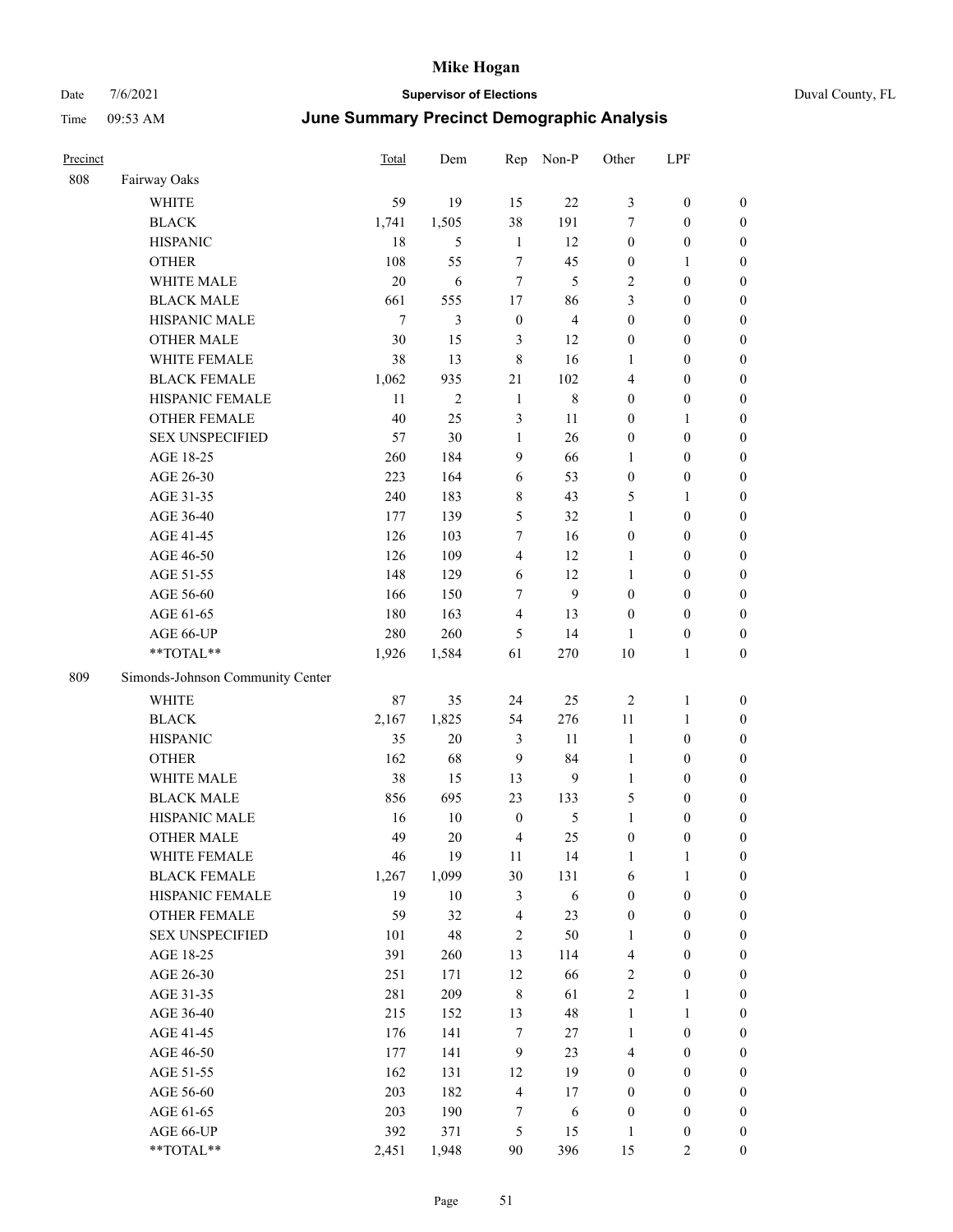# Mike Hogan

Date 7/6/2021 **Supervisor of Elections** Duval County, FL

Time 09:53 AM ***June Summary Precinct Demographic Analysis***

| Precinct | | Total | Dem | Rep | Non-P | Other | LPF | |
|---|---|---|---|---|---|---|---|---|
| 808 | Fairway Oaks | | | | | | | |
| | WHITE | 59 | 19 | 15 | 22 | 3 | 0 | 0 |
| | BLACK | 1,741 | 1,505 | 38 | 191 | 7 | 0 | 0 |
| | HISPANIC | 18 | 5 | 1 | 12 | 0 | 0 | 0 |
| | OTHER | 108 | 55 | 7 | 45 | 0 | 1 | 0 |
| | WHITE MALE | 20 | 6 | 7 | 5 | 2 | 0 | 0 |
| | BLACK MALE | 661 | 555 | 17 | 86 | 3 | 0 | 0 |
| | HISPANIC MALE | 7 | 3 | 0 | 4 | 0 | 0 | 0 |
| | OTHER MALE | 30 | 15 | 3 | 12 | 0 | 0 | 0 |
| | WHITE FEMALE | 38 | 13 | 8 | 16 | 1 | 0 | 0 |
| | BLACK FEMALE | 1,062 | 935 | 21 | 102 | 4 | 0 | 0 |
| | HISPANIC FEMALE | 11 | 2 | 1 | 8 | 0 | 0 | 0 |
| | OTHER FEMALE | 40 | 25 | 3 | 11 | 0 | 1 | 0 |
| | SEX UNSPECIFIED | 57 | 30 | 1 | 26 | 0 | 0 | 0 |
| | AGE 18-25 | 260 | 184 | 9 | 66 | 1 | 0 | 0 |
| | AGE 26-30 | 223 | 164 | 6 | 53 | 0 | 0 | 0 |
| | AGE 31-35 | 240 | 183 | 8 | 43 | 5 | 1 | 0 |
| | AGE 36-40 | 177 | 139 | 5 | 32 | 1 | 0 | 0 |
| | AGE 41-45 | 126 | 103 | 7 | 16 | 0 | 0 | 0 |
| | AGE 46-50 | 126 | 109 | 4 | 12 | 1 | 0 | 0 |
| | AGE 51-55 | 148 | 129 | 6 | 12 | 1 | 0 | 0 |
| | AGE 56-60 | 166 | 150 | 7 | 9 | 0 | 0 | 0 |
| | AGE 61-65 | 180 | 163 | 4 | 13 | 0 | 0 | 0 |
| | AGE 66-UP | 280 | 260 | 5 | 14 | 1 | 0 | 0 |
| | **TOTAL** | 1,926 | 1,584 | 61 | 270 | 10 | 1 | 0 |
| 809 | Simonds-Johnson Community Center | | | | | | | |
| | WHITE | 87 | 35 | 24 | 25 | 2 | 1 | 0 |
| | BLACK | 2,167 | 1,825 | 54 | 276 | 11 | 1 | 0 |
| | HISPANIC | 35 | 20 | 3 | 11 | 1 | 0 | 0 |
| | OTHER | 162 | 68 | 9 | 84 | 1 | 0 | 0 |
| | WHITE MALE | 38 | 15 | 13 | 9 | 1 | 0 | 0 |
| | BLACK MALE | 856 | 695 | 23 | 133 | 5 | 0 | 0 |
| | HISPANIC MALE | 16 | 10 | 0 | 5 | 1 | 0 | 0 |
| | OTHER MALE | 49 | 20 | 4 | 25 | 0 | 0 | 0 |
| | WHITE FEMALE | 46 | 19 | 11 | 14 | 1 | 1 | 0 |
| | BLACK FEMALE | 1,267 | 1,099 | 30 | 131 | 6 | 1 | 0 |
| | HISPANIC FEMALE | 19 | 10 | 3 | 6 | 0 | 0 | 0 |
| | OTHER FEMALE | 59 | 32 | 4 | 23 | 0 | 0 | 0 |
| | SEX UNSPECIFIED | 101 | 48 | 2 | 50 | 1 | 0 | 0 |
| | AGE 18-25 | 391 | 260 | 13 | 114 | 4 | 0 | 0 |
| | AGE 26-30 | 251 | 171 | 12 | 66 | 2 | 0 | 0 |
| | AGE 31-35 | 281 | 209 | 8 | 61 | 2 | 1 | 0 |
| | AGE 36-40 | 215 | 152 | 13 | 48 | 1 | 1 | 0 |
| | AGE 41-45 | 176 | 141 | 7 | 27 | 1 | 0 | 0 |
| | AGE 46-50 | 177 | 141 | 9 | 23 | 4 | 0 | 0 |
| | AGE 51-55 | 162 | 131 | 12 | 19 | 0 | 0 | 0 |
| | AGE 56-60 | 203 | 182 | 4 | 17 | 0 | 0 | 0 |
| | AGE 61-65 | 203 | 190 | 7 | 6 | 0 | 0 | 0 |
| | AGE 66-UP | 392 | 371 | 5 | 15 | 1 | 0 | 0 |
| | **TOTAL** | 2,451 | 1,948 | 90 | 396 | 15 | 2 | 0 |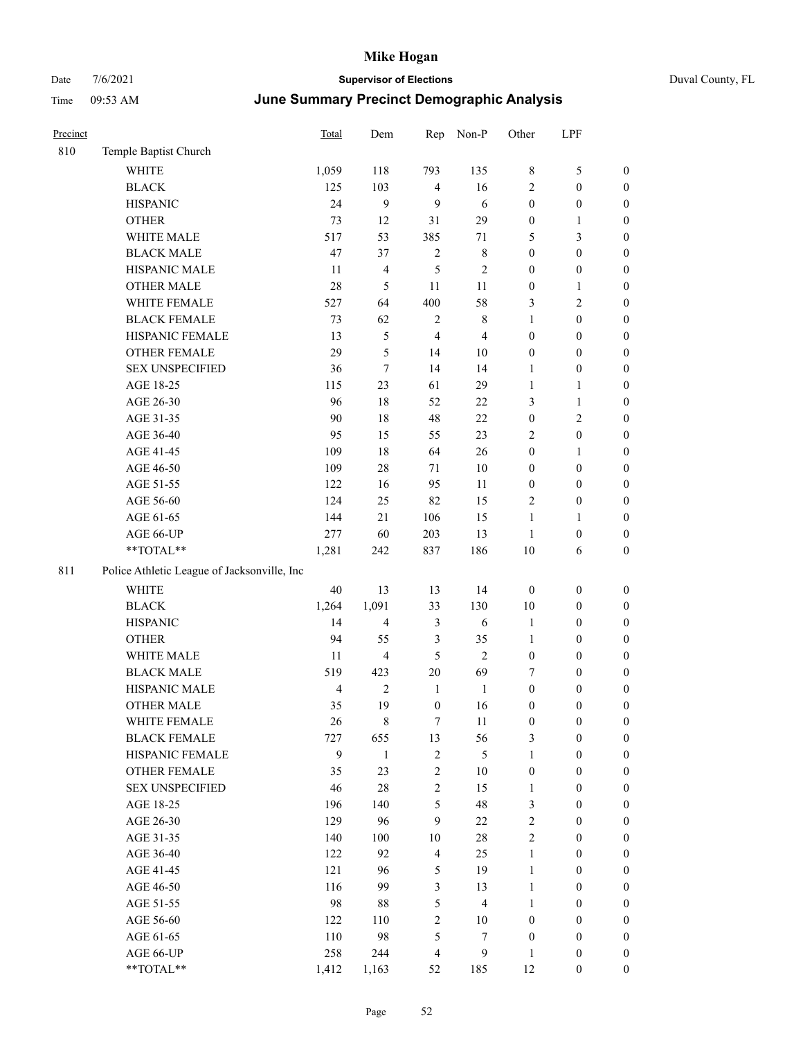# Mike Hogan

Date 7/6/2021 **Supervisor of Elections** Duval County, FL

Time 09:53 AM **June Summary Precinct Demographic Analysis**

| Precinct | | Total | Dem | Rep | Non-P | Other | LPF | |
|---|---|---|---|---|---|---|---|---|
| 810 | Temple Baptist Church | | | | | | | |
| | WHITE | 1,059 | 118 | 793 | 135 | 8 | 5 | 0 |
| | BLACK | 125 | 103 | 4 | 16 | 2 | 0 | 0 |
| | HISPANIC | 24 | 9 | 9 | 6 | 0 | 0 | 0 |
| | OTHER | 73 | 12 | 31 | 29 | 0 | 1 | 0 |
| | WHITE MALE | 517 | 53 | 385 | 71 | 5 | 3 | 0 |
| | BLACK MALE | 47 | 37 | 2 | 8 | 0 | 0 | 0 |
| | HISPANIC MALE | 11 | 4 | 5 | 2 | 0 | 0 | 0 |
| | OTHER MALE | 28 | 5 | 11 | 11 | 0 | 1 | 0 |
| | WHITE FEMALE | 527 | 64 | 400 | 58 | 3 | 2 | 0 |
| | BLACK FEMALE | 73 | 62 | 2 | 8 | 1 | 0 | 0 |
| | HISPANIC FEMALE | 13 | 5 | 4 | 4 | 0 | 0 | 0 |
| | OTHER FEMALE | 29 | 5 | 14 | 10 | 0 | 0 | 0 |
| | SEX UNSPECIFIED | 36 | 7 | 14 | 14 | 1 | 0 | 0 |
| | AGE 18-25 | 115 | 23 | 61 | 29 | 1 | 1 | 0 |
| | AGE 26-30 | 96 | 18 | 52 | 22 | 3 | 1 | 0 |
| | AGE 31-35 | 90 | 18 | 48 | 22 | 0 | 2 | 0 |
| | AGE 36-40 | 95 | 15 | 55 | 23 | 2 | 0 | 0 |
| | AGE 41-45 | 109 | 18 | 64 | 26 | 0 | 1 | 0 |
| | AGE 46-50 | 109 | 28 | 71 | 10 | 0 | 0 | 0 |
| | AGE 51-55 | 122 | 16 | 95 | 11 | 0 | 0 | 0 |
| | AGE 56-60 | 124 | 25 | 82 | 15 | 2 | 0 | 0 |
| | AGE 61-65 | 144 | 21 | 106 | 15 | 1 | 1 | 0 |
| | AGE 66-UP | 277 | 60 | 203 | 13 | 1 | 0 | 0 |
| | **TOTAL** | 1,281 | 242 | 837 | 186 | 10 | 6 | 0 |
| 811 | Police Athletic League of Jacksonville, Inc | | | | | | | |
| | WHITE | 40 | 13 | 13 | 14 | 0 | 0 | 0 |
| | BLACK | 1,264 | 1,091 | 33 | 130 | 10 | 0 | 0 |
| | HISPANIC | 14 | 4 | 3 | 6 | 1 | 0 | 0 |
| | OTHER | 94 | 55 | 3 | 35 | 1 | 0 | 0 |
| | WHITE MALE | 11 | 4 | 5 | 2 | 0 | 0 | 0 |
| | BLACK MALE | 519 | 423 | 20 | 69 | 7 | 0 | 0 |
| | HISPANIC MALE | 4 | 2 | 1 | 1 | 0 | 0 | 0 |
| | OTHER MALE | 35 | 19 | 0 | 16 | 0 | 0 | 0 |
| | WHITE FEMALE | 26 | 8 | 7 | 11 | 0 | 0 | 0 |
| | BLACK FEMALE | 727 | 655 | 13 | 56 | 3 | 0 | 0 |
| | HISPANIC FEMALE | 9 | 1 | 2 | 5 | 1 | 0 | 0 |
| | OTHER FEMALE | 35 | 23 | 2 | 10 | 0 | 0 | 0 |
| | SEX UNSPECIFIED | 46 | 28 | 2 | 15 | 1 | 0 | 0 |
| | AGE 18-25 | 196 | 140 | 5 | 48 | 3 | 0 | 0 |
| | AGE 26-30 | 129 | 96 | 9 | 22 | 2 | 0 | 0 |
| | AGE 31-35 | 140 | 100 | 10 | 28 | 2 | 0 | 0 |
| | AGE 36-40 | 122 | 92 | 4 | 25 | 1 | 0 | 0 |
| | AGE 41-45 | 121 | 96 | 5 | 19 | 1 | 0 | 0 |
| | AGE 46-50 | 116 | 99 | 3 | 13 | 1 | 0 | 0 |
| | AGE 51-55 | 98 | 88 | 5 | 4 | 1 | 0 | 0 |
| | AGE 56-60 | 122 | 110 | 2 | 10 | 0 | 0 | 0 |
| | AGE 61-65 | 110 | 98 | 5 | 7 | 0 | 0 | 0 |
| | AGE 66-UP | 258 | 244 | 4 | 9 | 1 | 0 | 0 |
| | **TOTAL** | 1,412 | 1,163 | 52 | 185 | 12 | 0 | 0 |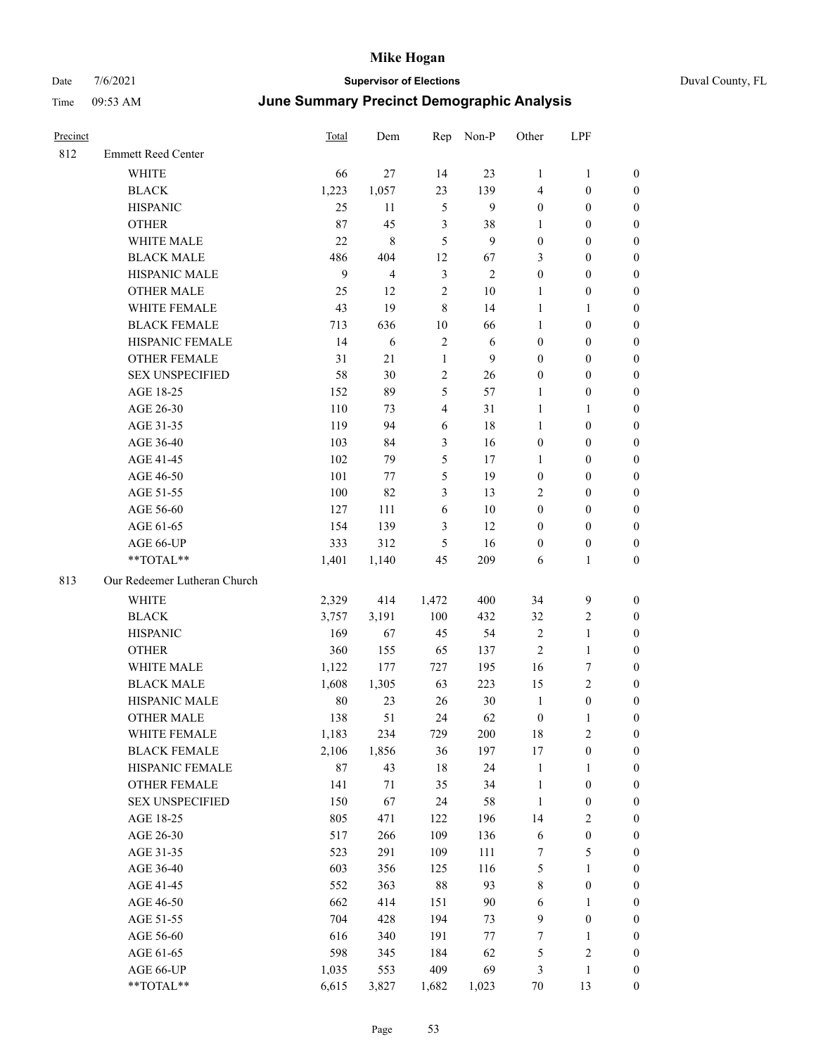# Mike Hogan

Date 7/6/2021 **Supervisor of Elections** Duval County, FL

Time 09:53 AM **June Summary Precinct Demographic Analysis**

| Precinct | | Total | Dem | Rep | Non-P | Other | LPF | |
|---|---|---|---|---|---|---|---|---|
| 812 | Emmett Reed Center | | | | | | | |
| | WHITE | 66 | 27 | 14 | 23 | 1 | 1 | 0 |
| | BLACK | 1,223 | 1,057 | 23 | 139 | 4 | 0 | 0 |
| | HISPANIC | 25 | 11 | 5 | 9 | 0 | 0 | 0 |
| | OTHER | 87 | 45 | 3 | 38 | 1 | 0 | 0 |
| | WHITE MALE | 22 | 8 | 5 | 9 | 0 | 0 | 0 |
| | BLACK MALE | 486 | 404 | 12 | 67 | 3 | 0 | 0 |
| | HISPANIC MALE | 9 | 4 | 3 | 2 | 0 | 0 | 0 |
| | OTHER MALE | 25 | 12 | 2 | 10 | 1 | 0 | 0 |
| | WHITE FEMALE | 43 | 19 | 8 | 14 | 1 | 1 | 0 |
| | BLACK FEMALE | 713 | 636 | 10 | 66 | 1 | 0 | 0 |
| | HISPANIC FEMALE | 14 | 6 | 2 | 6 | 0 | 0 | 0 |
| | OTHER FEMALE | 31 | 21 | 1 | 9 | 0 | 0 | 0 |
| | SEX UNSPECIFIED | 58 | 30 | 2 | 26 | 0 | 0 | 0 |
| | AGE 18-25 | 152 | 89 | 5 | 57 | 1 | 0 | 0 |
| | AGE 26-30 | 110 | 73 | 4 | 31 | 1 | 1 | 0 |
| | AGE 31-35 | 119 | 94 | 6 | 18 | 1 | 0 | 0 |
| | AGE 36-40 | 103 | 84 | 3 | 16 | 0 | 0 | 0 |
| | AGE 41-45 | 102 | 79 | 5 | 17 | 1 | 0 | 0 |
| | AGE 46-50 | 101 | 77 | 5 | 19 | 0 | 0 | 0 |
| | AGE 51-55 | 100 | 82 | 3 | 13 | 2 | 0 | 0 |
| | AGE 56-60 | 127 | 111 | 6 | 10 | 0 | 0 | 0 |
| | AGE 61-65 | 154 | 139 | 3 | 12 | 0 | 0 | 0 |
| | AGE 66-UP | 333 | 312 | 5 | 16 | 0 | 0 | 0 |
| | **TOTAL** | 1,401 | 1,140 | 45 | 209 | 6 | 1 | 0 |
| 813 | Our Redeemer Lutheran Church | | | | | | | |
| | WHITE | 2,329 | 414 | 1,472 | 400 | 34 | 9 | 0 |
| | BLACK | 3,757 | 3,191 | 100 | 432 | 32 | 2 | 0 |
| | HISPANIC | 169 | 67 | 45 | 54 | 2 | 1 | 0 |
| | OTHER | 360 | 155 | 65 | 137 | 2 | 1 | 0 |
| | WHITE MALE | 1,122 | 177 | 727 | 195 | 16 | 7 | 0 |
| | BLACK MALE | 1,608 | 1,305 | 63 | 223 | 15 | 2 | 0 |
| | HISPANIC MALE | 80 | 23 | 26 | 30 | 1 | 0 | 0 |
| | OTHER MALE | 138 | 51 | 24 | 62 | 0 | 1 | 0 |
| | WHITE FEMALE | 1,183 | 234 | 729 | 200 | 18 | 2 | 0 |
| | BLACK FEMALE | 2,106 | 1,856 | 36 | 197 | 17 | 0 | 0 |
| | HISPANIC FEMALE | 87 | 43 | 18 | 24 | 1 | 1 | 0 |
| | OTHER FEMALE | 141 | 71 | 35 | 34 | 1 | 0 | 0 |
| | SEX UNSPECIFIED | 150 | 67 | 24 | 58 | 1 | 0 | 0 |
| | AGE 18-25 | 805 | 471 | 122 | 196 | 14 | 2 | 0 |
| | AGE 26-30 | 517 | 266 | 109 | 136 | 6 | 0 | 0 |
| | AGE 31-35 | 523 | 291 | 109 | 111 | 7 | 5 | 0 |
| | AGE 36-40 | 603 | 356 | 125 | 116 | 5 | 1 | 0 |
| | AGE 41-45 | 552 | 363 | 88 | 93 | 8 | 0 | 0 |
| | AGE 46-50 | 662 | 414 | 151 | 90 | 6 | 1 | 0 |
| | AGE 51-55 | 704 | 428 | 194 | 73 | 9 | 0 | 0 |
| | AGE 56-60 | 616 | 340 | 191 | 77 | 7 | 1 | 0 |
| | AGE 61-65 | 598 | 345 | 184 | 62 | 5 | 2 | 0 |
| | AGE 66-UP | 1,035 | 553 | 409 | 69 | 3 | 1 | 0 |
| | **TOTAL** | 6,615 | 3,827 | 1,682 | 1,023 | 70 | 13 | 0 |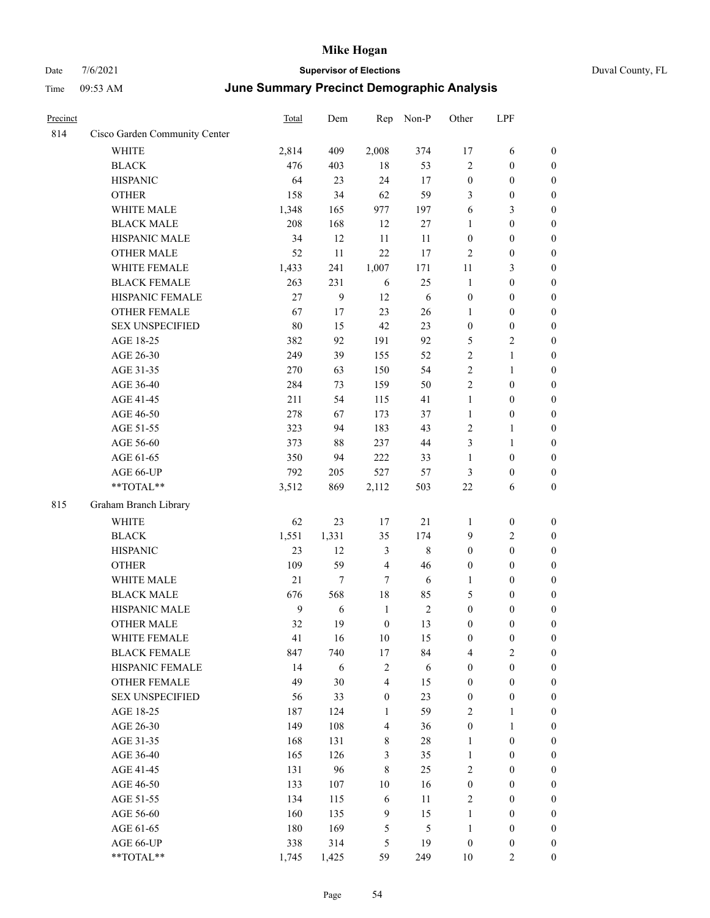# June Summary Precinct Demographic Analysis

| Precinct | | Total | Dem | Rep | Non-P | Other | LPF | |
|---|---|---|---|---|---|---|---|---|
| 814 | Cisco Garden Community Center | | | | | | | |
| | WHITE | 2,814 | 409 | 2,008 | 374 | 17 | 6 | 0 |
| | BLACK | 476 | 403 | 18 | 53 | 2 | 0 | 0 |
| | HISPANIC | 64 | 23 | 24 | 17 | 0 | 0 | 0 |
| | OTHER | 158 | 34 | 62 | 59 | 3 | 0 | 0 |
| | WHITE MALE | 1,348 | 165 | 977 | 197 | 6 | 3 | 0 |
| | BLACK MALE | 208 | 168 | 12 | 27 | 1 | 0 | 0 |
| | HISPANIC MALE | 34 | 12 | 11 | 11 | 0 | 0 | 0 |
| | OTHER MALE | 52 | 11 | 22 | 17 | 2 | 0 | 0 |
| | WHITE FEMALE | 1,433 | 241 | 1,007 | 171 | 11 | 3 | 0 |
| | BLACK FEMALE | 263 | 231 | 6 | 25 | 1 | 0 | 0 |
| | HISPANIC FEMALE | 27 | 9 | 12 | 6 | 0 | 0 | 0 |
| | OTHER FEMALE | 67 | 17 | 23 | 26 | 1 | 0 | 0 |
| | SEX UNSPECIFIED | 80 | 15 | 42 | 23 | 0 | 0 | 0 |
| | AGE 18-25 | 382 | 92 | 191 | 92 | 5 | 2 | 0 |
| | AGE 26-30 | 249 | 39 | 155 | 52 | 2 | 1 | 0 |
| | AGE 31-35 | 270 | 63 | 150 | 54 | 2 | 1 | 0 |
| | AGE 36-40 | 284 | 73 | 159 | 50 | 2 | 0 | 0 |
| | AGE 41-45 | 211 | 54 | 115 | 41 | 1 | 0 | 0 |
| | AGE 46-50 | 278 | 67 | 173 | 37 | 1 | 0 | 0 |
| | AGE 51-55 | 323 | 94 | 183 | 43 | 2 | 1 | 0 |
| | AGE 56-60 | 373 | 88 | 237 | 44 | 3 | 1 | 0 |
| | AGE 61-65 | 350 | 94 | 222 | 33 | 1 | 0 | 0 |
| | AGE 66-UP | 792 | 205 | 527 | 57 | 3 | 0 | 0 |
| | **TOTAL** | 3,512 | 869 | 2,112 | 503 | 22 | 6 | 0 |
| 815 | Graham Branch Library | | | | | | | |
| | WHITE | 62 | 23 | 17 | 21 | 1 | 0 | 0 |
| | BLACK | 1,551 | 1,331 | 35 | 174 | 9 | 2 | 0 |
| | HISPANIC | 23 | 12 | 3 | 8 | 0 | 0 | 0 |
| | OTHER | 109 | 59 | 4 | 46 | 0 | 0 | 0 |
| | WHITE MALE | 21 | 7 | 7 | 6 | 1 | 0 | 0 |
| | BLACK MALE | 676 | 568 | 18 | 85 | 5 | 0 | 0 |
| | HISPANIC MALE | 9 | 6 | 1 | 2 | 0 | 0 | 0 |
| | OTHER MALE | 32 | 19 | 0 | 13 | 0 | 0 | 0 |
| | WHITE FEMALE | 41 | 16 | 10 | 15 | 0 | 0 | 0 |
| | BLACK FEMALE | 847 | 740 | 17 | 84 | 4 | 2 | 0 |
| | HISPANIC FEMALE | 14 | 6 | 2 | 6 | 0 | 0 | 0 |
| | OTHER FEMALE | 49 | 30 | 4 | 15 | 0 | 0 | 0 |
| | SEX UNSPECIFIED | 56 | 33 | 0 | 23 | 0 | 0 | 0 |
| | AGE 18-25 | 187 | 124 | 1 | 59 | 2 | 1 | 0 |
| | AGE 26-30 | 149 | 108 | 4 | 36 | 0 | 1 | 0 |
| | AGE 31-35 | 168 | 131 | 8 | 28 | 1 | 0 | 0 |
| | AGE 36-40 | 165 | 126 | 3 | 35 | 1 | 0 | 0 |
| | AGE 41-45 | 131 | 96 | 8 | 25 | 2 | 0 | 0 |
| | AGE 46-50 | 133 | 107 | 10 | 16 | 0 | 0 | 0 |
| | AGE 51-55 | 134 | 115 | 6 | 11 | 2 | 0 | 0 |
| | AGE 56-60 | 160 | 135 | 9 | 15 | 1 | 0 | 0 |
| | AGE 61-65 | 180 | 169 | 5 | 5 | 1 | 0 | 0 |
| | AGE 66-UP | 338 | 314 | 5 | 19 | 0 | 0 | 0 |
| | **TOTAL** | 1,745 | 1,425 | 59 | 249 | 10 | 2 | 0 |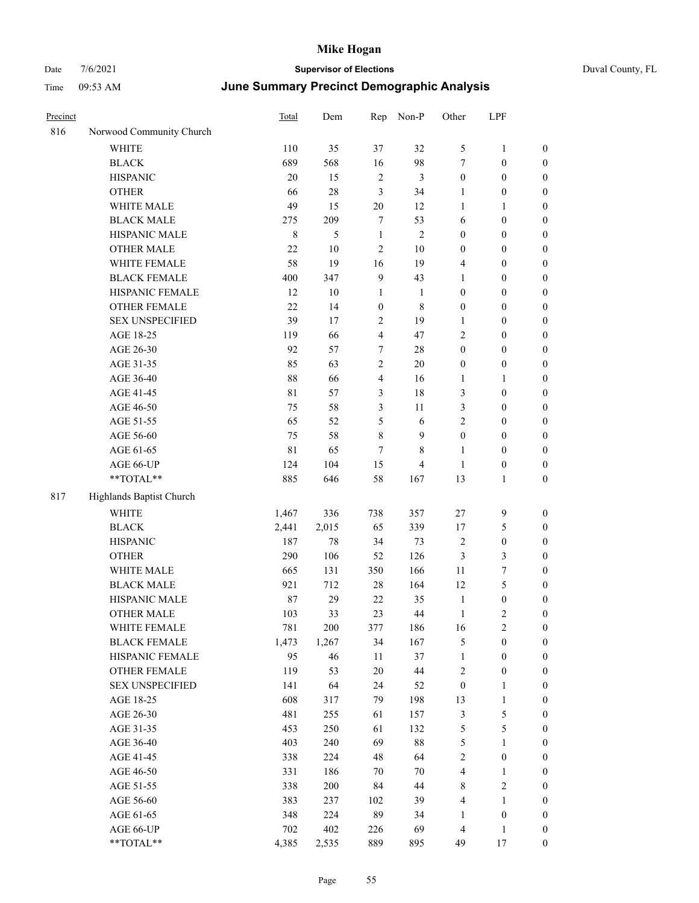# Mike Hogan

Date 7/6/2021 **Supervisor of Elections** Duval County, FL

Time 09:53 AM **June Summary Precinct Demographic Analysis**

| Precinct | | Total | Dem | Rep | Non-P | Other | LPF | |
|---|---|---|---|---|---|---|---|---|
| 816 | Norwood Community Church | | | | | | | |
| | WHITE | 110 | 35 | 37 | 32 | 5 | 1 | 0 |
| | BLACK | 689 | 568 | 16 | 98 | 7 | 0 | 0 |
| | HISPANIC | 20 | 15 | 2 | 3 | 0 | 0 | 0 |
| | OTHER | 66 | 28 | 3 | 34 | 1 | 0 | 0 |
| | WHITE MALE | 49 | 15 | 20 | 12 | 1 | 1 | 0 |
| | BLACK MALE | 275 | 209 | 7 | 53 | 6 | 0 | 0 |
| | HISPANIC MALE | 8 | 5 | 1 | 2 | 0 | 0 | 0 |
| | OTHER MALE | 22 | 10 | 2 | 10 | 0 | 0 | 0 |
| | WHITE FEMALE | 58 | 19 | 16 | 19 | 4 | 0 | 0 |
| | BLACK FEMALE | 400 | 347 | 9 | 43 | 1 | 0 | 0 |
| | HISPANIC FEMALE | 12 | 10 | 1 | 1 | 0 | 0 | 0 |
| | OTHER FEMALE | 22 | 14 | 0 | 8 | 0 | 0 | 0 |
| | SEX UNSPECIFIED | 39 | 17 | 2 | 19 | 1 | 0 | 0 |
| | AGE 18-25 | 119 | 66 | 4 | 47 | 2 | 0 | 0 |
| | AGE 26-30 | 92 | 57 | 7 | 28 | 0 | 0 | 0 |
| | AGE 31-35 | 85 | 63 | 2 | 20 | 0 | 0 | 0 |
| | AGE 36-40 | 88 | 66 | 4 | 16 | 1 | 1 | 0 |
| | AGE 41-45 | 81 | 57 | 3 | 18 | 3 | 0 | 0 |
| | AGE 46-50 | 75 | 58 | 3 | 11 | 3 | 0 | 0 |
| | AGE 51-55 | 65 | 52 | 5 | 6 | 2 | 0 | 0 |
| | AGE 56-60 | 75 | 58 | 8 | 9 | 0 | 0 | 0 |
| | AGE 61-65 | 81 | 65 | 7 | 8 | 1 | 0 | 0 |
| | AGE 66-UP | 124 | 104 | 15 | 4 | 1 | 0 | 0 |
| | **TOTAL** | 885 | 646 | 58 | 167 | 13 | 1 | 0 |
| 817 | Highlands Baptist Church | | | | | | | |
| | WHITE | 1,467 | 336 | 738 | 357 | 27 | 9 | 0 |
| | BLACK | 2,441 | 2,015 | 65 | 339 | 17 | 5 | 0 |
| | HISPANIC | 187 | 78 | 34 | 73 | 2 | 0 | 0 |
| | OTHER | 290 | 106 | 52 | 126 | 3 | 3 | 0 |
| | WHITE MALE | 665 | 131 | 350 | 166 | 11 | 7 | 0 |
| | BLACK MALE | 921 | 712 | 28 | 164 | 12 | 5 | 0 |
| | HISPANIC MALE | 87 | 29 | 22 | 35 | 1 | 0 | 0 |
| | OTHER MALE | 103 | 33 | 23 | 44 | 1 | 2 | 0 |
| | WHITE FEMALE | 781 | 200 | 377 | 186 | 16 | 2 | 0 |
| | BLACK FEMALE | 1,473 | 1,267 | 34 | 167 | 5 | 0 | 0 |
| | HISPANIC FEMALE | 95 | 46 | 11 | 37 | 1 | 0 | 0 |
| | OTHER FEMALE | 119 | 53 | 20 | 44 | 2 | 0 | 0 |
| | SEX UNSPECIFIED | 141 | 64 | 24 | 52 | 0 | 1 | 0 |
| | AGE 18-25 | 608 | 317 | 79 | 198 | 13 | 1 | 0 |
| | AGE 26-30 | 481 | 255 | 61 | 157 | 3 | 5 | 0 |
| | AGE 31-35 | 453 | 250 | 61 | 132 | 5 | 5 | 0 |
| | AGE 36-40 | 403 | 240 | 69 | 88 | 5 | 1 | 0 |
| | AGE 41-45 | 338 | 224 | 48 | 64 | 2 | 0 | 0 |
| | AGE 46-50 | 331 | 186 | 70 | 70 | 4 | 1 | 0 |
| | AGE 51-55 | 338 | 200 | 84 | 44 | 8 | 2 | 0 |
| | AGE 56-60 | 383 | 237 | 102 | 39 | 4 | 1 | 0 |
| | AGE 61-65 | 348 | 224 | 89 | 34 | 1 | 0 | 0 |
| | AGE 66-UP | 702 | 402 | 226 | 69 | 4 | 1 | 0 |
| | **TOTAL** | 4,385 | 2,535 | 889 | 895 | 49 | 17 | 0 |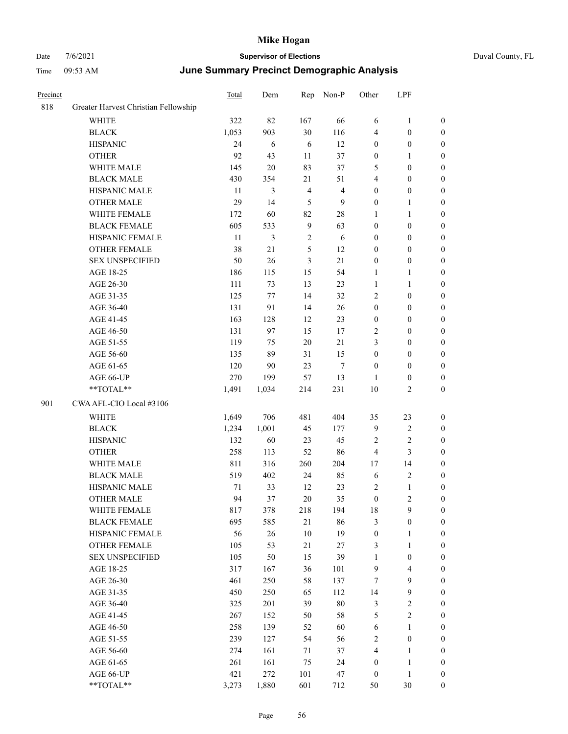| Precinct | | Total | Dem | Rep | Non-P | Other | LPF | |
|---|---|---|---|---|---|---|---|---|
| 818 | Greater Harvest Christian Fellowship | | | | | | | |
| | WHITE | 322 | 82 | 167 | 66 | 6 | 1 | 0 |
| | BLACK | 1,053 | 903 | 30 | 116 | 4 | 0 | 0 |
| | HISPANIC | 24 | 6 | 6 | 12 | 0 | 0 | 0 |
| | OTHER | 92 | 43 | 11 | 37 | 0 | 1 | 0 |
| | WHITE MALE | 145 | 20 | 83 | 37 | 5 | 0 | 0 |
| | BLACK MALE | 430 | 354 | 21 | 51 | 4 | 0 | 0 |
| | HISPANIC MALE | 11 | 3 | 4 | 4 | 0 | 0 | 0 |
| | OTHER MALE | 29 | 14 | 5 | 9 | 0 | 1 | 0 |
| | WHITE FEMALE | 172 | 60 | 82 | 28 | 1 | 1 | 0 |
| | BLACK FEMALE | 605 | 533 | 9 | 63 | 0 | 0 | 0 |
| | HISPANIC FEMALE | 11 | 3 | 2 | 6 | 0 | 0 | 0 |
| | OTHER FEMALE | 38 | 21 | 5 | 12 | 0 | 0 | 0 |
| | SEX UNSPECIFIED | 50 | 26 | 3 | 21 | 0 | 0 | 0 |
| | AGE 18-25 | 186 | 115 | 15 | 54 | 1 | 1 | 0 |
| | AGE 26-30 | 111 | 73 | 13 | 23 | 1 | 1 | 0 |
| | AGE 31-35 | 125 | 77 | 14 | 32 | 2 | 0 | 0 |
| | AGE 36-40 | 131 | 91 | 14 | 26 | 0 | 0 | 0 |
| | AGE 41-45 | 163 | 128 | 12 | 23 | 0 | 0 | 0 |
| | AGE 46-50 | 131 | 97 | 15 | 17 | 2 | 0 | 0 |
| | AGE 51-55 | 119 | 75 | 20 | 21 | 3 | 0 | 0 |
| | AGE 56-60 | 135 | 89 | 31 | 15 | 0 | 0 | 0 |
| | AGE 61-65 | 120 | 90 | 23 | 7 | 0 | 0 | 0 |
| | AGE 66-UP | 270 | 199 | 57 | 13 | 1 | 0 | 0 |
| | **TOTAL** | 1,491 | 1,034 | 214 | 231 | 10 | 2 | 0 |
| 901 | CWA AFL-CIO Local #3106 | | | | | | | |
| | WHITE | 1,649 | 706 | 481 | 404 | 35 | 23 | 0 |
| | BLACK | 1,234 | 1,001 | 45 | 177 | 9 | 2 | 0 |
| | HISPANIC | 132 | 60 | 23 | 45 | 2 | 2 | 0 |
| | OTHER | 258 | 113 | 52 | 86 | 4 | 3 | 0 |
| | WHITE MALE | 811 | 316 | 260 | 204 | 17 | 14 | 0 |
| | BLACK MALE | 519 | 402 | 24 | 85 | 6 | 2 | 0 |
| | HISPANIC MALE | 71 | 33 | 12 | 23 | 2 | 1 | 0 |
| | OTHER MALE | 94 | 37 | 20 | 35 | 0 | 2 | 0 |
| | WHITE FEMALE | 817 | 378 | 218 | 194 | 18 | 9 | 0 |
| | BLACK FEMALE | 695 | 585 | 21 | 86 | 3 | 0 | 0 |
| | HISPANIC FEMALE | 56 | 26 | 10 | 19 | 0 | 1 | 0 |
| | OTHER FEMALE | 105 | 53 | 21 | 27 | 3 | 1 | 0 |
| | SEX UNSPECIFIED | 105 | 50 | 15 | 39 | 1 | 0 | 0 |
| | AGE 18-25 | 317 | 167 | 36 | 101 | 9 | 4 | 0 |
| | AGE 26-30 | 461 | 250 | 58 | 137 | 7 | 9 | 0 |
| | AGE 31-35 | 450 | 250 | 65 | 112 | 14 | 9 | 0 |
| | AGE 36-40 | 325 | 201 | 39 | 80 | 3 | 2 | 0 |
| | AGE 41-45 | 267 | 152 | 50 | 58 | 5 | 2 | 0 |
| | AGE 46-50 | 258 | 139 | 52 | 60 | 6 | 1 | 0 |
| | AGE 51-55 | 239 | 127 | 54 | 56 | 2 | 0 | 0 |
| | AGE 56-60 | 274 | 161 | 71 | 37 | 4 | 1 | 0 |
| | AGE 61-65 | 261 | 161 | 75 | 24 | 0 | 1 | 0 |
| | AGE 66-UP | 421 | 272 | 101 | 47 | 0 | 1 | 0 |
| | **TOTAL** | 3,273 | 1,880 | 601 | 712 | 50 | 30 | 0 |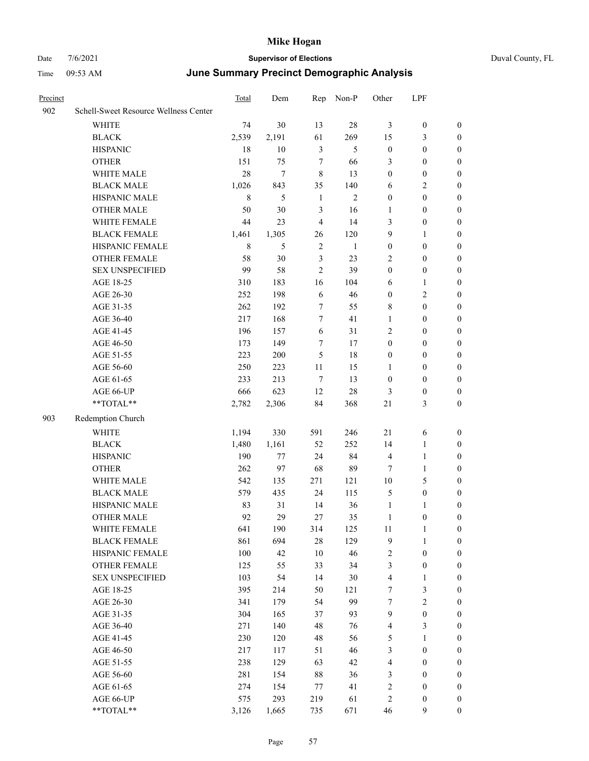# Mike Hogan

Date 7/6/2021 **Supervisor of Elections** Duval County, FL

Time 09:53 AM **June Summary Precinct Demographic Analysis**

| Precinct | | Total | Dem | Rep | Non-P | Other | LPF | |
|---|---|---|---|---|---|---|---|---|
| 902 | Schell-Sweet Resource Wellness Center | | | | | | | |
| | WHITE | 74 | 30 | 13 | 28 | 3 | 0 | 0 |
| | BLACK | 2,539 | 2,191 | 61 | 269 | 15 | 3 | 0 |
| | HISPANIC | 18 | 10 | 3 | 5 | 0 | 0 | 0 |
| | OTHER | 151 | 75 | 7 | 66 | 3 | 0 | 0 |
| | WHITE MALE | 28 | 7 | 8 | 13 | 0 | 0 | 0 |
| | BLACK MALE | 1,026 | 843 | 35 | 140 | 6 | 2 | 0 |
| | HISPANIC MALE | 8 | 5 | 1 | 2 | 0 | 0 | 0 |
| | OTHER MALE | 50 | 30 | 3 | 16 | 1 | 0 | 0 |
| | WHITE FEMALE | 44 | 23 | 4 | 14 | 3 | 0 | 0 |
| | BLACK FEMALE | 1,461 | 1,305 | 26 | 120 | 9 | 1 | 0 |
| | HISPANIC FEMALE | 8 | 5 | 2 | 1 | 0 | 0 | 0 |
| | OTHER FEMALE | 58 | 30 | 3 | 23 | 2 | 0 | 0 |
| | SEX UNSPECIFIED | 99 | 58 | 2 | 39 | 0 | 0 | 0 |
| | AGE 18-25 | 310 | 183 | 16 | 104 | 6 | 1 | 0 |
| | AGE 26-30 | 252 | 198 | 6 | 46 | 0 | 2 | 0 |
| | AGE 31-35 | 262 | 192 | 7 | 55 | 8 | 0 | 0 |
| | AGE 36-40 | 217 | 168 | 7 | 41 | 1 | 0 | 0 |
| | AGE 41-45 | 196 | 157 | 6 | 31 | 2 | 0 | 0 |
| | AGE 46-50 | 173 | 149 | 7 | 17 | 0 | 0 | 0 |
| | AGE 51-55 | 223 | 200 | 5 | 18 | 0 | 0 | 0 |
| | AGE 56-60 | 250 | 223 | 11 | 15 | 1 | 0 | 0 |
| | AGE 61-65 | 233 | 213 | 7 | 13 | 0 | 0 | 0 |
| | AGE 66-UP | 666 | 623 | 12 | 28 | 3 | 0 | 0 |
| | **TOTAL** | 2,782 | 2,306 | 84 | 368 | 21 | 3 | 0 |
| 903 | Redemption Church | | | | | | | |
| | WHITE | 1,194 | 330 | 591 | 246 | 21 | 6 | 0 |
| | BLACK | 1,480 | 1,161 | 52 | 252 | 14 | 1 | 0 |
| | HISPANIC | 190 | 77 | 24 | 84 | 4 | 1 | 0 |
| | OTHER | 262 | 97 | 68 | 89 | 7 | 1 | 0 |
| | WHITE MALE | 542 | 135 | 271 | 121 | 10 | 5 | 0 |
| | BLACK MALE | 579 | 435 | 24 | 115 | 5 | 0 | 0 |
| | HISPANIC MALE | 83 | 31 | 14 | 36 | 1 | 1 | 0 |
| | OTHER MALE | 92 | 29 | 27 | 35 | 1 | 0 | 0 |
| | WHITE FEMALE | 641 | 190 | 314 | 125 | 11 | 1 | 0 |
| | BLACK FEMALE | 861 | 694 | 28 | 129 | 9 | 1 | 0 |
| | HISPANIC FEMALE | 100 | 42 | 10 | 46 | 2 | 0 | 0 |
| | OTHER FEMALE | 125 | 55 | 33 | 34 | 3 | 0 | 0 |
| | SEX UNSPECIFIED | 103 | 54 | 14 | 30 | 4 | 1 | 0 |
| | AGE 18-25 | 395 | 214 | 50 | 121 | 7 | 3 | 0 |
| | AGE 26-30 | 341 | 179 | 54 | 99 | 7 | 2 | 0 |
| | AGE 31-35 | 304 | 165 | 37 | 93 | 9 | 0 | 0 |
| | AGE 36-40 | 271 | 140 | 48 | 76 | 4 | 3 | 0 |
| | AGE 41-45 | 230 | 120 | 48 | 56 | 5 | 1 | 0 |
| | AGE 46-50 | 217 | 117 | 51 | 46 | 3 | 0 | 0 |
| | AGE 51-55 | 238 | 129 | 63 | 42 | 4 | 0 | 0 |
| | AGE 56-60 | 281 | 154 | 88 | 36 | 3 | 0 | 0 |
| | AGE 61-65 | 274 | 154 | 77 | 41 | 2 | 0 | 0 |
| | AGE 66-UP | 575 | 293 | 219 | 61 | 2 | 0 | 0 |
| | **TOTAL** | 3,126 | 1,665 | 735 | 671 | 46 | 9 | 0 |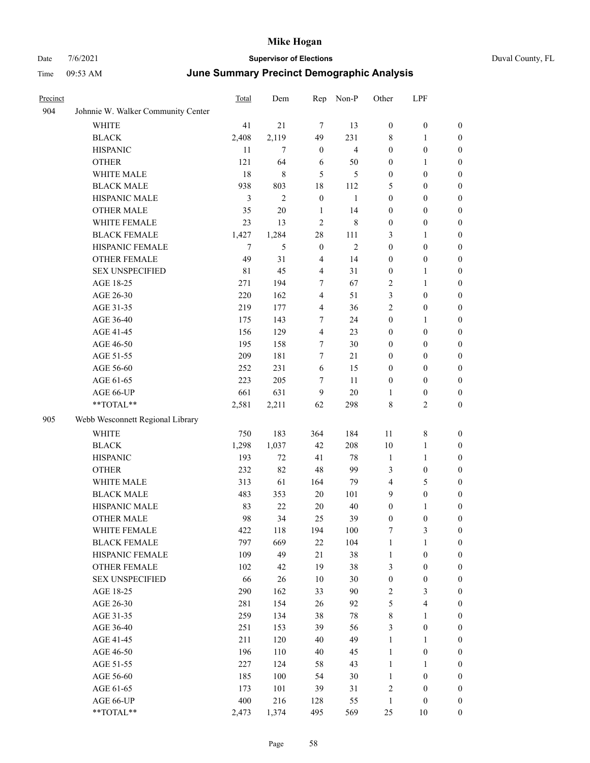# Mike Hogan

Date 7/6/2021 **Supervisor of Elections** Duval County, FL

Time 09:53 AM **June Summary Precinct Demographic Analysis**

| Precinct | | Total | Dem | Rep | Non-P | Other | LPF | |
|---|---|---|---|---|---|---|---|---|
| 904 | Johnnie W. Walker Community Center | | | | | | | |
| | WHITE | 41 | 21 | 7 | 13 | 0 | 0 | 0 |
| | BLACK | 2,408 | 2,119 | 49 | 231 | 8 | 1 | 0 |
| | HISPANIC | 11 | 7 | 0 | 4 | 0 | 0 | 0 |
| | OTHER | 121 | 64 | 6 | 50 | 0 | 1 | 0 |
| | WHITE MALE | 18 | 8 | 5 | 5 | 0 | 0 | 0 |
| | BLACK MALE | 938 | 803 | 18 | 112 | 5 | 0 | 0 |
| | HISPANIC MALE | 3 | 2 | 0 | 1 | 0 | 0 | 0 |
| | OTHER MALE | 35 | 20 | 1 | 14 | 0 | 0 | 0 |
| | WHITE FEMALE | 23 | 13 | 2 | 8 | 0 | 0 | 0 |
| | BLACK FEMALE | 1,427 | 1,284 | 28 | 111 | 3 | 1 | 0 |
| | HISPANIC FEMALE | 7 | 5 | 0 | 2 | 0 | 0 | 0 |
| | OTHER FEMALE | 49 | 31 | 4 | 14 | 0 | 0 | 0 |
| | SEX UNSPECIFIED | 81 | 45 | 4 | 31 | 0 | 1 | 0 |
| | AGE 18-25 | 271 | 194 | 7 | 67 | 2 | 1 | 0 |
| | AGE 26-30 | 220 | 162 | 4 | 51 | 3 | 0 | 0 |
| | AGE 31-35 | 219 | 177 | 4 | 36 | 2 | 0 | 0 |
| | AGE 36-40 | 175 | 143 | 7 | 24 | 0 | 1 | 0 |
| | AGE 41-45 | 156 | 129 | 4 | 23 | 0 | 0 | 0 |
| | AGE 46-50 | 195 | 158 | 7 | 30 | 0 | 0 | 0 |
| | AGE 51-55 | 209 | 181 | 7 | 21 | 0 | 0 | 0 |
| | AGE 56-60 | 252 | 231 | 6 | 15 | 0 | 0 | 0 |
| | AGE 61-65 | 223 | 205 | 7 | 11 | 0 | 0 | 0 |
| | AGE 66-UP | 661 | 631 | 9 | 20 | 1 | 0 | 0 |
| | **TOTAL** | 2,581 | 2,211 | 62 | 298 | 8 | 2 | 0 |
| 905 | Webb Wesconnett Regional Library | | | | | | | |
| | WHITE | 750 | 183 | 364 | 184 | 11 | 8 | 0 |
| | BLACK | 1,298 | 1,037 | 42 | 208 | 10 | 1 | 0 |
| | HISPANIC | 193 | 72 | 41 | 78 | 1 | 1 | 0 |
| | OTHER | 232 | 82 | 48 | 99 | 3 | 0 | 0 |
| | WHITE MALE | 313 | 61 | 164 | 79 | 4 | 5 | 0 |
| | BLACK MALE | 483 | 353 | 20 | 101 | 9 | 0 | 0 |
| | HISPANIC MALE | 83 | 22 | 20 | 40 | 0 | 1 | 0 |
| | OTHER MALE | 98 | 34 | 25 | 39 | 0 | 0 | 0 |
| | WHITE FEMALE | 422 | 118 | 194 | 100 | 7 | 3 | 0 |
| | BLACK FEMALE | 797 | 669 | 22 | 104 | 1 | 1 | 0 |
| | HISPANIC FEMALE | 109 | 49 | 21 | 38 | 1 | 0 | 0 |
| | OTHER FEMALE | 102 | 42 | 19 | 38 | 3 | 0 | 0 |
| | SEX UNSPECIFIED | 66 | 26 | 10 | 30 | 0 | 0 | 0 |
| | AGE 18-25 | 290 | 162 | 33 | 90 | 2 | 3 | 0 |
| | AGE 26-30 | 281 | 154 | 26 | 92 | 5 | 4 | 0 |
| | AGE 31-35 | 259 | 134 | 38 | 78 | 8 | 1 | 0 |
| | AGE 36-40 | 251 | 153 | 39 | 56 | 3 | 0 | 0 |
| | AGE 41-45 | 211 | 120 | 40 | 49 | 1 | 1 | 0 |
| | AGE 46-50 | 196 | 110 | 40 | 45 | 1 | 0 | 0 |
| | AGE 51-55 | 227 | 124 | 58 | 43 | 1 | 1 | 0 |
| | AGE 56-60 | 185 | 100 | 54 | 30 | 1 | 0 | 0 |
| | AGE 61-65 | 173 | 101 | 39 | 31 | 2 | 0 | 0 |
| | AGE 66-UP | 400 | 216 | 128 | 55 | 1 | 0 | 0 |
| | **TOTAL** | 2,473 | 1,374 | 495 | 569 | 25 | 10 | 0 |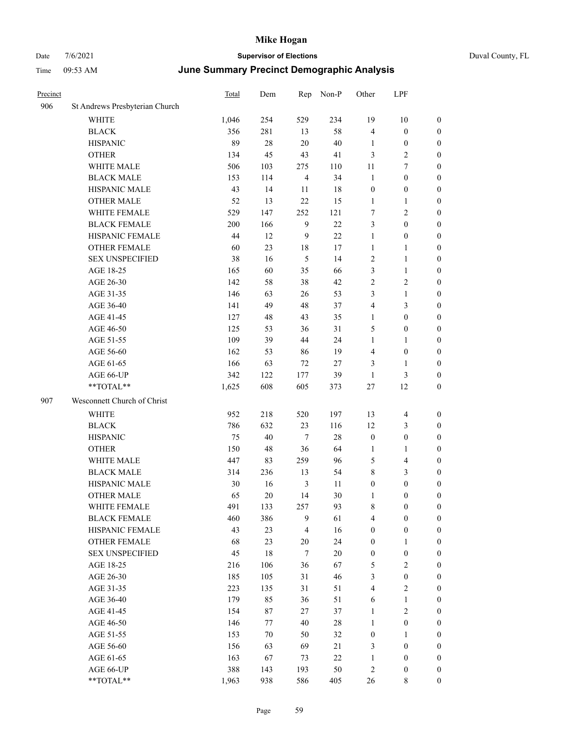# Mike Hogan

Date 7/6/2021 **Supervisor of Elections** Duval County, FL

Time 09:53 AM **June Summary Precinct Demographic Analysis**

| Precinct | | Total | Dem | Rep | Non-P | Other | LPF | |
|---|---|---|---|---|---|---|---|---|
| 906 | St Andrews Presbyterian Church | | | | | | | |
| | WHITE | 1,046 | 254 | 529 | 234 | 19 | 10 | 0 |
| | BLACK | 356 | 281 | 13 | 58 | 4 | 0 | 0 |
| | HISPANIC | 89 | 28 | 20 | 40 | 1 | 0 | 0 |
| | OTHER | 134 | 45 | 43 | 41 | 3 | 2 | 0 |
| | WHITE MALE | 506 | 103 | 275 | 110 | 11 | 7 | 0 |
| | BLACK MALE | 153 | 114 | 4 | 34 | 1 | 0 | 0 |
| | HISPANIC MALE | 43 | 14 | 11 | 18 | 0 | 0 | 0 |
| | OTHER MALE | 52 | 13 | 22 | 15 | 1 | 1 | 0 |
| | WHITE FEMALE | 529 | 147 | 252 | 121 | 7 | 2 | 0 |
| | BLACK FEMALE | 200 | 166 | 9 | 22 | 3 | 0 | 0 |
| | HISPANIC FEMALE | 44 | 12 | 9 | 22 | 1 | 0 | 0 |
| | OTHER FEMALE | 60 | 23 | 18 | 17 | 1 | 1 | 0 |
| | SEX UNSPECIFIED | 38 | 16 | 5 | 14 | 2 | 1 | 0 |
| | AGE 18-25 | 165 | 60 | 35 | 66 | 3 | 1 | 0 |
| | AGE 26-30 | 142 | 58 | 38 | 42 | 2 | 2 | 0 |
| | AGE 31-35 | 146 | 63 | 26 | 53 | 3 | 1 | 0 |
| | AGE 36-40 | 141 | 49 | 48 | 37 | 4 | 3 | 0 |
| | AGE 41-45 | 127 | 48 | 43 | 35 | 1 | 0 | 0 |
| | AGE 46-50 | 125 | 53 | 36 | 31 | 5 | 0 | 0 |
| | AGE 51-55 | 109 | 39 | 44 | 24 | 1 | 1 | 0 |
| | AGE 56-60 | 162 | 53 | 86 | 19 | 4 | 0 | 0 |
| | AGE 61-65 | 166 | 63 | 72 | 27 | 3 | 1 | 0 |
| | AGE 66-UP | 342 | 122 | 177 | 39 | 1 | 3 | 0 |
| | **TOTAL** | 1,625 | 608 | 605 | 373 | 27 | 12 | 0 |
| 907 | Wesconnett Church of Christ | | | | | | | |
| | WHITE | 952 | 218 | 520 | 197 | 13 | 4 | 0 |
| | BLACK | 786 | 632 | 23 | 116 | 12 | 3 | 0 |
| | HISPANIC | 75 | 40 | 7 | 28 | 0 | 0 | 0 |
| | OTHER | 150 | 48 | 36 | 64 | 1 | 1 | 0 |
| | WHITE MALE | 447 | 83 | 259 | 96 | 5 | 4 | 0 |
| | BLACK MALE | 314 | 236 | 13 | 54 | 8 | 3 | 0 |
| | HISPANIC MALE | 30 | 16 | 3 | 11 | 0 | 0 | 0 |
| | OTHER MALE | 65 | 20 | 14 | 30 | 1 | 0 | 0 |
| | WHITE FEMALE | 491 | 133 | 257 | 93 | 8 | 0 | 0 |
| | BLACK FEMALE | 460 | 386 | 9 | 61 | 4 | 0 | 0 |
| | HISPANIC FEMALE | 43 | 23 | 4 | 16 | 0 | 0 | 0 |
| | OTHER FEMALE | 68 | 23 | 20 | 24 | 0 | 1 | 0 |
| | SEX UNSPECIFIED | 45 | 18 | 7 | 20 | 0 | 0 | 0 |
| | AGE 18-25 | 216 | 106 | 36 | 67 | 5 | 2 | 0 |
| | AGE 26-30 | 185 | 105 | 31 | 46 | 3 | 0 | 0 |
| | AGE 31-35 | 223 | 135 | 31 | 51 | 4 | 2 | 0 |
| | AGE 36-40 | 179 | 85 | 36 | 51 | 6 | 1 | 0 |
| | AGE 41-45 | 154 | 87 | 27 | 37 | 1 | 2 | 0 |
| | AGE 46-50 | 146 | 77 | 40 | 28 | 1 | 0 | 0 |
| | AGE 51-55 | 153 | 70 | 50 | 32 | 0 | 1 | 0 |
| | AGE 56-60 | 156 | 63 | 69 | 21 | 3 | 0 | 0 |
| | AGE 61-65 | 163 | 67 | 73 | 22 | 1 | 0 | 0 |
| | AGE 66-UP | 388 | 143 | 193 | 50 | 2 | 0 | 0 |
| | **TOTAL** | 1,963 | 938 | 586 | 405 | 26 | 8 | 0 |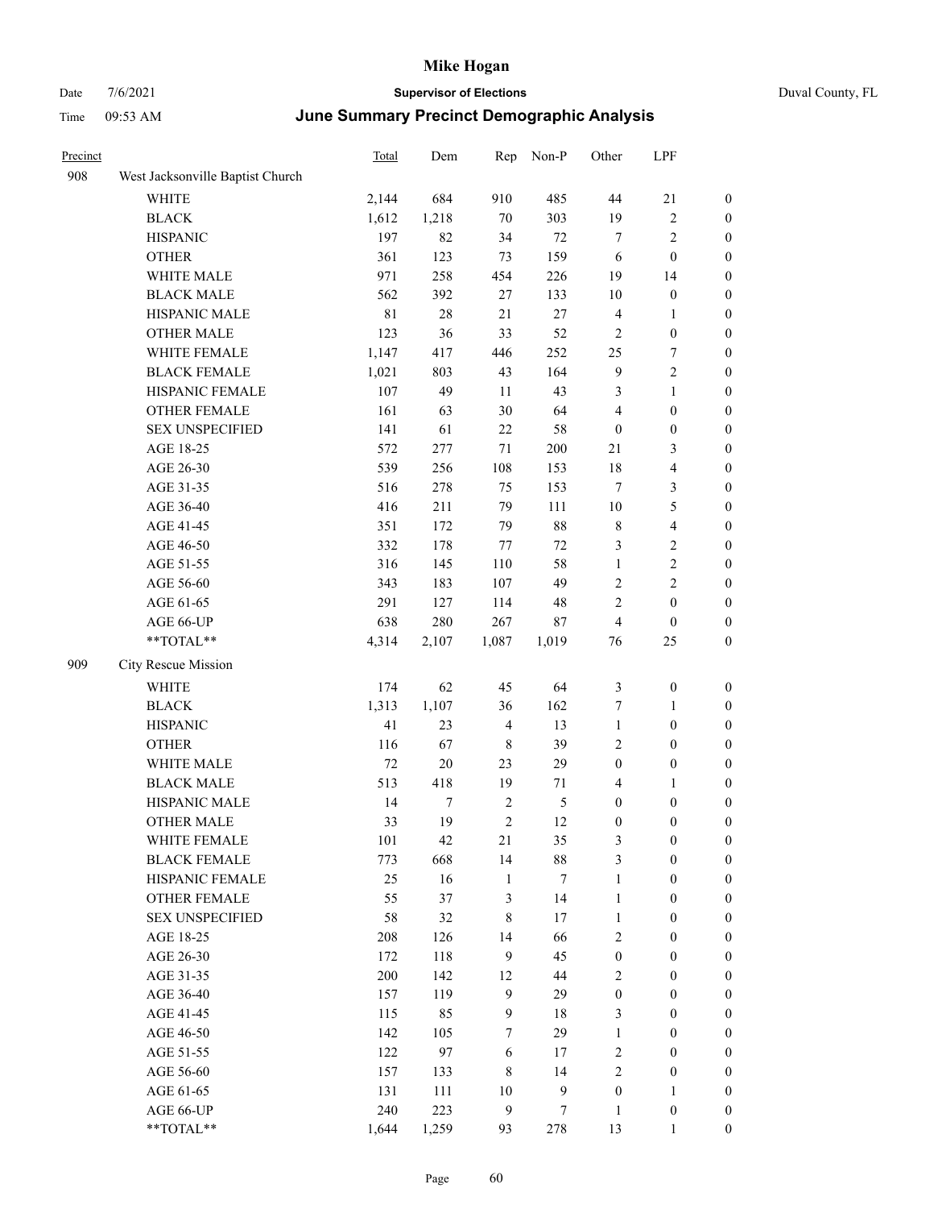# Mike Hogan

Date 7/6/2021 **Supervisor of Elections** Duval County, FL

Time 09:53 AM **June Summary Precinct Demographic Analysis**

| Precinct | | Total | Dem | Rep | Non-P | Other | LPF | |
|---|---|---|---|---|---|---|---|---|
| 908 | West Jacksonville Baptist Church | | | | | | | |
| | WHITE | 2,144 | 684 | 910 | 485 | 44 | 21 | 0 |
| | BLACK | 1,612 | 1,218 | 70 | 303 | 19 | 2 | 0 |
| | HISPANIC | 197 | 82 | 34 | 72 | 7 | 2 | 0 |
| | OTHER | 361 | 123 | 73 | 159 | 6 | 0 | 0 |
| | WHITE MALE | 971 | 258 | 454 | 226 | 19 | 14 | 0 |
| | BLACK MALE | 562 | 392 | 27 | 133 | 10 | 0 | 0 |
| | HISPANIC MALE | 81 | 28 | 21 | 27 | 4 | 1 | 0 |
| | OTHER MALE | 123 | 36 | 33 | 52 | 2 | 0 | 0 |
| | WHITE FEMALE | 1,147 | 417 | 446 | 252 | 25 | 7 | 0 |
| | BLACK FEMALE | 1,021 | 803 | 43 | 164 | 9 | 2 | 0 |
| | HISPANIC FEMALE | 107 | 49 | 11 | 43 | 3 | 1 | 0 |
| | OTHER FEMALE | 161 | 63 | 30 | 64 | 4 | 0 | 0 |
| | SEX UNSPECIFIED | 141 | 61 | 22 | 58 | 0 | 0 | 0 |
| | AGE 18-25 | 572 | 277 | 71 | 200 | 21 | 3 | 0 |
| | AGE 26-30 | 539 | 256 | 108 | 153 | 18 | 4 | 0 |
| | AGE 31-35 | 516 | 278 | 75 | 153 | 7 | 3 | 0 |
| | AGE 36-40 | 416 | 211 | 79 | 111 | 10 | 5 | 0 |
| | AGE 41-45 | 351 | 172 | 79 | 88 | 8 | 4 | 0 |
| | AGE 46-50 | 332 | 178 | 77 | 72 | 3 | 2 | 0 |
| | AGE 51-55 | 316 | 145 | 110 | 58 | 1 | 2 | 0 |
| | AGE 56-60 | 343 | 183 | 107 | 49 | 2 | 2 | 0 |
| | AGE 61-65 | 291 | 127 | 114 | 48 | 2 | 0 | 0 |
| | AGE 66-UP | 638 | 280 | 267 | 87 | 4 | 0 | 0 |
| | **TOTAL** | 4,314 | 2,107 | 1,087 | 1,019 | 76 | 25 | 0 |
| 909 | City Rescue Mission | | | | | | | |
| | WHITE | 174 | 62 | 45 | 64 | 3 | 0 | 0 |
| | BLACK | 1,313 | 1,107 | 36 | 162 | 7 | 1 | 0 |
| | HISPANIC | 41 | 23 | 4 | 13 | 1 | 0 | 0 |
| | OTHER | 116 | 67 | 8 | 39 | 2 | 0 | 0 |
| | WHITE MALE | 72 | 20 | 23 | 29 | 0 | 0 | 0 |
| | BLACK MALE | 513 | 418 | 19 | 71 | 4 | 1 | 0 |
| | HISPANIC MALE | 14 | 7 | 2 | 5 | 0 | 0 | 0 |
| | OTHER MALE | 33 | 19 | 2 | 12 | 0 | 0 | 0 |
| | WHITE FEMALE | 101 | 42 | 21 | 35 | 3 | 0 | 0 |
| | BLACK FEMALE | 773 | 668 | 14 | 88 | 3 | 0 | 0 |
| | HISPANIC FEMALE | 25 | 16 | 1 | 7 | 1 | 0 | 0 |
| | OTHER FEMALE | 55 | 37 | 3 | 14 | 1 | 0 | 0 |
| | SEX UNSPECIFIED | 58 | 32 | 8 | 17 | 1 | 0 | 0 |
| | AGE 18-25 | 208 | 126 | 14 | 66 | 2 | 0 | 0 |
| | AGE 26-30 | 172 | 118 | 9 | 45 | 0 | 0 | 0 |
| | AGE 31-35 | 200 | 142 | 12 | 44 | 2 | 0 | 0 |
| | AGE 36-40 | 157 | 119 | 9 | 29 | 0 | 0 | 0 |
| | AGE 41-45 | 115 | 85 | 9 | 18 | 3 | 0 | 0 |
| | AGE 46-50 | 142 | 105 | 7 | 29 | 1 | 0 | 0 |
| | AGE 51-55 | 122 | 97 | 6 | 17 | 2 | 0 | 0 |
| | AGE 56-60 | 157 | 133 | 8 | 14 | 2 | 0 | 0 |
| | AGE 61-65 | 131 | 111 | 10 | 9 | 0 | 1 | 0 |
| | AGE 66-UP | 240 | 223 | 9 | 7 | 1 | 0 | 0 |
| | **TOTAL** | 1,644 | 1,259 | 93 | 278 | 13 | 1 | 0 |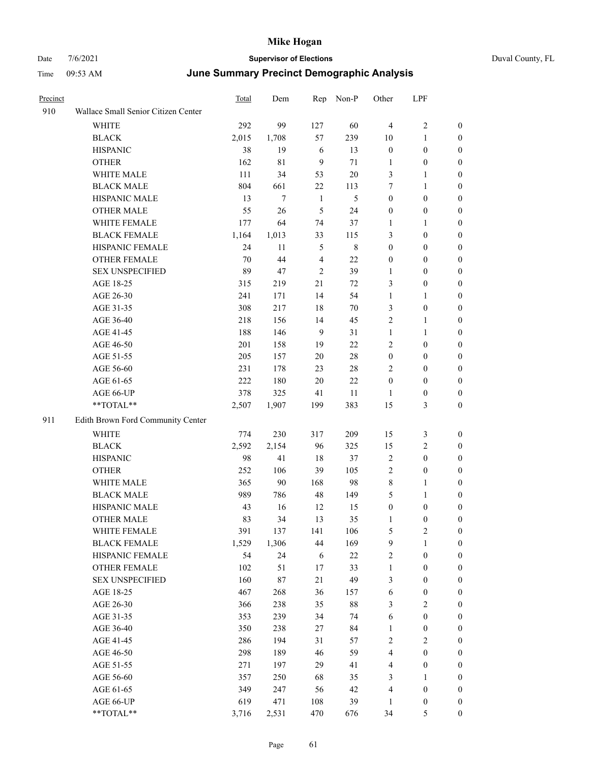# Mike Hogan

Date 7/6/2021 **Supervisor of Elections** Duval County, FL

Time 09:53 AM **June Summary Precinct Demographic Analysis**

| Precinct | | Total | Dem | Rep | Non-P | Other | LPF | |
|---|---|---|---|---|---|---|---|---|
| 910 | Wallace Small Senior Citizen Center | | | | | | | |
| | WHITE | 292 | 99 | 127 | 60 | 4 | 2 | 0 |
| | BLACK | 2,015 | 1,708 | 57 | 239 | 10 | 1 | 0 |
| | HISPANIC | 38 | 19 | 6 | 13 | 0 | 0 | 0 |
| | OTHER | 162 | 81 | 9 | 71 | 1 | 0 | 0 |
| | WHITE MALE | 111 | 34 | 53 | 20 | 3 | 1 | 0 |
| | BLACK MALE | 804 | 661 | 22 | 113 | 7 | 1 | 0 |
| | HISPANIC MALE | 13 | 7 | 1 | 5 | 0 | 0 | 0 |
| | OTHER MALE | 55 | 26 | 5 | 24 | 0 | 0 | 0 |
| | WHITE FEMALE | 177 | 64 | 74 | 37 | 1 | 1 | 0 |
| | BLACK FEMALE | 1,164 | 1,013 | 33 | 115 | 3 | 0 | 0 |
| | HISPANIC FEMALE | 24 | 11 | 5 | 8 | 0 | 0 | 0 |
| | OTHER FEMALE | 70 | 44 | 4 | 22 | 0 | 0 | 0 |
| | SEX UNSPECIFIED | 89 | 47 | 2 | 39 | 1 | 0 | 0 |
| | AGE 18-25 | 315 | 219 | 21 | 72 | 3 | 0 | 0 |
| | AGE 26-30 | 241 | 171 | 14 | 54 | 1 | 1 | 0 |
| | AGE 31-35 | 308 | 217 | 18 | 70 | 3 | 0 | 0 |
| | AGE 36-40 | 218 | 156 | 14 | 45 | 2 | 1 | 0 |
| | AGE 41-45 | 188 | 146 | 9 | 31 | 1 | 1 | 0 |
| | AGE 46-50 | 201 | 158 | 19 | 22 | 2 | 0 | 0 |
| | AGE 51-55 | 205 | 157 | 20 | 28 | 0 | 0 | 0 |
| | AGE 56-60 | 231 | 178 | 23 | 28 | 2 | 0 | 0 |
| | AGE 61-65 | 222 | 180 | 20 | 22 | 0 | 0 | 0 |
| | AGE 66-UP | 378 | 325 | 41 | 11 | 1 | 0 | 0 |
| | **TOTAL** | 2,507 | 1,907 | 199 | 383 | 15 | 3 | 0 |
| 911 | Edith Brown Ford Community Center | | | | | | | |
| | WHITE | 774 | 230 | 317 | 209 | 15 | 3 | 0 |
| | BLACK | 2,592 | 2,154 | 96 | 325 | 15 | 2 | 0 |
| | HISPANIC | 98 | 41 | 18 | 37 | 2 | 0 | 0 |
| | OTHER | 252 | 106 | 39 | 105 | 2 | 0 | 0 |
| | WHITE MALE | 365 | 90 | 168 | 98 | 8 | 1 | 0 |
| | BLACK MALE | 989 | 786 | 48 | 149 | 5 | 1 | 0 |
| | HISPANIC MALE | 43 | 16 | 12 | 15 | 0 | 0 | 0 |
| | OTHER MALE | 83 | 34 | 13 | 35 | 1 | 0 | 0 |
| | WHITE FEMALE | 391 | 137 | 141 | 106 | 5 | 2 | 0 |
| | BLACK FEMALE | 1,529 | 1,306 | 44 | 169 | 9 | 1 | 0 |
| | HISPANIC FEMALE | 54 | 24 | 6 | 22 | 2 | 0 | 0 |
| | OTHER FEMALE | 102 | 51 | 17 | 33 | 1 | 0 | 0 |
| | SEX UNSPECIFIED | 160 | 87 | 21 | 49 | 3 | 0 | 0 |
| | AGE 18-25 | 467 | 268 | 36 | 157 | 6 | 0 | 0 |
| | AGE 26-30 | 366 | 238 | 35 | 88 | 3 | 2 | 0 |
| | AGE 31-35 | 353 | 239 | 34 | 74 | 6 | 0 | 0 |
| | AGE 36-40 | 350 | 238 | 27 | 84 | 1 | 0 | 0 |
| | AGE 41-45 | 286 | 194 | 31 | 57 | 2 | 2 | 0 |
| | AGE 46-50 | 298 | 189 | 46 | 59 | 4 | 0 | 0 |
| | AGE 51-55 | 271 | 197 | 29 | 41 | 4 | 0 | 0 |
| | AGE 56-60 | 357 | 250 | 68 | 35 | 3 | 1 | 0 |
| | AGE 61-65 | 349 | 247 | 56 | 42 | 4 | 0 | 0 |
| | AGE 66-UP | 619 | 471 | 108 | 39 | 1 | 0 | 0 |
| | **TOTAL** | 3,716 | 2,531 | 470 | 676 | 34 | 5 | 0 |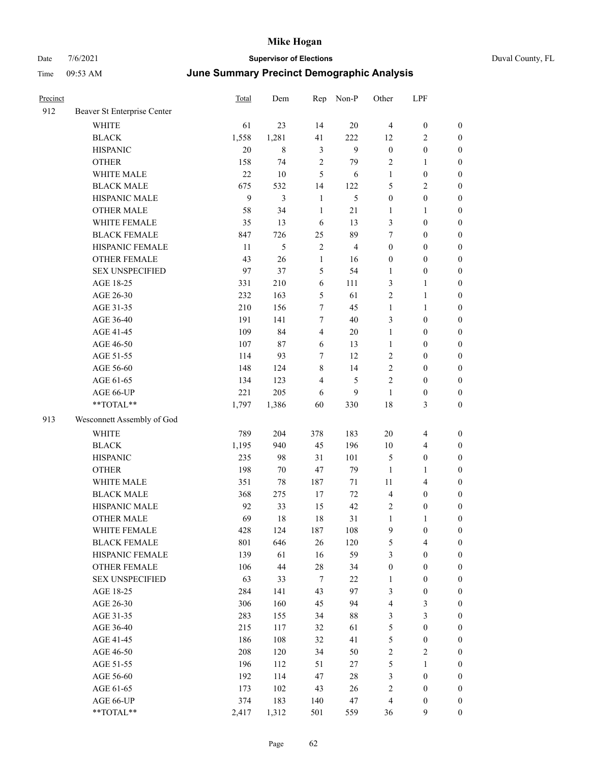# Mike Hogan

Date 7/6/2021 — **Supervisor of Elections** — Duval County, FL

Time 09:53 AM — **June Summary Precinct Demographic Analysis**

| Precinct | | Total | Dem | Rep | Non-P | Other | LPF | |
|---|---|---|---|---|---|---|---|---|
| 912 | Beaver St Enterprise Center | | | | | | | |
| | WHITE | 61 | 23 | 14 | 20 | 4 | 0 | 0 |
| | BLACK | 1,558 | 1,281 | 41 | 222 | 12 | 2 | 0 |
| | HISPANIC | 20 | 8 | 3 | 9 | 0 | 0 | 0 |
| | OTHER | 158 | 74 | 2 | 79 | 2 | 1 | 0 |
| | WHITE MALE | 22 | 10 | 5 | 6 | 1 | 0 | 0 |
| | BLACK MALE | 675 | 532 | 14 | 122 | 5 | 2 | 0 |
| | HISPANIC MALE | 9 | 3 | 1 | 5 | 0 | 0 | 0 |
| | OTHER MALE | 58 | 34 | 1 | 21 | 1 | 1 | 0 |
| | WHITE FEMALE | 35 | 13 | 6 | 13 | 3 | 0 | 0 |
| | BLACK FEMALE | 847 | 726 | 25 | 89 | 7 | 0 | 0 |
| | HISPANIC FEMALE | 11 | 5 | 2 | 4 | 0 | 0 | 0 |
| | OTHER FEMALE | 43 | 26 | 1 | 16 | 0 | 0 | 0 |
| | SEX UNSPECIFIED | 97 | 37 | 5 | 54 | 1 | 0 | 0 |
| | AGE 18-25 | 331 | 210 | 6 | 111 | 3 | 1 | 0 |
| | AGE 26-30 | 232 | 163 | 5 | 61 | 2 | 1 | 0 |
| | AGE 31-35 | 210 | 156 | 7 | 45 | 1 | 1 | 0 |
| | AGE 36-40 | 191 | 141 | 7 | 40 | 3 | 0 | 0 |
| | AGE 41-45 | 109 | 84 | 4 | 20 | 1 | 0 | 0 |
| | AGE 46-50 | 107 | 87 | 6 | 13 | 1 | 0 | 0 |
| | AGE 51-55 | 114 | 93 | 7 | 12 | 2 | 0 | 0 |
| | AGE 56-60 | 148 | 124 | 8 | 14 | 2 | 0 | 0 |
| | AGE 61-65 | 134 | 123 | 4 | 5 | 2 | 0 | 0 |
| | AGE 66-UP | 221 | 205 | 6 | 9 | 1 | 0 | 0 |
| | **TOTAL** | 1,797 | 1,386 | 60 | 330 | 18 | 3 | 0 |
| 913 | Wesconnett Assembly of God | | | | | | | |
| | WHITE | 789 | 204 | 378 | 183 | 20 | 4 | 0 |
| | BLACK | 1,195 | 940 | 45 | 196 | 10 | 4 | 0 |
| | HISPANIC | 235 | 98 | 31 | 101 | 5 | 0 | 0 |
| | OTHER | 198 | 70 | 47 | 79 | 1 | 1 | 0 |
| | WHITE MALE | 351 | 78 | 187 | 71 | 11 | 4 | 0 |
| | BLACK MALE | 368 | 275 | 17 | 72 | 4 | 0 | 0 |
| | HISPANIC MALE | 92 | 33 | 15 | 42 | 2 | 0 | 0 |
| | OTHER MALE | 69 | 18 | 18 | 31 | 1 | 1 | 0 |
| | WHITE FEMALE | 428 | 124 | 187 | 108 | 9 | 0 | 0 |
| | BLACK FEMALE | 801 | 646 | 26 | 120 | 5 | 4 | 0 |
| | HISPANIC FEMALE | 139 | 61 | 16 | 59 | 3 | 0 | 0 |
| | OTHER FEMALE | 106 | 44 | 28 | 34 | 0 | 0 | 0 |
| | SEX UNSPECIFIED | 63 | 33 | 7 | 22 | 1 | 0 | 0 |
| | AGE 18-25 | 284 | 141 | 43 | 97 | 3 | 0 | 0 |
| | AGE 26-30 | 306 | 160 | 45 | 94 | 4 | 3 | 0 |
| | AGE 31-35 | 283 | 155 | 34 | 88 | 3 | 3 | 0 |
| | AGE 36-40 | 215 | 117 | 32 | 61 | 5 | 0 | 0 |
| | AGE 41-45 | 186 | 108 | 32 | 41 | 5 | 0 | 0 |
| | AGE 46-50 | 208 | 120 | 34 | 50 | 2 | 2 | 0 |
| | AGE 51-55 | 196 | 112 | 51 | 27 | 5 | 1 | 0 |
| | AGE 56-60 | 192 | 114 | 47 | 28 | 3 | 0 | 0 |
| | AGE 61-65 | 173 | 102 | 43 | 26 | 2 | 0 | 0 |
| | AGE 66-UP | 374 | 183 | 140 | 47 | 4 | 0 | 0 |
| | **TOTAL** | 2,417 | 1,312 | 501 | 559 | 36 | 9 | 0 |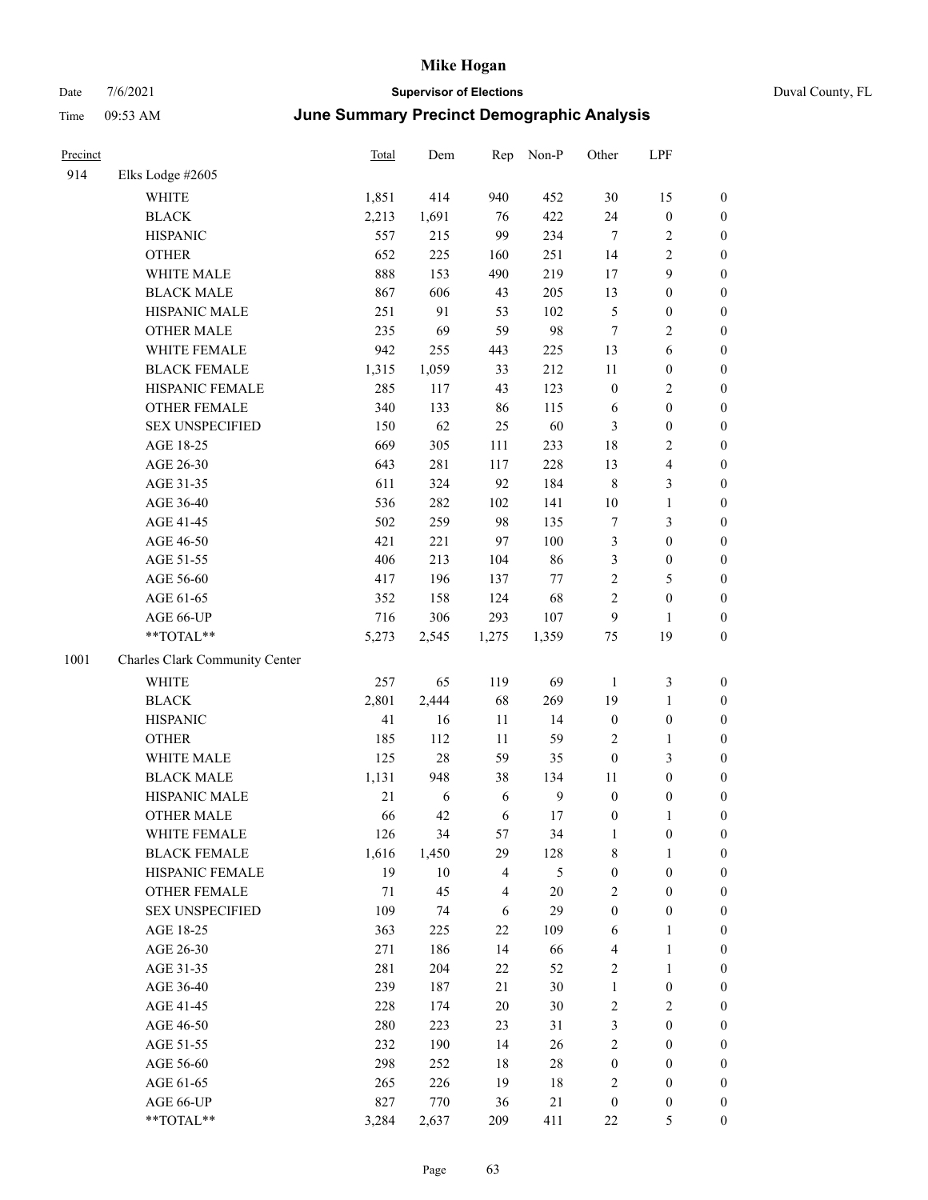# Mike Hogan

Date 7/6/2021 **Supervisor of Elections** Duval County, FL

Time 09:53 AM **June Summary Precinct Demographic Analysis**

| Precinct | | Total | Dem | Rep | Non-P | Other | LPF | |
|---|---|---|---|---|---|---|---|---|
| 914 | Elks Lodge #2605 | | | | | | | |
| | WHITE | 1,851 | 414 | 940 | 452 | 30 | 15 | 0 |
| | BLACK | 2,213 | 1,691 | 76 | 422 | 24 | 0 | 0 |
| | HISPANIC | 557 | 215 | 99 | 234 | 7 | 2 | 0 |
| | OTHER | 652 | 225 | 160 | 251 | 14 | 2 | 0 |
| | WHITE MALE | 888 | 153 | 490 | 219 | 17 | 9 | 0 |
| | BLACK MALE | 867 | 606 | 43 | 205 | 13 | 0 | 0 |
| | HISPANIC MALE | 251 | 91 | 53 | 102 | 5 | 0 | 0 |
| | OTHER MALE | 235 | 69 | 59 | 98 | 7 | 2 | 0 |
| | WHITE FEMALE | 942 | 255 | 443 | 225 | 13 | 6 | 0 |
| | BLACK FEMALE | 1,315 | 1,059 | 33 | 212 | 11 | 0 | 0 |
| | HISPANIC FEMALE | 285 | 117 | 43 | 123 | 0 | 2 | 0 |
| | OTHER FEMALE | 340 | 133 | 86 | 115 | 6 | 0 | 0 |
| | SEX UNSPECIFIED | 150 | 62 | 25 | 60 | 3 | 0 | 0 |
| | AGE 18-25 | 669 | 305 | 111 | 233 | 18 | 2 | 0 |
| | AGE 26-30 | 643 | 281 | 117 | 228 | 13 | 4 | 0 |
| | AGE 31-35 | 611 | 324 | 92 | 184 | 8 | 3 | 0 |
| | AGE 36-40 | 536 | 282 | 102 | 141 | 10 | 1 | 0 |
| | AGE 41-45 | 502 | 259 | 98 | 135 | 7 | 3 | 0 |
| | AGE 46-50 | 421 | 221 | 97 | 100 | 3 | 0 | 0 |
| | AGE 51-55 | 406 | 213 | 104 | 86 | 3 | 0 | 0 |
| | AGE 56-60 | 417 | 196 | 137 | 77 | 2 | 5 | 0 |
| | AGE 61-65 | 352 | 158 | 124 | 68 | 2 | 0 | 0 |
| | AGE 66-UP | 716 | 306 | 293 | 107 | 9 | 1 | 0 |
| | **TOTAL** | 5,273 | 2,545 | 1,275 | 1,359 | 75 | 19 | 0 |
| 1001 | Charles Clark Community Center | | | | | | | |
| | WHITE | 257 | 65 | 119 | 69 | 1 | 3 | 0 |
| | BLACK | 2,801 | 2,444 | 68 | 269 | 19 | 1 | 0 |
| | HISPANIC | 41 | 16 | 11 | 14 | 0 | 0 | 0 |
| | OTHER | 185 | 112 | 11 | 59 | 2 | 1 | 0 |
| | WHITE MALE | 125 | 28 | 59 | 35 | 0 | 3 | 0 |
| | BLACK MALE | 1,131 | 948 | 38 | 134 | 11 | 0 | 0 |
| | HISPANIC MALE | 21 | 6 | 6 | 9 | 0 | 0 | 0 |
| | OTHER MALE | 66 | 42 | 6 | 17 | 0 | 1 | 0 |
| | WHITE FEMALE | 126 | 34 | 57 | 34 | 1 | 0 | 0 |
| | BLACK FEMALE | 1,616 | 1,450 | 29 | 128 | 8 | 1 | 0 |
| | HISPANIC FEMALE | 19 | 10 | 4 | 5 | 0 | 0 | 0 |
| | OTHER FEMALE | 71 | 45 | 4 | 20 | 2 | 0 | 0 |
| | SEX UNSPECIFIED | 109 | 74 | 6 | 29 | 0 | 0 | 0 |
| | AGE 18-25 | 363 | 225 | 22 | 109 | 6 | 1 | 0 |
| | AGE 26-30 | 271 | 186 | 14 | 66 | 4 | 1 | 0 |
| | AGE 31-35 | 281 | 204 | 22 | 52 | 2 | 1 | 0 |
| | AGE 36-40 | 239 | 187 | 21 | 30 | 1 | 0 | 0 |
| | AGE 41-45 | 228 | 174 | 20 | 30 | 2 | 2 | 0 |
| | AGE 46-50 | 280 | 223 | 23 | 31 | 3 | 0 | 0 |
| | AGE 51-55 | 232 | 190 | 14 | 26 | 2 | 0 | 0 |
| | AGE 56-60 | 298 | 252 | 18 | 28 | 0 | 0 | 0 |
| | AGE 61-65 | 265 | 226 | 19 | 18 | 2 | 0 | 0 |
| | AGE 66-UP | 827 | 770 | 36 | 21 | 0 | 0 | 0 |
| | **TOTAL** | 3,284 | 2,637 | 209 | 411 | 22 | 5 | 0 |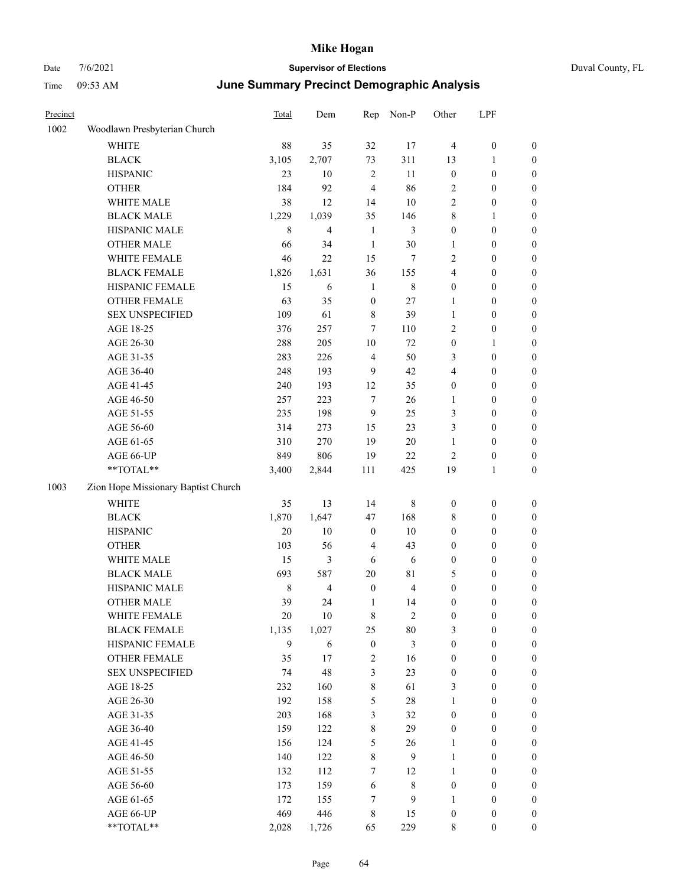# Mike Hogan

Date 7/6/2021 **Supervisor of Elections** Duval County, FL

Time 09:53 AM **June Summary Precinct Demographic Analysis**

| Precinct | | Total | Dem | Rep | Non-P | Other | LPF | |
|---|---|---|---|---|---|---|---|---|
| 1002 | Woodlawn Presbyterian Church | | | | | | | |
| | WHITE | 88 | 35 | 32 | 17 | 4 | 0 | 0 |
| | BLACK | 3,105 | 2,707 | 73 | 311 | 13 | 1 | 0 |
| | HISPANIC | 23 | 10 | 2 | 11 | 0 | 0 | 0 |
| | OTHER | 184 | 92 | 4 | 86 | 2 | 0 | 0 |
| | WHITE MALE | 38 | 12 | 14 | 10 | 2 | 0 | 0 |
| | BLACK MALE | 1,229 | 1,039 | 35 | 146 | 8 | 1 | 0 |
| | HISPANIC MALE | 8 | 4 | 1 | 3 | 0 | 0 | 0 |
| | OTHER MALE | 66 | 34 | 1 | 30 | 1 | 0 | 0 |
| | WHITE FEMALE | 46 | 22 | 15 | 7 | 2 | 0 | 0 |
| | BLACK FEMALE | 1,826 | 1,631 | 36 | 155 | 4 | 0 | 0 |
| | HISPANIC FEMALE | 15 | 6 | 1 | 8 | 0 | 0 | 0 |
| | OTHER FEMALE | 63 | 35 | 0 | 27 | 1 | 0 | 0 |
| | SEX UNSPECIFIED | 109 | 61 | 8 | 39 | 1 | 0 | 0 |
| | AGE 18-25 | 376 | 257 | 7 | 110 | 2 | 0 | 0 |
| | AGE 26-30 | 288 | 205 | 10 | 72 | 0 | 1 | 0 |
| | AGE 31-35 | 283 | 226 | 4 | 50 | 3 | 0 | 0 |
| | AGE 36-40 | 248 | 193 | 9 | 42 | 4 | 0 | 0 |
| | AGE 41-45 | 240 | 193 | 12 | 35 | 0 | 0 | 0 |
| | AGE 46-50 | 257 | 223 | 7 | 26 | 1 | 0 | 0 |
| | AGE 51-55 | 235 | 198 | 9 | 25 | 3 | 0 | 0 |
| | AGE 56-60 | 314 | 273 | 15 | 23 | 3 | 0 | 0 |
| | AGE 61-65 | 310 | 270 | 19 | 20 | 1 | 0 | 0 |
| | AGE 66-UP | 849 | 806 | 19 | 22 | 2 | 0 | 0 |
| | **TOTAL** | 3,400 | 2,844 | 111 | 425 | 19 | 1 | 0 |
| 1003 | Zion Hope Missionary Baptist Church | | | | | | | |
| | WHITE | 35 | 13 | 14 | 8 | 0 | 0 | 0 |
| | BLACK | 1,870 | 1,647 | 47 | 168 | 8 | 0 | 0 |
| | HISPANIC | 20 | 10 | 0 | 10 | 0 | 0 | 0 |
| | OTHER | 103 | 56 | 4 | 43 | 0 | 0 | 0 |
| | WHITE MALE | 15 | 3 | 6 | 6 | 0 | 0 | 0 |
| | BLACK MALE | 693 | 587 | 20 | 81 | 5 | 0 | 0 |
| | HISPANIC MALE | 8 | 4 | 0 | 4 | 0 | 0 | 0 |
| | OTHER MALE | 39 | 24 | 1 | 14 | 0 | 0 | 0 |
| | WHITE FEMALE | 20 | 10 | 8 | 2 | 0 | 0 | 0 |
| | BLACK FEMALE | 1,135 | 1,027 | 25 | 80 | 3 | 0 | 0 |
| | HISPANIC FEMALE | 9 | 6 | 0 | 3 | 0 | 0 | 0 |
| | OTHER FEMALE | 35 | 17 | 2 | 16 | 0 | 0 | 0 |
| | SEX UNSPECIFIED | 74 | 48 | 3 | 23 | 0 | 0 | 0 |
| | AGE 18-25 | 232 | 160 | 8 | 61 | 3 | 0 | 0 |
| | AGE 26-30 | 192 | 158 | 5 | 28 | 1 | 0 | 0 |
| | AGE 31-35 | 203 | 168 | 3 | 32 | 0 | 0 | 0 |
| | AGE 36-40 | 159 | 122 | 8 | 29 | 0 | 0 | 0 |
| | AGE 41-45 | 156 | 124 | 5 | 26 | 1 | 0 | 0 |
| | AGE 46-50 | 140 | 122 | 8 | 9 | 1 | 0 | 0 |
| | AGE 51-55 | 132 | 112 | 7 | 12 | 1 | 0 | 0 |
| | AGE 56-60 | 173 | 159 | 6 | 8 | 0 | 0 | 0 |
| | AGE 61-65 | 172 | 155 | 7 | 9 | 1 | 0 | 0 |
| | AGE 66-UP | 469 | 446 | 8 | 15 | 0 | 0 | 0 |
| | **TOTAL** | 2,028 | 1,726 | 65 | 229 | 8 | 0 | 0 |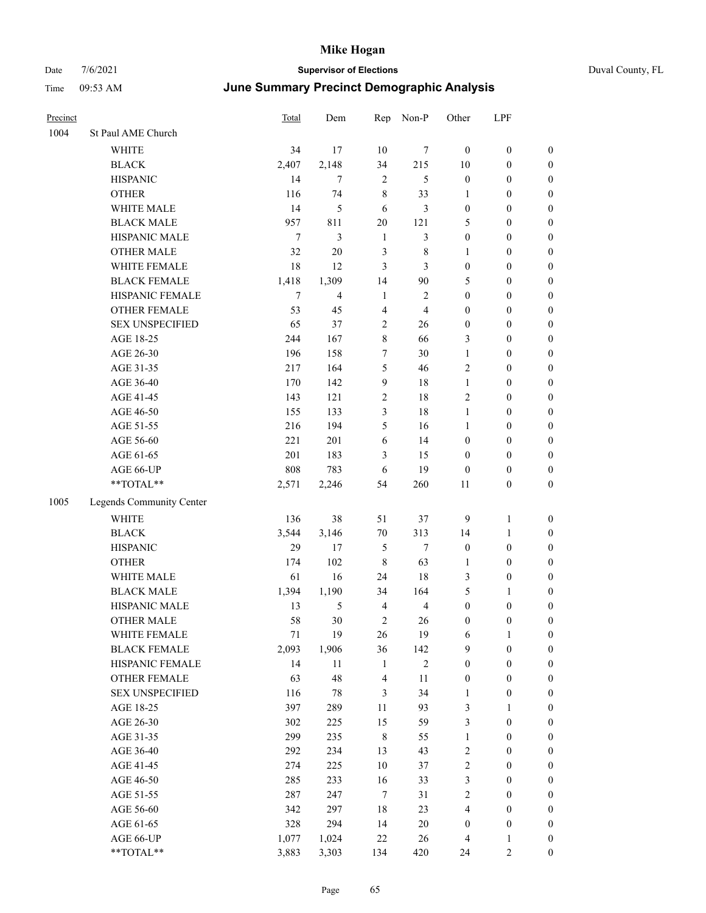# Mike Hogan

Date 7/6/2021 **Supervisor of Elections** Duval County, FL

Time 09:53 AM ***June Summary Precinct Demographic Analysis***

| Precinct | | Total | Dem | Rep | Non-P | Other | LPF | |
|---|---|---|---|---|---|---|---|---|
| 1004 | St Paul AME Church | | | | | | | |
| | WHITE | 34 | 17 | 10 | 7 | 0 | 0 | 0 |
| | BLACK | 2,407 | 2,148 | 34 | 215 | 10 | 0 | 0 |
| | HISPANIC | 14 | 7 | 2 | 5 | 0 | 0 | 0 |
| | OTHER | 116 | 74 | 8 | 33 | 1 | 0 | 0 |
| | WHITE MALE | 14 | 5 | 6 | 3 | 0 | 0 | 0 |
| | BLACK MALE | 957 | 811 | 20 | 121 | 5 | 0 | 0 |
| | HISPANIC MALE | 7 | 3 | 1 | 3 | 0 | 0 | 0 |
| | OTHER MALE | 32 | 20 | 3 | 8 | 1 | 0 | 0 |
| | WHITE FEMALE | 18 | 12 | 3 | 3 | 0 | 0 | 0 |
| | BLACK FEMALE | 1,418 | 1,309 | 14 | 90 | 5 | 0 | 0 |
| | HISPANIC FEMALE | 7 | 4 | 1 | 2 | 0 | 0 | 0 |
| | OTHER FEMALE | 53 | 45 | 4 | 4 | 0 | 0 | 0 |
| | SEX UNSPECIFIED | 65 | 37 | 2 | 26 | 0 | 0 | 0 |
| | AGE 18-25 | 244 | 167 | 8 | 66 | 3 | 0 | 0 |
| | AGE 26-30 | 196 | 158 | 7 | 30 | 1 | 0 | 0 |
| | AGE 31-35 | 217 | 164 | 5 | 46 | 2 | 0 | 0 |
| | AGE 36-40 | 170 | 142 | 9 | 18 | 1 | 0 | 0 |
| | AGE 41-45 | 143 | 121 | 2 | 18 | 2 | 0 | 0 |
| | AGE 46-50 | 155 | 133 | 3 | 18 | 1 | 0 | 0 |
| | AGE 51-55 | 216 | 194 | 5 | 16 | 1 | 0 | 0 |
| | AGE 56-60 | 221 | 201 | 6 | 14 | 0 | 0 | 0 |
| | AGE 61-65 | 201 | 183 | 3 | 15 | 0 | 0 | 0 |
| | AGE 66-UP | 808 | 783 | 6 | 19 | 0 | 0 | 0 |
| | **TOTAL** | 2,571 | 2,246 | 54 | 260 | 11 | 0 | 0 |
| 1005 | Legends Community Center | | | | | | | |
| | WHITE | 136 | 38 | 51 | 37 | 9 | 1 | 0 |
| | BLACK | 3,544 | 3,146 | 70 | 313 | 14 | 1 | 0 |
| | HISPANIC | 29 | 17 | 5 | 7 | 0 | 0 | 0 |
| | OTHER | 174 | 102 | 8 | 63 | 1 | 0 | 0 |
| | WHITE MALE | 61 | 16 | 24 | 18 | 3 | 0 | 0 |
| | BLACK MALE | 1,394 | 1,190 | 34 | 164 | 5 | 1 | 0 |
| | HISPANIC MALE | 13 | 5 | 4 | 4 | 0 | 0 | 0 |
| | OTHER MALE | 58 | 30 | 2 | 26 | 0 | 0 | 0 |
| | WHITE FEMALE | 71 | 19 | 26 | 19 | 6 | 1 | 0 |
| | BLACK FEMALE | 2,093 | 1,906 | 36 | 142 | 9 | 0 | 0 |
| | HISPANIC FEMALE | 14 | 11 | 1 | 2 | 0 | 0 | 0 |
| | OTHER FEMALE | 63 | 48 | 4 | 11 | 0 | 0 | 0 |
| | SEX UNSPECIFIED | 116 | 78 | 3 | 34 | 1 | 0 | 0 |
| | AGE 18-25 | 397 | 289 | 11 | 93 | 3 | 1 | 0 |
| | AGE 26-30 | 302 | 225 | 15 | 59 | 3 | 0 | 0 |
| | AGE 31-35 | 299 | 235 | 8 | 55 | 1 | 0 | 0 |
| | AGE 36-40 | 292 | 234 | 13 | 43 | 2 | 0 | 0 |
| | AGE 41-45 | 274 | 225 | 10 | 37 | 2 | 0 | 0 |
| | AGE 46-50 | 285 | 233 | 16 | 33 | 3 | 0 | 0 |
| | AGE 51-55 | 287 | 247 | 7 | 31 | 2 | 0 | 0 |
| | AGE 56-60 | 342 | 297 | 18 | 23 | 4 | 0 | 0 |
| | AGE 61-65 | 328 | 294 | 14 | 20 | 0 | 0 | 0 |
| | AGE 66-UP | 1,077 | 1,024 | 22 | 26 | 4 | 1 | 0 |
| | **TOTAL** | 3,883 | 3,303 | 134 | 420 | 24 | 2 | 0 |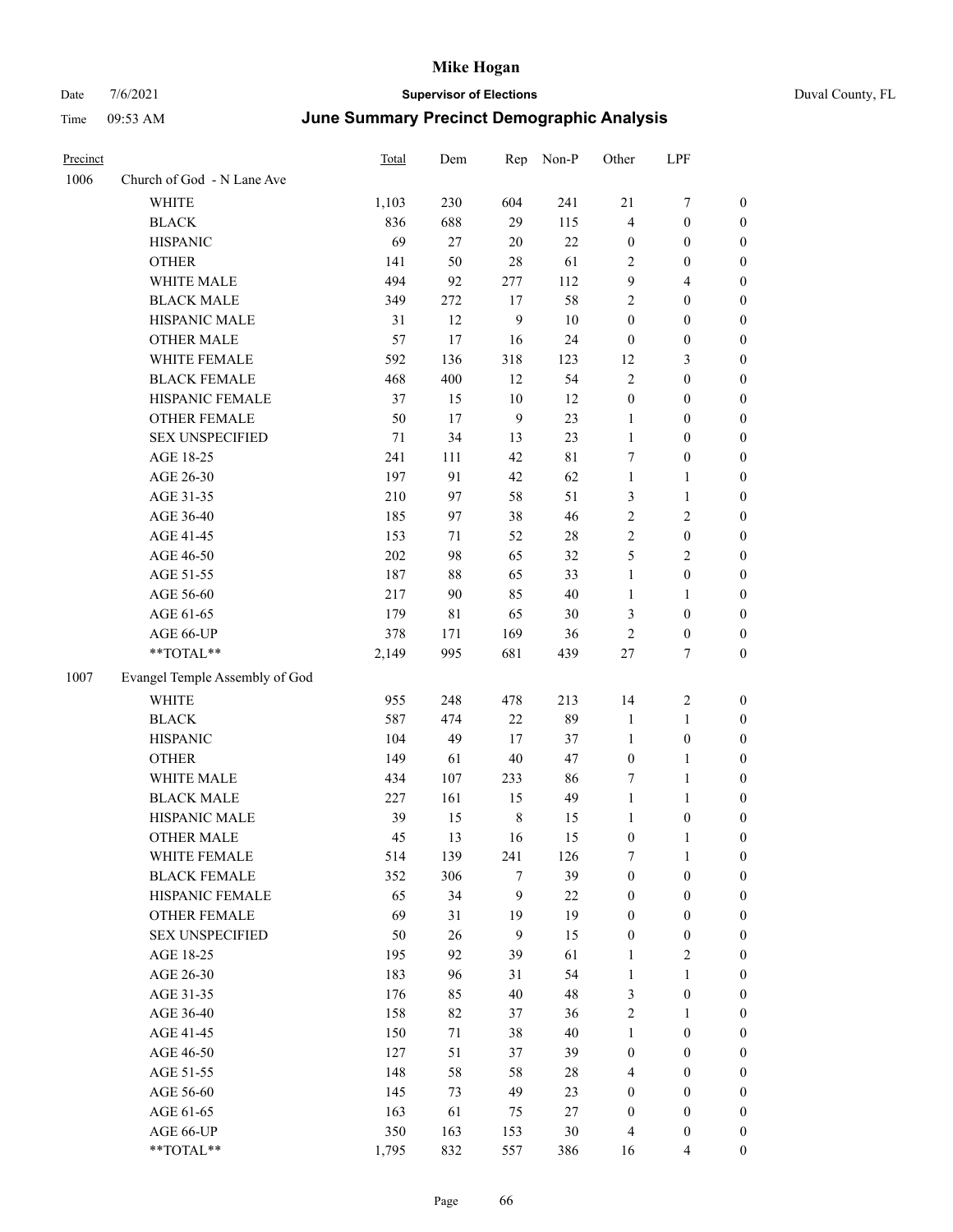| Precinct | | Total | Dem | Rep | Non-P | Other | LPF | |
|---|---|---|---|---|---|---|---|---|
| 1006 | Church of God - N Lane Ave | | | | | | | |
| | WHITE | 1,103 | 230 | 604 | 241 | 21 | 7 | 0 |
| | BLACK | 836 | 688 | 29 | 115 | 4 | 0 | 0 |
| | HISPANIC | 69 | 27 | 20 | 22 | 0 | 0 | 0 |
| | OTHER | 141 | 50 | 28 | 61 | 2 | 0 | 0 |
| | WHITE MALE | 494 | 92 | 277 | 112 | 9 | 4 | 0 |
| | BLACK MALE | 349 | 272 | 17 | 58 | 2 | 0 | 0 |
| | HISPANIC MALE | 31 | 12 | 9 | 10 | 0 | 0 | 0 |
| | OTHER MALE | 57 | 17 | 16 | 24 | 0 | 0 | 0 |
| | WHITE FEMALE | 592 | 136 | 318 | 123 | 12 | 3 | 0 |
| | BLACK FEMALE | 468 | 400 | 12 | 54 | 2 | 0 | 0 |
| | HISPANIC FEMALE | 37 | 15 | 10 | 12 | 0 | 0 | 0 |
| | OTHER FEMALE | 50 | 17 | 9 | 23 | 1 | 0 | 0 |
| | SEX UNSPECIFIED | 71 | 34 | 13 | 23 | 1 | 0 | 0 |
| | AGE 18-25 | 241 | 111 | 42 | 81 | 7 | 0 | 0 |
| | AGE 26-30 | 197 | 91 | 42 | 62 | 1 | 1 | 0 |
| | AGE 31-35 | 210 | 97 | 58 | 51 | 3 | 1 | 0 |
| | AGE 36-40 | 185 | 97 | 38 | 46 | 2 | 2 | 0 |
| | AGE 41-45 | 153 | 71 | 52 | 28 | 2 | 0 | 0 |
| | AGE 46-50 | 202 | 98 | 65 | 32 | 5 | 2 | 0 |
| | AGE 51-55 | 187 | 88 | 65 | 33 | 1 | 0 | 0 |
| | AGE 56-60 | 217 | 90 | 85 | 40 | 1 | 1 | 0 |
| | AGE 61-65 | 179 | 81 | 65 | 30 | 3 | 0 | 0 |
| | AGE 66-UP | 378 | 171 | 169 | 36 | 2 | 0 | 0 |
| | **TOTAL** | 2,149 | 995 | 681 | 439 | 27 | 7 | 0 |
| 1007 | Evangel Temple Assembly of God | | | | | | | |
| | WHITE | 955 | 248 | 478 | 213 | 14 | 2 | 0 |
| | BLACK | 587 | 474 | 22 | 89 | 1 | 1 | 0 |
| | HISPANIC | 104 | 49 | 17 | 37 | 1 | 0 | 0 |
| | OTHER | 149 | 61 | 40 | 47 | 0 | 1 | 0 |
| | WHITE MALE | 434 | 107 | 233 | 86 | 7 | 1 | 0 |
| | BLACK MALE | 227 | 161 | 15 | 49 | 1 | 1 | 0 |
| | HISPANIC MALE | 39 | 15 | 8 | 15 | 1 | 0 | 0 |
| | OTHER MALE | 45 | 13 | 16 | 15 | 0 | 1 | 0 |
| | WHITE FEMALE | 514 | 139 | 241 | 126 | 7 | 1 | 0 |
| | BLACK FEMALE | 352 | 306 | 7 | 39 | 0 | 0 | 0 |
| | HISPANIC FEMALE | 65 | 34 | 9 | 22 | 0 | 0 | 0 |
| | OTHER FEMALE | 69 | 31 | 19 | 19 | 0 | 0 | 0 |
| | SEX UNSPECIFIED | 50 | 26 | 9 | 15 | 0 | 0 | 0 |
| | AGE 18-25 | 195 | 92 | 39 | 61 | 1 | 2 | 0 |
| | AGE 26-30 | 183 | 96 | 31 | 54 | 1 | 1 | 0 |
| | AGE 31-35 | 176 | 85 | 40 | 48 | 3 | 0 | 0 |
| | AGE 36-40 | 158 | 82 | 37 | 36 | 2 | 1 | 0 |
| | AGE 41-45 | 150 | 71 | 38 | 40 | 1 | 0 | 0 |
| | AGE 46-50 | 127 | 51 | 37 | 39 | 0 | 0 | 0 |
| | AGE 51-55 | 148 | 58 | 58 | 28 | 4 | 0 | 0 |
| | AGE 56-60 | 145 | 73 | 49 | 23 | 0 | 0 | 0 |
| | AGE 61-65 | 163 | 61 | 75 | 27 | 0 | 0 | 0 |
| | AGE 66-UP | 350 | 163 | 153 | 30 | 4 | 0 | 0 |
| | **TOTAL** | 1,795 | 832 | 557 | 386 | 16 | 4 | 0 |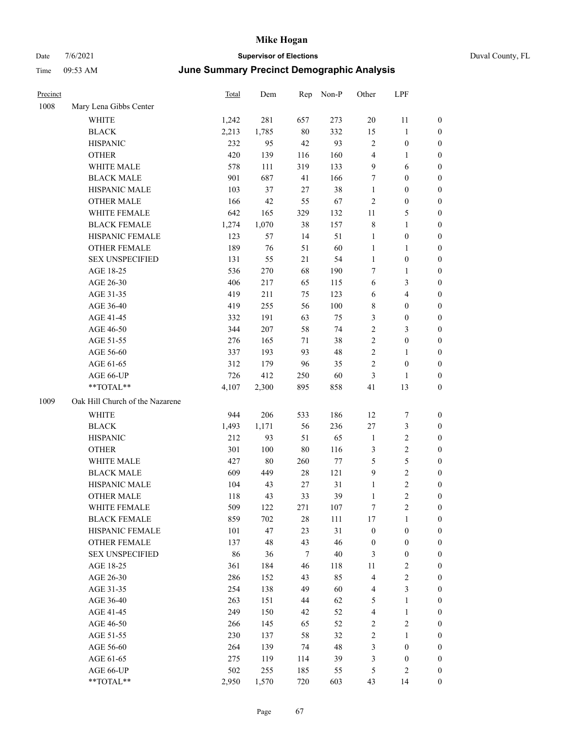# Mike Hogan

Date 7/6/2021 **Supervisor of Elections** Duval County, FL

Time 09:53 AM **June Summary Precinct Demographic Analysis**

| Precinct | | Total | Dem | Rep | Non-P | Other | LPF | |
|---|---|---|---|---|---|---|---|---|
| 1008 | Mary Lena Gibbs Center | | | | | | | |
| | WHITE | 1,242 | 281 | 657 | 273 | 20 | 11 | 0 |
| | BLACK | 2,213 | 1,785 | 80 | 332 | 15 | 1 | 0 |
| | HISPANIC | 232 | 95 | 42 | 93 | 2 | 0 | 0 |
| | OTHER | 420 | 139 | 116 | 160 | 4 | 1 | 0 |
| | WHITE MALE | 578 | 111 | 319 | 133 | 9 | 6 | 0 |
| | BLACK MALE | 901 | 687 | 41 | 166 | 7 | 0 | 0 |
| | HISPANIC MALE | 103 | 37 | 27 | 38 | 1 | 0 | 0 |
| | OTHER MALE | 166 | 42 | 55 | 67 | 2 | 0 | 0 |
| | WHITE FEMALE | 642 | 165 | 329 | 132 | 11 | 5 | 0 |
| | BLACK FEMALE | 1,274 | 1,070 | 38 | 157 | 8 | 1 | 0 |
| | HISPANIC FEMALE | 123 | 57 | 14 | 51 | 1 | 0 | 0 |
| | OTHER FEMALE | 189 | 76 | 51 | 60 | 1 | 1 | 0 |
| | SEX UNSPECIFIED | 131 | 55 | 21 | 54 | 1 | 0 | 0 |
| | AGE 18-25 | 536 | 270 | 68 | 190 | 7 | 1 | 0 |
| | AGE 26-30 | 406 | 217 | 65 | 115 | 6 | 3 | 0 |
| | AGE 31-35 | 419 | 211 | 75 | 123 | 6 | 4 | 0 |
| | AGE 36-40 | 419 | 255 | 56 | 100 | 8 | 0 | 0 |
| | AGE 41-45 | 332 | 191 | 63 | 75 | 3 | 0 | 0 |
| | AGE 46-50 | 344 | 207 | 58 | 74 | 2 | 3 | 0 |
| | AGE 51-55 | 276 | 165 | 71 | 38 | 2 | 0 | 0 |
| | AGE 56-60 | 337 | 193 | 93 | 48 | 2 | 1 | 0 |
| | AGE 61-65 | 312 | 179 | 96 | 35 | 2 | 0 | 0 |
| | AGE 66-UP | 726 | 412 | 250 | 60 | 3 | 1 | 0 |
| | **TOTAL** | 4,107 | 2,300 | 895 | 858 | 41 | 13 | 0 |
| 1009 | Oak Hill Church of the Nazarene | | | | | | | |
| | WHITE | 944 | 206 | 533 | 186 | 12 | 7 | 0 |
| | BLACK | 1,493 | 1,171 | 56 | 236 | 27 | 3 | 0 |
| | HISPANIC | 212 | 93 | 51 | 65 | 1 | 2 | 0 |
| | OTHER | 301 | 100 | 80 | 116 | 3 | 2 | 0 |
| | WHITE MALE | 427 | 80 | 260 | 77 | 5 | 5 | 0 |
| | BLACK MALE | 609 | 449 | 28 | 121 | 9 | 2 | 0 |
| | HISPANIC MALE | 104 | 43 | 27 | 31 | 1 | 2 | 0 |
| | OTHER MALE | 118 | 43 | 33 | 39 | 1 | 2 | 0 |
| | WHITE FEMALE | 509 | 122 | 271 | 107 | 7 | 2 | 0 |
| | BLACK FEMALE | 859 | 702 | 28 | 111 | 17 | 1 | 0 |
| | HISPANIC FEMALE | 101 | 47 | 23 | 31 | 0 | 0 | 0 |
| | OTHER FEMALE | 137 | 48 | 43 | 46 | 0 | 0 | 0 |
| | SEX UNSPECIFIED | 86 | 36 | 7 | 40 | 3 | 0 | 0 |
| | AGE 18-25 | 361 | 184 | 46 | 118 | 11 | 2 | 0 |
| | AGE 26-30 | 286 | 152 | 43 | 85 | 4 | 2 | 0 |
| | AGE 31-35 | 254 | 138 | 49 | 60 | 4 | 3 | 0 |
| | AGE 36-40 | 263 | 151 | 44 | 62 | 5 | 1 | 0 |
| | AGE 41-45 | 249 | 150 | 42 | 52 | 4 | 1 | 0 |
| | AGE 46-50 | 266 | 145 | 65 | 52 | 2 | 2 | 0 |
| | AGE 51-55 | 230 | 137 | 58 | 32 | 2 | 1 | 0 |
| | AGE 56-60 | 264 | 139 | 74 | 48 | 3 | 0 | 0 |
| | AGE 61-65 | 275 | 119 | 114 | 39 | 3 | 0 | 0 |
| | AGE 66-UP | 502 | 255 | 185 | 55 | 5 | 2 | 0 |
| | **TOTAL** | 2,950 | 1,570 | 720 | 603 | 43 | 14 | 0 |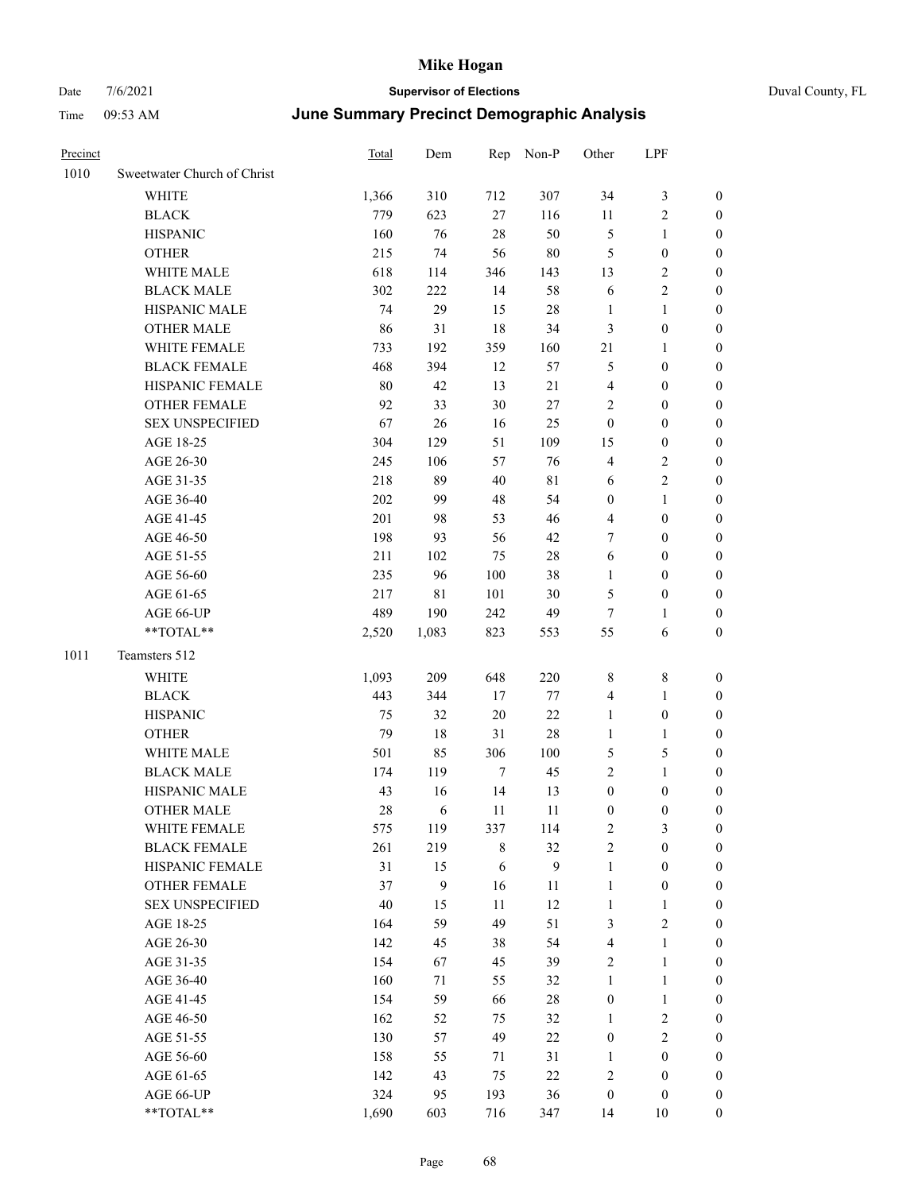# Mike Hogan

Date 7/6/2021 — **Supervisor of Elections** — Duval County, FL

Time 09:53 AM — **June Summary Precinct Demographic Analysis**

| Precinct | | Total | Dem | Rep | Non-P | Other | LPF | |
|---|---|---|---|---|---|---|---|---|
| 1010 | Sweetwater Church of Christ | | | | | | | |
| | WHITE | 1,366 | 310 | 712 | 307 | 34 | 3 | 0 |
| | BLACK | 779 | 623 | 27 | 116 | 11 | 2 | 0 |
| | HISPANIC | 160 | 76 | 28 | 50 | 5 | 1 | 0 |
| | OTHER | 215 | 74 | 56 | 80 | 5 | 0 | 0 |
| | WHITE MALE | 618 | 114 | 346 | 143 | 13 | 2 | 0 |
| | BLACK MALE | 302 | 222 | 14 | 58 | 6 | 2 | 0 |
| | HISPANIC MALE | 74 | 29 | 15 | 28 | 1 | 1 | 0 |
| | OTHER MALE | 86 | 31 | 18 | 34 | 3 | 0 | 0 |
| | WHITE FEMALE | 733 | 192 | 359 | 160 | 21 | 1 | 0 |
| | BLACK FEMALE | 468 | 394 | 12 | 57 | 5 | 0 | 0 |
| | HISPANIC FEMALE | 80 | 42 | 13 | 21 | 4 | 0 | 0 |
| | OTHER FEMALE | 92 | 33 | 30 | 27 | 2 | 0 | 0 |
| | SEX UNSPECIFIED | 67 | 26 | 16 | 25 | 0 | 0 | 0 |
| | AGE 18-25 | 304 | 129 | 51 | 109 | 15 | 0 | 0 |
| | AGE 26-30 | 245 | 106 | 57 | 76 | 4 | 2 | 0 |
| | AGE 31-35 | 218 | 89 | 40 | 81 | 6 | 2 | 0 |
| | AGE 36-40 | 202 | 99 | 48 | 54 | 0 | 1 | 0 |
| | AGE 41-45 | 201 | 98 | 53 | 46 | 4 | 0 | 0 |
| | AGE 46-50 | 198 | 93 | 56 | 42 | 7 | 0 | 0 |
| | AGE 51-55 | 211 | 102 | 75 | 28 | 6 | 0 | 0 |
| | AGE 56-60 | 235 | 96 | 100 | 38 | 1 | 0 | 0 |
| | AGE 61-65 | 217 | 81 | 101 | 30 | 5 | 0 | 0 |
| | AGE 66-UP | 489 | 190 | 242 | 49 | 7 | 1 | 0 |
| | **TOTAL** | 2,520 | 1,083 | 823 | 553 | 55 | 6 | 0 |
| 1011 | Teamsters 512 | | | | | | | |
| | WHITE | 1,093 | 209 | 648 | 220 | 8 | 8 | 0 |
| | BLACK | 443 | 344 | 17 | 77 | 4 | 1 | 0 |
| | HISPANIC | 75 | 32 | 20 | 22 | 1 | 0 | 0 |
| | OTHER | 79 | 18 | 31 | 28 | 1 | 1 | 0 |
| | WHITE MALE | 501 | 85 | 306 | 100 | 5 | 5 | 0 |
| | BLACK MALE | 174 | 119 | 7 | 45 | 2 | 1 | 0 |
| | HISPANIC MALE | 43 | 16 | 14 | 13 | 0 | 0 | 0 |
| | OTHER MALE | 28 | 6 | 11 | 11 | 0 | 0 | 0 |
| | WHITE FEMALE | 575 | 119 | 337 | 114 | 2 | 3 | 0 |
| | BLACK FEMALE | 261 | 219 | 8 | 32 | 2 | 0 | 0 |
| | HISPANIC FEMALE | 31 | 15 | 6 | 9 | 1 | 0 | 0 |
| | OTHER FEMALE | 37 | 9 | 16 | 11 | 1 | 0 | 0 |
| | SEX UNSPECIFIED | 40 | 15 | 11 | 12 | 1 | 1 | 0 |
| | AGE 18-25 | 164 | 59 | 49 | 51 | 3 | 2 | 0 |
| | AGE 26-30 | 142 | 45 | 38 | 54 | 4 | 1 | 0 |
| | AGE 31-35 | 154 | 67 | 45 | 39 | 2 | 1 | 0 |
| | AGE 36-40 | 160 | 71 | 55 | 32 | 1 | 1 | 0 |
| | AGE 41-45 | 154 | 59 | 66 | 28 | 0 | 1 | 0 |
| | AGE 46-50 | 162 | 52 | 75 | 32 | 1 | 2 | 0 |
| | AGE 51-55 | 130 | 57 | 49 | 22 | 0 | 2 | 0 |
| | AGE 56-60 | 158 | 55 | 71 | 31 | 1 | 0 | 0 |
| | AGE 61-65 | 142 | 43 | 75 | 22 | 2 | 0 | 0 |
| | AGE 66-UP | 324 | 95 | 193 | 36 | 0 | 0 | 0 |
| | **TOTAL** | 1,690 | 603 | 716 | 347 | 14 | 10 | 0 |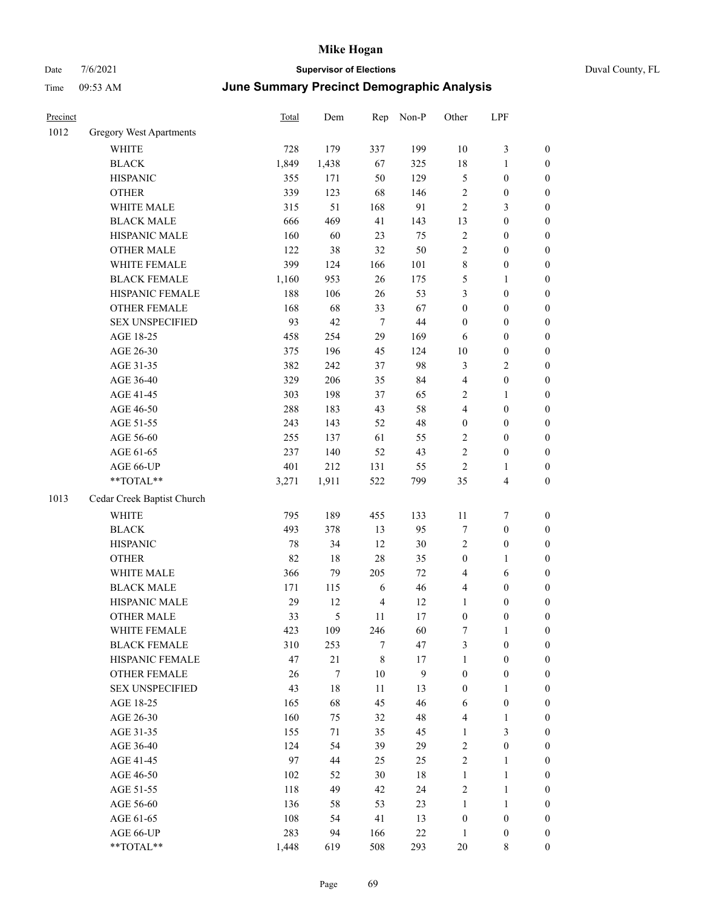# Mike Hogan

Date 7/6/2021 **Supervisor of Elections** Duval County, FL

Time 09:53 AM **June Summary Precinct Demographic Analysis**

| Precinct | | Total | Dem | Rep | Non-P | Other | LPF | |
|---|---|---|---|---|---|---|---|---|
| 1012 | Gregory West Apartments | | | | | | | |
| | WHITE | 728 | 179 | 337 | 199 | 10 | 3 | 0 |
| | BLACK | 1,849 | 1,438 | 67 | 325 | 18 | 1 | 0 |
| | HISPANIC | 355 | 171 | 50 | 129 | 5 | 0 | 0 |
| | OTHER | 339 | 123 | 68 | 146 | 2 | 0 | 0 |
| | WHITE MALE | 315 | 51 | 168 | 91 | 2 | 3 | 0 |
| | BLACK MALE | 666 | 469 | 41 | 143 | 13 | 0 | 0 |
| | HISPANIC MALE | 160 | 60 | 23 | 75 | 2 | 0 | 0 |
| | OTHER MALE | 122 | 38 | 32 | 50 | 2 | 0 | 0 |
| | WHITE FEMALE | 399 | 124 | 166 | 101 | 8 | 0 | 0 |
| | BLACK FEMALE | 1,160 | 953 | 26 | 175 | 5 | 1 | 0 |
| | HISPANIC FEMALE | 188 | 106 | 26 | 53 | 3 | 0 | 0 |
| | OTHER FEMALE | 168 | 68 | 33 | 67 | 0 | 0 | 0 |
| | SEX UNSPECIFIED | 93 | 42 | 7 | 44 | 0 | 0 | 0 |
| | AGE 18-25 | 458 | 254 | 29 | 169 | 6 | 0 | 0 |
| | AGE 26-30 | 375 | 196 | 45 | 124 | 10 | 0 | 0 |
| | AGE 31-35 | 382 | 242 | 37 | 98 | 3 | 2 | 0 |
| | AGE 36-40 | 329 | 206 | 35 | 84 | 4 | 0 | 0 |
| | AGE 41-45 | 303 | 198 | 37 | 65 | 2 | 1 | 0 |
| | AGE 46-50 | 288 | 183 | 43 | 58 | 4 | 0 | 0 |
| | AGE 51-55 | 243 | 143 | 52 | 48 | 0 | 0 | 0 |
| | AGE 56-60 | 255 | 137 | 61 | 55 | 2 | 0 | 0 |
| | AGE 61-65 | 237 | 140 | 52 | 43 | 2 | 0 | 0 |
| | AGE 66-UP | 401 | 212 | 131 | 55 | 2 | 1 | 0 |
| | **TOTAL** | 3,271 | 1,911 | 522 | 799 | 35 | 4 | 0 |
| 1013 | Cedar Creek Baptist Church | | | | | | | |
| | WHITE | 795 | 189 | 455 | 133 | 11 | 7 | 0 |
| | BLACK | 493 | 378 | 13 | 95 | 7 | 0 | 0 |
| | HISPANIC | 78 | 34 | 12 | 30 | 2 | 0 | 0 |
| | OTHER | 82 | 18 | 28 | 35 | 0 | 1 | 0 |
| | WHITE MALE | 366 | 79 | 205 | 72 | 4 | 6 | 0 |
| | BLACK MALE | 171 | 115 | 6 | 46 | 4 | 0 | 0 |
| | HISPANIC MALE | 29 | 12 | 4 | 12 | 1 | 0 | 0 |
| | OTHER MALE | 33 | 5 | 11 | 17 | 0 | 0 | 0 |
| | WHITE FEMALE | 423 | 109 | 246 | 60 | 7 | 1 | 0 |
| | BLACK FEMALE | 310 | 253 | 7 | 47 | 3 | 0 | 0 |
| | HISPANIC FEMALE | 47 | 21 | 8 | 17 | 1 | 0 | 0 |
| | OTHER FEMALE | 26 | 7 | 10 | 9 | 0 | 0 | 0 |
| | SEX UNSPECIFIED | 43 | 18 | 11 | 13 | 0 | 1 | 0 |
| | AGE 18-25 | 165 | 68 | 45 | 46 | 6 | 0 | 0 |
| | AGE 26-30 | 160 | 75 | 32 | 48 | 4 | 1 | 0 |
| | AGE 31-35 | 155 | 71 | 35 | 45 | 1 | 3 | 0 |
| | AGE 36-40 | 124 | 54 | 39 | 29 | 2 | 0 | 0 |
| | AGE 41-45 | 97 | 44 | 25 | 25 | 2 | 1 | 0 |
| | AGE 46-50 | 102 | 52 | 30 | 18 | 1 | 1 | 0 |
| | AGE 51-55 | 118 | 49 | 42 | 24 | 2 | 1 | 0 |
| | AGE 56-60 | 136 | 58 | 53 | 23 | 1 | 1 | 0 |
| | AGE 61-65 | 108 | 54 | 41 | 13 | 0 | 0 | 0 |
| | AGE 66-UP | 283 | 94 | 166 | 22 | 1 | 0 | 0 |
| | **TOTAL** | 1,448 | 619 | 508 | 293 | 20 | 8 | 0 |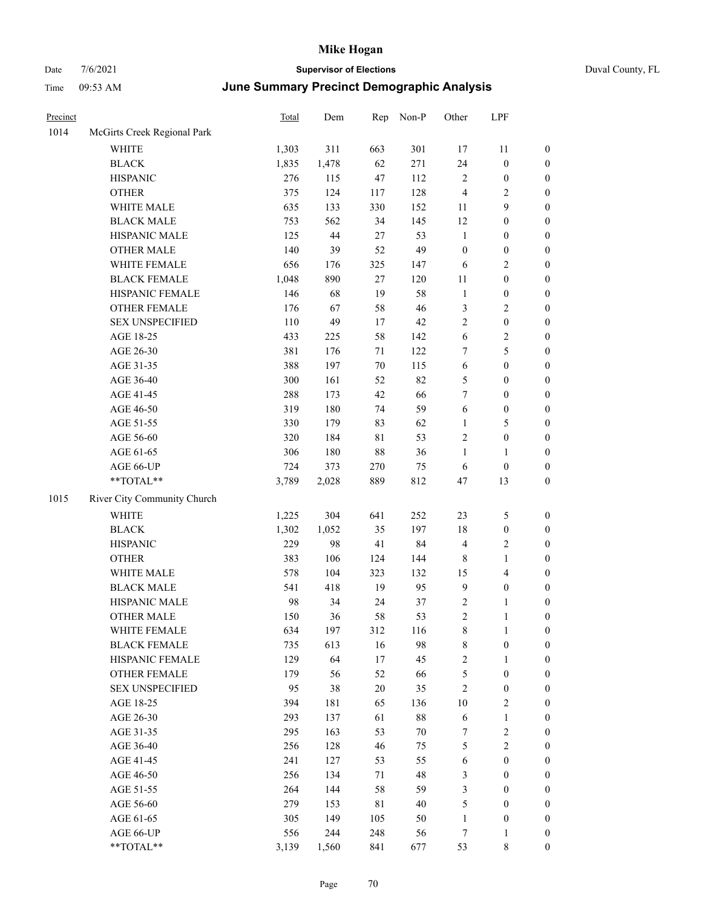# Mike Hogan

Date 7/6/2021 **Supervisor of Elections** Duval County, FL

Time 09:53 AM **June Summary Precinct Demographic Analysis**

| Precinct | | Total | Dem | Rep | Non-P | Other | LPF | |
|---|---|---|---|---|---|---|---|---|
| 1014 | McGirts Creek Regional Park | | | | | | | |
| | WHITE | 1,303 | 311 | 663 | 301 | 17 | 11 | 0 |
| | BLACK | 1,835 | 1,478 | 62 | 271 | 24 | 0 | 0 |
| | HISPANIC | 276 | 115 | 47 | 112 | 2 | 0 | 0 |
| | OTHER | 375 | 124 | 117 | 128 | 4 | 2 | 0 |
| | WHITE MALE | 635 | 133 | 330 | 152 | 11 | 9 | 0 |
| | BLACK MALE | 753 | 562 | 34 | 145 | 12 | 0 | 0 |
| | HISPANIC MALE | 125 | 44 | 27 | 53 | 1 | 0 | 0 |
| | OTHER MALE | 140 | 39 | 52 | 49 | 0 | 0 | 0 |
| | WHITE FEMALE | 656 | 176 | 325 | 147 | 6 | 2 | 0 |
| | BLACK FEMALE | 1,048 | 890 | 27 | 120 | 11 | 0 | 0 |
| | HISPANIC FEMALE | 146 | 68 | 19 | 58 | 1 | 0 | 0 |
| | OTHER FEMALE | 176 | 67 | 58 | 46 | 3 | 2 | 0 |
| | SEX UNSPECIFIED | 110 | 49 | 17 | 42 | 2 | 0 | 0 |
| | AGE 18-25 | 433 | 225 | 58 | 142 | 6 | 2 | 0 |
| | AGE 26-30 | 381 | 176 | 71 | 122 | 7 | 5 | 0 |
| | AGE 31-35 | 388 | 197 | 70 | 115 | 6 | 0 | 0 |
| | AGE 36-40 | 300 | 161 | 52 | 82 | 5 | 0 | 0 |
| | AGE 41-45 | 288 | 173 | 42 | 66 | 7 | 0 | 0 |
| | AGE 46-50 | 319 | 180 | 74 | 59 | 6 | 0 | 0 |
| | AGE 51-55 | 330 | 179 | 83 | 62 | 1 | 5 | 0 |
| | AGE 56-60 | 320 | 184 | 81 | 53 | 2 | 0 | 0 |
| | AGE 61-65 | 306 | 180 | 88 | 36 | 1 | 1 | 0 |
| | AGE 66-UP | 724 | 373 | 270 | 75 | 6 | 0 | 0 |
| | **TOTAL** | 3,789 | 2,028 | 889 | 812 | 47 | 13 | 0 |
| 1015 | River City Community Church | | | | | | | |
| | WHITE | 1,225 | 304 | 641 | 252 | 23 | 5 | 0 |
| | BLACK | 1,302 | 1,052 | 35 | 197 | 18 | 0 | 0 |
| | HISPANIC | 229 | 98 | 41 | 84 | 4 | 2 | 0 |
| | OTHER | 383 | 106 | 124 | 144 | 8 | 1 | 0 |
| | WHITE MALE | 578 | 104 | 323 | 132 | 15 | 4 | 0 |
| | BLACK MALE | 541 | 418 | 19 | 95 | 9 | 0 | 0 |
| | HISPANIC MALE | 98 | 34 | 24 | 37 | 2 | 1 | 0 |
| | OTHER MALE | 150 | 36 | 58 | 53 | 2 | 1 | 0 |
| | WHITE FEMALE | 634 | 197 | 312 | 116 | 8 | 1 | 0 |
| | BLACK FEMALE | 735 | 613 | 16 | 98 | 8 | 0 | 0 |
| | HISPANIC FEMALE | 129 | 64 | 17 | 45 | 2 | 1 | 0 |
| | OTHER FEMALE | 179 | 56 | 52 | 66 | 5 | 0 | 0 |
| | SEX UNSPECIFIED | 95 | 38 | 20 | 35 | 2 | 0 | 0 |
| | AGE 18-25 | 394 | 181 | 65 | 136 | 10 | 2 | 0 |
| | AGE 26-30 | 293 | 137 | 61 | 88 | 6 | 1 | 0 |
| | AGE 31-35 | 295 | 163 | 53 | 70 | 7 | 2 | 0 |
| | AGE 36-40 | 256 | 128 | 46 | 75 | 5 | 2 | 0 |
| | AGE 41-45 | 241 | 127 | 53 | 55 | 6 | 0 | 0 |
| | AGE 46-50 | 256 | 134 | 71 | 48 | 3 | 0 | 0 |
| | AGE 51-55 | 264 | 144 | 58 | 59 | 3 | 0 | 0 |
| | AGE 56-60 | 279 | 153 | 81 | 40 | 5 | 0 | 0 |
| | AGE 61-65 | 305 | 149 | 105 | 50 | 1 | 0 | 0 |
| | AGE 66-UP | 556 | 244 | 248 | 56 | 7 | 1 | 0 |
| | **TOTAL** | 3,139 | 1,560 | 841 | 677 | 53 | 8 | 0 |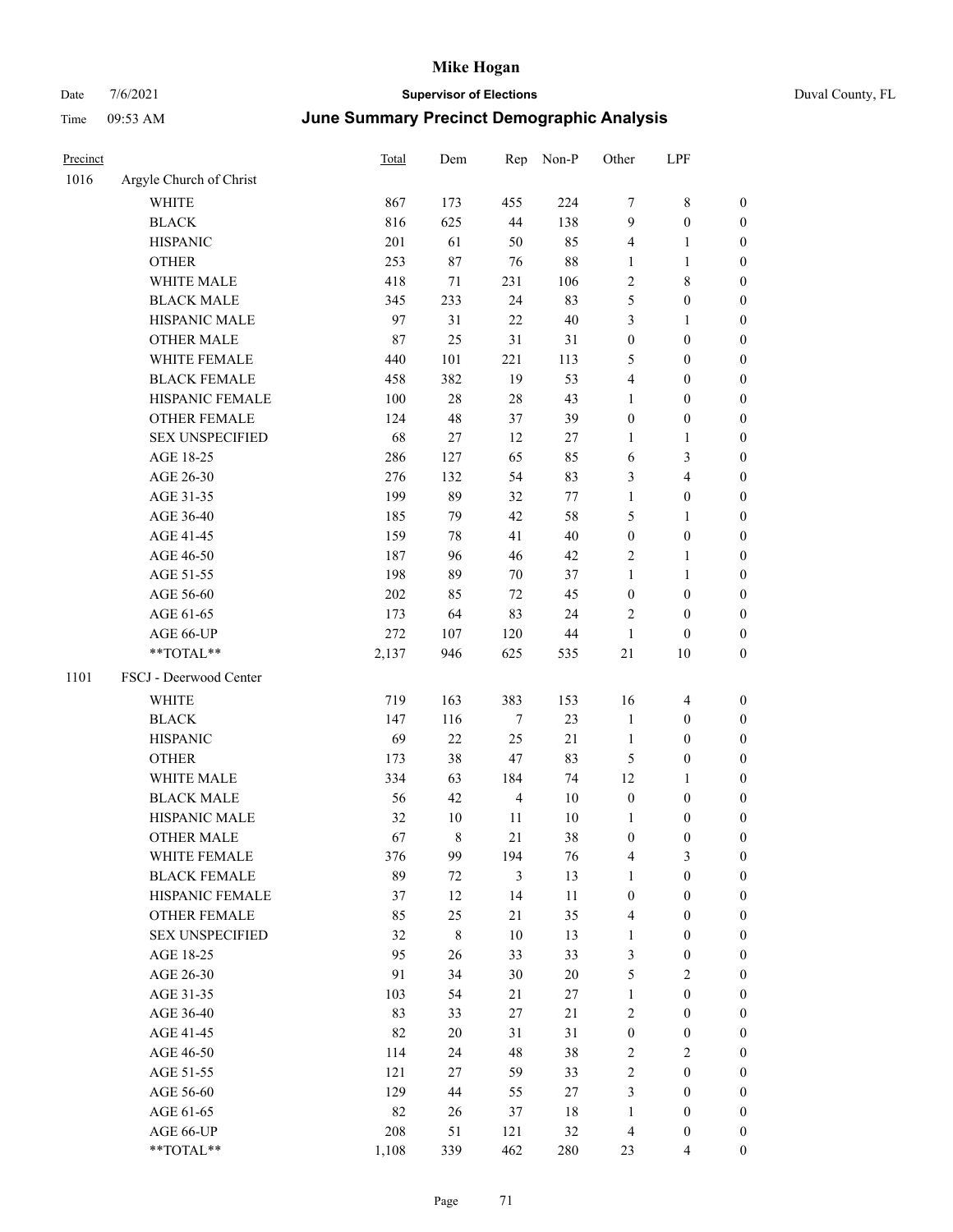| Precinct | | Total | Dem | Rep | Non-P | Other | LPF | |
|---|---|---|---|---|---|---|---|---|
| 1016 | Argyle Church of Christ | | | | | | | |
| | WHITE | 867 | 173 | 455 | 224 | 7 | 8 | 0 |
| | BLACK | 816 | 625 | 44 | 138 | 9 | 0 | 0 |
| | HISPANIC | 201 | 61 | 50 | 85 | 4 | 1 | 0 |
| | OTHER | 253 | 87 | 76 | 88 | 1 | 1 | 0 |
| | WHITE MALE | 418 | 71 | 231 | 106 | 2 | 8 | 0 |
| | BLACK MALE | 345 | 233 | 24 | 83 | 5 | 0 | 0 |
| | HISPANIC MALE | 97 | 31 | 22 | 40 | 3 | 1 | 0 |
| | OTHER MALE | 87 | 25 | 31 | 31 | 0 | 0 | 0 |
| | WHITE FEMALE | 440 | 101 | 221 | 113 | 5 | 0 | 0 |
| | BLACK FEMALE | 458 | 382 | 19 | 53 | 4 | 0 | 0 |
| | HISPANIC FEMALE | 100 | 28 | 28 | 43 | 1 | 0 | 0 |
| | OTHER FEMALE | 124 | 48 | 37 | 39 | 0 | 0 | 0 |
| | SEX UNSPECIFIED | 68 | 27 | 12 | 27 | 1 | 1 | 0 |
| | AGE 18-25 | 286 | 127 | 65 | 85 | 6 | 3 | 0 |
| | AGE 26-30 | 276 | 132 | 54 | 83 | 3 | 4 | 0 |
| | AGE 31-35 | 199 | 89 | 32 | 77 | 1 | 0 | 0 |
| | AGE 36-40 | 185 | 79 | 42 | 58 | 5 | 1 | 0 |
| | AGE 41-45 | 159 | 78 | 41 | 40 | 0 | 0 | 0 |
| | AGE 46-50 | 187 | 96 | 46 | 42 | 2 | 1 | 0 |
| | AGE 51-55 | 198 | 89 | 70 | 37 | 1 | 1 | 0 |
| | AGE 56-60 | 202 | 85 | 72 | 45 | 0 | 0 | 0 |
| | AGE 61-65 | 173 | 64 | 83 | 24 | 2 | 0 | 0 |
| | AGE 66-UP | 272 | 107 | 120 | 44 | 1 | 0 | 0 |
| | **TOTAL** | 2,137 | 946 | 625 | 535 | 21 | 10 | 0 |
| 1101 | FSCJ - Deerwood Center | | | | | | | |
| | WHITE | 719 | 163 | 383 | 153 | 16 | 4 | 0 |
| | BLACK | 147 | 116 | 7 | 23 | 1 | 0 | 0 |
| | HISPANIC | 69 | 22 | 25 | 21 | 1 | 0 | 0 |
| | OTHER | 173 | 38 | 47 | 83 | 5 | 0 | 0 |
| | WHITE MALE | 334 | 63 | 184 | 74 | 12 | 1 | 0 |
| | BLACK MALE | 56 | 42 | 4 | 10 | 0 | 0 | 0 |
| | HISPANIC MALE | 32 | 10 | 11 | 10 | 1 | 0 | 0 |
| | OTHER MALE | 67 | 8 | 21 | 38 | 0 | 0 | 0 |
| | WHITE FEMALE | 376 | 99 | 194 | 76 | 4 | 3 | 0 |
| | BLACK FEMALE | 89 | 72 | 3 | 13 | 1 | 0 | 0 |
| | HISPANIC FEMALE | 37 | 12 | 14 | 11 | 0 | 0 | 0 |
| | OTHER FEMALE | 85 | 25 | 21 | 35 | 4 | 0 | 0 |
| | SEX UNSPECIFIED | 32 | 8 | 10 | 13 | 1 | 0 | 0 |
| | AGE 18-25 | 95 | 26 | 33 | 33 | 3 | 0 | 0 |
| | AGE 26-30 | 91 | 34 | 30 | 20 | 5 | 2 | 0 |
| | AGE 31-35 | 103 | 54 | 21 | 27 | 1 | 0 | 0 |
| | AGE 36-40 | 83 | 33 | 27 | 21 | 2 | 0 | 0 |
| | AGE 41-45 | 82 | 20 | 31 | 31 | 0 | 0 | 0 |
| | AGE 46-50 | 114 | 24 | 48 | 38 | 2 | 2 | 0 |
| | AGE 51-55 | 121 | 27 | 59 | 33 | 2 | 0 | 0 |
| | AGE 56-60 | 129 | 44 | 55 | 27 | 3 | 0 | 0 |
| | AGE 61-65 | 82 | 26 | 37 | 18 | 1 | 0 | 0 |
| | AGE 66-UP | 208 | 51 | 121 | 32 | 4 | 0 | 0 |
| | **TOTAL** | 1,108 | 339 | 462 | 280 | 23 | 4 | 0 |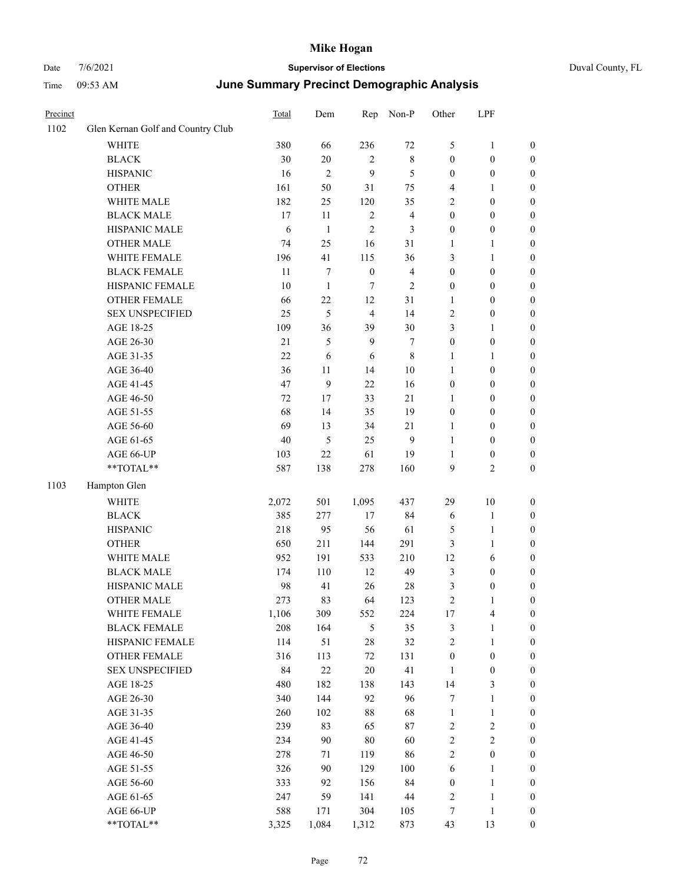# Mike Hogan

Date 7/6/2021 **Supervisor of Elections** Duval County, FL

Time 09:53 AM **June Summary Precinct Demographic Analysis**

| Precinct | | Total | Dem | Rep | Non-P | Other | LPF | |
|---|---|---|---|---|---|---|---|---|
| 1102 | Glen Kernan Golf and Country Club | | | | | | | |
| | WHITE | 380 | 66 | 236 | 72 | 5 | 1 | 0 |
| | BLACK | 30 | 20 | 2 | 8 | 0 | 0 | 0 |
| | HISPANIC | 16 | 2 | 9 | 5 | 0 | 0 | 0 |
| | OTHER | 161 | 50 | 31 | 75 | 4 | 1 | 0 |
| | WHITE MALE | 182 | 25 | 120 | 35 | 2 | 0 | 0 |
| | BLACK MALE | 17 | 11 | 2 | 4 | 0 | 0 | 0 |
| | HISPANIC MALE | 6 | 1 | 2 | 3 | 0 | 0 | 0 |
| | OTHER MALE | 74 | 25 | 16 | 31 | 1 | 1 | 0 |
| | WHITE FEMALE | 196 | 41 | 115 | 36 | 3 | 1 | 0 |
| | BLACK FEMALE | 11 | 7 | 0 | 4 | 0 | 0 | 0 |
| | HISPANIC FEMALE | 10 | 1 | 7 | 2 | 0 | 0 | 0 |
| | OTHER FEMALE | 66 | 22 | 12 | 31 | 1 | 0 | 0 |
| | SEX UNSPECIFIED | 25 | 5 | 4 | 14 | 2 | 0 | 0 |
| | AGE 18-25 | 109 | 36 | 39 | 30 | 3 | 1 | 0 |
| | AGE 26-30 | 21 | 5 | 9 | 7 | 0 | 0 | 0 |
| | AGE 31-35 | 22 | 6 | 6 | 8 | 1 | 1 | 0 |
| | AGE 36-40 | 36 | 11 | 14 | 10 | 1 | 0 | 0 |
| | AGE 41-45 | 47 | 9 | 22 | 16 | 0 | 0 | 0 |
| | AGE 46-50 | 72 | 17 | 33 | 21 | 1 | 0 | 0 |
| | AGE 51-55 | 68 | 14 | 35 | 19 | 0 | 0 | 0 |
| | AGE 56-60 | 69 | 13 | 34 | 21 | 1 | 0 | 0 |
| | AGE 61-65 | 40 | 5 | 25 | 9 | 1 | 0 | 0 |
| | AGE 66-UP | 103 | 22 | 61 | 19 | 1 | 0 | 0 |
| | **TOTAL** | 587 | 138 | 278 | 160 | 9 | 2 | 0 |
| 1103 | Hampton Glen | | | | | | | |
| | WHITE | 2,072 | 501 | 1,095 | 437 | 29 | 10 | 0 |
| | BLACK | 385 | 277 | 17 | 84 | 6 | 1 | 0 |
| | HISPANIC | 218 | 95 | 56 | 61 | 5 | 1 | 0 |
| | OTHER | 650 | 211 | 144 | 291 | 3 | 1 | 0 |
| | WHITE MALE | 952 | 191 | 533 | 210 | 12 | 6 | 0 |
| | BLACK MALE | 174 | 110 | 12 | 49 | 3 | 0 | 0 |
| | HISPANIC MALE | 98 | 41 | 26 | 28 | 3 | 0 | 0 |
| | OTHER MALE | 273 | 83 | 64 | 123 | 2 | 1 | 0 |
| | WHITE FEMALE | 1,106 | 309 | 552 | 224 | 17 | 4 | 0 |
| | BLACK FEMALE | 208 | 164 | 5 | 35 | 3 | 1 | 0 |
| | HISPANIC FEMALE | 114 | 51 | 28 | 32 | 2 | 1 | 0 |
| | OTHER FEMALE | 316 | 113 | 72 | 131 | 0 | 0 | 0 |
| | SEX UNSPECIFIED | 84 | 22 | 20 | 41 | 1 | 0 | 0 |
| | AGE 18-25 | 480 | 182 | 138 | 143 | 14 | 3 | 0 |
| | AGE 26-30 | 340 | 144 | 92 | 96 | 7 | 1 | 0 |
| | AGE 31-35 | 260 | 102 | 88 | 68 | 1 | 1 | 0 |
| | AGE 36-40 | 239 | 83 | 65 | 87 | 2 | 2 | 0 |
| | AGE 41-45 | 234 | 90 | 80 | 60 | 2 | 2 | 0 |
| | AGE 46-50 | 278 | 71 | 119 | 86 | 2 | 0 | 0 |
| | AGE 51-55 | 326 | 90 | 129 | 100 | 6 | 1 | 0 |
| | AGE 56-60 | 333 | 92 | 156 | 84 | 0 | 1 | 0 |
| | AGE 61-65 | 247 | 59 | 141 | 44 | 2 | 1 | 0 |
| | AGE 66-UP | 588 | 171 | 304 | 105 | 7 | 1 | 0 |
| | **TOTAL** | 3,325 | 1,084 | 1,312 | 873 | 43 | 13 | 0 |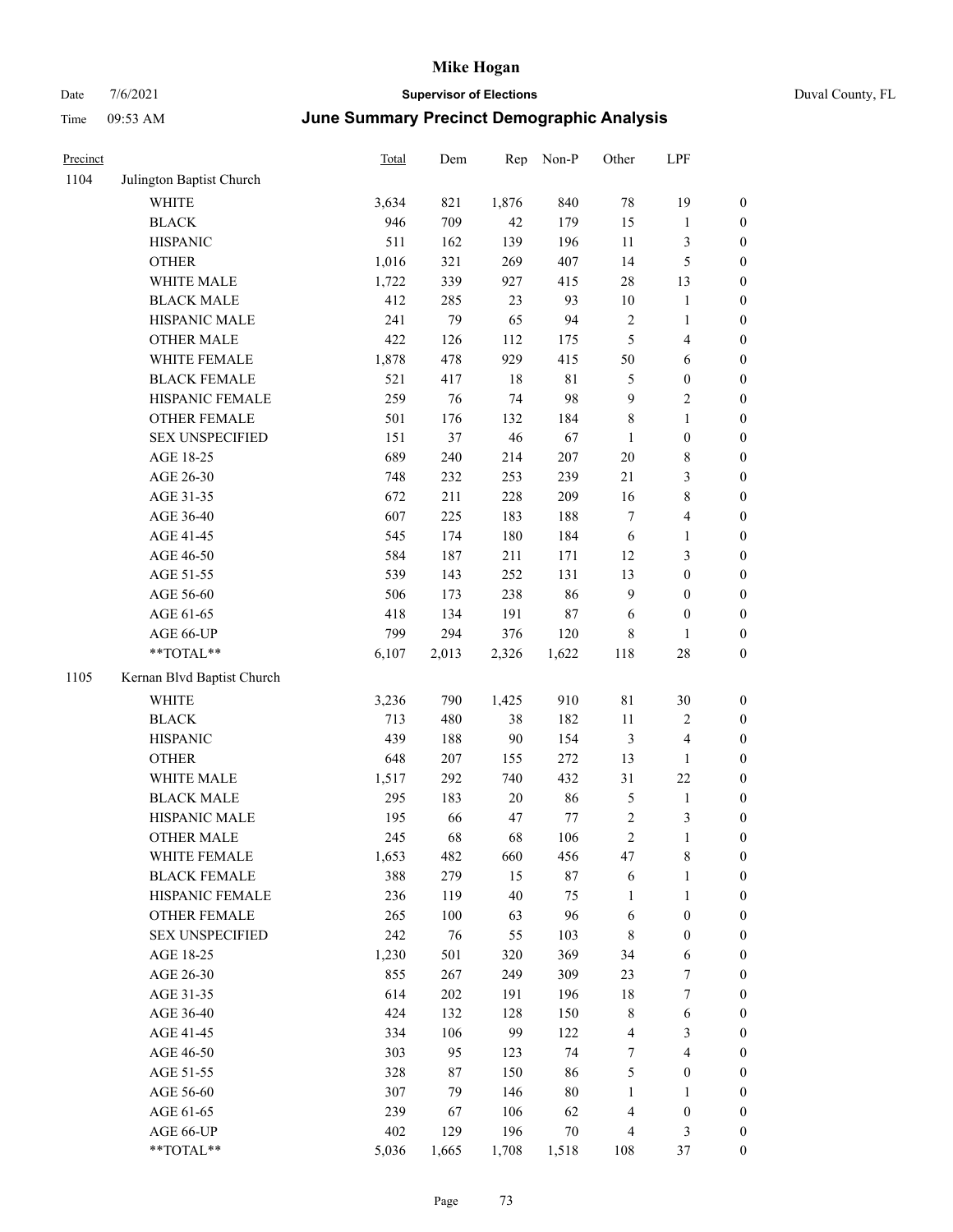# Mike Hogan

Date 7/6/2021 **Supervisor of Elections** Duval County, FL

Time 09:53 AM **June Summary Precinct Demographic Analysis**

| Precinct | | Total | Dem | Rep | Non-P | Other | LPF | |
|---|---|---|---|---|---|---|---|---|
| 1104 | Julington Baptist Church | | | | | | | |
| | WHITE | 3,634 | 821 | 1,876 | 840 | 78 | 19 | 0 |
| | BLACK | 946 | 709 | 42 | 179 | 15 | 1 | 0 |
| | HISPANIC | 511 | 162 | 139 | 196 | 11 | 3 | 0 |
| | OTHER | 1,016 | 321 | 269 | 407 | 14 | 5 | 0 |
| | WHITE MALE | 1,722 | 339 | 927 | 415 | 28 | 13 | 0 |
| | BLACK MALE | 412 | 285 | 23 | 93 | 10 | 1 | 0 |
| | HISPANIC MALE | 241 | 79 | 65 | 94 | 2 | 1 | 0 |
| | OTHER MALE | 422 | 126 | 112 | 175 | 5 | 4 | 0 |
| | WHITE FEMALE | 1,878 | 478 | 929 | 415 | 50 | 6 | 0 |
| | BLACK FEMALE | 521 | 417 | 18 | 81 | 5 | 0 | 0 |
| | HISPANIC FEMALE | 259 | 76 | 74 | 98 | 9 | 2 | 0 |
| | OTHER FEMALE | 501 | 176 | 132 | 184 | 8 | 1 | 0 |
| | SEX UNSPECIFIED | 151 | 37 | 46 | 67 | 1 | 0 | 0 |
| | AGE 18-25 | 689 | 240 | 214 | 207 | 20 | 8 | 0 |
| | AGE 26-30 | 748 | 232 | 253 | 239 | 21 | 3 | 0 |
| | AGE 31-35 | 672 | 211 | 228 | 209 | 16 | 8 | 0 |
| | AGE 36-40 | 607 | 225 | 183 | 188 | 7 | 4 | 0 |
| | AGE 41-45 | 545 | 174 | 180 | 184 | 6 | 1 | 0 |
| | AGE 46-50 | 584 | 187 | 211 | 171 | 12 | 3 | 0 |
| | AGE 51-55 | 539 | 143 | 252 | 131 | 13 | 0 | 0 |
| | AGE 56-60 | 506 | 173 | 238 | 86 | 9 | 0 | 0 |
| | AGE 61-65 | 418 | 134 | 191 | 87 | 6 | 0 | 0 |
| | AGE 66-UP | 799 | 294 | 376 | 120 | 8 | 1 | 0 |
| | **TOTAL** | 6,107 | 2,013 | 2,326 | 1,622 | 118 | 28 | 0 |
| 1105 | Kernan Blvd Baptist Church | | | | | | | |
| | WHITE | 3,236 | 790 | 1,425 | 910 | 81 | 30 | 0 |
| | BLACK | 713 | 480 | 38 | 182 | 11 | 2 | 0 |
| | HISPANIC | 439 | 188 | 90 | 154 | 3 | 4 | 0 |
| | OTHER | 648 | 207 | 155 | 272 | 13 | 1 | 0 |
| | WHITE MALE | 1,517 | 292 | 740 | 432 | 31 | 22 | 0 |
| | BLACK MALE | 295 | 183 | 20 | 86 | 5 | 1 | 0 |
| | HISPANIC MALE | 195 | 66 | 47 | 77 | 2 | 3 | 0 |
| | OTHER MALE | 245 | 68 | 68 | 106 | 2 | 1 | 0 |
| | WHITE FEMALE | 1,653 | 482 | 660 | 456 | 47 | 8 | 0 |
| | BLACK FEMALE | 388 | 279 | 15 | 87 | 6 | 1 | 0 |
| | HISPANIC FEMALE | 236 | 119 | 40 | 75 | 1 | 1 | 0 |
| | OTHER FEMALE | 265 | 100 | 63 | 96 | 6 | 0 | 0 |
| | SEX UNSPECIFIED | 242 | 76 | 55 | 103 | 8 | 0 | 0 |
| | AGE 18-25 | 1,230 | 501 | 320 | 369 | 34 | 6 | 0 |
| | AGE 26-30 | 855 | 267 | 249 | 309 | 23 | 7 | 0 |
| | AGE 31-35 | 614 | 202 | 191 | 196 | 18 | 7 | 0 |
| | AGE 36-40 | 424 | 132 | 128 | 150 | 8 | 6 | 0 |
| | AGE 41-45 | 334 | 106 | 99 | 122 | 4 | 3 | 0 |
| | AGE 46-50 | 303 | 95 | 123 | 74 | 7 | 4 | 0 |
| | AGE 51-55 | 328 | 87 | 150 | 86 | 5 | 0 | 0 |
| | AGE 56-60 | 307 | 79 | 146 | 80 | 1 | 1 | 0 |
| | AGE 61-65 | 239 | 67 | 106 | 62 | 4 | 0 | 0 |
| | AGE 66-UP | 402 | 129 | 196 | 70 | 4 | 3 | 0 |
| | **TOTAL** | 5,036 | 1,665 | 1,708 | 1,518 | 108 | 37 | 0 |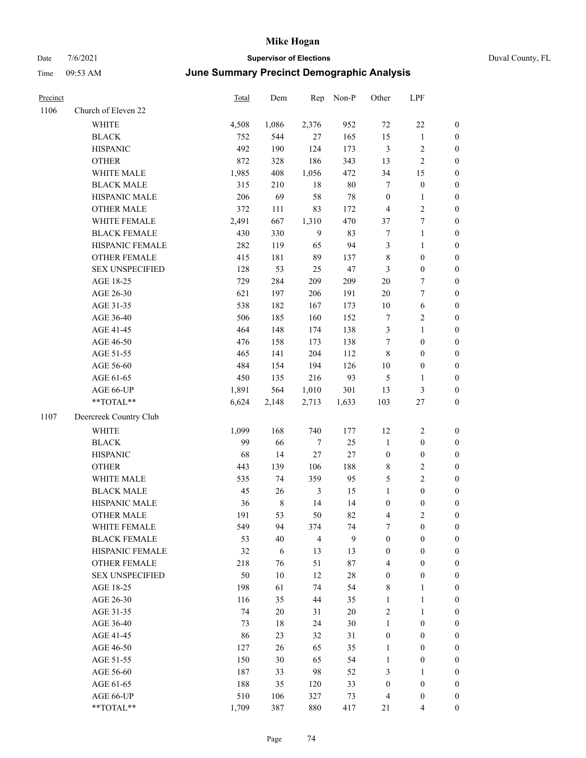# Mike Hogan

Date 7/6/2021 **Supervisor of Elections** Duval County, FL

Time 09:53 AM **June Summary Precinct Demographic Analysis**

| Precinct | | Total | Dem | Rep | Non-P | Other | LPF | |
|---|---|---|---|---|---|---|---|---|
| 1106 | Church of Eleven 22 | | | | | | | |
| | WHITE | 4,508 | 1,086 | 2,376 | 952 | 72 | 22 | 0 |
| | BLACK | 752 | 544 | 27 | 165 | 15 | 1 | 0 |
| | HISPANIC | 492 | 190 | 124 | 173 | 3 | 2 | 0 |
| | OTHER | 872 | 328 | 186 | 343 | 13 | 2 | 0 |
| | WHITE MALE | 1,985 | 408 | 1,056 | 472 | 34 | 15 | 0 |
| | BLACK MALE | 315 | 210 | 18 | 80 | 7 | 0 | 0 |
| | HISPANIC MALE | 206 | 69 | 58 | 78 | 0 | 1 | 0 |
| | OTHER MALE | 372 | 111 | 83 | 172 | 4 | 2 | 0 |
| | WHITE FEMALE | 2,491 | 667 | 1,310 | 470 | 37 | 7 | 0 |
| | BLACK FEMALE | 430 | 330 | 9 | 83 | 7 | 1 | 0 |
| | HISPANIC FEMALE | 282 | 119 | 65 | 94 | 3 | 1 | 0 |
| | OTHER FEMALE | 415 | 181 | 89 | 137 | 8 | 0 | 0 |
| | SEX UNSPECIFIED | 128 | 53 | 25 | 47 | 3 | 0 | 0 |
| | AGE 18-25 | 729 | 284 | 209 | 209 | 20 | 7 | 0 |
| | AGE 26-30 | 621 | 197 | 206 | 191 | 20 | 7 | 0 |
| | AGE 31-35 | 538 | 182 | 167 | 173 | 10 | 6 | 0 |
| | AGE 36-40 | 506 | 185 | 160 | 152 | 7 | 2 | 0 |
| | AGE 41-45 | 464 | 148 | 174 | 138 | 3 | 1 | 0 |
| | AGE 46-50 | 476 | 158 | 173 | 138 | 7 | 0 | 0 |
| | AGE 51-55 | 465 | 141 | 204 | 112 | 8 | 0 | 0 |
| | AGE 56-60 | 484 | 154 | 194 | 126 | 10 | 0 | 0 |
| | AGE 61-65 | 450 | 135 | 216 | 93 | 5 | 1 | 0 |
| | AGE 66-UP | 1,891 | 564 | 1,010 | 301 | 13 | 3 | 0 |
| | **TOTAL** | 6,624 | 2,148 | 2,713 | 1,633 | 103 | 27 | 0 |
| 1107 | Deercreek Country Club | | | | | | | |
| | WHITE | 1,099 | 168 | 740 | 177 | 12 | 2 | 0 |
| | BLACK | 99 | 66 | 7 | 25 | 1 | 0 | 0 |
| | HISPANIC | 68 | 14 | 27 | 27 | 0 | 0 | 0 |
| | OTHER | 443 | 139 | 106 | 188 | 8 | 2 | 0 |
| | WHITE MALE | 535 | 74 | 359 | 95 | 5 | 2 | 0 |
| | BLACK MALE | 45 | 26 | 3 | 15 | 1 | 0 | 0 |
| | HISPANIC MALE | 36 | 8 | 14 | 14 | 0 | 0 | 0 |
| | OTHER MALE | 191 | 53 | 50 | 82 | 4 | 2 | 0 |
| | WHITE FEMALE | 549 | 94 | 374 | 74 | 7 | 0 | 0 |
| | BLACK FEMALE | 53 | 40 | 4 | 9 | 0 | 0 | 0 |
| | HISPANIC FEMALE | 32 | 6 | 13 | 13 | 0 | 0 | 0 |
| | OTHER FEMALE | 218 | 76 | 51 | 87 | 4 | 0 | 0 |
| | SEX UNSPECIFIED | 50 | 10 | 12 | 28 | 0 | 0 | 0 |
| | AGE 18-25 | 198 | 61 | 74 | 54 | 8 | 1 | 0 |
| | AGE 26-30 | 116 | 35 | 44 | 35 | 1 | 1 | 0 |
| | AGE 31-35 | 74 | 20 | 31 | 20 | 2 | 1 | 0 |
| | AGE 36-40 | 73 | 18 | 24 | 30 | 1 | 0 | 0 |
| | AGE 41-45 | 86 | 23 | 32 | 31 | 0 | 0 | 0 |
| | AGE 46-50 | 127 | 26 | 65 | 35 | 1 | 0 | 0 |
| | AGE 51-55 | 150 | 30 | 65 | 54 | 1 | 0 | 0 |
| | AGE 56-60 | 187 | 33 | 98 | 52 | 3 | 1 | 0 |
| | AGE 61-65 | 188 | 35 | 120 | 33 | 0 | 0 | 0 |
| | AGE 66-UP | 510 | 106 | 327 | 73 | 4 | 0 | 0 |
| | **TOTAL** | 1,709 | 387 | 880 | 417 | 21 | 4 | 0 |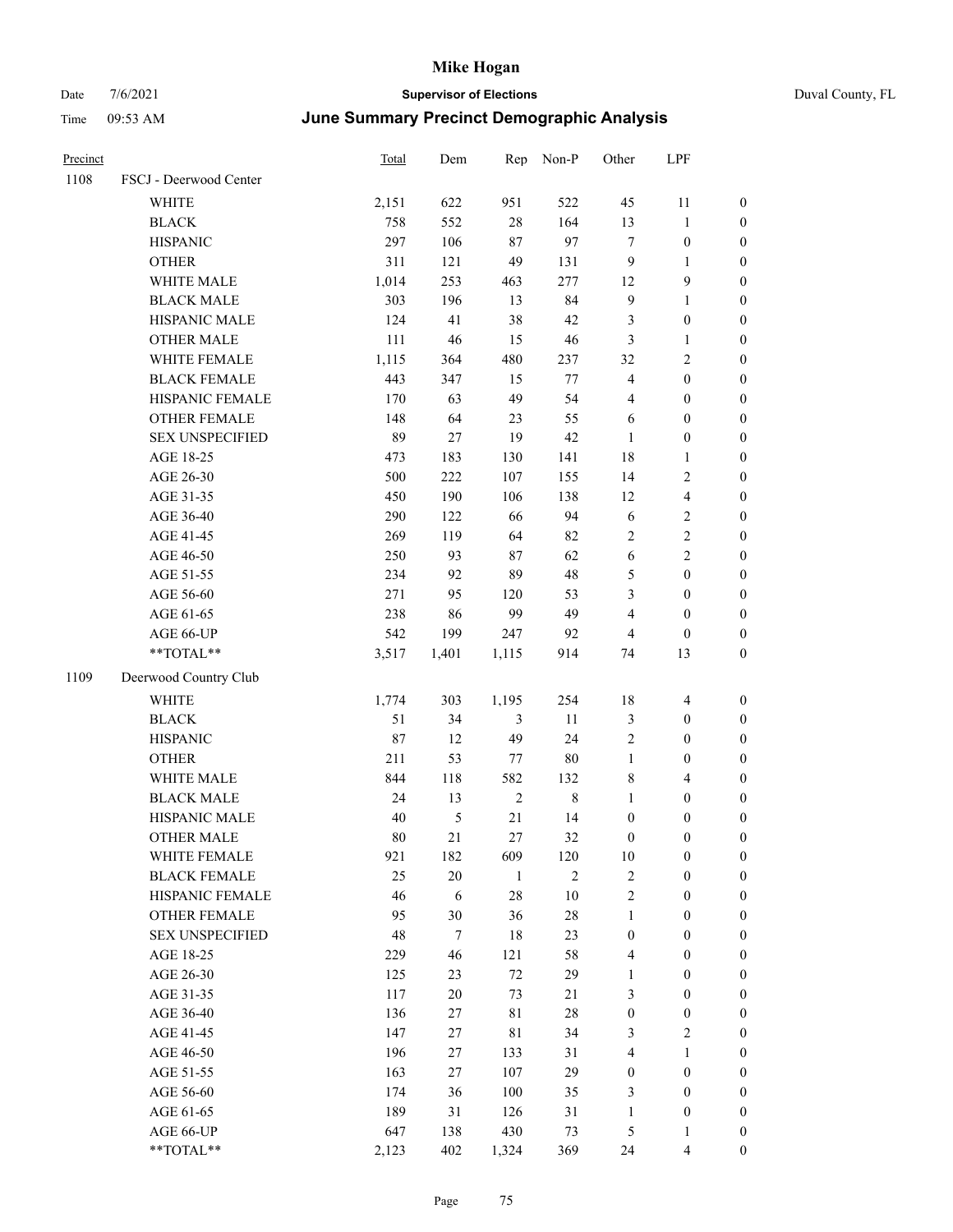| Precinct | | Total | Dem | Rep | Non-P | Other | LPF | |
|---|---|---|---|---|---|---|---|---|
| 1108 | FSCJ - Deerwood Center | | | | | | | |
| | WHITE | 2,151 | 622 | 951 | 522 | 45 | 11 | 0 |
| | BLACK | 758 | 552 | 28 | 164 | 13 | 1 | 0 |
| | HISPANIC | 297 | 106 | 87 | 97 | 7 | 0 | 0 |
| | OTHER | 311 | 121 | 49 | 131 | 9 | 1 | 0 |
| | WHITE MALE | 1,014 | 253 | 463 | 277 | 12 | 9 | 0 |
| | BLACK MALE | 303 | 196 | 13 | 84 | 9 | 1 | 0 |
| | HISPANIC MALE | 124 | 41 | 38 | 42 | 3 | 0 | 0 |
| | OTHER MALE | 111 | 46 | 15 | 46 | 3 | 1 | 0 |
| | WHITE FEMALE | 1,115 | 364 | 480 | 237 | 32 | 2 | 0 |
| | BLACK FEMALE | 443 | 347 | 15 | 77 | 4 | 0 | 0 |
| | HISPANIC FEMALE | 170 | 63 | 49 | 54 | 4 | 0 | 0 |
| | OTHER FEMALE | 148 | 64 | 23 | 55 | 6 | 0 | 0 |
| | SEX UNSPECIFIED | 89 | 27 | 19 | 42 | 1 | 0 | 0 |
| | AGE 18-25 | 473 | 183 | 130 | 141 | 18 | 1 | 0 |
| | AGE 26-30 | 500 | 222 | 107 | 155 | 14 | 2 | 0 |
| | AGE 31-35 | 450 | 190 | 106 | 138 | 12 | 4 | 0 |
| | AGE 36-40 | 290 | 122 | 66 | 94 | 6 | 2 | 0 |
| | AGE 41-45 | 269 | 119 | 64 | 82 | 2 | 2 | 0 |
| | AGE 46-50 | 250 | 93 | 87 | 62 | 6 | 2 | 0 |
| | AGE 51-55 | 234 | 92 | 89 | 48 | 5 | 0 | 0 |
| | AGE 56-60 | 271 | 95 | 120 | 53 | 3 | 0 | 0 |
| | AGE 61-65 | 238 | 86 | 99 | 49 | 4 | 0 | 0 |
| | AGE 66-UP | 542 | 199 | 247 | 92 | 4 | 0 | 0 |
| | **TOTAL** | 3,517 | 1,401 | 1,115 | 914 | 74 | 13 | 0 |
| 1109 | Deerwood Country Club | | | | | | | |
| | WHITE | 1,774 | 303 | 1,195 | 254 | 18 | 4 | 0 |
| | BLACK | 51 | 34 | 3 | 11 | 3 | 0 | 0 |
| | HISPANIC | 87 | 12 | 49 | 24 | 2 | 0 | 0 |
| | OTHER | 211 | 53 | 77 | 80 | 1 | 0 | 0 |
| | WHITE MALE | 844 | 118 | 582 | 132 | 8 | 4 | 0 |
| | BLACK MALE | 24 | 13 | 2 | 8 | 1 | 0 | 0 |
| | HISPANIC MALE | 40 | 5 | 21 | 14 | 0 | 0 | 0 |
| | OTHER MALE | 80 | 21 | 27 | 32 | 0 | 0 | 0 |
| | WHITE FEMALE | 921 | 182 | 609 | 120 | 10 | 0 | 0 |
| | BLACK FEMALE | 25 | 20 | 1 | 2 | 2 | 0 | 0 |
| | HISPANIC FEMALE | 46 | 6 | 28 | 10 | 2 | 0 | 0 |
| | OTHER FEMALE | 95 | 30 | 36 | 28 | 1 | 0 | 0 |
| | SEX UNSPECIFIED | 48 | 7 | 18 | 23 | 0 | 0 | 0 |
| | AGE 18-25 | 229 | 46 | 121 | 58 | 4 | 0 | 0 |
| | AGE 26-30 | 125 | 23 | 72 | 29 | 1 | 0 | 0 |
| | AGE 31-35 | 117 | 20 | 73 | 21 | 3 | 0 | 0 |
| | AGE 36-40 | 136 | 27 | 81 | 28 | 0 | 0 | 0 |
| | AGE 41-45 | 147 | 27 | 81 | 34 | 3 | 2 | 0 |
| | AGE 46-50 | 196 | 27 | 133 | 31 | 4 | 1 | 0 |
| | AGE 51-55 | 163 | 27 | 107 | 29 | 0 | 0 | 0 |
| | AGE 56-60 | 174 | 36 | 100 | 35 | 3 | 0 | 0 |
| | AGE 61-65 | 189 | 31 | 126 | 31 | 1 | 0 | 0 |
| | AGE 66-UP | 647 | 138 | 430 | 73 | 5 | 1 | 0 |
| | **TOTAL** | 2,123 | 402 | 1,324 | 369 | 24 | 4 | 0 |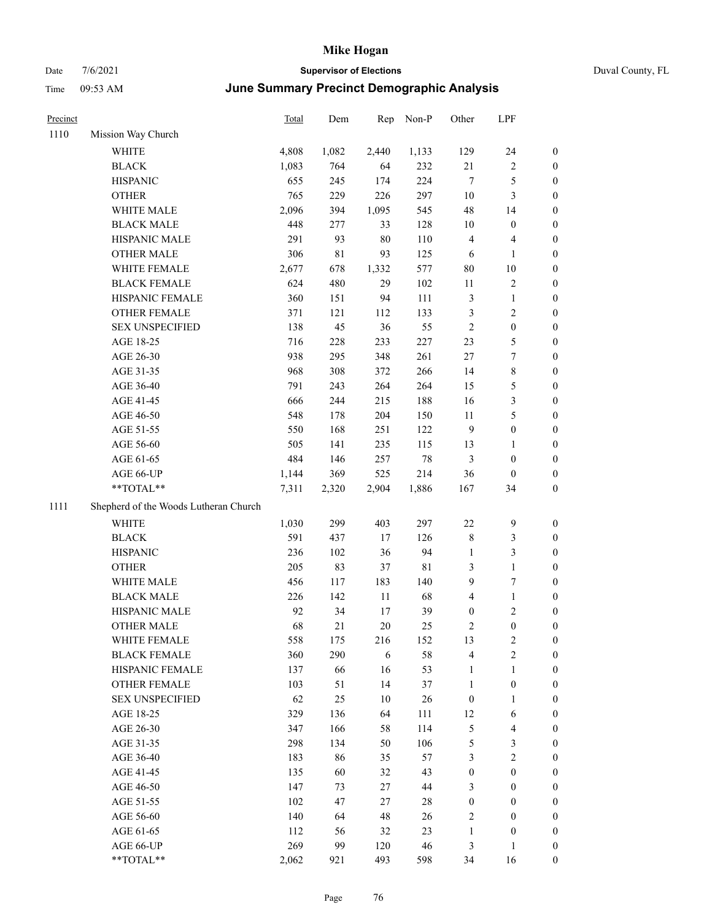# Mike Hogan

Date 7/6/2021 **Supervisor of Elections** Duval County, FL

Time 09:53 AM **June Summary Precinct Demographic Analysis**

| Precinct | | Total | Dem | Rep | Non-P | Other | LPF | |
|---|---|---|---|---|---|---|---|---|
| 1110 | Mission Way Church | | | | | | | |
| | WHITE | 4,808 | 1,082 | 2,440 | 1,133 | 129 | 24 | 0 |
| | BLACK | 1,083 | 764 | 64 | 232 | 21 | 2 | 0 |
| | HISPANIC | 655 | 245 | 174 | 224 | 7 | 5 | 0 |
| | OTHER | 765 | 229 | 226 | 297 | 10 | 3 | 0 |
| | WHITE MALE | 2,096 | 394 | 1,095 | 545 | 48 | 14 | 0 |
| | BLACK MALE | 448 | 277 | 33 | 128 | 10 | 0 | 0 |
| | HISPANIC MALE | 291 | 93 | 80 | 110 | 4 | 4 | 0 |
| | OTHER MALE | 306 | 81 | 93 | 125 | 6 | 1 | 0 |
| | WHITE FEMALE | 2,677 | 678 | 1,332 | 577 | 80 | 10 | 0 |
| | BLACK FEMALE | 624 | 480 | 29 | 102 | 11 | 2 | 0 |
| | HISPANIC FEMALE | 360 | 151 | 94 | 111 | 3 | 1 | 0 |
| | OTHER FEMALE | 371 | 121 | 112 | 133 | 3 | 2 | 0 |
| | SEX UNSPECIFIED | 138 | 45 | 36 | 55 | 2 | 0 | 0 |
| | AGE 18-25 | 716 | 228 | 233 | 227 | 23 | 5 | 0 |
| | AGE 26-30 | 938 | 295 | 348 | 261 | 27 | 7 | 0 |
| | AGE 31-35 | 968 | 308 | 372 | 266 | 14 | 8 | 0 |
| | AGE 36-40 | 791 | 243 | 264 | 264 | 15 | 5 | 0 |
| | AGE 41-45 | 666 | 244 | 215 | 188 | 16 | 3 | 0 |
| | AGE 46-50 | 548 | 178 | 204 | 150 | 11 | 5 | 0 |
| | AGE 51-55 | 550 | 168 | 251 | 122 | 9 | 0 | 0 |
| | AGE 56-60 | 505 | 141 | 235 | 115 | 13 | 1 | 0 |
| | AGE 61-65 | 484 | 146 | 257 | 78 | 3 | 0 | 0 |
| | AGE 66-UP | 1,144 | 369 | 525 | 214 | 36 | 0 | 0 |
| | **TOTAL** | 7,311 | 2,320 | 2,904 | 1,886 | 167 | 34 | 0 |
| 1111 | Shepherd of the Woods Lutheran Church | | | | | | | |
| | WHITE | 1,030 | 299 | 403 | 297 | 22 | 9 | 0 |
| | BLACK | 591 | 437 | 17 | 126 | 8 | 3 | 0 |
| | HISPANIC | 236 | 102 | 36 | 94 | 1 | 3 | 0 |
| | OTHER | 205 | 83 | 37 | 81 | 3 | 1 | 0 |
| | WHITE MALE | 456 | 117 | 183 | 140 | 9 | 7 | 0 |
| | BLACK MALE | 226 | 142 | 11 | 68 | 4 | 1 | 0 |
| | HISPANIC MALE | 92 | 34 | 17 | 39 | 0 | 2 | 0 |
| | OTHER MALE | 68 | 21 | 20 | 25 | 2 | 0 | 0 |
| | WHITE FEMALE | 558 | 175 | 216 | 152 | 13 | 2 | 0 |
| | BLACK FEMALE | 360 | 290 | 6 | 58 | 4 | 2 | 0 |
| | HISPANIC FEMALE | 137 | 66 | 16 | 53 | 1 | 1 | 0 |
| | OTHER FEMALE | 103 | 51 | 14 | 37 | 1 | 0 | 0 |
| | SEX UNSPECIFIED | 62 | 25 | 10 | 26 | 0 | 1 | 0 |
| | AGE 18-25 | 329 | 136 | 64 | 111 | 12 | 6 | 0 |
| | AGE 26-30 | 347 | 166 | 58 | 114 | 5 | 4 | 0 |
| | AGE 31-35 | 298 | 134 | 50 | 106 | 5 | 3 | 0 |
| | AGE 36-40 | 183 | 86 | 35 | 57 | 3 | 2 | 0 |
| | AGE 41-45 | 135 | 60 | 32 | 43 | 0 | 0 | 0 |
| | AGE 46-50 | 147 | 73 | 27 | 44 | 3 | 0 | 0 |
| | AGE 51-55 | 102 | 47 | 27 | 28 | 0 | 0 | 0 |
| | AGE 56-60 | 140 | 64 | 48 | 26 | 2 | 0 | 0 |
| | AGE 61-65 | 112 | 56 | 32 | 23 | 1 | 0 | 0 |
| | AGE 66-UP | 269 | 99 | 120 | 46 | 3 | 1 | 0 |
| | **TOTAL** | 2,062 | 921 | 493 | 598 | 34 | 16 | 0 |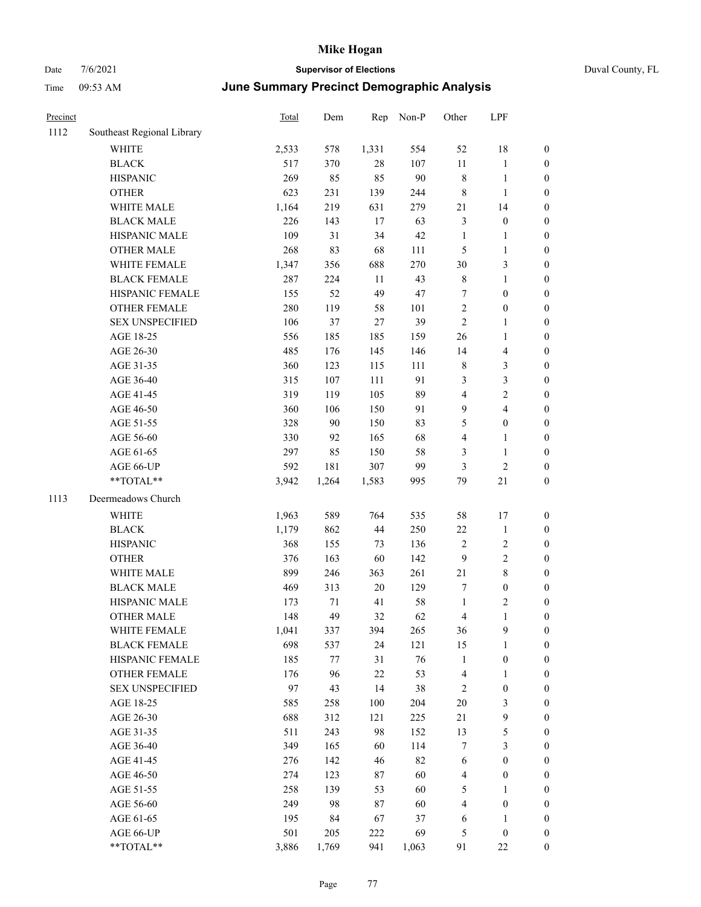# Mike Hogan

Date 7/6/2021 **Supervisor of Elections** Duval County, FL

Time 09:53 AM **June Summary Precinct Demographic Analysis**

| Precinct | | Total | Dem | Rep | Non-P | Other | LPF | |
|---|---|---|---|---|---|---|---|---|
| 1112 | Southeast Regional Library | | | | | | | |
| | WHITE | 2,533 | 578 | 1,331 | 554 | 52 | 18 | 0 |
| | BLACK | 517 | 370 | 28 | 107 | 11 | 1 | 0 |
| | HISPANIC | 269 | 85 | 85 | 90 | 8 | 1 | 0 |
| | OTHER | 623 | 231 | 139 | 244 | 8 | 1 | 0 |
| | WHITE MALE | 1,164 | 219 | 631 | 279 | 21 | 14 | 0 |
| | BLACK MALE | 226 | 143 | 17 | 63 | 3 | 0 | 0 |
| | HISPANIC MALE | 109 | 31 | 34 | 42 | 1 | 1 | 0 |
| | OTHER MALE | 268 | 83 | 68 | 111 | 5 | 1 | 0 |
| | WHITE FEMALE | 1,347 | 356 | 688 | 270 | 30 | 3 | 0 |
| | BLACK FEMALE | 287 | 224 | 11 | 43 | 8 | 1 | 0 |
| | HISPANIC FEMALE | 155 | 52 | 49 | 47 | 7 | 0 | 0 |
| | OTHER FEMALE | 280 | 119 | 58 | 101 | 2 | 0 | 0 |
| | SEX UNSPECIFIED | 106 | 37 | 27 | 39 | 2 | 1 | 0 |
| | AGE 18-25 | 556 | 185 | 185 | 159 | 26 | 1 | 0 |
| | AGE 26-30 | 485 | 176 | 145 | 146 | 14 | 4 | 0 |
| | AGE 31-35 | 360 | 123 | 115 | 111 | 8 | 3 | 0 |
| | AGE 36-40 | 315 | 107 | 111 | 91 | 3 | 3 | 0 |
| | AGE 41-45 | 319 | 119 | 105 | 89 | 4 | 2 | 0 |
| | AGE 46-50 | 360 | 106 | 150 | 91 | 9 | 4 | 0 |
| | AGE 51-55 | 328 | 90 | 150 | 83 | 5 | 0 | 0 |
| | AGE 56-60 | 330 | 92 | 165 | 68 | 4 | 1 | 0 |
| | AGE 61-65 | 297 | 85 | 150 | 58 | 3 | 1 | 0 |
| | AGE 66-UP | 592 | 181 | 307 | 99 | 3 | 2 | 0 |
| | **TOTAL** | 3,942 | 1,264 | 1,583 | 995 | 79 | 21 | 0 |
| 1113 | Deermeadows Church | | | | | | | |
| | WHITE | 1,963 | 589 | 764 | 535 | 58 | 17 | 0 |
| | BLACK | 1,179 | 862 | 44 | 250 | 22 | 1 | 0 |
| | HISPANIC | 368 | 155 | 73 | 136 | 2 | 2 | 0 |
| | OTHER | 376 | 163 | 60 | 142 | 9 | 2 | 0 |
| | WHITE MALE | 899 | 246 | 363 | 261 | 21 | 8 | 0 |
| | BLACK MALE | 469 | 313 | 20 | 129 | 7 | 0 | 0 |
| | HISPANIC MALE | 173 | 71 | 41 | 58 | 1 | 2 | 0 |
| | OTHER MALE | 148 | 49 | 32 | 62 | 4 | 1 | 0 |
| | WHITE FEMALE | 1,041 | 337 | 394 | 265 | 36 | 9 | 0 |
| | BLACK FEMALE | 698 | 537 | 24 | 121 | 15 | 1 | 0 |
| | HISPANIC FEMALE | 185 | 77 | 31 | 76 | 1 | 0 | 0 |
| | OTHER FEMALE | 176 | 96 | 22 | 53 | 4 | 1 | 0 |
| | SEX UNSPECIFIED | 97 | 43 | 14 | 38 | 2 | 0 | 0 |
| | AGE 18-25 | 585 | 258 | 100 | 204 | 20 | 3 | 0 |
| | AGE 26-30 | 688 | 312 | 121 | 225 | 21 | 9 | 0 |
| | AGE 31-35 | 511 | 243 | 98 | 152 | 13 | 5 | 0 |
| | AGE 36-40 | 349 | 165 | 60 | 114 | 7 | 3 | 0 |
| | AGE 41-45 | 276 | 142 | 46 | 82 | 6 | 0 | 0 |
| | AGE 46-50 | 274 | 123 | 87 | 60 | 4 | 0 | 0 |
| | AGE 51-55 | 258 | 139 | 53 | 60 | 5 | 1 | 0 |
| | AGE 56-60 | 249 | 98 | 87 | 60 | 4 | 0 | 0 |
| | AGE 61-65 | 195 | 84 | 67 | 37 | 6 | 1 | 0 |
| | AGE 66-UP | 501 | 205 | 222 | 69 | 5 | 0 | 0 |
| | **TOTAL** | 3,886 | 1,769 | 941 | 1,063 | 91 | 22 | 0 |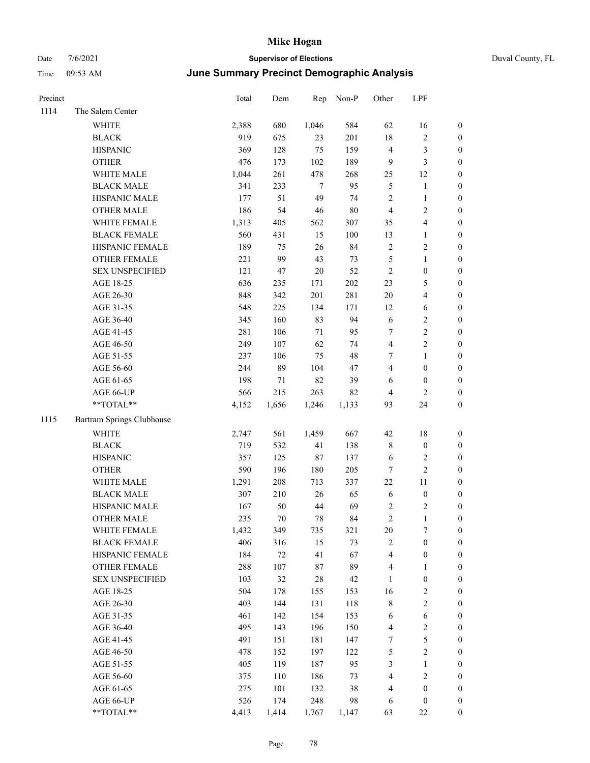# Mike Hogan

Date 7/6/2021 **Supervisor of Elections** Duval County, FL

Time 09:53 AM **June Summary Precinct Demographic Analysis**

| Precinct | | Total | Dem | Rep | Non-P | Other | LPF | |
|---|---|---|---|---|---|---|---|---|
| 1114 | The Salem Center | | | | | | | |
| | WHITE | 2,388 | 680 | 1,046 | 584 | 62 | 16 | 0 |
| | BLACK | 919 | 675 | 23 | 201 | 18 | 2 | 0 |
| | HISPANIC | 369 | 128 | 75 | 159 | 4 | 3 | 0 |
| | OTHER | 476 | 173 | 102 | 189 | 9 | 3 | 0 |
| | WHITE MALE | 1,044 | 261 | 478 | 268 | 25 | 12 | 0 |
| | BLACK MALE | 341 | 233 | 7 | 95 | 5 | 1 | 0 |
| | HISPANIC MALE | 177 | 51 | 49 | 74 | 2 | 1 | 0 |
| | OTHER MALE | 186 | 54 | 46 | 80 | 4 | 2 | 0 |
| | WHITE FEMALE | 1,313 | 405 | 562 | 307 | 35 | 4 | 0 |
| | BLACK FEMALE | 560 | 431 | 15 | 100 | 13 | 1 | 0 |
| | HISPANIC FEMALE | 189 | 75 | 26 | 84 | 2 | 2 | 0 |
| | OTHER FEMALE | 221 | 99 | 43 | 73 | 5 | 1 | 0 |
| | SEX UNSPECIFIED | 121 | 47 | 20 | 52 | 2 | 0 | 0 |
| | AGE 18-25 | 636 | 235 | 171 | 202 | 23 | 5 | 0 |
| | AGE 26-30 | 848 | 342 | 201 | 281 | 20 | 4 | 0 |
| | AGE 31-35 | 548 | 225 | 134 | 171 | 12 | 6 | 0 |
| | AGE 36-40 | 345 | 160 | 83 | 94 | 6 | 2 | 0 |
| | AGE 41-45 | 281 | 106 | 71 | 95 | 7 | 2 | 0 |
| | AGE 46-50 | 249 | 107 | 62 | 74 | 4 | 2 | 0 |
| | AGE 51-55 | 237 | 106 | 75 | 48 | 7 | 1 | 0 |
| | AGE 56-60 | 244 | 89 | 104 | 47 | 4 | 0 | 0 |
| | AGE 61-65 | 198 | 71 | 82 | 39 | 6 | 0 | 0 |
| | AGE 66-UP | 566 | 215 | 263 | 82 | 4 | 2 | 0 |
| | **TOTAL** | 4,152 | 1,656 | 1,246 | 1,133 | 93 | 24 | 0 |
| 1115 | Bartram Springs Clubhouse | | | | | | | |
| | WHITE | 2,747 | 561 | 1,459 | 667 | 42 | 18 | 0 |
| | BLACK | 719 | 532 | 41 | 138 | 8 | 0 | 0 |
| | HISPANIC | 357 | 125 | 87 | 137 | 6 | 2 | 0 |
| | OTHER | 590 | 196 | 180 | 205 | 7 | 2 | 0 |
| | WHITE MALE | 1,291 | 208 | 713 | 337 | 22 | 11 | 0 |
| | BLACK MALE | 307 | 210 | 26 | 65 | 6 | 0 | 0 |
| | HISPANIC MALE | 167 | 50 | 44 | 69 | 2 | 2 | 0 |
| | OTHER MALE | 235 | 70 | 78 | 84 | 2 | 1 | 0 |
| | WHITE FEMALE | 1,432 | 349 | 735 | 321 | 20 | 7 | 0 |
| | BLACK FEMALE | 406 | 316 | 15 | 73 | 2 | 0 | 0 |
| | HISPANIC FEMALE | 184 | 72 | 41 | 67 | 4 | 0 | 0 |
| | OTHER FEMALE | 288 | 107 | 87 | 89 | 4 | 1 | 0 |
| | SEX UNSPECIFIED | 103 | 32 | 28 | 42 | 1 | 0 | 0 |
| | AGE 18-25 | 504 | 178 | 155 | 153 | 16 | 2 | 0 |
| | AGE 26-30 | 403 | 144 | 131 | 118 | 8 | 2 | 0 |
| | AGE 31-35 | 461 | 142 | 154 | 153 | 6 | 6 | 0 |
| | AGE 36-40 | 495 | 143 | 196 | 150 | 4 | 2 | 0 |
| | AGE 41-45 | 491 | 151 | 181 | 147 | 7 | 5 | 0 |
| | AGE 46-50 | 478 | 152 | 197 | 122 | 5 | 2 | 0 |
| | AGE 51-55 | 405 | 119 | 187 | 95 | 3 | 1 | 0 |
| | AGE 56-60 | 375 | 110 | 186 | 73 | 4 | 2 | 0 |
| | AGE 61-65 | 275 | 101 | 132 | 38 | 4 | 0 | 0 |
| | AGE 66-UP | 526 | 174 | 248 | 98 | 6 | 0 | 0 |
| | **TOTAL** | 4,413 | 1,414 | 1,767 | 1,147 | 63 | 22 | 0 |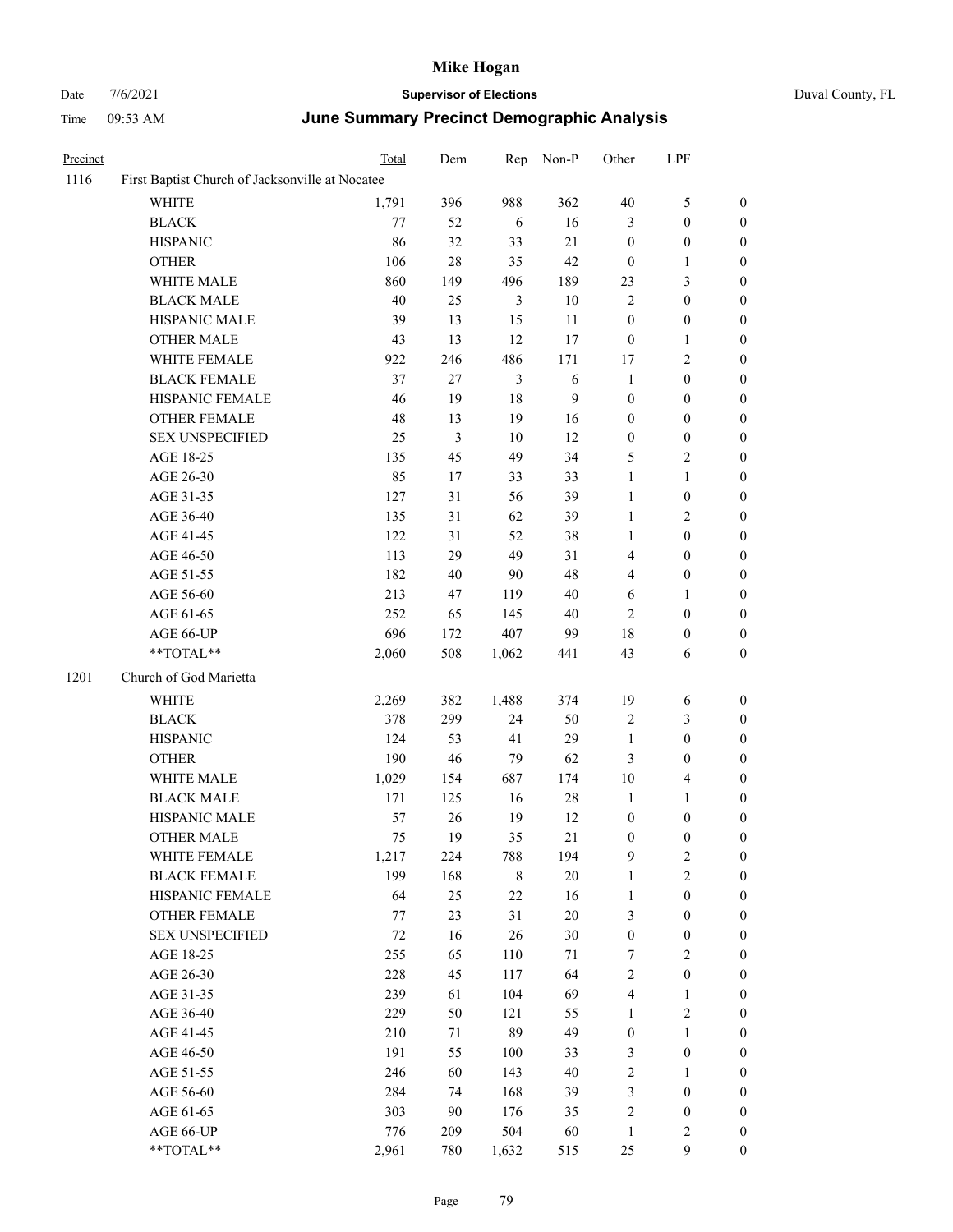# Mike Hogan

Date 7/6/2021 **Supervisor of Elections** Duval County, FL

Time 09:53 AM **June Summary Precinct Demographic Analysis**

| Precinct | | Total | Dem | Rep | Non-P | Other | LPF | |
|---|---|---|---|---|---|---|---|---|
| 1116 | First Baptist Church of Jacksonville at Nocatee | | | | | | | |
| | WHITE | 1,791 | 396 | 988 | 362 | 40 | 5 | 0 |
| | BLACK | 77 | 52 | 6 | 16 | 3 | 0 | 0 |
| | HISPANIC | 86 | 32 | 33 | 21 | 0 | 0 | 0 |
| | OTHER | 106 | 28 | 35 | 42 | 0 | 1 | 0 |
| | WHITE MALE | 860 | 149 | 496 | 189 | 23 | 3 | 0 |
| | BLACK MALE | 40 | 25 | 3 | 10 | 2 | 0 | 0 |
| | HISPANIC MALE | 39 | 13 | 15 | 11 | 0 | 0 | 0 |
| | OTHER MALE | 43 | 13 | 12 | 17 | 0 | 1 | 0 |
| | WHITE FEMALE | 922 | 246 | 486 | 171 | 17 | 2 | 0 |
| | BLACK FEMALE | 37 | 27 | 3 | 6 | 1 | 0 | 0 |
| | HISPANIC FEMALE | 46 | 19 | 18 | 9 | 0 | 0 | 0 |
| | OTHER FEMALE | 48 | 13 | 19 | 16 | 0 | 0 | 0 |
| | SEX UNSPECIFIED | 25 | 3 | 10 | 12 | 0 | 0 | 0 |
| | AGE 18-25 | 135 | 45 | 49 | 34 | 5 | 2 | 0 |
| | AGE 26-30 | 85 | 17 | 33 | 33 | 1 | 1 | 0 |
| | AGE 31-35 | 127 | 31 | 56 | 39 | 1 | 0 | 0 |
| | AGE 36-40 | 135 | 31 | 62 | 39 | 1 | 2 | 0 |
| | AGE 41-45 | 122 | 31 | 52 | 38 | 1 | 0 | 0 |
| | AGE 46-50 | 113 | 29 | 49 | 31 | 4 | 0 | 0 |
| | AGE 51-55 | 182 | 40 | 90 | 48 | 4 | 0 | 0 |
| | AGE 56-60 | 213 | 47 | 119 | 40 | 6 | 1 | 0 |
| | AGE 61-65 | 252 | 65 | 145 | 40 | 2 | 0 | 0 |
| | AGE 66-UP | 696 | 172 | 407 | 99 | 18 | 0 | 0 |
| | **TOTAL** | 2,060 | 508 | 1,062 | 441 | 43 | 6 | 0 |
| 1201 | Church of God Marietta | | | | | | | |
| | WHITE | 2,269 | 382 | 1,488 | 374 | 19 | 6 | 0 |
| | BLACK | 378 | 299 | 24 | 50 | 2 | 3 | 0 |
| | HISPANIC | 124 | 53 | 41 | 29 | 1 | 0 | 0 |
| | OTHER | 190 | 46 | 79 | 62 | 3 | 0 | 0 |
| | WHITE MALE | 1,029 | 154 | 687 | 174 | 10 | 4 | 0 |
| | BLACK MALE | 171 | 125 | 16 | 28 | 1 | 1 | 0 |
| | HISPANIC MALE | 57 | 26 | 19 | 12 | 0 | 0 | 0 |
| | OTHER MALE | 75 | 19 | 35 | 21 | 0 | 0 | 0 |
| | WHITE FEMALE | 1,217 | 224 | 788 | 194 | 9 | 2 | 0 |
| | BLACK FEMALE | 199 | 168 | 8 | 20 | 1 | 2 | 0 |
| | HISPANIC FEMALE | 64 | 25 | 22 | 16 | 1 | 0 | 0 |
| | OTHER FEMALE | 77 | 23 | 31 | 20 | 3 | 0 | 0 |
| | SEX UNSPECIFIED | 72 | 16 | 26 | 30 | 0 | 0 | 0 |
| | AGE 18-25 | 255 | 65 | 110 | 71 | 7 | 2 | 0 |
| | AGE 26-30 | 228 | 45 | 117 | 64 | 2 | 0 | 0 |
| | AGE 31-35 | 239 | 61 | 104 | 69 | 4 | 1 | 0 |
| | AGE 36-40 | 229 | 50 | 121 | 55 | 1 | 2 | 0 |
| | AGE 41-45 | 210 | 71 | 89 | 49 | 0 | 1 | 0 |
| | AGE 46-50 | 191 | 55 | 100 | 33 | 3 | 0 | 0 |
| | AGE 51-55 | 246 | 60 | 143 | 40 | 2 | 1 | 0 |
| | AGE 56-60 | 284 | 74 | 168 | 39 | 3 | 0 | 0 |
| | AGE 61-65 | 303 | 90 | 176 | 35 | 2 | 0 | 0 |
| | AGE 66-UP | 776 | 209 | 504 | 60 | 1 | 2 | 0 |
| | **TOTAL** | 2,961 | 780 | 1,632 | 515 | 25 | 9 | 0 |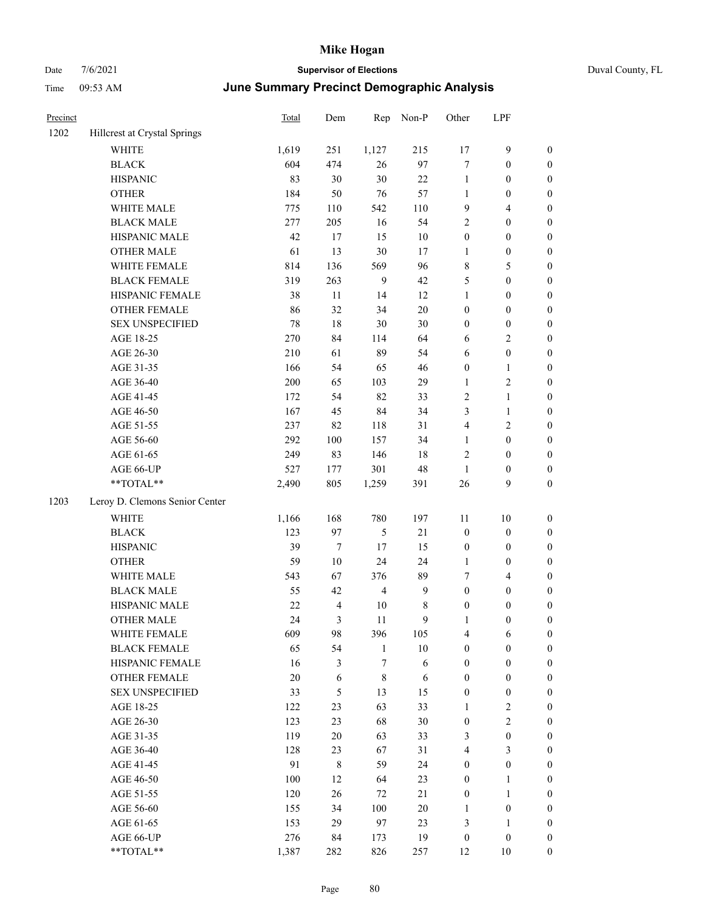# June Summary Precinct Demographic Analysis

| Precinct | | Total | Dem | Rep | Non-P | Other | LPF | |
|---|---|---|---|---|---|---|---|---|
| 1202 | Hillcrest at Crystal Springs | | | | | | | |
| | WHITE | 1,619 | 251 | 1,127 | 215 | 17 | 9 | 0 |
| | BLACK | 604 | 474 | 26 | 97 | 7 | 0 | 0 |
| | HISPANIC | 83 | 30 | 30 | 22 | 1 | 0 | 0 |
| | OTHER | 184 | 50 | 76 | 57 | 1 | 0 | 0 |
| | WHITE MALE | 775 | 110 | 542 | 110 | 9 | 4 | 0 |
| | BLACK MALE | 277 | 205 | 16 | 54 | 2 | 0 | 0 |
| | HISPANIC MALE | 42 | 17 | 15 | 10 | 0 | 0 | 0 |
| | OTHER MALE | 61 | 13 | 30 | 17 | 1 | 0 | 0 |
| | WHITE FEMALE | 814 | 136 | 569 | 96 | 8 | 5 | 0 |
| | BLACK FEMALE | 319 | 263 | 9 | 42 | 5 | 0 | 0 |
| | HISPANIC FEMALE | 38 | 11 | 14 | 12 | 1 | 0 | 0 |
| | OTHER FEMALE | 86 | 32 | 34 | 20 | 0 | 0 | 0 |
| | SEX UNSPECIFIED | 78 | 18 | 30 | 30 | 0 | 0 | 0 |
| | AGE 18-25 | 270 | 84 | 114 | 64 | 6 | 2 | 0 |
| | AGE 26-30 | 210 | 61 | 89 | 54 | 6 | 0 | 0 |
| | AGE 31-35 | 166 | 54 | 65 | 46 | 0 | 1 | 0 |
| | AGE 36-40 | 200 | 65 | 103 | 29 | 1 | 2 | 0 |
| | AGE 41-45 | 172 | 54 | 82 | 33 | 2 | 1 | 0 |
| | AGE 46-50 | 167 | 45 | 84 | 34 | 3 | 1 | 0 |
| | AGE 51-55 | 237 | 82 | 118 | 31 | 4 | 2 | 0 |
| | AGE 56-60 | 292 | 100 | 157 | 34 | 1 | 0 | 0 |
| | AGE 61-65 | 249 | 83 | 146 | 18 | 2 | 0 | 0 |
| | AGE 66-UP | 527 | 177 | 301 | 48 | 1 | 0 | 0 |
| | **TOTAL** | 2,490 | 805 | 1,259 | 391 | 26 | 9 | 0 |
| 1203 | Leroy D. Clemons Senior Center | | | | | | | |
| | WHITE | 1,166 | 168 | 780 | 197 | 11 | 10 | 0 |
| | BLACK | 123 | 97 | 5 | 21 | 0 | 0 | 0 |
| | HISPANIC | 39 | 7 | 17 | 15 | 0 | 0 | 0 |
| | OTHER | 59 | 10 | 24 | 24 | 1 | 0 | 0 |
| | WHITE MALE | 543 | 67 | 376 | 89 | 7 | 4 | 0 |
| | BLACK MALE | 55 | 42 | 4 | 9 | 0 | 0 | 0 |
| | HISPANIC MALE | 22 | 4 | 10 | 8 | 0 | 0 | 0 |
| | OTHER MALE | 24 | 3 | 11 | 9 | 1 | 0 | 0 |
| | WHITE FEMALE | 609 | 98 | 396 | 105 | 4 | 6 | 0 |
| | BLACK FEMALE | 65 | 54 | 1 | 10 | 0 | 0 | 0 |
| | HISPANIC FEMALE | 16 | 3 | 7 | 6 | 0 | 0 | 0 |
| | OTHER FEMALE | 20 | 6 | 8 | 6 | 0 | 0 | 0 |
| | SEX UNSPECIFIED | 33 | 5 | 13 | 15 | 0 | 0 | 0 |
| | AGE 18-25 | 122 | 23 | 63 | 33 | 1 | 2 | 0 |
| | AGE 26-30 | 123 | 23 | 68 | 30 | 0 | 2 | 0 |
| | AGE 31-35 | 119 | 20 | 63 | 33 | 3 | 0 | 0 |
| | AGE 36-40 | 128 | 23 | 67 | 31 | 4 | 3 | 0 |
| | AGE 41-45 | 91 | 8 | 59 | 24 | 0 | 0 | 0 |
| | AGE 46-50 | 100 | 12 | 64 | 23 | 0 | 1 | 0 |
| | AGE 51-55 | 120 | 26 | 72 | 21 | 0 | 1 | 0 |
| | AGE 56-60 | 155 | 34 | 100 | 20 | 1 | 0 | 0 |
| | AGE 61-65 | 153 | 29 | 97 | 23 | 3 | 1 | 0 |
| | AGE 66-UP | 276 | 84 | 173 | 19 | 0 | 0 | 0 |
| | **TOTAL** | 1,387 | 282 | 826 | 257 | 12 | 10 | 0 |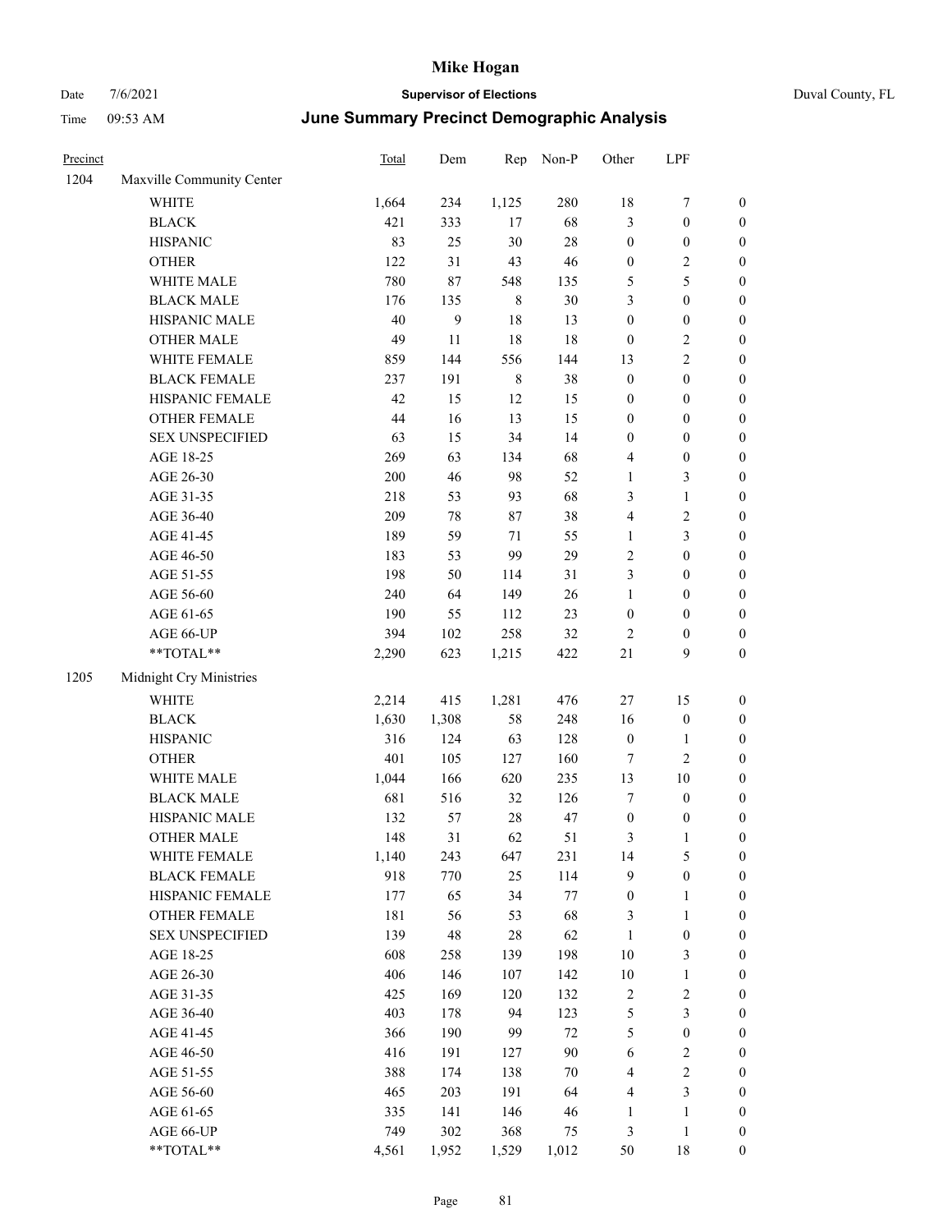# Mike Hogan

Date 7/6/2021 **Supervisor of Elections** Duval County, FL

Time 09:53 AM **June Summary Precinct Demographic Analysis**

| Precinct | | Total | Dem | Rep | Non-P | Other | LPF | |
|---|---|---|---|---|---|---|---|---|
| 1204 | Maxville Community Center | | | | | | | |
| | WHITE | 1,664 | 234 | 1,125 | 280 | 18 | 7 | 0 |
| | BLACK | 421 | 333 | 17 | 68 | 3 | 0 | 0 |
| | HISPANIC | 83 | 25 | 30 | 28 | 0 | 0 | 0 |
| | OTHER | 122 | 31 | 43 | 46 | 0 | 2 | 0 |
| | WHITE MALE | 780 | 87 | 548 | 135 | 5 | 5 | 0 |
| | BLACK MALE | 176 | 135 | 8 | 30 | 3 | 0 | 0 |
| | HISPANIC MALE | 40 | 9 | 18 | 13 | 0 | 0 | 0 |
| | OTHER MALE | 49 | 11 | 18 | 18 | 0 | 2 | 0 |
| | WHITE FEMALE | 859 | 144 | 556 | 144 | 13 | 2 | 0 |
| | BLACK FEMALE | 237 | 191 | 8 | 38 | 0 | 0 | 0 |
| | HISPANIC FEMALE | 42 | 15 | 12 | 15 | 0 | 0 | 0 |
| | OTHER FEMALE | 44 | 16 | 13 | 15 | 0 | 0 | 0 |
| | SEX UNSPECIFIED | 63 | 15 | 34 | 14 | 0 | 0 | 0 |
| | AGE 18-25 | 269 | 63 | 134 | 68 | 4 | 0 | 0 |
| | AGE 26-30 | 200 | 46 | 98 | 52 | 1 | 3 | 0 |
| | AGE 31-35 | 218 | 53 | 93 | 68 | 3 | 1 | 0 |
| | AGE 36-40 | 209 | 78 | 87 | 38 | 4 | 2 | 0 |
| | AGE 41-45 | 189 | 59 | 71 | 55 | 1 | 3 | 0 |
| | AGE 46-50 | 183 | 53 | 99 | 29 | 2 | 0 | 0 |
| | AGE 51-55 | 198 | 50 | 114 | 31 | 3 | 0 | 0 |
| | AGE 56-60 | 240 | 64 | 149 | 26 | 1 | 0 | 0 |
| | AGE 61-65 | 190 | 55 | 112 | 23 | 0 | 0 | 0 |
| | AGE 66-UP | 394 | 102 | 258 | 32 | 2 | 0 | 0 |
| | **TOTAL** | 2,290 | 623 | 1,215 | 422 | 21 | 9 | 0 |
| 1205 | Midnight Cry Ministries | | | | | | | |
| | WHITE | 2,214 | 415 | 1,281 | 476 | 27 | 15 | 0 |
| | BLACK | 1,630 | 1,308 | 58 | 248 | 16 | 0 | 0 |
| | HISPANIC | 316 | 124 | 63 | 128 | 0 | 1 | 0 |
| | OTHER | 401 | 105 | 127 | 160 | 7 | 2 | 0 |
| | WHITE MALE | 1,044 | 166 | 620 | 235 | 13 | 10 | 0 |
| | BLACK MALE | 681 | 516 | 32 | 126 | 7 | 0 | 0 |
| | HISPANIC MALE | 132 | 57 | 28 | 47 | 0 | 0 | 0 |
| | OTHER MALE | 148 | 31 | 62 | 51 | 3 | 1 | 0 |
| | WHITE FEMALE | 1,140 | 243 | 647 | 231 | 14 | 5 | 0 |
| | BLACK FEMALE | 918 | 770 | 25 | 114 | 9 | 0 | 0 |
| | HISPANIC FEMALE | 177 | 65 | 34 | 77 | 0 | 1 | 0 |
| | OTHER FEMALE | 181 | 56 | 53 | 68 | 3 | 1 | 0 |
| | SEX UNSPECIFIED | 139 | 48 | 28 | 62 | 1 | 0 | 0 |
| | AGE 18-25 | 608 | 258 | 139 | 198 | 10 | 3 | 0 |
| | AGE 26-30 | 406 | 146 | 107 | 142 | 10 | 1 | 0 |
| | AGE 31-35 | 425 | 169 | 120 | 132 | 2 | 2 | 0 |
| | AGE 36-40 | 403 | 178 | 94 | 123 | 5 | 3 | 0 |
| | AGE 41-45 | 366 | 190 | 99 | 72 | 5 | 0 | 0 |
| | AGE 46-50 | 416 | 191 | 127 | 90 | 6 | 2 | 0 |
| | AGE 51-55 | 388 | 174 | 138 | 70 | 4 | 2 | 0 |
| | AGE 56-60 | 465 | 203 | 191 | 64 | 4 | 3 | 0 |
| | AGE 61-65 | 335 | 141 | 146 | 46 | 1 | 1 | 0 |
| | AGE 66-UP | 749 | 302 | 368 | 75 | 3 | 1 | 0 |
| | **TOTAL** | 4,561 | 1,952 | 1,529 | 1,012 | 50 | 18 | 0 |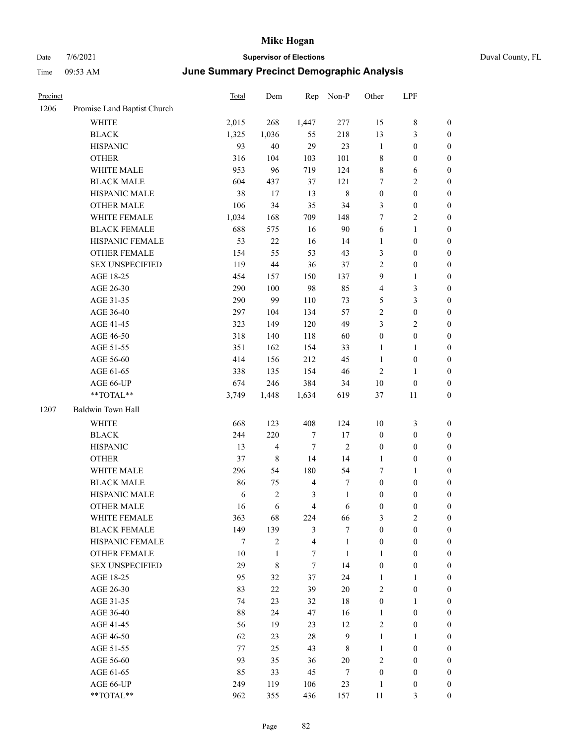# Mike Hogan

Date 7/6/2021 **Supervisor of Elections** Duval County, FL

Time 09:53 AM **June Summary Precinct Demographic Analysis**

| Precinct | | Total | Dem | Rep | Non-P | Other | LPF | |
|---|---|---|---|---|---|---|---|---|
| 1206 | Promise Land Baptist Church | | | | | | | |
| | WHITE | 2,015 | 268 | 1,447 | 277 | 15 | 8 | 0 |
| | BLACK | 1,325 | 1,036 | 55 | 218 | 13 | 3 | 0 |
| | HISPANIC | 93 | 40 | 29 | 23 | 1 | 0 | 0 |
| | OTHER | 316 | 104 | 103 | 101 | 8 | 0 | 0 |
| | WHITE MALE | 953 | 96 | 719 | 124 | 8 | 6 | 0 |
| | BLACK MALE | 604 | 437 | 37 | 121 | 7 | 2 | 0 |
| | HISPANIC MALE | 38 | 17 | 13 | 8 | 0 | 0 | 0 |
| | OTHER MALE | 106 | 34 | 35 | 34 | 3 | 0 | 0 |
| | WHITE FEMALE | 1,034 | 168 | 709 | 148 | 7 | 2 | 0 |
| | BLACK FEMALE | 688 | 575 | 16 | 90 | 6 | 1 | 0 |
| | HISPANIC FEMALE | 53 | 22 | 16 | 14 | 1 | 0 | 0 |
| | OTHER FEMALE | 154 | 55 | 53 | 43 | 3 | 0 | 0 |
| | SEX UNSPECIFIED | 119 | 44 | 36 | 37 | 2 | 0 | 0 |
| | AGE 18-25 | 454 | 157 | 150 | 137 | 9 | 1 | 0 |
| | AGE 26-30 | 290 | 100 | 98 | 85 | 4 | 3 | 0 |
| | AGE 31-35 | 290 | 99 | 110 | 73 | 5 | 3 | 0 |
| | AGE 36-40 | 297 | 104 | 134 | 57 | 2 | 0 | 0 |
| | AGE 41-45 | 323 | 149 | 120 | 49 | 3 | 2 | 0 |
| | AGE 46-50 | 318 | 140 | 118 | 60 | 0 | 0 | 0 |
| | AGE 51-55 | 351 | 162 | 154 | 33 | 1 | 1 | 0 |
| | AGE 56-60 | 414 | 156 | 212 | 45 | 1 | 0 | 0 |
| | AGE 61-65 | 338 | 135 | 154 | 46 | 2 | 1 | 0 |
| | AGE 66-UP | 674 | 246 | 384 | 34 | 10 | 0 | 0 |
| | **TOTAL** | 3,749 | 1,448 | 1,634 | 619 | 37 | 11 | 0 |
| 1207 | Baldwin Town Hall | | | | | | | |
| | WHITE | 668 | 123 | 408 | 124 | 10 | 3 | 0 |
| | BLACK | 244 | 220 | 7 | 17 | 0 | 0 | 0 |
| | HISPANIC | 13 | 4 | 7 | 2 | 0 | 0 | 0 |
| | OTHER | 37 | 8 | 14 | 14 | 1 | 0 | 0 |
| | WHITE MALE | 296 | 54 | 180 | 54 | 7 | 1 | 0 |
| | BLACK MALE | 86 | 75 | 4 | 7 | 0 | 0 | 0 |
| | HISPANIC MALE | 6 | 2 | 3 | 1 | 0 | 0 | 0 |
| | OTHER MALE | 16 | 6 | 4 | 6 | 0 | 0 | 0 |
| | WHITE FEMALE | 363 | 68 | 224 | 66 | 3 | 2 | 0 |
| | BLACK FEMALE | 149 | 139 | 3 | 7 | 0 | 0 | 0 |
| | HISPANIC FEMALE | 7 | 2 | 4 | 1 | 0 | 0 | 0 |
| | OTHER FEMALE | 10 | 1 | 7 | 1 | 1 | 0 | 0 |
| | SEX UNSPECIFIED | 29 | 8 | 7 | 14 | 0 | 0 | 0 |
| | AGE 18-25 | 95 | 32 | 37 | 24 | 1 | 1 | 0 |
| | AGE 26-30 | 83 | 22 | 39 | 20 | 2 | 0 | 0 |
| | AGE 31-35 | 74 | 23 | 32 | 18 | 0 | 1 | 0 |
| | AGE 36-40 | 88 | 24 | 47 | 16 | 1 | 0 | 0 |
| | AGE 41-45 | 56 | 19 | 23 | 12 | 2 | 0 | 0 |
| | AGE 46-50 | 62 | 23 | 28 | 9 | 1 | 1 | 0 |
| | AGE 51-55 | 77 | 25 | 43 | 8 | 1 | 0 | 0 |
| | AGE 56-60 | 93 | 35 | 36 | 20 | 2 | 0 | 0 |
| | AGE 61-65 | 85 | 33 | 45 | 7 | 0 | 0 | 0 |
| | AGE 66-UP | 249 | 119 | 106 | 23 | 1 | 0 | 0 |
| | **TOTAL** | 962 | 355 | 436 | 157 | 11 | 3 | 0 |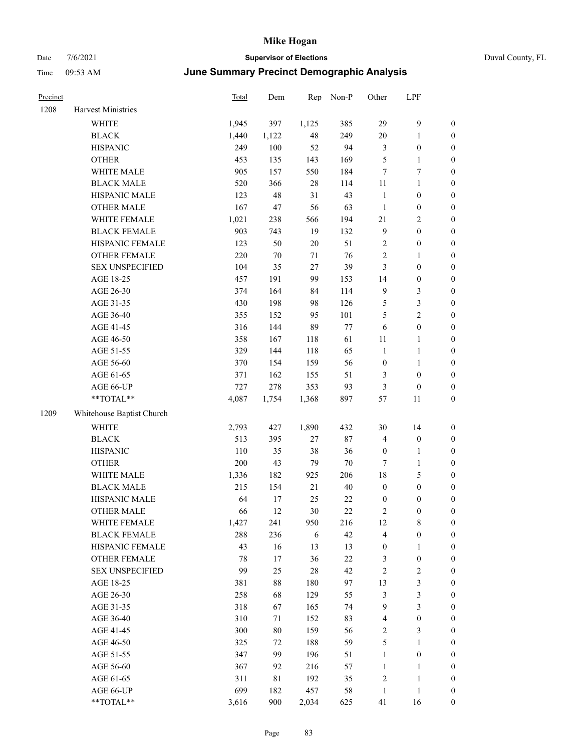# Mike Hogan

Date 7/6/2021 **Supervisor of Elections** Duval County, FL

Time 09:53 AM **June Summary Precinct Demographic Analysis**

| Precinct | | Total | Dem | Rep | Non-P | Other | LPF | |
|---|---|---|---|---|---|---|---|---|
| 1208 | Harvest Ministries | | | | | | | |
| | WHITE | 1,945 | 397 | 1,125 | 385 | 29 | 9 | 0 |
| | BLACK | 1,440 | 1,122 | 48 | 249 | 20 | 1 | 0 |
| | HISPANIC | 249 | 100 | 52 | 94 | 3 | 0 | 0 |
| | OTHER | 453 | 135 | 143 | 169 | 5 | 1 | 0 |
| | WHITE MALE | 905 | 157 | 550 | 184 | 7 | 7 | 0 |
| | BLACK MALE | 520 | 366 | 28 | 114 | 11 | 1 | 0 |
| | HISPANIC MALE | 123 | 48 | 31 | 43 | 1 | 0 | 0 |
| | OTHER MALE | 167 | 47 | 56 | 63 | 1 | 0 | 0 |
| | WHITE FEMALE | 1,021 | 238 | 566 | 194 | 21 | 2 | 0 |
| | BLACK FEMALE | 903 | 743 | 19 | 132 | 9 | 0 | 0 |
| | HISPANIC FEMALE | 123 | 50 | 20 | 51 | 2 | 0 | 0 |
| | OTHER FEMALE | 220 | 70 | 71 | 76 | 2 | 1 | 0 |
| | SEX UNSPECIFIED | 104 | 35 | 27 | 39 | 3 | 0 | 0 |
| | AGE 18-25 | 457 | 191 | 99 | 153 | 14 | 0 | 0 |
| | AGE 26-30 | 374 | 164 | 84 | 114 | 9 | 3 | 0 |
| | AGE 31-35 | 430 | 198 | 98 | 126 | 5 | 3 | 0 |
| | AGE 36-40 | 355 | 152 | 95 | 101 | 5 | 2 | 0 |
| | AGE 41-45 | 316 | 144 | 89 | 77 | 6 | 0 | 0 |
| | AGE 46-50 | 358 | 167 | 118 | 61 | 11 | 1 | 0 |
| | AGE 51-55 | 329 | 144 | 118 | 65 | 1 | 1 | 0 |
| | AGE 56-60 | 370 | 154 | 159 | 56 | 0 | 1 | 0 |
| | AGE 61-65 | 371 | 162 | 155 | 51 | 3 | 0 | 0 |
| | AGE 66-UP | 727 | 278 | 353 | 93 | 3 | 0 | 0 |
| | **TOTAL** | 4,087 | 1,754 | 1,368 | 897 | 57 | 11 | 0 |
| 1209 | Whitehouse Baptist Church | | | | | | | |
| | WHITE | 2,793 | 427 | 1,890 | 432 | 30 | 14 | 0 |
| | BLACK | 513 | 395 | 27 | 87 | 4 | 0 | 0 |
| | HISPANIC | 110 | 35 | 38 | 36 | 0 | 1 | 0 |
| | OTHER | 200 | 43 | 79 | 70 | 7 | 1 | 0 |
| | WHITE MALE | 1,336 | 182 | 925 | 206 | 18 | 5 | 0 |
| | BLACK MALE | 215 | 154 | 21 | 40 | 0 | 0 | 0 |
| | HISPANIC MALE | 64 | 17 | 25 | 22 | 0 | 0 | 0 |
| | OTHER MALE | 66 | 12 | 30 | 22 | 2 | 0 | 0 |
| | WHITE FEMALE | 1,427 | 241 | 950 | 216 | 12 | 8 | 0 |
| | BLACK FEMALE | 288 | 236 | 6 | 42 | 4 | 0 | 0 |
| | HISPANIC FEMALE | 43 | 16 | 13 | 13 | 0 | 1 | 0 |
| | OTHER FEMALE | 78 | 17 | 36 | 22 | 3 | 0 | 0 |
| | SEX UNSPECIFIED | 99 | 25 | 28 | 42 | 2 | 2 | 0 |
| | AGE 18-25 | 381 | 88 | 180 | 97 | 13 | 3 | 0 |
| | AGE 26-30 | 258 | 68 | 129 | 55 | 3 | 3 | 0 |
| | AGE 31-35 | 318 | 67 | 165 | 74 | 9 | 3 | 0 |
| | AGE 36-40 | 310 | 71 | 152 | 83 | 4 | 0 | 0 |
| | AGE 41-45 | 300 | 80 | 159 | 56 | 2 | 3 | 0 |
| | AGE 46-50 | 325 | 72 | 188 | 59 | 5 | 1 | 0 |
| | AGE 51-55 | 347 | 99 | 196 | 51 | 1 | 0 | 0 |
| | AGE 56-60 | 367 | 92 | 216 | 57 | 1 | 1 | 0 |
| | AGE 61-65 | 311 | 81 | 192 | 35 | 2 | 1 | 0 |
| | AGE 66-UP | 699 | 182 | 457 | 58 | 1 | 1 | 0 |
| | **TOTAL** | 3,616 | 900 | 2,034 | 625 | 41 | 16 | 0 |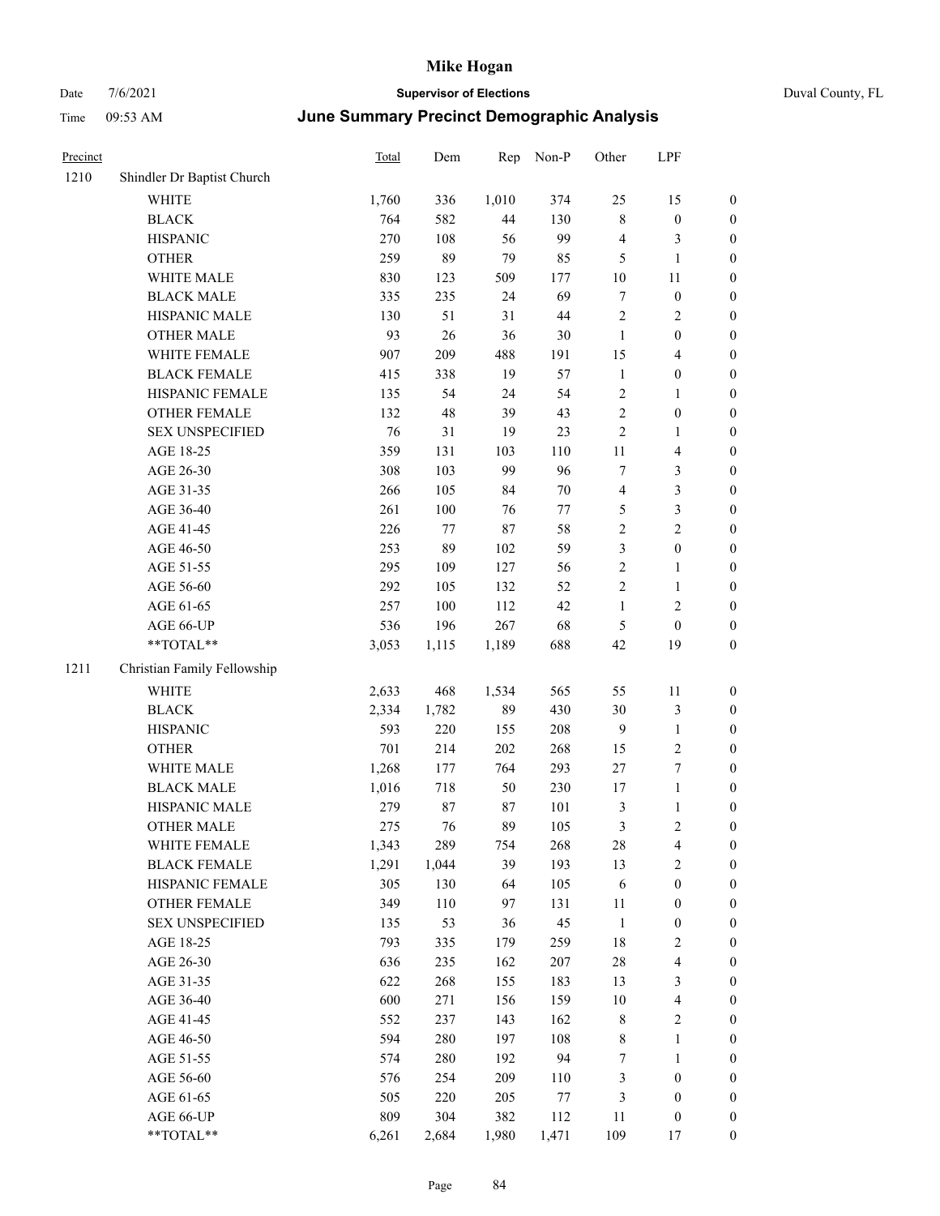| Precinct | | Total | Dem | Rep | Non-P | Other | LPF | |
|---|---|---|---|---|---|---|---|---|
| 1210 | Shindler Dr Baptist Church | | | | | | | |
| | WHITE | 1,760 | 336 | 1,010 | 374 | 25 | 15 | 0 |
| | BLACK | 764 | 582 | 44 | 130 | 8 | 0 | 0 |
| | HISPANIC | 270 | 108 | 56 | 99 | 4 | 3 | 0 |
| | OTHER | 259 | 89 | 79 | 85 | 5 | 1 | 0 |
| | WHITE MALE | 830 | 123 | 509 | 177 | 10 | 11 | 0 |
| | BLACK MALE | 335 | 235 | 24 | 69 | 7 | 0 | 0 |
| | HISPANIC MALE | 130 | 51 | 31 | 44 | 2 | 2 | 0 |
| | OTHER MALE | 93 | 26 | 36 | 30 | 1 | 0 | 0 |
| | WHITE FEMALE | 907 | 209 | 488 | 191 | 15 | 4 | 0 |
| | BLACK FEMALE | 415 | 338 | 19 | 57 | 1 | 0 | 0 |
| | HISPANIC FEMALE | 135 | 54 | 24 | 54 | 2 | 1 | 0 |
| | OTHER FEMALE | 132 | 48 | 39 | 43 | 2 | 0 | 0 |
| | SEX UNSPECIFIED | 76 | 31 | 19 | 23 | 2 | 1 | 0 |
| | AGE 18-25 | 359 | 131 | 103 | 110 | 11 | 4 | 0 |
| | AGE 26-30 | 308 | 103 | 99 | 96 | 7 | 3 | 0 |
| | AGE 31-35 | 266 | 105 | 84 | 70 | 4 | 3 | 0 |
| | AGE 36-40 | 261 | 100 | 76 | 77 | 5 | 3 | 0 |
| | AGE 41-45 | 226 | 77 | 87 | 58 | 2 | 2 | 0 |
| | AGE 46-50 | 253 | 89 | 102 | 59 | 3 | 0 | 0 |
| | AGE 51-55 | 295 | 109 | 127 | 56 | 2 | 1 | 0 |
| | AGE 56-60 | 292 | 105 | 132 | 52 | 2 | 1 | 0 |
| | AGE 61-65 | 257 | 100 | 112 | 42 | 1 | 2 | 0 |
| | AGE 66-UP | 536 | 196 | 267 | 68 | 5 | 0 | 0 |
| | **TOTAL** | 3,053 | 1,115 | 1,189 | 688 | 42 | 19 | 0 |
| 1211 | Christian Family Fellowship | | | | | | | |
| | WHITE | 2,633 | 468 | 1,534 | 565 | 55 | 11 | 0 |
| | BLACK | 2,334 | 1,782 | 89 | 430 | 30 | 3 | 0 |
| | HISPANIC | 593 | 220 | 155 | 208 | 9 | 1 | 0 |
| | OTHER | 701 | 214 | 202 | 268 | 15 | 2 | 0 |
| | WHITE MALE | 1,268 | 177 | 764 | 293 | 27 | 7 | 0 |
| | BLACK MALE | 1,016 | 718 | 50 | 230 | 17 | 1 | 0 |
| | HISPANIC MALE | 279 | 87 | 87 | 101 | 3 | 1 | 0 |
| | OTHER MALE | 275 | 76 | 89 | 105 | 3 | 2 | 0 |
| | WHITE FEMALE | 1,343 | 289 | 754 | 268 | 28 | 4 | 0 |
| | BLACK FEMALE | 1,291 | 1,044 | 39 | 193 | 13 | 2 | 0 |
| | HISPANIC FEMALE | 305 | 130 | 64 | 105 | 6 | 0 | 0 |
| | OTHER FEMALE | 349 | 110 | 97 | 131 | 11 | 0 | 0 |
| | SEX UNSPECIFIED | 135 | 53 | 36 | 45 | 1 | 0 | 0 |
| | AGE 18-25 | 793 | 335 | 179 | 259 | 18 | 2 | 0 |
| | AGE 26-30 | 636 | 235 | 162 | 207 | 28 | 4 | 0 |
| | AGE 31-35 | 622 | 268 | 155 | 183 | 13 | 3 | 0 |
| | AGE 36-40 | 600 | 271 | 156 | 159 | 10 | 4 | 0 |
| | AGE 41-45 | 552 | 237 | 143 | 162 | 8 | 2 | 0 |
| | AGE 46-50 | 594 | 280 | 197 | 108 | 8 | 1 | 0 |
| | AGE 51-55 | 574 | 280 | 192 | 94 | 7 | 1 | 0 |
| | AGE 56-60 | 576 | 254 | 209 | 110 | 3 | 0 | 0 |
| | AGE 61-65 | 505 | 220 | 205 | 77 | 3 | 0 | 0 |
| | AGE 66-UP | 809 | 304 | 382 | 112 | 11 | 0 | 0 |
| | **TOTAL** | 6,261 | 2,684 | 1,980 | 1,471 | 109 | 17 | 0 |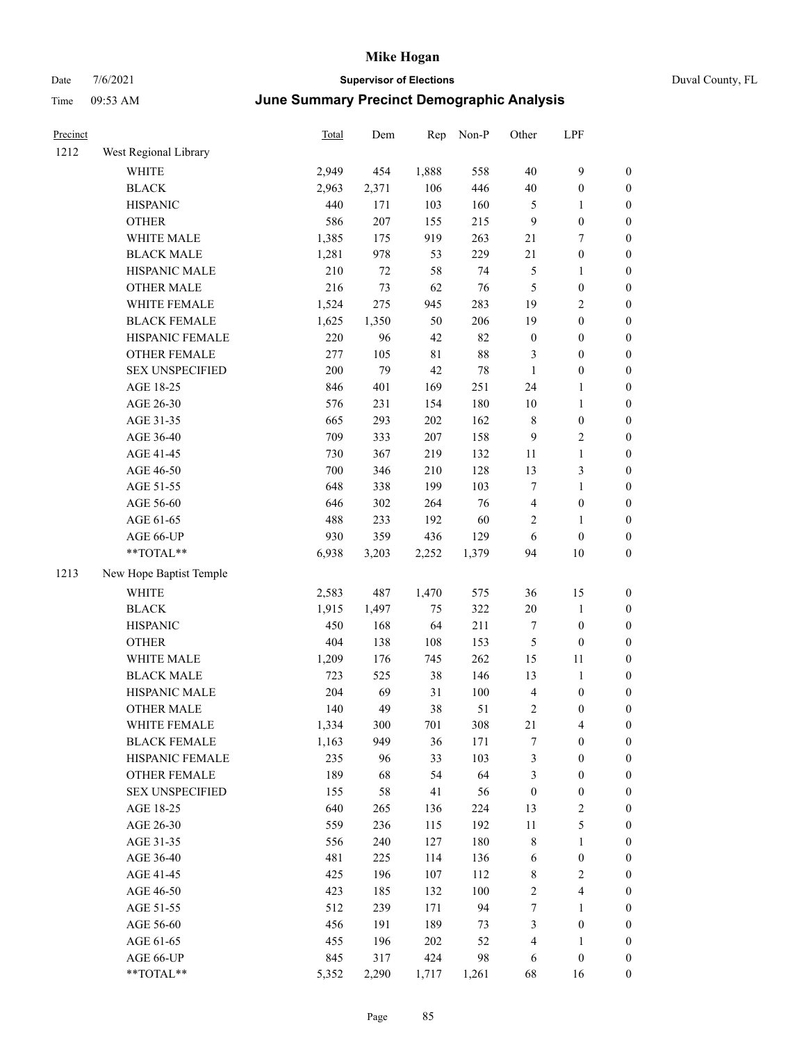# Mike Hogan

Date 7/6/2021 **Supervisor of Elections** Duval County, FL

Time 09:53 AM **June Summary Precinct Demographic Analysis**

| Precinct | | Total | Dem | Rep | Non-P | Other | LPF | |
|---|---|---|---|---|---|---|---|---|
| 1212 | West Regional Library | | | | | | | |
| | WHITE | 2,949 | 454 | 1,888 | 558 | 40 | 9 | 0 |
| | BLACK | 2,963 | 2,371 | 106 | 446 | 40 | 0 | 0 |
| | HISPANIC | 440 | 171 | 103 | 160 | 5 | 1 | 0 |
| | OTHER | 586 | 207 | 155 | 215 | 9 | 0 | 0 |
| | WHITE MALE | 1,385 | 175 | 919 | 263 | 21 | 7 | 0 |
| | BLACK MALE | 1,281 | 978 | 53 | 229 | 21 | 0 | 0 |
| | HISPANIC MALE | 210 | 72 | 58 | 74 | 5 | 1 | 0 |
| | OTHER MALE | 216 | 73 | 62 | 76 | 5 | 0 | 0 |
| | WHITE FEMALE | 1,524 | 275 | 945 | 283 | 19 | 2 | 0 |
| | BLACK FEMALE | 1,625 | 1,350 | 50 | 206 | 19 | 0 | 0 |
| | HISPANIC FEMALE | 220 | 96 | 42 | 82 | 0 | 0 | 0 |
| | OTHER FEMALE | 277 | 105 | 81 | 88 | 3 | 0 | 0 |
| | SEX UNSPECIFIED | 200 | 79 | 42 | 78 | 1 | 0 | 0 |
| | AGE 18-25 | 846 | 401 | 169 | 251 | 24 | 1 | 0 |
| | AGE 26-30 | 576 | 231 | 154 | 180 | 10 | 1 | 0 |
| | AGE 31-35 | 665 | 293 | 202 | 162 | 8 | 0 | 0 |
| | AGE 36-40 | 709 | 333 | 207 | 158 | 9 | 2 | 0 |
| | AGE 41-45 | 730 | 367 | 219 | 132 | 11 | 1 | 0 |
| | AGE 46-50 | 700 | 346 | 210 | 128 | 13 | 3 | 0 |
| | AGE 51-55 | 648 | 338 | 199 | 103 | 7 | 1 | 0 |
| | AGE 56-60 | 646 | 302 | 264 | 76 | 4 | 0 | 0 |
| | AGE 61-65 | 488 | 233 | 192 | 60 | 2 | 1 | 0 |
| | AGE 66-UP | 930 | 359 | 436 | 129 | 6 | 0 | 0 |
| | **TOTAL** | 6,938 | 3,203 | 2,252 | 1,379 | 94 | 10 | 0 |
| 1213 | New Hope Baptist Temple | | | | | | | |
| | WHITE | 2,583 | 487 | 1,470 | 575 | 36 | 15 | 0 |
| | BLACK | 1,915 | 1,497 | 75 | 322 | 20 | 1 | 0 |
| | HISPANIC | 450 | 168 | 64 | 211 | 7 | 0 | 0 |
| | OTHER | 404 | 138 | 108 | 153 | 5 | 0 | 0 |
| | WHITE MALE | 1,209 | 176 | 745 | 262 | 15 | 11 | 0 |
| | BLACK MALE | 723 | 525 | 38 | 146 | 13 | 1 | 0 |
| | HISPANIC MALE | 204 | 69 | 31 | 100 | 4 | 0 | 0 |
| | OTHER MALE | 140 | 49 | 38 | 51 | 2 | 0 | 0 |
| | WHITE FEMALE | 1,334 | 300 | 701 | 308 | 21 | 4 | 0 |
| | BLACK FEMALE | 1,163 | 949 | 36 | 171 | 7 | 0 | 0 |
| | HISPANIC FEMALE | 235 | 96 | 33 | 103 | 3 | 0 | 0 |
| | OTHER FEMALE | 189 | 68 | 54 | 64 | 3 | 0 | 0 |
| | SEX UNSPECIFIED | 155 | 58 | 41 | 56 | 0 | 0 | 0 |
| | AGE 18-25 | 640 | 265 | 136 | 224 | 13 | 2 | 0 |
| | AGE 26-30 | 559 | 236 | 115 | 192 | 11 | 5 | 0 |
| | AGE 31-35 | 556 | 240 | 127 | 180 | 8 | 1 | 0 |
| | AGE 36-40 | 481 | 225 | 114 | 136 | 6 | 0 | 0 |
| | AGE 41-45 | 425 | 196 | 107 | 112 | 8 | 2 | 0 |
| | AGE 46-50 | 423 | 185 | 132 | 100 | 2 | 4 | 0 |
| | AGE 51-55 | 512 | 239 | 171 | 94 | 7 | 1 | 0 |
| | AGE 56-60 | 456 | 191 | 189 | 73 | 3 | 0 | 0 |
| | AGE 61-65 | 455 | 196 | 202 | 52 | 4 | 1 | 0 |
| | AGE 66-UP | 845 | 317 | 424 | 98 | 6 | 0 | 0 |
| | **TOTAL** | 5,352 | 2,290 | 1,717 | 1,261 | 68 | 16 | 0 |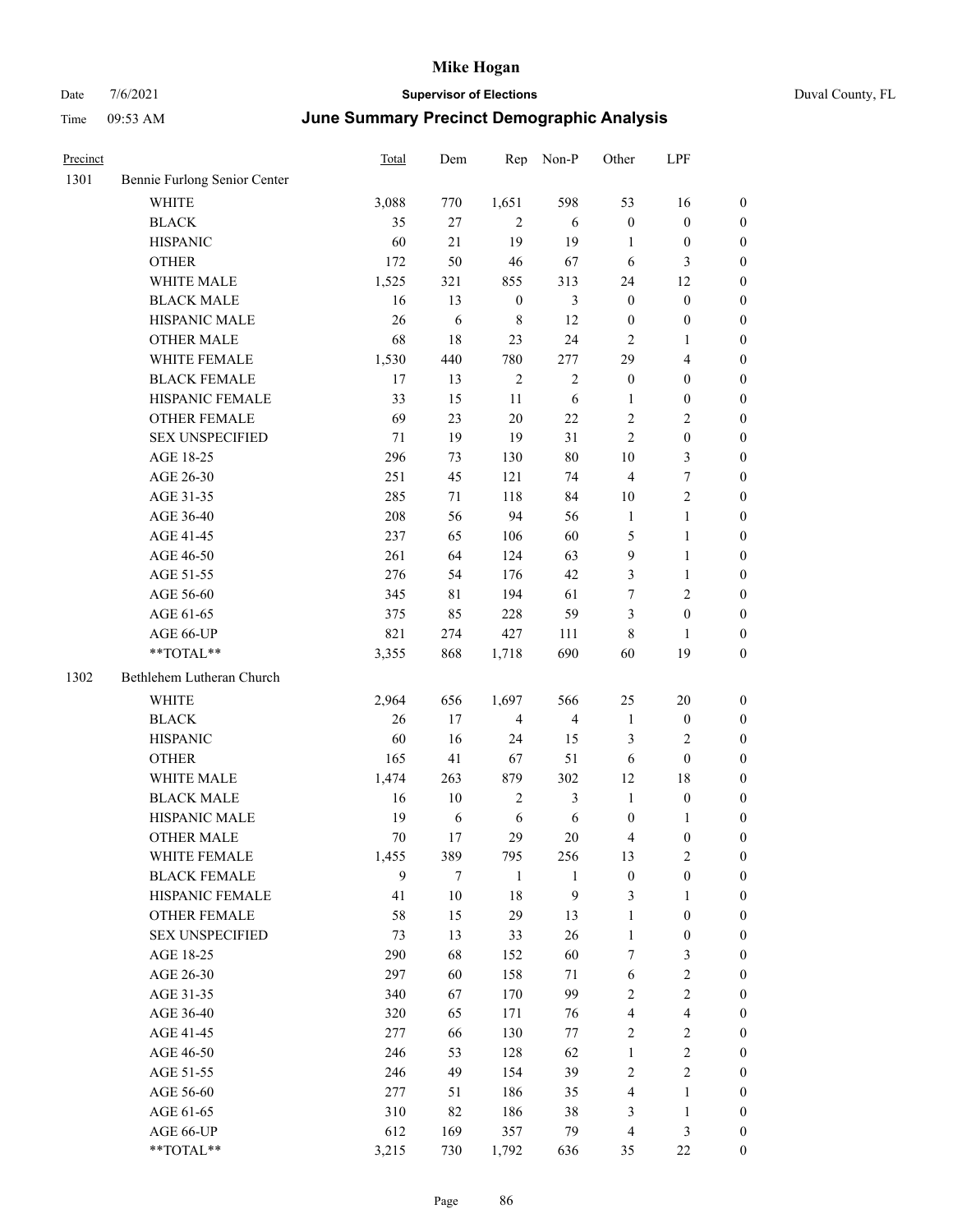# Mike Hogan

Date 7/6/2021 **Supervisor of Elections** Duval County, FL

Time 09:53 AM **June Summary Precinct Demographic Analysis**

| Precinct | | Total | Dem | Rep | Non-P | Other | LPF | |
|---|---|---|---|---|---|---|---|---|
| 1301 | Bennie Furlong Senior Center | | | | | | | |
| | WHITE | 3,088 | 770 | 1,651 | 598 | 53 | 16 | 0 |
| | BLACK | 35 | 27 | 2 | 6 | 0 | 0 | 0 |
| | HISPANIC | 60 | 21 | 19 | 19 | 1 | 0 | 0 |
| | OTHER | 172 | 50 | 46 | 67 | 6 | 3 | 0 |
| | WHITE MALE | 1,525 | 321 | 855 | 313 | 24 | 12 | 0 |
| | BLACK MALE | 16 | 13 | 0 | 3 | 0 | 0 | 0 |
| | HISPANIC MALE | 26 | 6 | 8 | 12 | 0 | 0 | 0 |
| | OTHER MALE | 68 | 18 | 23 | 24 | 2 | 1 | 0 |
| | WHITE FEMALE | 1,530 | 440 | 780 | 277 | 29 | 4 | 0 |
| | BLACK FEMALE | 17 | 13 | 2 | 2 | 0 | 0 | 0 |
| | HISPANIC FEMALE | 33 | 15 | 11 | 6 | 1 | 0 | 0 |
| | OTHER FEMALE | 69 | 23 | 20 | 22 | 2 | 2 | 0 |
| | SEX UNSPECIFIED | 71 | 19 | 19 | 31 | 2 | 0 | 0 |
| | AGE 18-25 | 296 | 73 | 130 | 80 | 10 | 3 | 0 |
| | AGE 26-30 | 251 | 45 | 121 | 74 | 4 | 7 | 0 |
| | AGE 31-35 | 285 | 71 | 118 | 84 | 10 | 2 | 0 |
| | AGE 36-40 | 208 | 56 | 94 | 56 | 1 | 1 | 0 |
| | AGE 41-45 | 237 | 65 | 106 | 60 | 5 | 1 | 0 |
| | AGE 46-50 | 261 | 64 | 124 | 63 | 9 | 1 | 0 |
| | AGE 51-55 | 276 | 54 | 176 | 42 | 3 | 1 | 0 |
| | AGE 56-60 | 345 | 81 | 194 | 61 | 7 | 2 | 0 |
| | AGE 61-65 | 375 | 85 | 228 | 59 | 3 | 0 | 0 |
| | AGE 66-UP | 821 | 274 | 427 | 111 | 8 | 1 | 0 |
| | **TOTAL** | 3,355 | 868 | 1,718 | 690 | 60 | 19 | 0 |
| 1302 | Bethlehem Lutheran Church | | | | | | | |
| | WHITE | 2,964 | 656 | 1,697 | 566 | 25 | 20 | 0 |
| | BLACK | 26 | 17 | 4 | 4 | 1 | 0 | 0 |
| | HISPANIC | 60 | 16 | 24 | 15 | 3 | 2 | 0 |
| | OTHER | 165 | 41 | 67 | 51 | 6 | 0 | 0 |
| | WHITE MALE | 1,474 | 263 | 879 | 302 | 12 | 18 | 0 |
| | BLACK MALE | 16 | 10 | 2 | 3 | 1 | 0 | 0 |
| | HISPANIC MALE | 19 | 6 | 6 | 6 | 0 | 1 | 0 |
| | OTHER MALE | 70 | 17 | 29 | 20 | 4 | 0 | 0 |
| | WHITE FEMALE | 1,455 | 389 | 795 | 256 | 13 | 2 | 0 |
| | BLACK FEMALE | 9 | 7 | 1 | 1 | 0 | 0 | 0 |
| | HISPANIC FEMALE | 41 | 10 | 18 | 9 | 3 | 1 | 0 |
| | OTHER FEMALE | 58 | 15 | 29 | 13 | 1 | 0 | 0 |
| | SEX UNSPECIFIED | 73 | 13 | 33 | 26 | 1 | 0 | 0 |
| | AGE 18-25 | 290 | 68 | 152 | 60 | 7 | 3 | 0 |
| | AGE 26-30 | 297 | 60 | 158 | 71 | 6 | 2 | 0 |
| | AGE 31-35 | 340 | 67 | 170 | 99 | 2 | 2 | 0 |
| | AGE 36-40 | 320 | 65 | 171 | 76 | 4 | 4 | 0 |
| | AGE 41-45 | 277 | 66 | 130 | 77 | 2 | 2 | 0 |
| | AGE 46-50 | 246 | 53 | 128 | 62 | 1 | 2 | 0 |
| | AGE 51-55 | 246 | 49 | 154 | 39 | 2 | 2 | 0 |
| | AGE 56-60 | 277 | 51 | 186 | 35 | 4 | 1 | 0 |
| | AGE 61-65 | 310 | 82 | 186 | 38 | 3 | 1 | 0 |
| | AGE 66-UP | 612 | 169 | 357 | 79 | 4 | 3 | 0 |
| | **TOTAL** | 3,215 | 730 | 1,792 | 636 | 35 | 22 | 0 |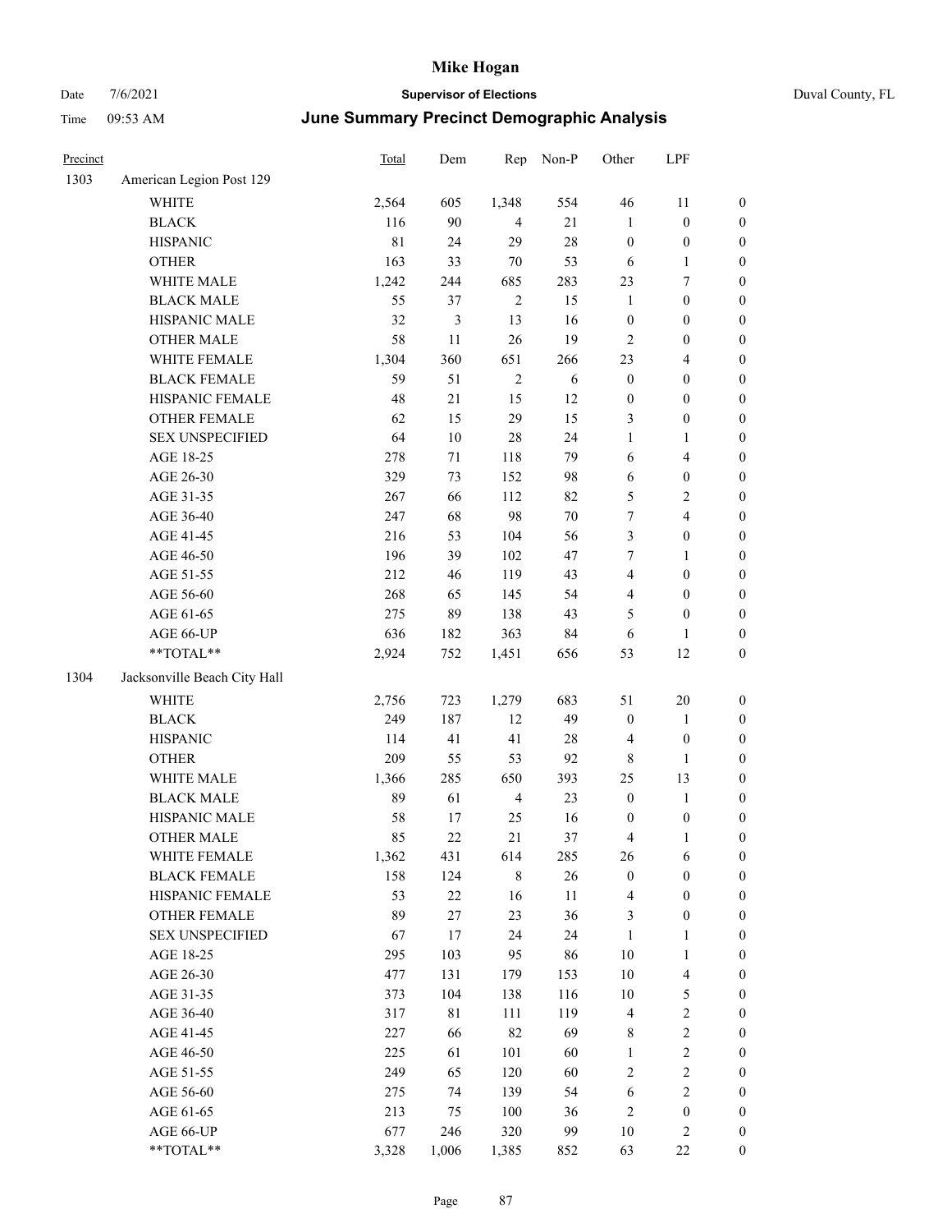# Mike Hogan

Date 7/6/2021 **Supervisor of Elections** Duval County, FL

Time 09:53 AM **June Summary Precinct Demographic Analysis**

| Precinct | | Total | Dem | Rep | Non-P | Other | LPF | |
|---|---|---|---|---|---|---|---|---|
| 1303 | American Legion Post 129 | | | | | | | |
| | WHITE | 2,564 | 605 | 1,348 | 554 | 46 | 11 | 0 |
| | BLACK | 116 | 90 | 4 | 21 | 1 | 0 | 0 |
| | HISPANIC | 81 | 24 | 29 | 28 | 0 | 0 | 0 |
| | OTHER | 163 | 33 | 70 | 53 | 6 | 1 | 0 |
| | WHITE MALE | 1,242 | 244 | 685 | 283 | 23 | 7 | 0 |
| | BLACK MALE | 55 | 37 | 2 | 15 | 1 | 0 | 0 |
| | HISPANIC MALE | 32 | 3 | 13 | 16 | 0 | 0 | 0 |
| | OTHER MALE | 58 | 11 | 26 | 19 | 2 | 0 | 0 |
| | WHITE FEMALE | 1,304 | 360 | 651 | 266 | 23 | 4 | 0 |
| | BLACK FEMALE | 59 | 51 | 2 | 6 | 0 | 0 | 0 |
| | HISPANIC FEMALE | 48 | 21 | 15 | 12 | 0 | 0 | 0 |
| | OTHER FEMALE | 62 | 15 | 29 | 15 | 3 | 0 | 0 |
| | SEX UNSPECIFIED | 64 | 10 | 28 | 24 | 1 | 1 | 0 |
| | AGE 18-25 | 278 | 71 | 118 | 79 | 6 | 4 | 0 |
| | AGE 26-30 | 329 | 73 | 152 | 98 | 6 | 0 | 0 |
| | AGE 31-35 | 267 | 66 | 112 | 82 | 5 | 2 | 0 |
| | AGE 36-40 | 247 | 68 | 98 | 70 | 7 | 4 | 0 |
| | AGE 41-45 | 216 | 53 | 104 | 56 | 3 | 0 | 0 |
| | AGE 46-50 | 196 | 39 | 102 | 47 | 7 | 1 | 0 |
| | AGE 51-55 | 212 | 46 | 119 | 43 | 4 | 0 | 0 |
| | AGE 56-60 | 268 | 65 | 145 | 54 | 4 | 0 | 0 |
| | AGE 61-65 | 275 | 89 | 138 | 43 | 5 | 0 | 0 |
| | AGE 66-UP | 636 | 182 | 363 | 84 | 6 | 1 | 0 |
| | **TOTAL** | 2,924 | 752 | 1,451 | 656 | 53 | 12 | 0 |
| 1304 | Jacksonville Beach City Hall | | | | | | | |
| | WHITE | 2,756 | 723 | 1,279 | 683 | 51 | 20 | 0 |
| | BLACK | 249 | 187 | 12 | 49 | 0 | 1 | 0 |
| | HISPANIC | 114 | 41 | 41 | 28 | 4 | 0 | 0 |
| | OTHER | 209 | 55 | 53 | 92 | 8 | 1 | 0 |
| | WHITE MALE | 1,366 | 285 | 650 | 393 | 25 | 13 | 0 |
| | BLACK MALE | 89 | 61 | 4 | 23 | 0 | 1 | 0 |
| | HISPANIC MALE | 58 | 17 | 25 | 16 | 0 | 0 | 0 |
| | OTHER MALE | 85 | 22 | 21 | 37 | 4 | 1 | 0 |
| | WHITE FEMALE | 1,362 | 431 | 614 | 285 | 26 | 6 | 0 |
| | BLACK FEMALE | 158 | 124 | 8 | 26 | 0 | 0 | 0 |
| | HISPANIC FEMALE | 53 | 22 | 16 | 11 | 4 | 0 | 0 |
| | OTHER FEMALE | 89 | 27 | 23 | 36 | 3 | 0 | 0 |
| | SEX UNSPECIFIED | 67 | 17 | 24 | 24 | 1 | 1 | 0 |
| | AGE 18-25 | 295 | 103 | 95 | 86 | 10 | 1 | 0 |
| | AGE 26-30 | 477 | 131 | 179 | 153 | 10 | 4 | 0 |
| | AGE 31-35 | 373 | 104 | 138 | 116 | 10 | 5 | 0 |
| | AGE 36-40 | 317 | 81 | 111 | 119 | 4 | 2 | 0 |
| | AGE 41-45 | 227 | 66 | 82 | 69 | 8 | 2 | 0 |
| | AGE 46-50 | 225 | 61 | 101 | 60 | 1 | 2 | 0 |
| | AGE 51-55 | 249 | 65 | 120 | 60 | 2 | 2 | 0 |
| | AGE 56-60 | 275 | 74 | 139 | 54 | 6 | 2 | 0 |
| | AGE 61-65 | 213 | 75 | 100 | 36 | 2 | 0 | 0 |
| | AGE 66-UP | 677 | 246 | 320 | 99 | 10 | 2 | 0 |
| | **TOTAL** | 3,328 | 1,006 | 1,385 | 852 | 63 | 22 | 0 |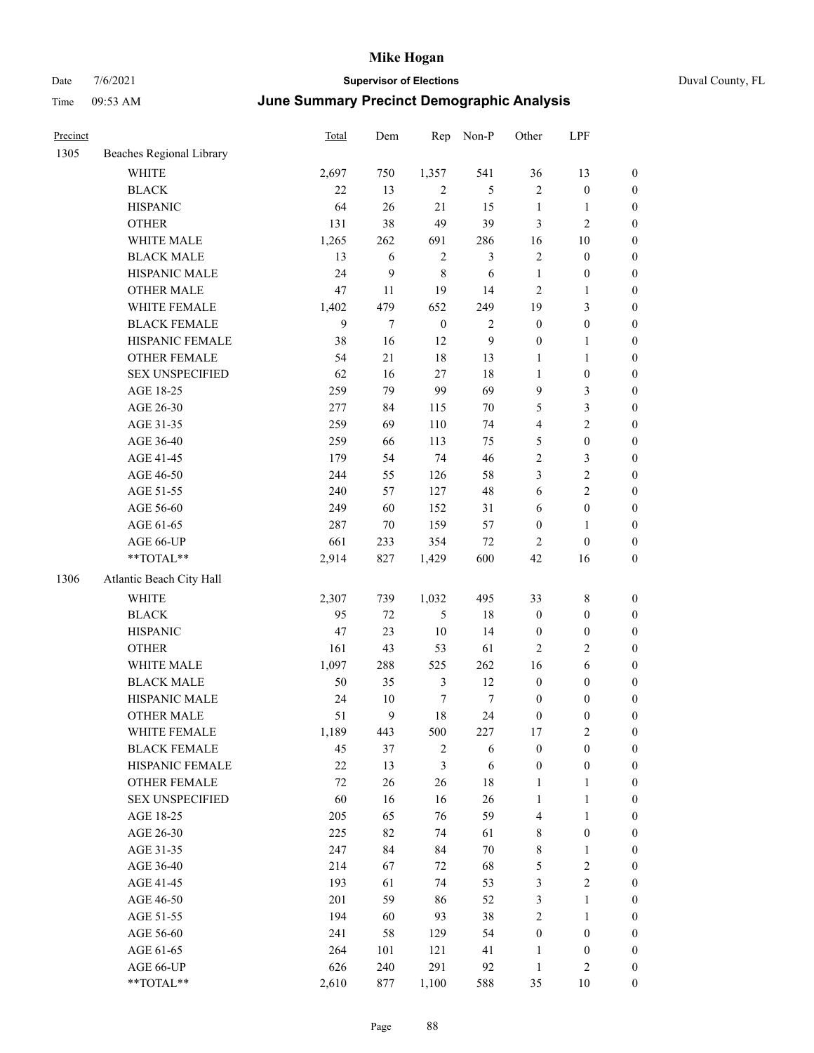# Mike Hogan

Date 7/6/2021 **Supervisor of Elections** Duval County, FL

Time 09:53 AM **June Summary Precinct Demographic Analysis**

| Precinct | | Total | Dem | Rep | Non-P | Other | LPF | |
|---|---|---|---|---|---|---|---|---|
| 1305 | Beaches Regional Library | | | | | | | |
| | WHITE | 2,697 | 750 | 1,357 | 541 | 36 | 13 | 0 |
| | BLACK | 22 | 13 | 2 | 5 | 2 | 0 | 0 |
| | HISPANIC | 64 | 26 | 21 | 15 | 1 | 1 | 0 |
| | OTHER | 131 | 38 | 49 | 39 | 3 | 2 | 0 |
| | WHITE MALE | 1,265 | 262 | 691 | 286 | 16 | 10 | 0 |
| | BLACK MALE | 13 | 6 | 2 | 3 | 2 | 0 | 0 |
| | HISPANIC MALE | 24 | 9 | 8 | 6 | 1 | 0 | 0 |
| | OTHER MALE | 47 | 11 | 19 | 14 | 2 | 1 | 0 |
| | WHITE FEMALE | 1,402 | 479 | 652 | 249 | 19 | 3 | 0 |
| | BLACK FEMALE | 9 | 7 | 0 | 2 | 0 | 0 | 0 |
| | HISPANIC FEMALE | 38 | 16 | 12 | 9 | 0 | 1 | 0 |
| | OTHER FEMALE | 54 | 21 | 18 | 13 | 1 | 1 | 0 |
| | SEX UNSPECIFIED | 62 | 16 | 27 | 18 | 1 | 0 | 0 |
| | AGE 18-25 | 259 | 79 | 99 | 69 | 9 | 3 | 0 |
| | AGE 26-30 | 277 | 84 | 115 | 70 | 5 | 3 | 0 |
| | AGE 31-35 | 259 | 69 | 110 | 74 | 4 | 2 | 0 |
| | AGE 36-40 | 259 | 66 | 113 | 75 | 5 | 0 | 0 |
| | AGE 41-45 | 179 | 54 | 74 | 46 | 2 | 3 | 0 |
| | AGE 46-50 | 244 | 55 | 126 | 58 | 3 | 2 | 0 |
| | AGE 51-55 | 240 | 57 | 127 | 48 | 6 | 2 | 0 |
| | AGE 56-60 | 249 | 60 | 152 | 31 | 6 | 0 | 0 |
| | AGE 61-65 | 287 | 70 | 159 | 57 | 0 | 1 | 0 |
| | AGE 66-UP | 661 | 233 | 354 | 72 | 2 | 0 | 0 |
| | **TOTAL** | 2,914 | 827 | 1,429 | 600 | 42 | 16 | 0 |
| 1306 | Atlantic Beach City Hall | | | | | | | |
| | WHITE | 2,307 | 739 | 1,032 | 495 | 33 | 8 | 0 |
| | BLACK | 95 | 72 | 5 | 18 | 0 | 0 | 0 |
| | HISPANIC | 47 | 23 | 10 | 14 | 0 | 0 | 0 |
| | OTHER | 161 | 43 | 53 | 61 | 2 | 2 | 0 |
| | WHITE MALE | 1,097 | 288 | 525 | 262 | 16 | 6 | 0 |
| | BLACK MALE | 50 | 35 | 3 | 12 | 0 | 0 | 0 |
| | HISPANIC MALE | 24 | 10 | 7 | 7 | 0 | 0 | 0 |
| | OTHER MALE | 51 | 9 | 18 | 24 | 0 | 0 | 0 |
| | WHITE FEMALE | 1,189 | 443 | 500 | 227 | 17 | 2 | 0 |
| | BLACK FEMALE | 45 | 37 | 2 | 6 | 0 | 0 | 0 |
| | HISPANIC FEMALE | 22 | 13 | 3 | 6 | 0 | 0 | 0 |
| | OTHER FEMALE | 72 | 26 | 26 | 18 | 1 | 1 | 0 |
| | SEX UNSPECIFIED | 60 | 16 | 16 | 26 | 1 | 1 | 0 |
| | AGE 18-25 | 205 | 65 | 76 | 59 | 4 | 1 | 0 |
| | AGE 26-30 | 225 | 82 | 74 | 61 | 8 | 0 | 0 |
| | AGE 31-35 | 247 | 84 | 84 | 70 | 8 | 1 | 0 |
| | AGE 36-40 | 214 | 67 | 72 | 68 | 5 | 2 | 0 |
| | AGE 41-45 | 193 | 61 | 74 | 53 | 3 | 2 | 0 |
| | AGE 46-50 | 201 | 59 | 86 | 52 | 3 | 1 | 0 |
| | AGE 51-55 | 194 | 60 | 93 | 38 | 2 | 1 | 0 |
| | AGE 56-60 | 241 | 58 | 129 | 54 | 0 | 0 | 0 |
| | AGE 61-65 | 264 | 101 | 121 | 41 | 1 | 0 | 0 |
| | AGE 66-UP | 626 | 240 | 291 | 92 | 1 | 2 | 0 |
| | **TOTAL** | 2,610 | 877 | 1,100 | 588 | 35 | 10 | 0 |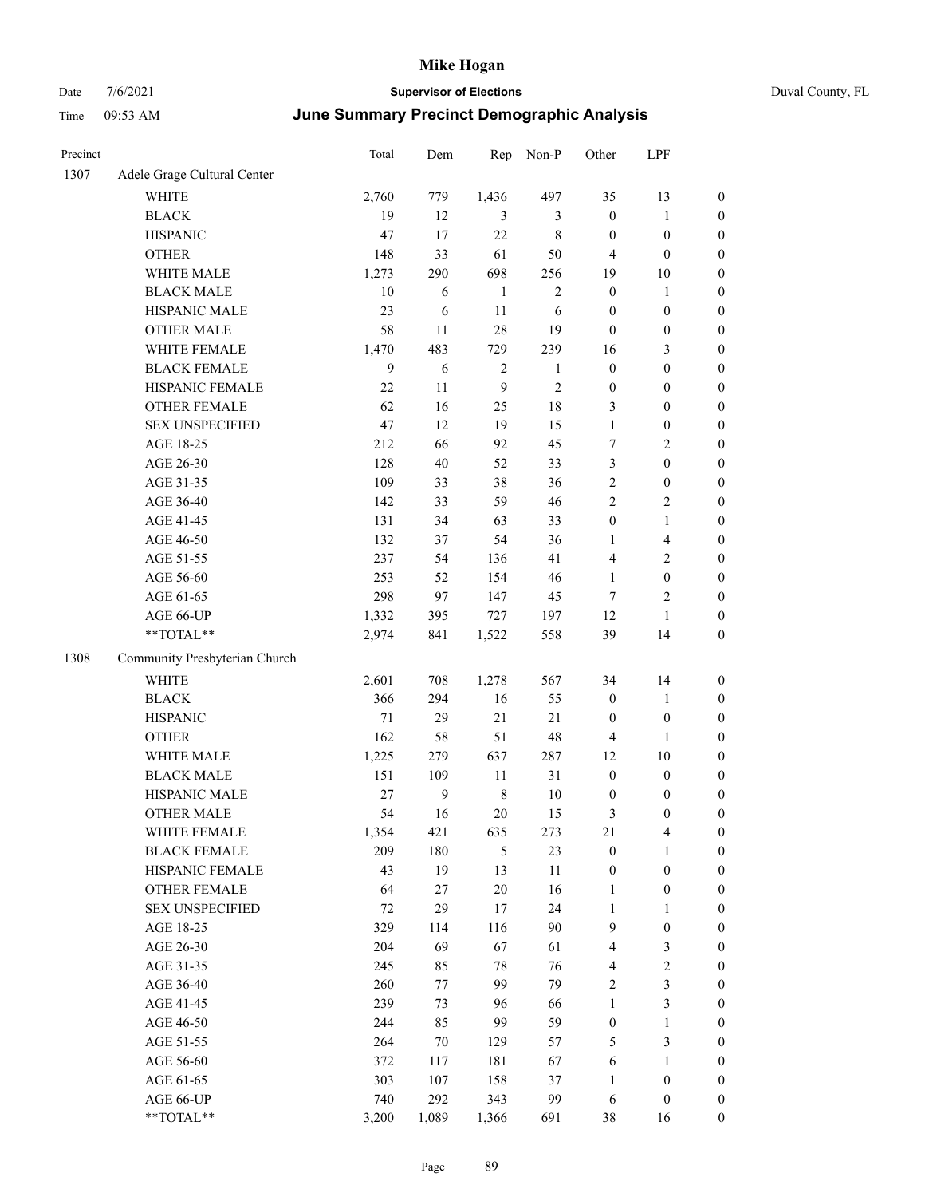# Mike Hogan

Date 7/6/2021 **Supervisor of Elections** Duval County, FL

Time 09:53 AM **June Summary Precinct Demographic Analysis**

| Precinct | | Total | Dem | Rep | Non-P | Other | LPF | |
|---|---|---|---|---|---|---|---|---|
| 1307 | Adele Grage Cultural Center | | | | | | | |
| | WHITE | 2,760 | 779 | 1,436 | 497 | 35 | 13 | 0 |
| | BLACK | 19 | 12 | 3 | 3 | 0 | 1 | 0 |
| | HISPANIC | 47 | 17 | 22 | 8 | 0 | 0 | 0 |
| | OTHER | 148 | 33 | 61 | 50 | 4 | 0 | 0 |
| | WHITE MALE | 1,273 | 290 | 698 | 256 | 19 | 10 | 0 |
| | BLACK MALE | 10 | 6 | 1 | 2 | 0 | 1 | 0 |
| | HISPANIC MALE | 23 | 6 | 11 | 6 | 0 | 0 | 0 |
| | OTHER MALE | 58 | 11 | 28 | 19 | 0 | 0 | 0 |
| | WHITE FEMALE | 1,470 | 483 | 729 | 239 | 16 | 3 | 0 |
| | BLACK FEMALE | 9 | 6 | 2 | 1 | 0 | 0 | 0 |
| | HISPANIC FEMALE | 22 | 11 | 9 | 2 | 0 | 0 | 0 |
| | OTHER FEMALE | 62 | 16 | 25 | 18 | 3 | 0 | 0 |
| | SEX UNSPECIFIED | 47 | 12 | 19 | 15 | 1 | 0 | 0 |
| | AGE 18-25 | 212 | 66 | 92 | 45 | 7 | 2 | 0 |
| | AGE 26-30 | 128 | 40 | 52 | 33 | 3 | 0 | 0 |
| | AGE 31-35 | 109 | 33 | 38 | 36 | 2 | 0 | 0 |
| | AGE 36-40 | 142 | 33 | 59 | 46 | 2 | 2 | 0 |
| | AGE 41-45 | 131 | 34 | 63 | 33 | 0 | 1 | 0 |
| | AGE 46-50 | 132 | 37 | 54 | 36 | 1 | 4 | 0 |
| | AGE 51-55 | 237 | 54 | 136 | 41 | 4 | 2 | 0 |
| | AGE 56-60 | 253 | 52 | 154 | 46 | 1 | 0 | 0 |
| | AGE 61-65 | 298 | 97 | 147 | 45 | 7 | 2 | 0 |
| | AGE 66-UP | 1,332 | 395 | 727 | 197 | 12 | 1 | 0 |
| | **TOTAL** | 2,974 | 841 | 1,522 | 558 | 39 | 14 | 0 |
| 1308 | Community Presbyterian Church | | | | | | | |
| | WHITE | 2,601 | 708 | 1,278 | 567 | 34 | 14 | 0 |
| | BLACK | 366 | 294 | 16 | 55 | 0 | 1 | 0 |
| | HISPANIC | 71 | 29 | 21 | 21 | 0 | 0 | 0 |
| | OTHER | 162 | 58 | 51 | 48 | 4 | 1 | 0 |
| | WHITE MALE | 1,225 | 279 | 637 | 287 | 12 | 10 | 0 |
| | BLACK MALE | 151 | 109 | 11 | 31 | 0 | 0 | 0 |
| | HISPANIC MALE | 27 | 9 | 8 | 10 | 0 | 0 | 0 |
| | OTHER MALE | 54 | 16 | 20 | 15 | 3 | 0 | 0 |
| | WHITE FEMALE | 1,354 | 421 | 635 | 273 | 21 | 4 | 0 |
| | BLACK FEMALE | 209 | 180 | 5 | 23 | 0 | 1 | 0 |
| | HISPANIC FEMALE | 43 | 19 | 13 | 11 | 0 | 0 | 0 |
| | OTHER FEMALE | 64 | 27 | 20 | 16 | 1 | 0 | 0 |
| | SEX UNSPECIFIED | 72 | 29 | 17 | 24 | 1 | 1 | 0 |
| | AGE 18-25 | 329 | 114 | 116 | 90 | 9 | 0 | 0 |
| | AGE 26-30 | 204 | 69 | 67 | 61 | 4 | 3 | 0 |
| | AGE 31-35 | 245 | 85 | 78 | 76 | 4 | 2 | 0 |
| | AGE 36-40 | 260 | 77 | 99 | 79 | 2 | 3 | 0 |
| | AGE 41-45 | 239 | 73 | 96 | 66 | 1 | 3 | 0 |
| | AGE 46-50 | 244 | 85 | 99 | 59 | 0 | 1 | 0 |
| | AGE 51-55 | 264 | 70 | 129 | 57 | 5 | 3 | 0 |
| | AGE 56-60 | 372 | 117 | 181 | 67 | 6 | 1 | 0 |
| | AGE 61-65 | 303 | 107 | 158 | 37 | 1 | 0 | 0 |
| | AGE 66-UP | 740 | 292 | 343 | 99 | 6 | 0 | 0 |
| | **TOTAL** | 3,200 | 1,089 | 1,366 | 691 | 38 | 16 | 0 |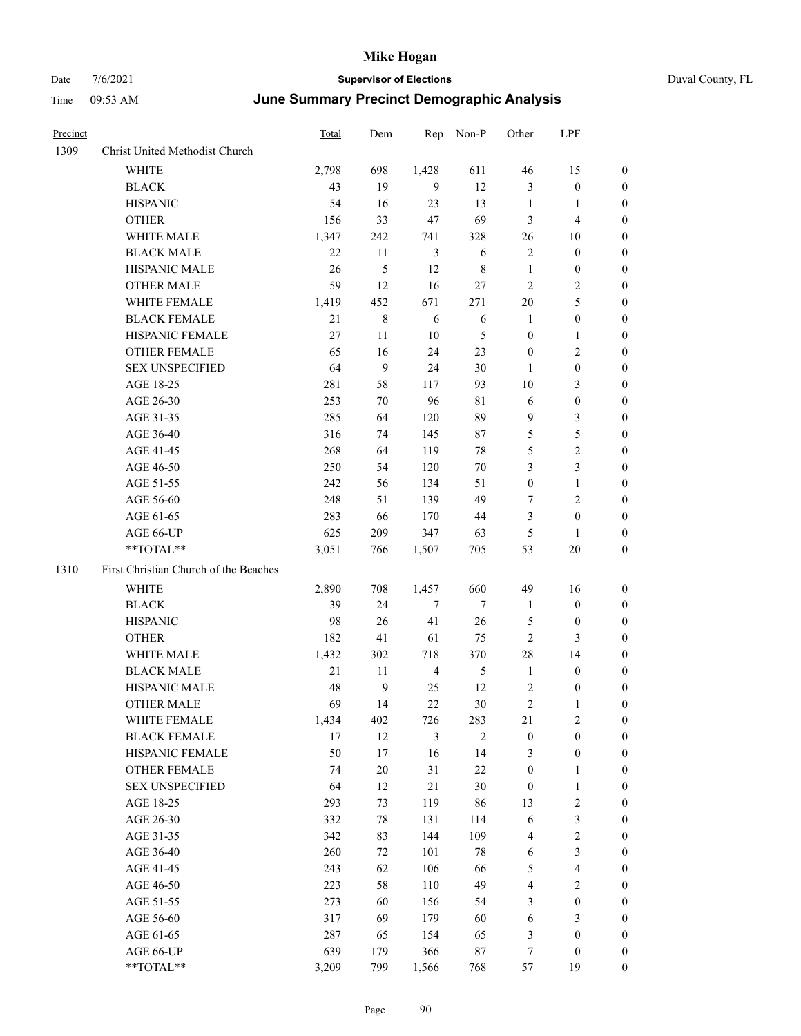# Mike Hogan

Date 7/6/2021 **Supervisor of Elections** Duval County, FL

Time 09:53 AM **June Summary Precinct Demographic Analysis**

| Precinct | | Total | Dem | Rep | Non-P | Other | LPF | |
|---|---|---|---|---|---|---|---|---|
| 1309 | Christ United Methodist Church | | | | | | | |
| | WHITE | 2,798 | 698 | 1,428 | 611 | 46 | 15 | 0 |
| | BLACK | 43 | 19 | 9 | 12 | 3 | 0 | 0 |
| | HISPANIC | 54 | 16 | 23 | 13 | 1 | 1 | 0 |
| | OTHER | 156 | 33 | 47 | 69 | 3 | 4 | 0 |
| | WHITE MALE | 1,347 | 242 | 741 | 328 | 26 | 10 | 0 |
| | BLACK MALE | 22 | 11 | 3 | 6 | 2 | 0 | 0 |
| | HISPANIC MALE | 26 | 5 | 12 | 8 | 1 | 0 | 0 |
| | OTHER MALE | 59 | 12 | 16 | 27 | 2 | 2 | 0 |
| | WHITE FEMALE | 1,419 | 452 | 671 | 271 | 20 | 5 | 0 |
| | BLACK FEMALE | 21 | 8 | 6 | 6 | 1 | 0 | 0 |
| | HISPANIC FEMALE | 27 | 11 | 10 | 5 | 0 | 1 | 0 |
| | OTHER FEMALE | 65 | 16 | 24 | 23 | 0 | 2 | 0 |
| | SEX UNSPECIFIED | 64 | 9 | 24 | 30 | 1 | 0 | 0 |
| | AGE 18-25 | 281 | 58 | 117 | 93 | 10 | 3 | 0 |
| | AGE 26-30 | 253 | 70 | 96 | 81 | 6 | 0 | 0 |
| | AGE 31-35 | 285 | 64 | 120 | 89 | 9 | 3 | 0 |
| | AGE 36-40 | 316 | 74 | 145 | 87 | 5 | 5 | 0 |
| | AGE 41-45 | 268 | 64 | 119 | 78 | 5 | 2 | 0 |
| | AGE 46-50 | 250 | 54 | 120 | 70 | 3 | 3 | 0 |
| | AGE 51-55 | 242 | 56 | 134 | 51 | 0 | 1 | 0 |
| | AGE 56-60 | 248 | 51 | 139 | 49 | 7 | 2 | 0 |
| | AGE 61-65 | 283 | 66 | 170 | 44 | 3 | 0 | 0 |
| | AGE 66-UP | 625 | 209 | 347 | 63 | 5 | 1 | 0 |
| | **TOTAL** | 3,051 | 766 | 1,507 | 705 | 53 | 20 | 0 |
| 1310 | First Christian Church of the Beaches | | | | | | | |
| | WHITE | 2,890 | 708 | 1,457 | 660 | 49 | 16 | 0 |
| | BLACK | 39 | 24 | 7 | 7 | 1 | 0 | 0 |
| | HISPANIC | 98 | 26 | 41 | 26 | 5 | 0 | 0 |
| | OTHER | 182 | 41 | 61 | 75 | 2 | 3 | 0 |
| | WHITE MALE | 1,432 | 302 | 718 | 370 | 28 | 14 | 0 |
| | BLACK MALE | 21 | 11 | 4 | 5 | 1 | 0 | 0 |
| | HISPANIC MALE | 48 | 9 | 25 | 12 | 2 | 0 | 0 |
| | OTHER MALE | 69 | 14 | 22 | 30 | 2 | 1 | 0 |
| | WHITE FEMALE | 1,434 | 402 | 726 | 283 | 21 | 2 | 0 |
| | BLACK FEMALE | 17 | 12 | 3 | 2 | 0 | 0 | 0 |
| | HISPANIC FEMALE | 50 | 17 | 16 | 14 | 3 | 0 | 0 |
| | OTHER FEMALE | 74 | 20 | 31 | 22 | 0 | 1 | 0 |
| | SEX UNSPECIFIED | 64 | 12 | 21 | 30 | 0 | 1 | 0 |
| | AGE 18-25 | 293 | 73 | 119 | 86 | 13 | 2 | 0 |
| | AGE 26-30 | 332 | 78 | 131 | 114 | 6 | 3 | 0 |
| | AGE 31-35 | 342 | 83 | 144 | 109 | 4 | 2 | 0 |
| | AGE 36-40 | 260 | 72 | 101 | 78 | 6 | 3 | 0 |
| | AGE 41-45 | 243 | 62 | 106 | 66 | 5 | 4 | 0 |
| | AGE 46-50 | 223 | 58 | 110 | 49 | 4 | 2 | 0 |
| | AGE 51-55 | 273 | 60 | 156 | 54 | 3 | 0 | 0 |
| | AGE 56-60 | 317 | 69 | 179 | 60 | 6 | 3 | 0 |
| | AGE 61-65 | 287 | 65 | 154 | 65 | 3 | 0 | 0 |
| | AGE 66-UP | 639 | 179 | 366 | 87 | 7 | 0 | 0 |
| | **TOTAL** | 3,209 | 799 | 1,566 | 768 | 57 | 19 | 0 |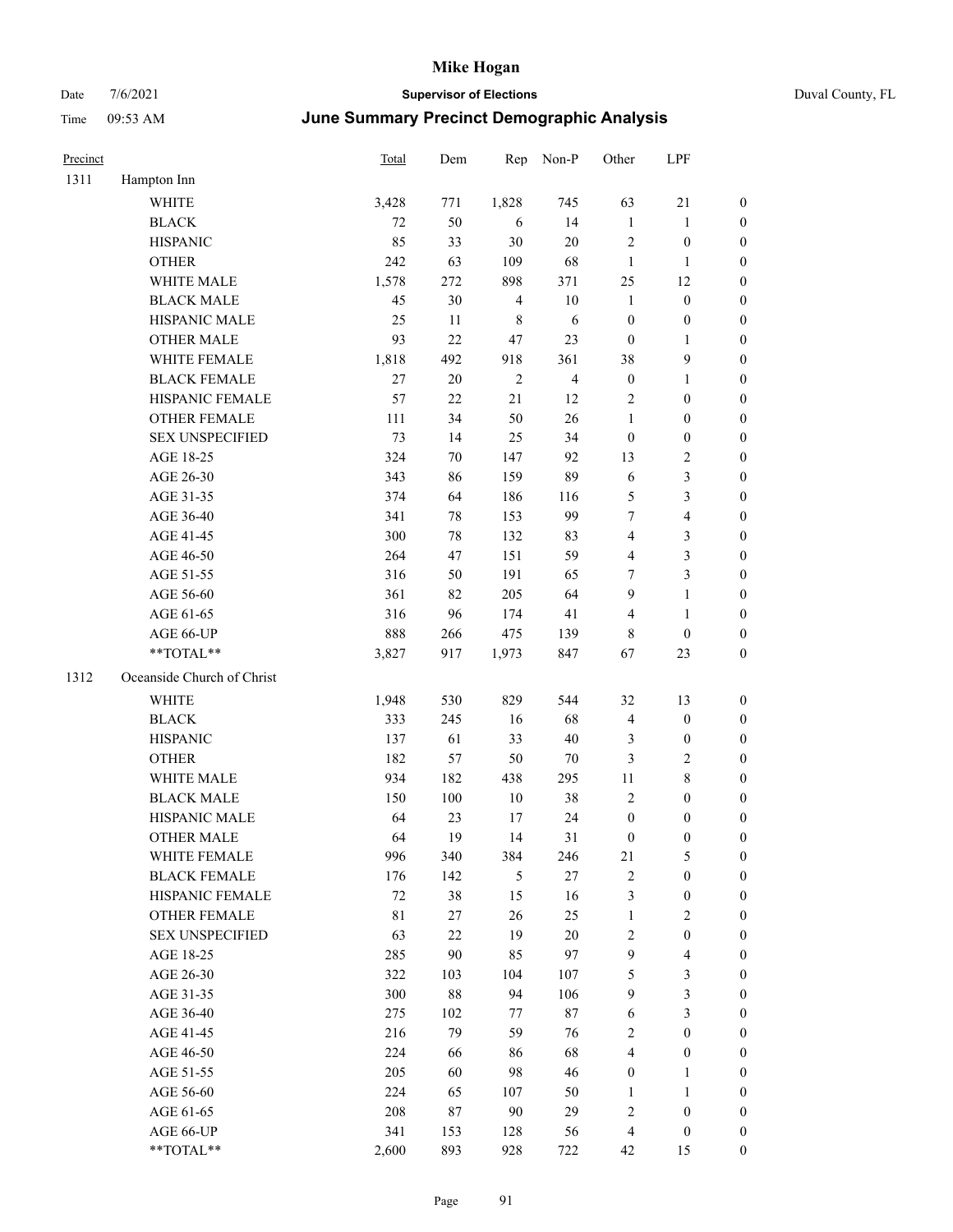| Precinct | | Total | Dem | Rep | Non-P | Other | LPF | |
|---|---|---|---|---|---|---|---|---|
| 1311 | Hampton Inn | | | | | | | |
| | WHITE | 3,428 | 771 | 1,828 | 745 | 63 | 21 | 0 |
| | BLACK | 72 | 50 | 6 | 14 | 1 | 1 | 0 |
| | HISPANIC | 85 | 33 | 30 | 20 | 2 | 0 | 0 |
| | OTHER | 242 | 63 | 109 | 68 | 1 | 1 | 0 |
| | WHITE MALE | 1,578 | 272 | 898 | 371 | 25 | 12 | 0 |
| | BLACK MALE | 45 | 30 | 4 | 10 | 1 | 0 | 0 |
| | HISPANIC MALE | 25 | 11 | 8 | 6 | 0 | 0 | 0 |
| | OTHER MALE | 93 | 22 | 47 | 23 | 0 | 1 | 0 |
| | WHITE FEMALE | 1,818 | 492 | 918 | 361 | 38 | 9 | 0 |
| | BLACK FEMALE | 27 | 20 | 2 | 4 | 0 | 1 | 0 |
| | HISPANIC FEMALE | 57 | 22 | 21 | 12 | 2 | 0 | 0 |
| | OTHER FEMALE | 111 | 34 | 50 | 26 | 1 | 0 | 0 |
| | SEX UNSPECIFIED | 73 | 14 | 25 | 34 | 0 | 0 | 0 |
| | AGE 18-25 | 324 | 70 | 147 | 92 | 13 | 2 | 0 |
| | AGE 26-30 | 343 | 86 | 159 | 89 | 6 | 3 | 0 |
| | AGE 31-35 | 374 | 64 | 186 | 116 | 5 | 3 | 0 |
| | AGE 36-40 | 341 | 78 | 153 | 99 | 7 | 4 | 0 |
| | AGE 41-45 | 300 | 78 | 132 | 83 | 4 | 3 | 0 |
| | AGE 46-50 | 264 | 47 | 151 | 59 | 4 | 3 | 0 |
| | AGE 51-55 | 316 | 50 | 191 | 65 | 7 | 3 | 0 |
| | AGE 56-60 | 361 | 82 | 205 | 64 | 9 | 1 | 0 |
| | AGE 61-65 | 316 | 96 | 174 | 41 | 4 | 1 | 0 |
| | AGE 66-UP | 888 | 266 | 475 | 139 | 8 | 0 | 0 |
| | **TOTAL** | 3,827 | 917 | 1,973 | 847 | 67 | 23 | 0 |
| 1312 | Oceanside Church of Christ | | | | | | | |
| | WHITE | 1,948 | 530 | 829 | 544 | 32 | 13 | 0 |
| | BLACK | 333 | 245 | 16 | 68 | 4 | 0 | 0 |
| | HISPANIC | 137 | 61 | 33 | 40 | 3 | 0 | 0 |
| | OTHER | 182 | 57 | 50 | 70 | 3 | 2 | 0 |
| | WHITE MALE | 934 | 182 | 438 | 295 | 11 | 8 | 0 |
| | BLACK MALE | 150 | 100 | 10 | 38 | 2 | 0 | 0 |
| | HISPANIC MALE | 64 | 23 | 17 | 24 | 0 | 0 | 0 |
| | OTHER MALE | 64 | 19 | 14 | 31 | 0 | 0 | 0 |
| | WHITE FEMALE | 996 | 340 | 384 | 246 | 21 | 5 | 0 |
| | BLACK FEMALE | 176 | 142 | 5 | 27 | 2 | 0 | 0 |
| | HISPANIC FEMALE | 72 | 38 | 15 | 16 | 3 | 0 | 0 |
| | OTHER FEMALE | 81 | 27 | 26 | 25 | 1 | 2 | 0 |
| | SEX UNSPECIFIED | 63 | 22 | 19 | 20 | 2 | 0 | 0 |
| | AGE 18-25 | 285 | 90 | 85 | 97 | 9 | 4 | 0 |
| | AGE 26-30 | 322 | 103 | 104 | 107 | 5 | 3 | 0 |
| | AGE 31-35 | 300 | 88 | 94 | 106 | 9 | 3 | 0 |
| | AGE 36-40 | 275 | 102 | 77 | 87 | 6 | 3 | 0 |
| | AGE 41-45 | 216 | 79 | 59 | 76 | 2 | 0 | 0 |
| | AGE 46-50 | 224 | 66 | 86 | 68 | 4 | 0 | 0 |
| | AGE 51-55 | 205 | 60 | 98 | 46 | 0 | 1 | 0 |
| | AGE 56-60 | 224 | 65 | 107 | 50 | 1 | 1 | 0 |
| | AGE 61-65 | 208 | 87 | 90 | 29 | 2 | 0 | 0 |
| | AGE 66-UP | 341 | 153 | 128 | 56 | 4 | 0 | 0 |
| | **TOTAL** | 2,600 | 893 | 928 | 722 | 42 | 15 | 0 |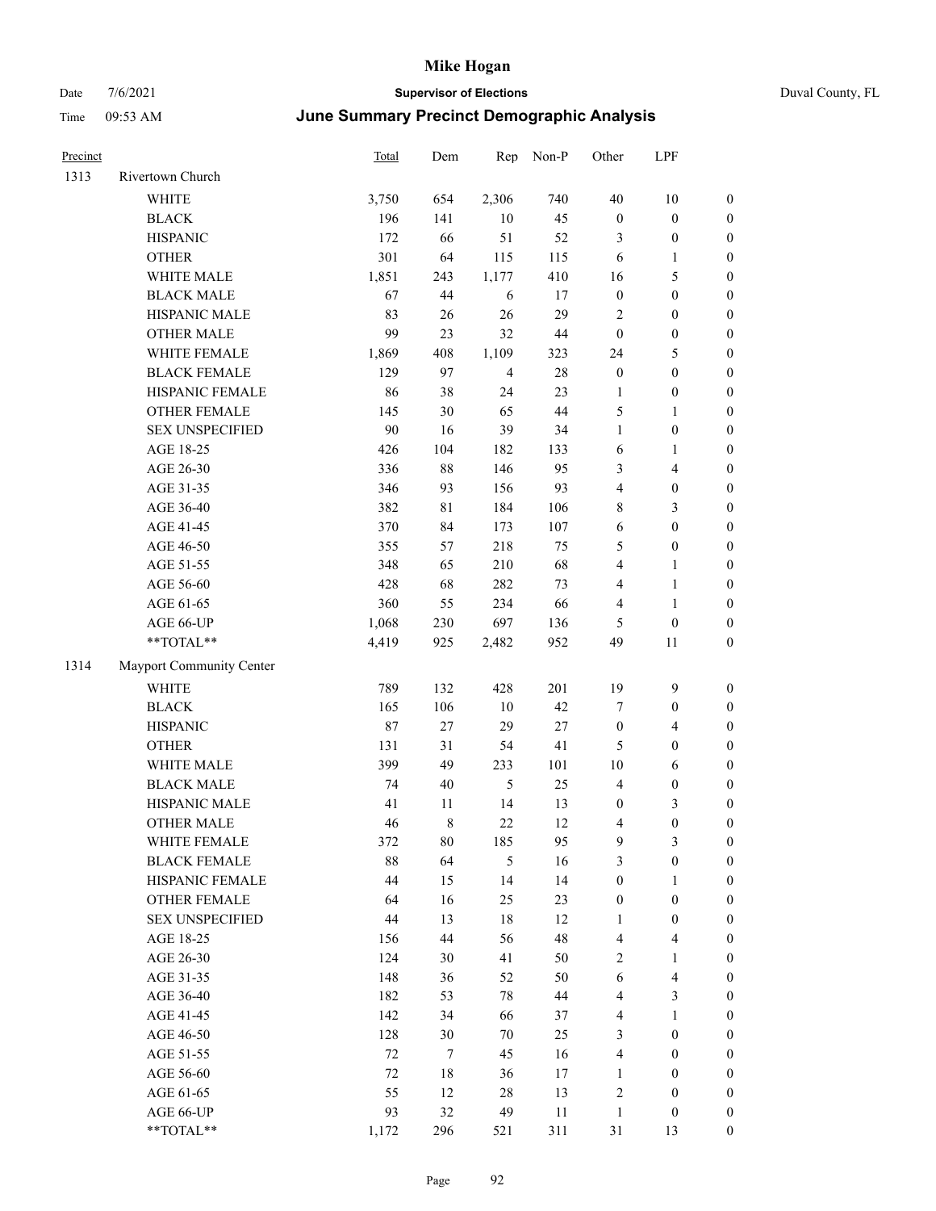# Mike Hogan

Date 7/6/2021 **Supervisor of Elections** Duval County, FL

Time 09:53 AM **June Summary Precinct Demographic Analysis**

| Precinct | | Total | Dem | Rep | Non-P | Other | LPF | |
|---|---|---|---|---|---|---|---|---|
| 1313 | Rivertown Church | | | | | | | |
| | WHITE | 3,750 | 654 | 2,306 | 740 | 40 | 10 | 0 |
| | BLACK | 196 | 141 | 10 | 45 | 0 | 0 | 0 |
| | HISPANIC | 172 | 66 | 51 | 52 | 3 | 0 | 0 |
| | OTHER | 301 | 64 | 115 | 115 | 6 | 1 | 0 |
| | WHITE MALE | 1,851 | 243 | 1,177 | 410 | 16 | 5 | 0 |
| | BLACK MALE | 67 | 44 | 6 | 17 | 0 | 0 | 0 |
| | HISPANIC MALE | 83 | 26 | 26 | 29 | 2 | 0 | 0 |
| | OTHER MALE | 99 | 23 | 32 | 44 | 0 | 0 | 0 |
| | WHITE FEMALE | 1,869 | 408 | 1,109 | 323 | 24 | 5 | 0 |
| | BLACK FEMALE | 129 | 97 | 4 | 28 | 0 | 0 | 0 |
| | HISPANIC FEMALE | 86 | 38 | 24 | 23 | 1 | 0 | 0 |
| | OTHER FEMALE | 145 | 30 | 65 | 44 | 5 | 1 | 0 |
| | SEX UNSPECIFIED | 90 | 16 | 39 | 34 | 1 | 0 | 0 |
| | AGE 18-25 | 426 | 104 | 182 | 133 | 6 | 1 | 0 |
| | AGE 26-30 | 336 | 88 | 146 | 95 | 3 | 4 | 0 |
| | AGE 31-35 | 346 | 93 | 156 | 93 | 4 | 0 | 0 |
| | AGE 36-40 | 382 | 81 | 184 | 106 | 8 | 3 | 0 |
| | AGE 41-45 | 370 | 84 | 173 | 107 | 6 | 0 | 0 |
| | AGE 46-50 | 355 | 57 | 218 | 75 | 5 | 0 | 0 |
| | AGE 51-55 | 348 | 65 | 210 | 68 | 4 | 1 | 0 |
| | AGE 56-60 | 428 | 68 | 282 | 73 | 4 | 1 | 0 |
| | AGE 61-65 | 360 | 55 | 234 | 66 | 4 | 1 | 0 |
| | AGE 66-UP | 1,068 | 230 | 697 | 136 | 5 | 0 | 0 |
| | **TOTAL** | 4,419 | 925 | 2,482 | 952 | 49 | 11 | 0 |
| 1314 | Mayport Community Center | | | | | | | |
| | WHITE | 789 | 132 | 428 | 201 | 19 | 9 | 0 |
| | BLACK | 165 | 106 | 10 | 42 | 7 | 0 | 0 |
| | HISPANIC | 87 | 27 | 29 | 27 | 0 | 4 | 0 |
| | OTHER | 131 | 31 | 54 | 41 | 5 | 0 | 0 |
| | WHITE MALE | 399 | 49 | 233 | 101 | 10 | 6 | 0 |
| | BLACK MALE | 74 | 40 | 5 | 25 | 4 | 0 | 0 |
| | HISPANIC MALE | 41 | 11 | 14 | 13 | 0 | 3 | 0 |
| | OTHER MALE | 46 | 8 | 22 | 12 | 4 | 0 | 0 |
| | WHITE FEMALE | 372 | 80 | 185 | 95 | 9 | 3 | 0 |
| | BLACK FEMALE | 88 | 64 | 5 | 16 | 3 | 0 | 0 |
| | HISPANIC FEMALE | 44 | 15 | 14 | 14 | 0 | 1 | 0 |
| | OTHER FEMALE | 64 | 16 | 25 | 23 | 0 | 0 | 0 |
| | SEX UNSPECIFIED | 44 | 13 | 18 | 12 | 1 | 0 | 0 |
| | AGE 18-25 | 156 | 44 | 56 | 48 | 4 | 4 | 0 |
| | AGE 26-30 | 124 | 30 | 41 | 50 | 2 | 1 | 0 |
| | AGE 31-35 | 148 | 36 | 52 | 50 | 6 | 4 | 0 |
| | AGE 36-40 | 182 | 53 | 78 | 44 | 4 | 3 | 0 |
| | AGE 41-45 | 142 | 34 | 66 | 37 | 4 | 1 | 0 |
| | AGE 46-50 | 128 | 30 | 70 | 25 | 3 | 0 | 0 |
| | AGE 51-55 | 72 | 7 | 45 | 16 | 4 | 0 | 0 |
| | AGE 56-60 | 72 | 18 | 36 | 17 | 1 | 0 | 0 |
| | AGE 61-65 | 55 | 12 | 28 | 13 | 2 | 0 | 0 |
| | AGE 66-UP | 93 | 32 | 49 | 11 | 1 | 0 | 0 |
| | **TOTAL** | 1,172 | 296 | 521 | 311 | 31 | 13 | 0 |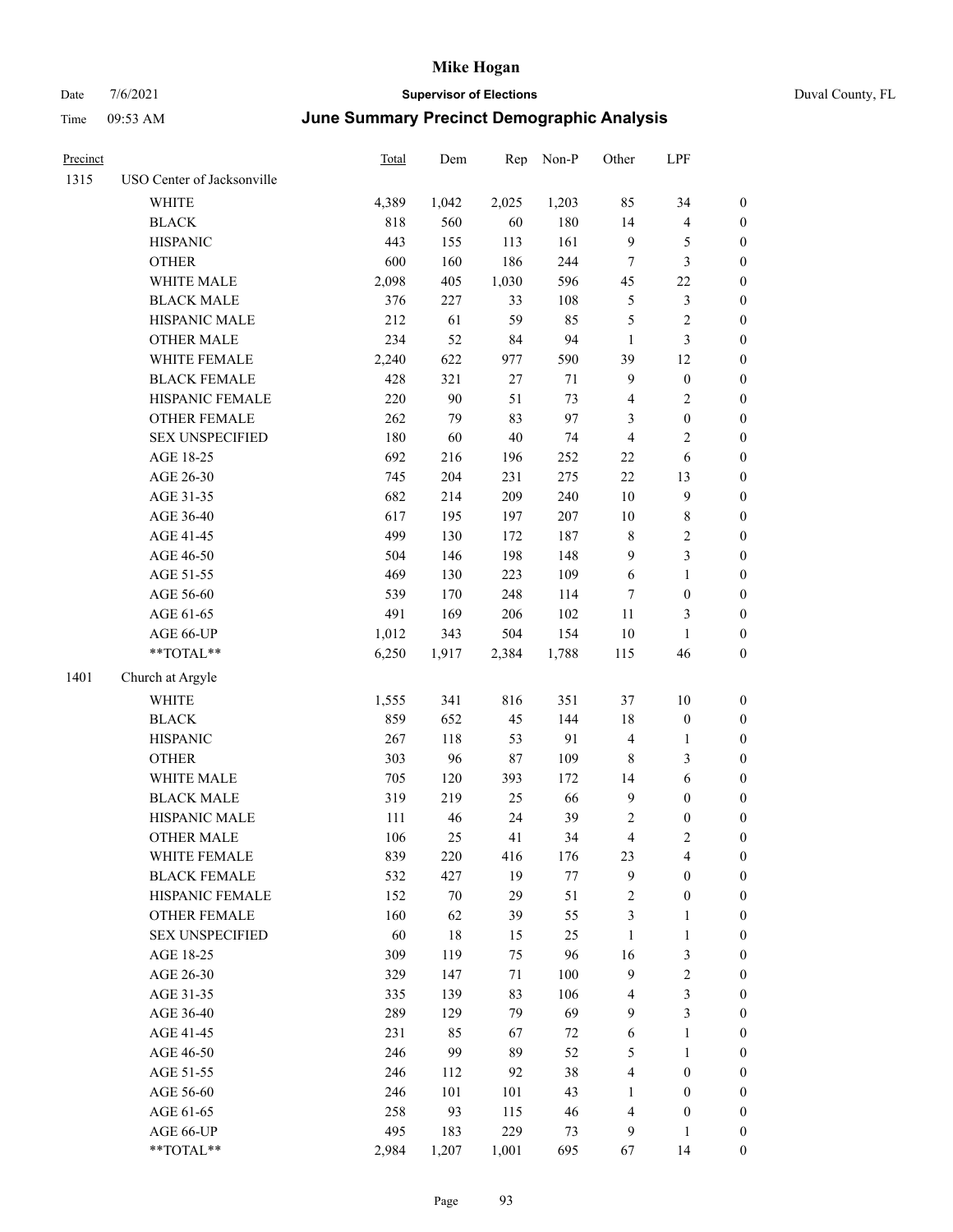# Mike Hogan

Date 7/6/2021 **Supervisor of Elections** Duval County, FL

Time 09:53 AM **June Summary Precinct Demographic Analysis**

| Precinct | | Total | Dem | Rep | Non-P | Other | LPF | |
|---|---|---|---|---|---|---|---|---|
| 1315 | USO Center of Jacksonville | | | | | | | |
| | WHITE | 4,389 | 1,042 | 2,025 | 1,203 | 85 | 34 | 0 |
| | BLACK | 818 | 560 | 60 | 180 | 14 | 4 | 0 |
| | HISPANIC | 443 | 155 | 113 | 161 | 9 | 5 | 0 |
| | OTHER | 600 | 160 | 186 | 244 | 7 | 3 | 0 |
| | WHITE MALE | 2,098 | 405 | 1,030 | 596 | 45 | 22 | 0 |
| | BLACK MALE | 376 | 227 | 33 | 108 | 5 | 3 | 0 |
| | HISPANIC MALE | 212 | 61 | 59 | 85 | 5 | 2 | 0 |
| | OTHER MALE | 234 | 52 | 84 | 94 | 1 | 3 | 0 |
| | WHITE FEMALE | 2,240 | 622 | 977 | 590 | 39 | 12 | 0 |
| | BLACK FEMALE | 428 | 321 | 27 | 71 | 9 | 0 | 0 |
| | HISPANIC FEMALE | 220 | 90 | 51 | 73 | 4 | 2 | 0 |
| | OTHER FEMALE | 262 | 79 | 83 | 97 | 3 | 0 | 0 |
| | SEX UNSPECIFIED | 180 | 60 | 40 | 74 | 4 | 2 | 0 |
| | AGE 18-25 | 692 | 216 | 196 | 252 | 22 | 6 | 0 |
| | AGE 26-30 | 745 | 204 | 231 | 275 | 22 | 13 | 0 |
| | AGE 31-35 | 682 | 214 | 209 | 240 | 10 | 9 | 0 |
| | AGE 36-40 | 617 | 195 | 197 | 207 | 10 | 8 | 0 |
| | AGE 41-45 | 499 | 130 | 172 | 187 | 8 | 2 | 0 |
| | AGE 46-50 | 504 | 146 | 198 | 148 | 9 | 3 | 0 |
| | AGE 51-55 | 469 | 130 | 223 | 109 | 6 | 1 | 0 |
| | AGE 56-60 | 539 | 170 | 248 | 114 | 7 | 0 | 0 |
| | AGE 61-65 | 491 | 169 | 206 | 102 | 11 | 3 | 0 |
| | AGE 66-UP | 1,012 | 343 | 504 | 154 | 10 | 1 | 0 |
| | **TOTAL** | 6,250 | 1,917 | 2,384 | 1,788 | 115 | 46 | 0 |
| 1401 | Church at Argyle | | | | | | | |
| | WHITE | 1,555 | 341 | 816 | 351 | 37 | 10 | 0 |
| | BLACK | 859 | 652 | 45 | 144 | 18 | 0 | 0 |
| | HISPANIC | 267 | 118 | 53 | 91 | 4 | 1 | 0 |
| | OTHER | 303 | 96 | 87 | 109 | 8 | 3 | 0 |
| | WHITE MALE | 705 | 120 | 393 | 172 | 14 | 6 | 0 |
| | BLACK MALE | 319 | 219 | 25 | 66 | 9 | 0 | 0 |
| | HISPANIC MALE | 111 | 46 | 24 | 39 | 2 | 0 | 0 |
| | OTHER MALE | 106 | 25 | 41 | 34 | 4 | 2 | 0 |
| | WHITE FEMALE | 839 | 220 | 416 | 176 | 23 | 4 | 0 |
| | BLACK FEMALE | 532 | 427 | 19 | 77 | 9 | 0 | 0 |
| | HISPANIC FEMALE | 152 | 70 | 29 | 51 | 2 | 0 | 0 |
| | OTHER FEMALE | 160 | 62 | 39 | 55 | 3 | 1 | 0 |
| | SEX UNSPECIFIED | 60 | 18 | 15 | 25 | 1 | 1 | 0 |
| | AGE 18-25 | 309 | 119 | 75 | 96 | 16 | 3 | 0 |
| | AGE 26-30 | 329 | 147 | 71 | 100 | 9 | 2 | 0 |
| | AGE 31-35 | 335 | 139 | 83 | 106 | 4 | 3 | 0 |
| | AGE 36-40 | 289 | 129 | 79 | 69 | 9 | 3 | 0 |
| | AGE 41-45 | 231 | 85 | 67 | 72 | 6 | 1 | 0 |
| | AGE 46-50 | 246 | 99 | 89 | 52 | 5 | 1 | 0 |
| | AGE 51-55 | 246 | 112 | 92 | 38 | 4 | 0 | 0 |
| | AGE 56-60 | 246 | 101 | 101 | 43 | 1 | 0 | 0 |
| | AGE 61-65 | 258 | 93 | 115 | 46 | 4 | 0 | 0 |
| | AGE 66-UP | 495 | 183 | 229 | 73 | 9 | 1 | 0 |
| | **TOTAL** | 2,984 | 1,207 | 1,001 | 695 | 67 | 14 | 0 |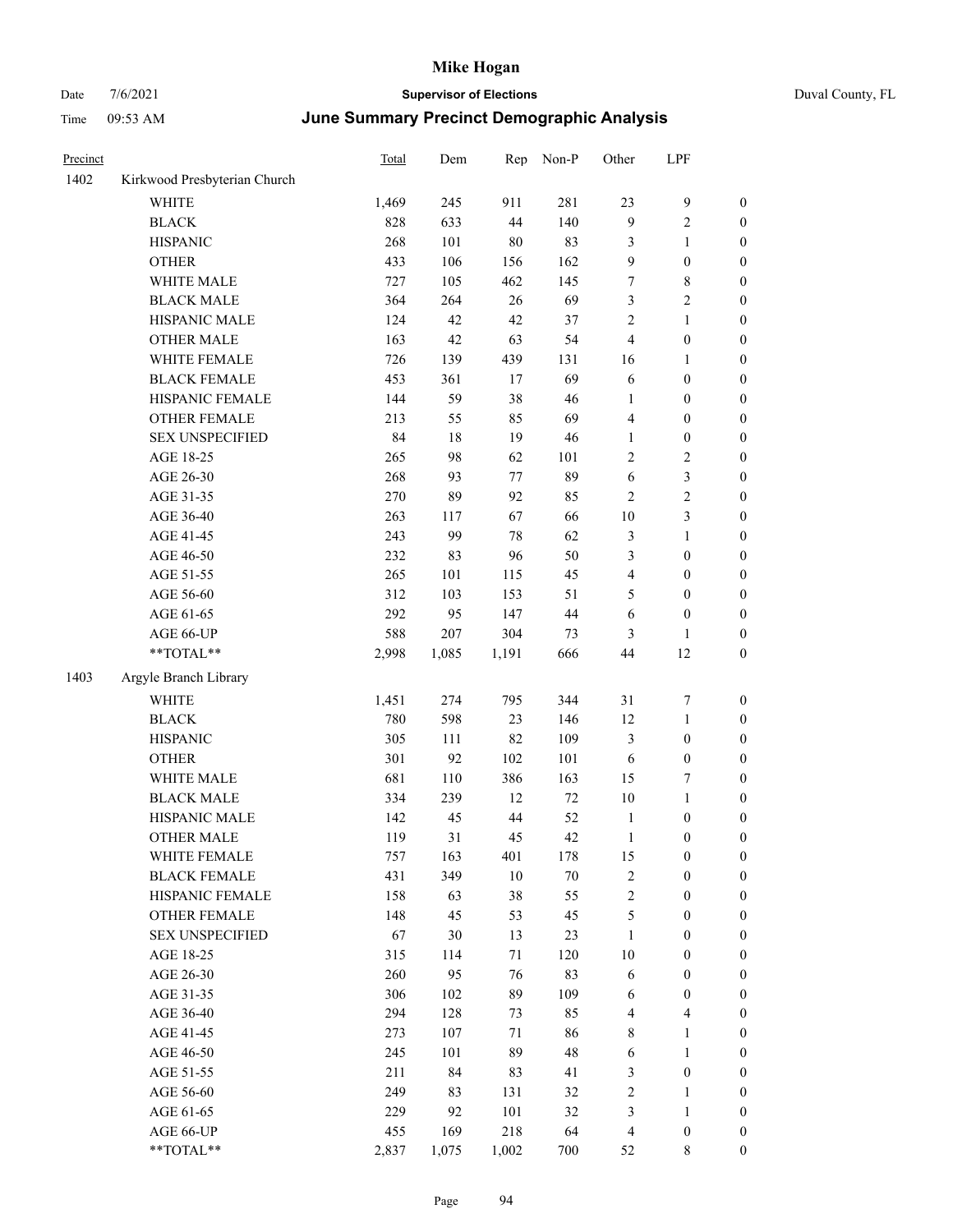| Precinct | | Total | Dem | Rep | Non-P | Other | LPF | |
|---|---|---|---|---|---|---|---|---|
| 1402 | Kirkwood Presbyterian Church | | | | | | | |
| | WHITE | 1,469 | 245 | 911 | 281 | 23 | 9 | 0 |
| | BLACK | 828 | 633 | 44 | 140 | 9 | 2 | 0 |
| | HISPANIC | 268 | 101 | 80 | 83 | 3 | 1 | 0 |
| | OTHER | 433 | 106 | 156 | 162 | 9 | 0 | 0 |
| | WHITE MALE | 727 | 105 | 462 | 145 | 7 | 8 | 0 |
| | BLACK MALE | 364 | 264 | 26 | 69 | 3 | 2 | 0 |
| | HISPANIC MALE | 124 | 42 | 42 | 37 | 2 | 1 | 0 |
| | OTHER MALE | 163 | 42 | 63 | 54 | 4 | 0 | 0 |
| | WHITE FEMALE | 726 | 139 | 439 | 131 | 16 | 1 | 0 |
| | BLACK FEMALE | 453 | 361 | 17 | 69 | 6 | 0 | 0 |
| | HISPANIC FEMALE | 144 | 59 | 38 | 46 | 1 | 0 | 0 |
| | OTHER FEMALE | 213 | 55 | 85 | 69 | 4 | 0 | 0 |
| | SEX UNSPECIFIED | 84 | 18 | 19 | 46 | 1 | 0 | 0 |
| | AGE 18-25 | 265 | 98 | 62 | 101 | 2 | 2 | 0 |
| | AGE 26-30 | 268 | 93 | 77 | 89 | 6 | 3 | 0 |
| | AGE 31-35 | 270 | 89 | 92 | 85 | 2 | 2 | 0 |
| | AGE 36-40 | 263 | 117 | 67 | 66 | 10 | 3 | 0 |
| | AGE 41-45 | 243 | 99 | 78 | 62 | 3 | 1 | 0 |
| | AGE 46-50 | 232 | 83 | 96 | 50 | 3 | 0 | 0 |
| | AGE 51-55 | 265 | 101 | 115 | 45 | 4 | 0 | 0 |
| | AGE 56-60 | 312 | 103 | 153 | 51 | 5 | 0 | 0 |
| | AGE 61-65 | 292 | 95 | 147 | 44 | 6 | 0 | 0 |
| | AGE 66-UP | 588 | 207 | 304 | 73 | 3 | 1 | 0 |
| | **TOTAL** | 2,998 | 1,085 | 1,191 | 666 | 44 | 12 | 0 |
| 1403 | Argyle Branch Library | | | | | | | |
| | WHITE | 1,451 | 274 | 795 | 344 | 31 | 7 | 0 |
| | BLACK | 780 | 598 | 23 | 146 | 12 | 1 | 0 |
| | HISPANIC | 305 | 111 | 82 | 109 | 3 | 0 | 0 |
| | OTHER | 301 | 92 | 102 | 101 | 6 | 0 | 0 |
| | WHITE MALE | 681 | 110 | 386 | 163 | 15 | 7 | 0 |
| | BLACK MALE | 334 | 239 | 12 | 72 | 10 | 1 | 0 |
| | HISPANIC MALE | 142 | 45 | 44 | 52 | 1 | 0 | 0 |
| | OTHER MALE | 119 | 31 | 45 | 42 | 1 | 0 | 0 |
| | WHITE FEMALE | 757 | 163 | 401 | 178 | 15 | 0 | 0 |
| | BLACK FEMALE | 431 | 349 | 10 | 70 | 2 | 0 | 0 |
| | HISPANIC FEMALE | 158 | 63 | 38 | 55 | 2 | 0 | 0 |
| | OTHER FEMALE | 148 | 45 | 53 | 45 | 5 | 0 | 0 |
| | SEX UNSPECIFIED | 67 | 30 | 13 | 23 | 1 | 0 | 0 |
| | AGE 18-25 | 315 | 114 | 71 | 120 | 10 | 0 | 0 |
| | AGE 26-30 | 260 | 95 | 76 | 83 | 6 | 0 | 0 |
| | AGE 31-35 | 306 | 102 | 89 | 109 | 6 | 0 | 0 |
| | AGE 36-40 | 294 | 128 | 73 | 85 | 4 | 4 | 0 |
| | AGE 41-45 | 273 | 107 | 71 | 86 | 8 | 1 | 0 |
| | AGE 46-50 | 245 | 101 | 89 | 48 | 6 | 1 | 0 |
| | AGE 51-55 | 211 | 84 | 83 | 41 | 3 | 0 | 0 |
| | AGE 56-60 | 249 | 83 | 131 | 32 | 2 | 1 | 0 |
| | AGE 61-65 | 229 | 92 | 101 | 32 | 3 | 1 | 0 |
| | AGE 66-UP | 455 | 169 | 218 | 64 | 4 | 0 | 0 |
| | **TOTAL** | 2,837 | 1,075 | 1,002 | 700 | 52 | 8 | 0 |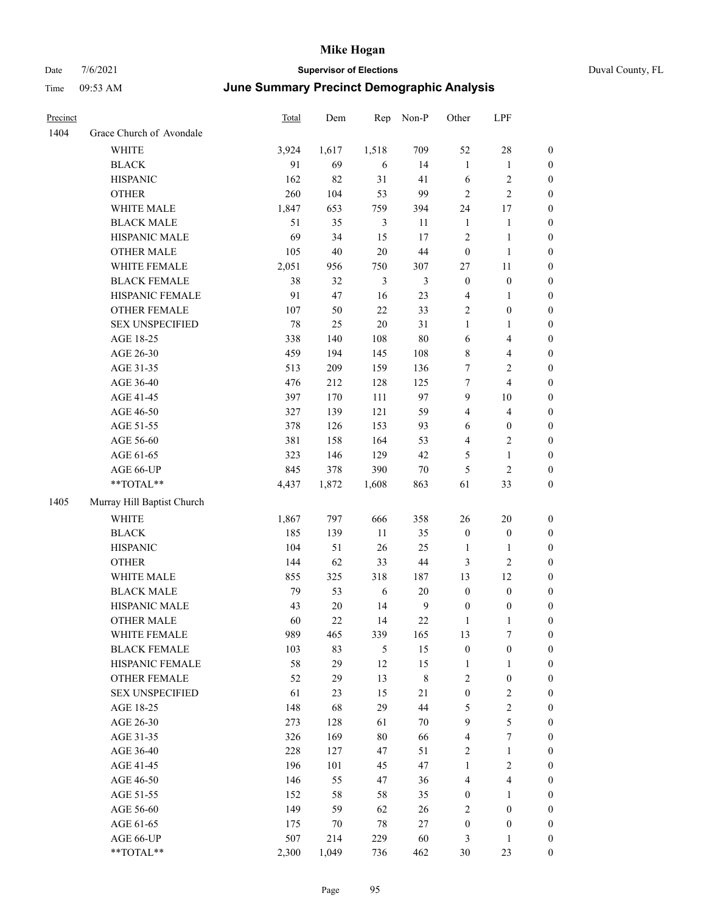# Mike Hogan

Date 7/6/2021 **Supervisor of Elections** Duval County, FL

Time 09:53 AM **June Summary Precinct Demographic Analysis**

| Precinct | | Total | Dem | Rep | Non-P | Other | LPF | |
|---|---|---|---|---|---|---|---|---|
| 1404 | Grace Church of Avondale | | | | | | | |
| | WHITE | 3,924 | 1,617 | 1,518 | 709 | 52 | 28 | 0 |
| | BLACK | 91 | 69 | 6 | 14 | 1 | 1 | 0 |
| | HISPANIC | 162 | 82 | 31 | 41 | 6 | 2 | 0 |
| | OTHER | 260 | 104 | 53 | 99 | 2 | 2 | 0 |
| | WHITE MALE | 1,847 | 653 | 759 | 394 | 24 | 17 | 0 |
| | BLACK MALE | 51 | 35 | 3 | 11 | 1 | 1 | 0 |
| | HISPANIC MALE | 69 | 34 | 15 | 17 | 2 | 1 | 0 |
| | OTHER MALE | 105 | 40 | 20 | 44 | 0 | 1 | 0 |
| | WHITE FEMALE | 2,051 | 956 | 750 | 307 | 27 | 11 | 0 |
| | BLACK FEMALE | 38 | 32 | 3 | 3 | 0 | 0 | 0 |
| | HISPANIC FEMALE | 91 | 47 | 16 | 23 | 4 | 1 | 0 |
| | OTHER FEMALE | 107 | 50 | 22 | 33 | 2 | 0 | 0 |
| | SEX UNSPECIFIED | 78 | 25 | 20 | 31 | 1 | 1 | 0 |
| | AGE 18-25 | 338 | 140 | 108 | 80 | 6 | 4 | 0 |
| | AGE 26-30 | 459 | 194 | 145 | 108 | 8 | 4 | 0 |
| | AGE 31-35 | 513 | 209 | 159 | 136 | 7 | 2 | 0 |
| | AGE 36-40 | 476 | 212 | 128 | 125 | 7 | 4 | 0 |
| | AGE 41-45 | 397 | 170 | 111 | 97 | 9 | 10 | 0 |
| | AGE 46-50 | 327 | 139 | 121 | 59 | 4 | 4 | 0 |
| | AGE 51-55 | 378 | 126 | 153 | 93 | 6 | 0 | 0 |
| | AGE 56-60 | 381 | 158 | 164 | 53 | 4 | 2 | 0 |
| | AGE 61-65 | 323 | 146 | 129 | 42 | 5 | 1 | 0 |
| | AGE 66-UP | 845 | 378 | 390 | 70 | 5 | 2 | 0 |
| | **TOTAL** | 4,437 | 1,872 | 1,608 | 863 | 61 | 33 | 0 |
| 1405 | Murray Hill Baptist Church | | | | | | | |
| | WHITE | 1,867 | 797 | 666 | 358 | 26 | 20 | 0 |
| | BLACK | 185 | 139 | 11 | 35 | 0 | 0 | 0 |
| | HISPANIC | 104 | 51 | 26 | 25 | 1 | 1 | 0 |
| | OTHER | 144 | 62 | 33 | 44 | 3 | 2 | 0 |
| | WHITE MALE | 855 | 325 | 318 | 187 | 13 | 12 | 0 |
| | BLACK MALE | 79 | 53 | 6 | 20 | 0 | 0 | 0 |
| | HISPANIC MALE | 43 | 20 | 14 | 9 | 0 | 0 | 0 |
| | OTHER MALE | 60 | 22 | 14 | 22 | 1 | 1 | 0 |
| | WHITE FEMALE | 989 | 465 | 339 | 165 | 13 | 7 | 0 |
| | BLACK FEMALE | 103 | 83 | 5 | 15 | 0 | 0 | 0 |
| | HISPANIC FEMALE | 58 | 29 | 12 | 15 | 1 | 1 | 0 |
| | OTHER FEMALE | 52 | 29 | 13 | 8 | 2 | 0 | 0 |
| | SEX UNSPECIFIED | 61 | 23 | 15 | 21 | 0 | 2 | 0 |
| | AGE 18-25 | 148 | 68 | 29 | 44 | 5 | 2 | 0 |
| | AGE 26-30 | 273 | 128 | 61 | 70 | 9 | 5 | 0 |
| | AGE 31-35 | 326 | 169 | 80 | 66 | 4 | 7 | 0 |
| | AGE 36-40 | 228 | 127 | 47 | 51 | 2 | 1 | 0 |
| | AGE 41-45 | 196 | 101 | 45 | 47 | 1 | 2 | 0 |
| | AGE 46-50 | 146 | 55 | 47 | 36 | 4 | 4 | 0 |
| | AGE 51-55 | 152 | 58 | 58 | 35 | 0 | 1 | 0 |
| | AGE 56-60 | 149 | 59 | 62 | 26 | 2 | 0 | 0 |
| | AGE 61-65 | 175 | 70 | 78 | 27 | 0 | 0 | 0 |
| | AGE 66-UP | 507 | 214 | 229 | 60 | 3 | 1 | 0 |
| | **TOTAL** | 2,300 | 1,049 | 736 | 462 | 30 | 23 | 0 |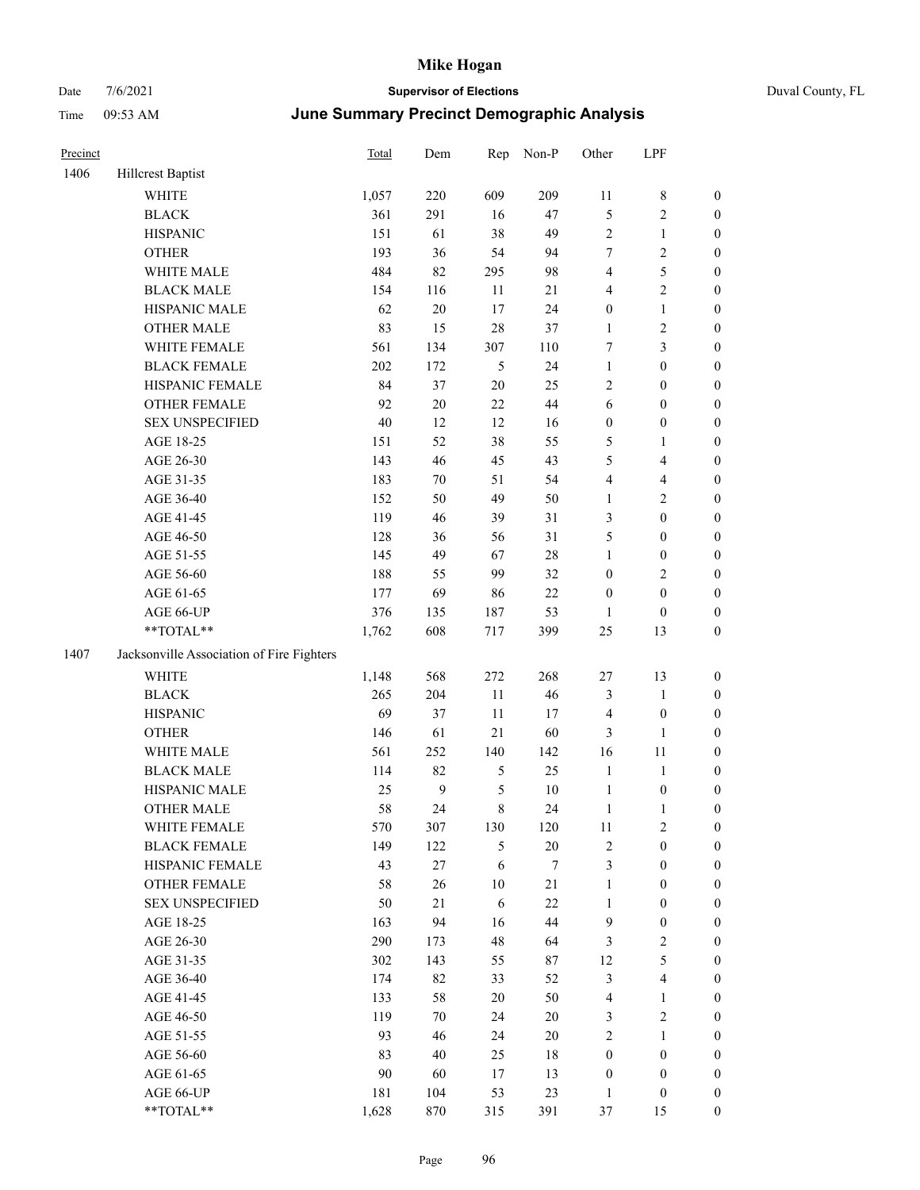# Mike Hogan

Date 7/6/2021 **Supervisor of Elections** Duval County, FL

Time 09:53 AM **June Summary Precinct Demographic Analysis**

| Precinct | | Total | Dem | Rep | Non-P | Other | LPF | |
|---|---|---|---|---|---|---|---|---|
| 1406 | Hillcrest Baptist | | | | | | | |
| | WHITE | 1,057 | 220 | 609 | 209 | 11 | 8 | 0 |
| | BLACK | 361 | 291 | 16 | 47 | 5 | 2 | 0 |
| | HISPANIC | 151 | 61 | 38 | 49 | 2 | 1 | 0 |
| | OTHER | 193 | 36 | 54 | 94 | 7 | 2 | 0 |
| | WHITE MALE | 484 | 82 | 295 | 98 | 4 | 5 | 0 |
| | BLACK MALE | 154 | 116 | 11 | 21 | 4 | 2 | 0 |
| | HISPANIC MALE | 62 | 20 | 17 | 24 | 0 | 1 | 0 |
| | OTHER MALE | 83 | 15 | 28 | 37 | 1 | 2 | 0 |
| | WHITE FEMALE | 561 | 134 | 307 | 110 | 7 | 3 | 0 |
| | BLACK FEMALE | 202 | 172 | 5 | 24 | 1 | 0 | 0 |
| | HISPANIC FEMALE | 84 | 37 | 20 | 25 | 2 | 0 | 0 |
| | OTHER FEMALE | 92 | 20 | 22 | 44 | 6 | 0 | 0 |
| | SEX UNSPECIFIED | 40 | 12 | 12 | 16 | 0 | 0 | 0 |
| | AGE 18-25 | 151 | 52 | 38 | 55 | 5 | 1 | 0 |
| | AGE 26-30 | 143 | 46 | 45 | 43 | 5 | 4 | 0 |
| | AGE 31-35 | 183 | 70 | 51 | 54 | 4 | 4 | 0 |
| | AGE 36-40 | 152 | 50 | 49 | 50 | 1 | 2 | 0 |
| | AGE 41-45 | 119 | 46 | 39 | 31 | 3 | 0 | 0 |
| | AGE 46-50 | 128 | 36 | 56 | 31 | 5 | 0 | 0 |
| | AGE 51-55 | 145 | 49 | 67 | 28 | 1 | 0 | 0 |
| | AGE 56-60 | 188 | 55 | 99 | 32 | 0 | 2 | 0 |
| | AGE 61-65 | 177 | 69 | 86 | 22 | 0 | 0 | 0 |
| | AGE 66-UP | 376 | 135 | 187 | 53 | 1 | 0 | 0 |
| | **TOTAL** | 1,762 | 608 | 717 | 399 | 25 | 13 | 0 |
| 1407 | Jacksonville Association of Fire Fighters | | | | | | | |
| | WHITE | 1,148 | 568 | 272 | 268 | 27 | 13 | 0 |
| | BLACK | 265 | 204 | 11 | 46 | 3 | 1 | 0 |
| | HISPANIC | 69 | 37 | 11 | 17 | 4 | 0 | 0 |
| | OTHER | 146 | 61 | 21 | 60 | 3 | 1 | 0 |
| | WHITE MALE | 561 | 252 | 140 | 142 | 16 | 11 | 0 |
| | BLACK MALE | 114 | 82 | 5 | 25 | 1 | 1 | 0 |
| | HISPANIC MALE | 25 | 9 | 5 | 10 | 1 | 0 | 0 |
| | OTHER MALE | 58 | 24 | 8 | 24 | 1 | 1 | 0 |
| | WHITE FEMALE | 570 | 307 | 130 | 120 | 11 | 2 | 0 |
| | BLACK FEMALE | 149 | 122 | 5 | 20 | 2 | 0 | 0 |
| | HISPANIC FEMALE | 43 | 27 | 6 | 7 | 3 | 0 | 0 |
| | OTHER FEMALE | 58 | 26 | 10 | 21 | 1 | 0 | 0 |
| | SEX UNSPECIFIED | 50 | 21 | 6 | 22 | 1 | 0 | 0 |
| | AGE 18-25 | 163 | 94 | 16 | 44 | 9 | 0 | 0 |
| | AGE 26-30 | 290 | 173 | 48 | 64 | 3 | 2 | 0 |
| | AGE 31-35 | 302 | 143 | 55 | 87 | 12 | 5 | 0 |
| | AGE 36-40 | 174 | 82 | 33 | 52 | 3 | 4 | 0 |
| | AGE 41-45 | 133 | 58 | 20 | 50 | 4 | 1 | 0 |
| | AGE 46-50 | 119 | 70 | 24 | 20 | 3 | 2 | 0 |
| | AGE 51-55 | 93 | 46 | 24 | 20 | 2 | 1 | 0 |
| | AGE 56-60 | 83 | 40 | 25 | 18 | 0 | 0 | 0 |
| | AGE 61-65 | 90 | 60 | 17 | 13 | 0 | 0 | 0 |
| | AGE 66-UP | 181 | 104 | 53 | 23 | 1 | 0 | 0 |
| | **TOTAL** | 1,628 | 870 | 315 | 391 | 37 | 15 | 0 |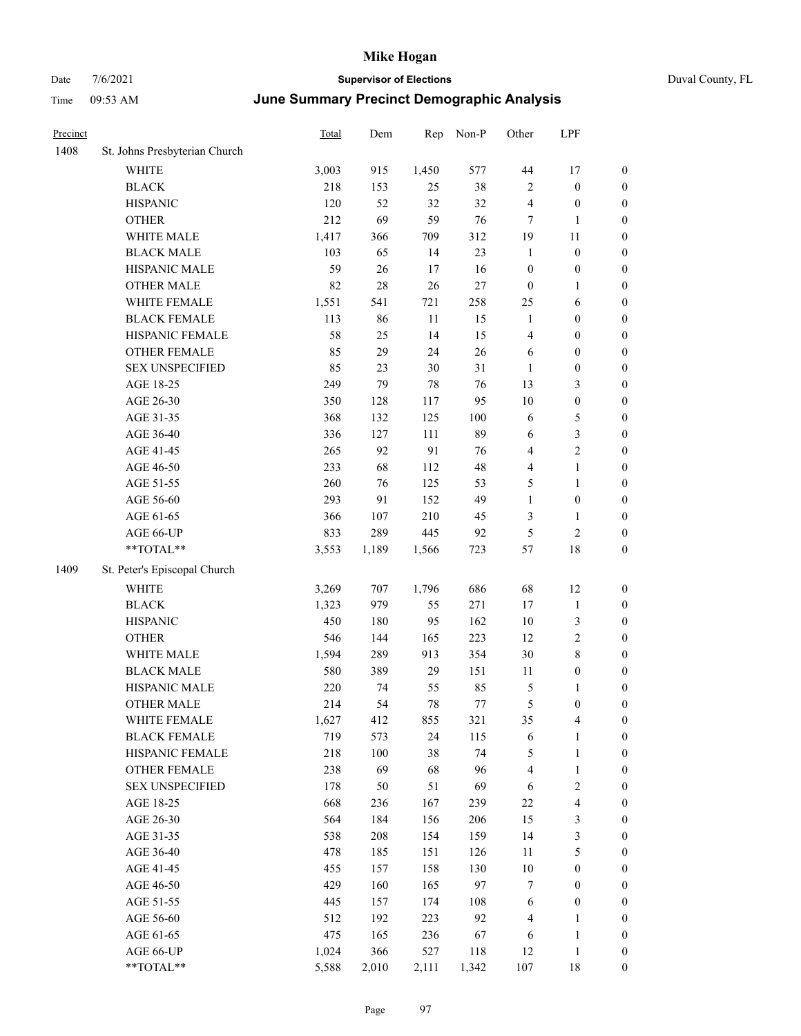# Mike Hogan

Date 7/6/2021 **Supervisor of Elections** Duval County, FL

Time 09:53 AM **June Summary Precinct Demographic Analysis**

| Precinct | | Total | Dem | Rep | Non-P | Other | LPF | |
|---|---|---|---|---|---|---|---|---|
| 1408 | St. Johns Presbyterian Church | | | | | | | |
| | WHITE | 3,003 | 915 | 1,450 | 577 | 44 | 17 | 0 |
| | BLACK | 218 | 153 | 25 | 38 | 2 | 0 | 0 |
| | HISPANIC | 120 | 52 | 32 | 32 | 4 | 0 | 0 |
| | OTHER | 212 | 69 | 59 | 76 | 7 | 1 | 0 |
| | WHITE MALE | 1,417 | 366 | 709 | 312 | 19 | 11 | 0 |
| | BLACK MALE | 103 | 65 | 14 | 23 | 1 | 0 | 0 |
| | HISPANIC MALE | 59 | 26 | 17 | 16 | 0 | 0 | 0 |
| | OTHER MALE | 82 | 28 | 26 | 27 | 0 | 1 | 0 |
| | WHITE FEMALE | 1,551 | 541 | 721 | 258 | 25 | 6 | 0 |
| | BLACK FEMALE | 113 | 86 | 11 | 15 | 1 | 0 | 0 |
| | HISPANIC FEMALE | 58 | 25 | 14 | 15 | 4 | 0 | 0 |
| | OTHER FEMALE | 85 | 29 | 24 | 26 | 6 | 0 | 0 |
| | SEX UNSPECIFIED | 85 | 23 | 30 | 31 | 1 | 0 | 0 |
| | AGE 18-25 | 249 | 79 | 78 | 76 | 13 | 3 | 0 |
| | AGE 26-30 | 350 | 128 | 117 | 95 | 10 | 0 | 0 |
| | AGE 31-35 | 368 | 132 | 125 | 100 | 6 | 5 | 0 |
| | AGE 36-40 | 336 | 127 | 111 | 89 | 6 | 3 | 0 |
| | AGE 41-45 | 265 | 92 | 91 | 76 | 4 | 2 | 0 |
| | AGE 46-50 | 233 | 68 | 112 | 48 | 4 | 1 | 0 |
| | AGE 51-55 | 260 | 76 | 125 | 53 | 5 | 1 | 0 |
| | AGE 56-60 | 293 | 91 | 152 | 49 | 1 | 0 | 0 |
| | AGE 61-65 | 366 | 107 | 210 | 45 | 3 | 1 | 0 |
| | AGE 66-UP | 833 | 289 | 445 | 92 | 5 | 2 | 0 |
| | **TOTAL** | 3,553 | 1,189 | 1,566 | 723 | 57 | 18 | 0 |
| 1409 | St. Peter's Episcopal Church | | | | | | | |
| | WHITE | 3,269 | 707 | 1,796 | 686 | 68 | 12 | 0 |
| | BLACK | 1,323 | 979 | 55 | 271 | 17 | 1 | 0 |
| | HISPANIC | 450 | 180 | 95 | 162 | 10 | 3 | 0 |
| | OTHER | 546 | 144 | 165 | 223 | 12 | 2 | 0 |
| | WHITE MALE | 1,594 | 289 | 913 | 354 | 30 | 8 | 0 |
| | BLACK MALE | 580 | 389 | 29 | 151 | 11 | 0 | 0 |
| | HISPANIC MALE | 220 | 74 | 55 | 85 | 5 | 1 | 0 |
| | OTHER MALE | 214 | 54 | 78 | 77 | 5 | 0 | 0 |
| | WHITE FEMALE | 1,627 | 412 | 855 | 321 | 35 | 4 | 0 |
| | BLACK FEMALE | 719 | 573 | 24 | 115 | 6 | 1 | 0 |
| | HISPANIC FEMALE | 218 | 100 | 38 | 74 | 5 | 1 | 0 |
| | OTHER FEMALE | 238 | 69 | 68 | 96 | 4 | 1 | 0 |
| | SEX UNSPECIFIED | 178 | 50 | 51 | 69 | 6 | 2 | 0 |
| | AGE 18-25 | 668 | 236 | 167 | 239 | 22 | 4 | 0 |
| | AGE 26-30 | 564 | 184 | 156 | 206 | 15 | 3 | 0 |
| | AGE 31-35 | 538 | 208 | 154 | 159 | 14 | 3 | 0 |
| | AGE 36-40 | 478 | 185 | 151 | 126 | 11 | 5 | 0 |
| | AGE 41-45 | 455 | 157 | 158 | 130 | 10 | 0 | 0 |
| | AGE 46-50 | 429 | 160 | 165 | 97 | 7 | 0 | 0 |
| | AGE 51-55 | 445 | 157 | 174 | 108 | 6 | 0 | 0 |
| | AGE 56-60 | 512 | 192 | 223 | 92 | 4 | 1 | 0 |
| | AGE 61-65 | 475 | 165 | 236 | 67 | 6 | 1 | 0 |
| | AGE 66-UP | 1,024 | 366 | 527 | 118 | 12 | 1 | 0 |
| | **TOTAL** | 5,588 | 2,010 | 2,111 | 1,342 | 107 | 18 | 0 |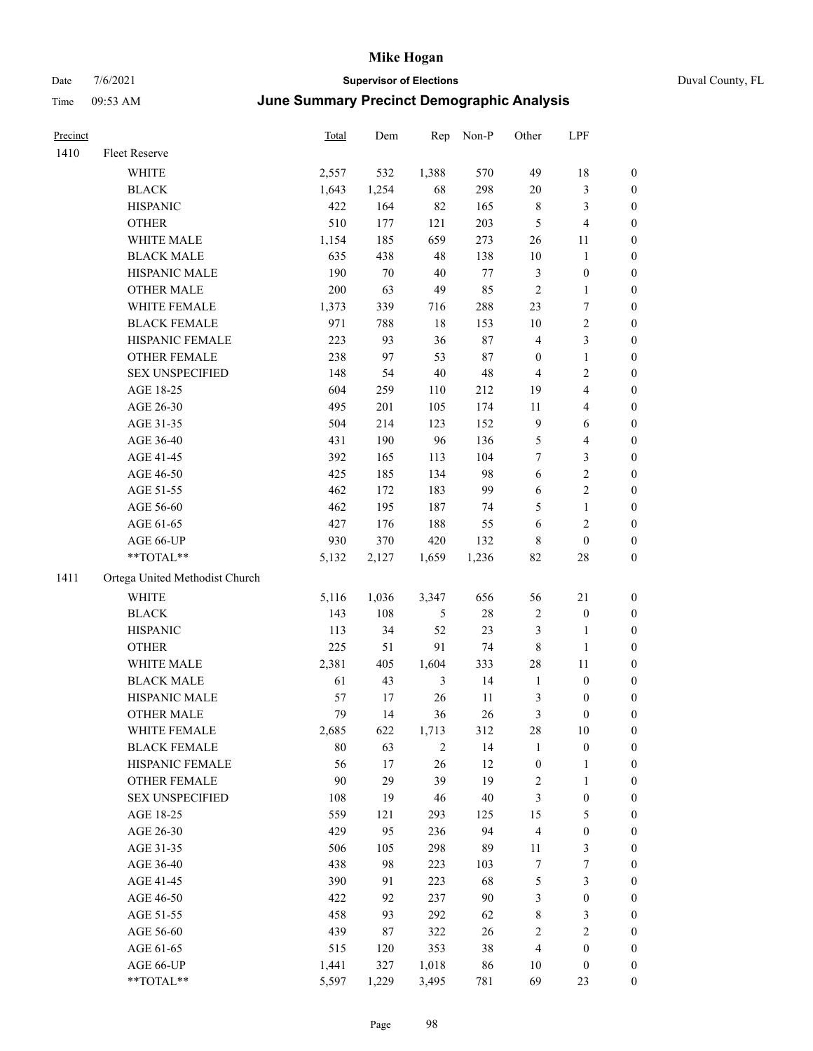# Mike Hogan

Date 7/6/2021 **Supervisor of Elections** Duval County, FL

Time 09:53 AM **June Summary Precinct Demographic Analysis**

| Precinct | | Total | Dem | Rep | Non-P | Other | LPF | |
|---|---|---|---|---|---|---|---|---|
| 1410 | Fleet Reserve | | | | | | | |
| | WHITE | 2,557 | 532 | 1,388 | 570 | 49 | 18 | 0 |
| | BLACK | 1,643 | 1,254 | 68 | 298 | 20 | 3 | 0 |
| | HISPANIC | 422 | 164 | 82 | 165 | 8 | 3 | 0 |
| | OTHER | 510 | 177 | 121 | 203 | 5 | 4 | 0 |
| | WHITE MALE | 1,154 | 185 | 659 | 273 | 26 | 11 | 0 |
| | BLACK MALE | 635 | 438 | 48 | 138 | 10 | 1 | 0 |
| | HISPANIC MALE | 190 | 70 | 40 | 77 | 3 | 0 | 0 |
| | OTHER MALE | 200 | 63 | 49 | 85 | 2 | 1 | 0 |
| | WHITE FEMALE | 1,373 | 339 | 716 | 288 | 23 | 7 | 0 |
| | BLACK FEMALE | 971 | 788 | 18 | 153 | 10 | 2 | 0 |
| | HISPANIC FEMALE | 223 | 93 | 36 | 87 | 4 | 3 | 0 |
| | OTHER FEMALE | 238 | 97 | 53 | 87 | 0 | 1 | 0 |
| | SEX UNSPECIFIED | 148 | 54 | 40 | 48 | 4 | 2 | 0 |
| | AGE 18-25 | 604 | 259 | 110 | 212 | 19 | 4 | 0 |
| | AGE 26-30 | 495 | 201 | 105 | 174 | 11 | 4 | 0 |
| | AGE 31-35 | 504 | 214 | 123 | 152 | 9 | 6 | 0 |
| | AGE 36-40 | 431 | 190 | 96 | 136 | 5 | 4 | 0 |
| | AGE 41-45 | 392 | 165 | 113 | 104 | 7 | 3 | 0 |
| | AGE 46-50 | 425 | 185 | 134 | 98 | 6 | 2 | 0 |
| | AGE 51-55 | 462 | 172 | 183 | 99 | 6 | 2 | 0 |
| | AGE 56-60 | 462 | 195 | 187 | 74 | 5 | 1 | 0 |
| | AGE 61-65 | 427 | 176 | 188 | 55 | 6 | 2 | 0 |
| | AGE 66-UP | 930 | 370 | 420 | 132 | 8 | 0 | 0 |
| | **TOTAL** | 5,132 | 2,127 | 1,659 | 1,236 | 82 | 28 | 0 |
| 1411 | Ortega United Methodist Church | | | | | | | |
| | WHITE | 5,116 | 1,036 | 3,347 | 656 | 56 | 21 | 0 |
| | BLACK | 143 | 108 | 5 | 28 | 2 | 0 | 0 |
| | HISPANIC | 113 | 34 | 52 | 23 | 3 | 1 | 0 |
| | OTHER | 225 | 51 | 91 | 74 | 8 | 1 | 0 |
| | WHITE MALE | 2,381 | 405 | 1,604 | 333 | 28 | 11 | 0 |
| | BLACK MALE | 61 | 43 | 3 | 14 | 1 | 0 | 0 |
| | HISPANIC MALE | 57 | 17 | 26 | 11 | 3 | 0 | 0 |
| | OTHER MALE | 79 | 14 | 36 | 26 | 3 | 0 | 0 |
| | WHITE FEMALE | 2,685 | 622 | 1,713 | 312 | 28 | 10 | 0 |
| | BLACK FEMALE | 80 | 63 | 2 | 14 | 1 | 0 | 0 |
| | HISPANIC FEMALE | 56 | 17 | 26 | 12 | 0 | 1 | 0 |
| | OTHER FEMALE | 90 | 29 | 39 | 19 | 2 | 1 | 0 |
| | SEX UNSPECIFIED | 108 | 19 | 46 | 40 | 3 | 0 | 0 |
| | AGE 18-25 | 559 | 121 | 293 | 125 | 15 | 5 | 0 |
| | AGE 26-30 | 429 | 95 | 236 | 94 | 4 | 0 | 0 |
| | AGE 31-35 | 506 | 105 | 298 | 89 | 11 | 3 | 0 |
| | AGE 36-40 | 438 | 98 | 223 | 103 | 7 | 7 | 0 |
| | AGE 41-45 | 390 | 91 | 223 | 68 | 5 | 3 | 0 |
| | AGE 46-50 | 422 | 92 | 237 | 90 | 3 | 0 | 0 |
| | AGE 51-55 | 458 | 93 | 292 | 62 | 8 | 3 | 0 |
| | AGE 56-60 | 439 | 87 | 322 | 26 | 2 | 2 | 0 |
| | AGE 61-65 | 515 | 120 | 353 | 38 | 4 | 0 | 0 |
| | AGE 66-UP | 1,441 | 327 | 1,018 | 86 | 10 | 0 | 0 |
| | **TOTAL** | 5,597 | 1,229 | 3,495 | 781 | 69 | 23 | 0 |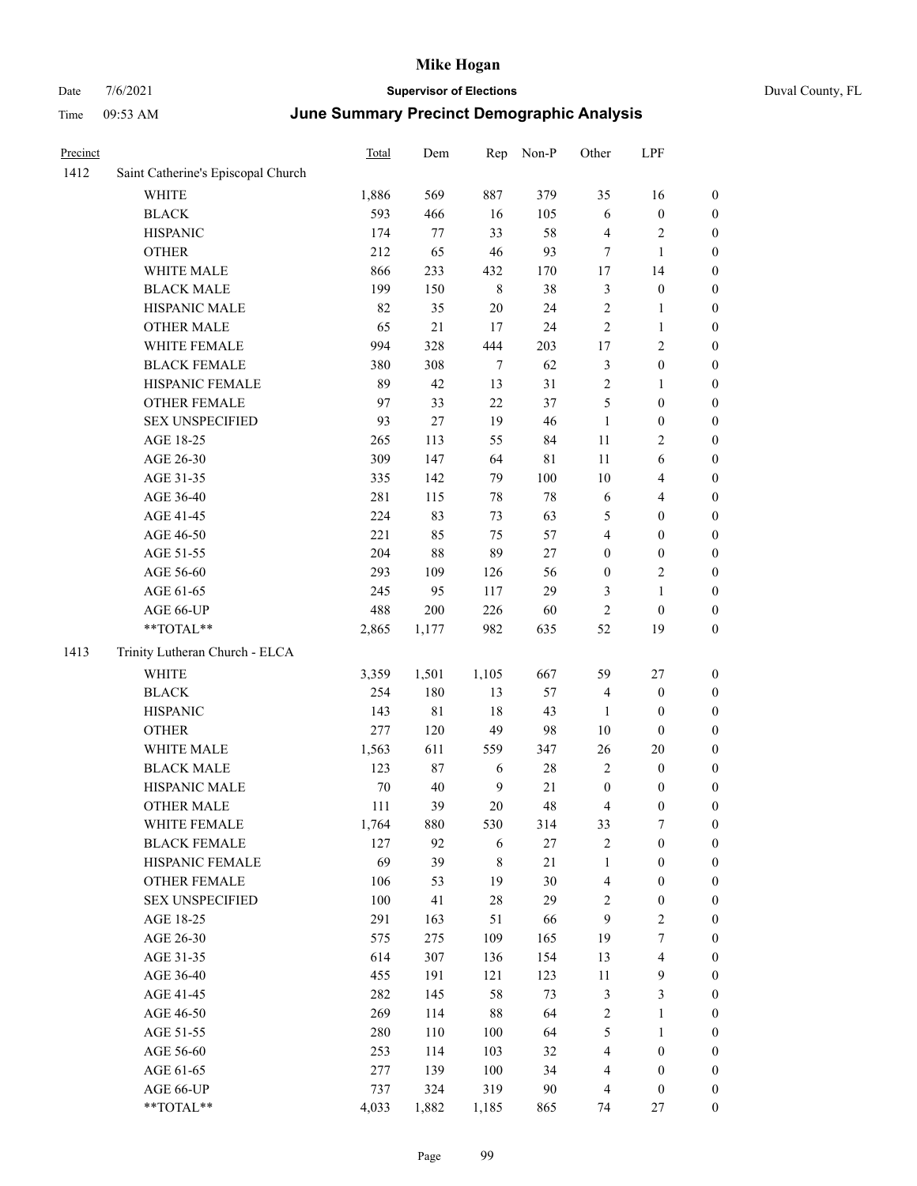# Mike Hogan

Date 7/6/2021 **Supervisor of Elections** Duval County, FL

Time 09:53 AM **June Summary Precinct Demographic Analysis**

| Precinct | | Total | Dem | Rep | Non-P | Other | LPF | |
|---|---|---|---|---|---|---|---|---|
| 1412 | Saint Catherine's Episcopal Church | | | | | | | |
| | WHITE | 1,886 | 569 | 887 | 379 | 35 | 16 | 0 |
| | BLACK | 593 | 466 | 16 | 105 | 6 | 0 | 0 |
| | HISPANIC | 174 | 77 | 33 | 58 | 4 | 2 | 0 |
| | OTHER | 212 | 65 | 46 | 93 | 7 | 1 | 0 |
| | WHITE MALE | 866 | 233 | 432 | 170 | 17 | 14 | 0 |
| | BLACK MALE | 199 | 150 | 8 | 38 | 3 | 0 | 0 |
| | HISPANIC MALE | 82 | 35 | 20 | 24 | 2 | 1 | 0 |
| | OTHER MALE | 65 | 21 | 17 | 24 | 2 | 1 | 0 |
| | WHITE FEMALE | 994 | 328 | 444 | 203 | 17 | 2 | 0 |
| | BLACK FEMALE | 380 | 308 | 7 | 62 | 3 | 0 | 0 |
| | HISPANIC FEMALE | 89 | 42 | 13 | 31 | 2 | 1 | 0 |
| | OTHER FEMALE | 97 | 33 | 22 | 37 | 5 | 0 | 0 |
| | SEX UNSPECIFIED | 93 | 27 | 19 | 46 | 1 | 0 | 0 |
| | AGE 18-25 | 265 | 113 | 55 | 84 | 11 | 2 | 0 |
| | AGE 26-30 | 309 | 147 | 64 | 81 | 11 | 6 | 0 |
| | AGE 31-35 | 335 | 142 | 79 | 100 | 10 | 4 | 0 |
| | AGE 36-40 | 281 | 115 | 78 | 78 | 6 | 4 | 0 |
| | AGE 41-45 | 224 | 83 | 73 | 63 | 5 | 0 | 0 |
| | AGE 46-50 | 221 | 85 | 75 | 57 | 4 | 0 | 0 |
| | AGE 51-55 | 204 | 88 | 89 | 27 | 0 | 0 | 0 |
| | AGE 56-60 | 293 | 109 | 126 | 56 | 0 | 2 | 0 |
| | AGE 61-65 | 245 | 95 | 117 | 29 | 3 | 1 | 0 |
| | AGE 66-UP | 488 | 200 | 226 | 60 | 2 | 0 | 0 |
| | **TOTAL** | 2,865 | 1,177 | 982 | 635 | 52 | 19 | 0 |
| 1413 | Trinity Lutheran Church - ELCA | | | | | | | |
| | WHITE | 3,359 | 1,501 | 1,105 | 667 | 59 | 27 | 0 |
| | BLACK | 254 | 180 | 13 | 57 | 4 | 0 | 0 |
| | HISPANIC | 143 | 81 | 18 | 43 | 1 | 0 | 0 |
| | OTHER | 277 | 120 | 49 | 98 | 10 | 0 | 0 |
| | WHITE MALE | 1,563 | 611 | 559 | 347 | 26 | 20 | 0 |
| | BLACK MALE | 123 | 87 | 6 | 28 | 2 | 0 | 0 |
| | HISPANIC MALE | 70 | 40 | 9 | 21 | 0 | 0 | 0 |
| | OTHER MALE | 111 | 39 | 20 | 48 | 4 | 0 | 0 |
| | WHITE FEMALE | 1,764 | 880 | 530 | 314 | 33 | 7 | 0 |
| | BLACK FEMALE | 127 | 92 | 6 | 27 | 2 | 0 | 0 |
| | HISPANIC FEMALE | 69 | 39 | 8 | 21 | 1 | 0 | 0 |
| | OTHER FEMALE | 106 | 53 | 19 | 30 | 4 | 0 | 0 |
| | SEX UNSPECIFIED | 100 | 41 | 28 | 29 | 2 | 0 | 0 |
| | AGE 18-25 | 291 | 163 | 51 | 66 | 9 | 2 | 0 |
| | AGE 26-30 | 575 | 275 | 109 | 165 | 19 | 7 | 0 |
| | AGE 31-35 | 614 | 307 | 136 | 154 | 13 | 4 | 0 |
| | AGE 36-40 | 455 | 191 | 121 | 123 | 11 | 9 | 0 |
| | AGE 41-45 | 282 | 145 | 58 | 73 | 3 | 3 | 0 |
| | AGE 46-50 | 269 | 114 | 88 | 64 | 2 | 1 | 0 |
| | AGE 51-55 | 280 | 110 | 100 | 64 | 5 | 1 | 0 |
| | AGE 56-60 | 253 | 114 | 103 | 32 | 4 | 0 | 0 |
| | AGE 61-65 | 277 | 139 | 100 | 34 | 4 | 0 | 0 |
| | AGE 66-UP | 737 | 324 | 319 | 90 | 4 | 0 | 0 |
| | **TOTAL** | 4,033 | 1,882 | 1,185 | 865 | 74 | 27 | 0 |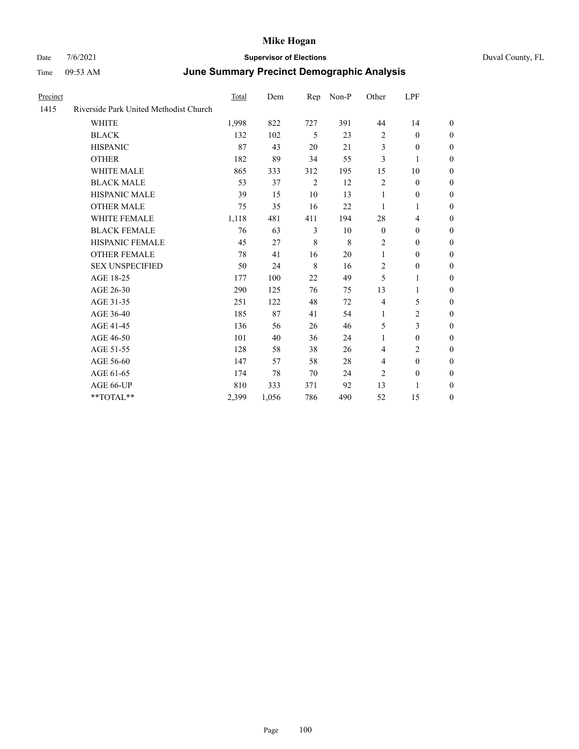# Mike Hogan

Date 7/6/2021 **Supervisor of Elections** Duval County, FL

Time 09:53 AM **June Summary Precinct Demographic Analysis**

| Precinct | | Total | Dem | Rep | Non-P | Other | LPF | |
|---|---|---|---|---|---|---|---|---|
| 1415 | Riverside Park United Methodist Church | | | | | | | |
| | WHITE | 1,998 | 822 | 727 | 391 | 44 | 14 | 0 |
| | BLACK | 132 | 102 | 5 | 23 | 2 | 0 | 0 |
| | HISPANIC | 87 | 43 | 20 | 21 | 3 | 0 | 0 |
| | OTHER | 182 | 89 | 34 | 55 | 3 | 1 | 0 |
| | WHITE MALE | 865 | 333 | 312 | 195 | 15 | 10 | 0 |
| | BLACK MALE | 53 | 37 | 2 | 12 | 2 | 0 | 0 |
| | HISPANIC MALE | 39 | 15 | 10 | 13 | 1 | 0 | 0 |
| | OTHER MALE | 75 | 35 | 16 | 22 | 1 | 1 | 0 |
| | WHITE FEMALE | 1,118 | 481 | 411 | 194 | 28 | 4 | 0 |
| | BLACK FEMALE | 76 | 63 | 3 | 10 | 0 | 0 | 0 |
| | HISPANIC FEMALE | 45 | 27 | 8 | 8 | 2 | 0 | 0 |
| | OTHER FEMALE | 78 | 41 | 16 | 20 | 1 | 0 | 0 |
| | SEX UNSPECIFIED | 50 | 24 | 8 | 16 | 2 | 0 | 0 |
| | AGE 18-25 | 177 | 100 | 22 | 49 | 5 | 1 | 0 |
| | AGE 26-30 | 290 | 125 | 76 | 75 | 13 | 1 | 0 |
| | AGE 31-35 | 251 | 122 | 48 | 72 | 4 | 5 | 0 |
| | AGE 36-40 | 185 | 87 | 41 | 54 | 1 | 2 | 0 |
| | AGE 41-45 | 136 | 56 | 26 | 46 | 5 | 3 | 0 |
| | AGE 46-50 | 101 | 40 | 36 | 24 | 1 | 0 | 0 |
| | AGE 51-55 | 128 | 58 | 38 | 26 | 4 | 2 | 0 |
| | AGE 56-60 | 147 | 57 | 58 | 28 | 4 | 0 | 0 |
| | AGE 61-65 | 174 | 78 | 70 | 24 | 2 | 0 | 0 |
| | AGE 66-UP | 810 | 333 | 371 | 92 | 13 | 1 | 0 |
| | **TOTAL** | 2,399 | 1,056 | 786 | 490 | 52 | 15 | 0 |